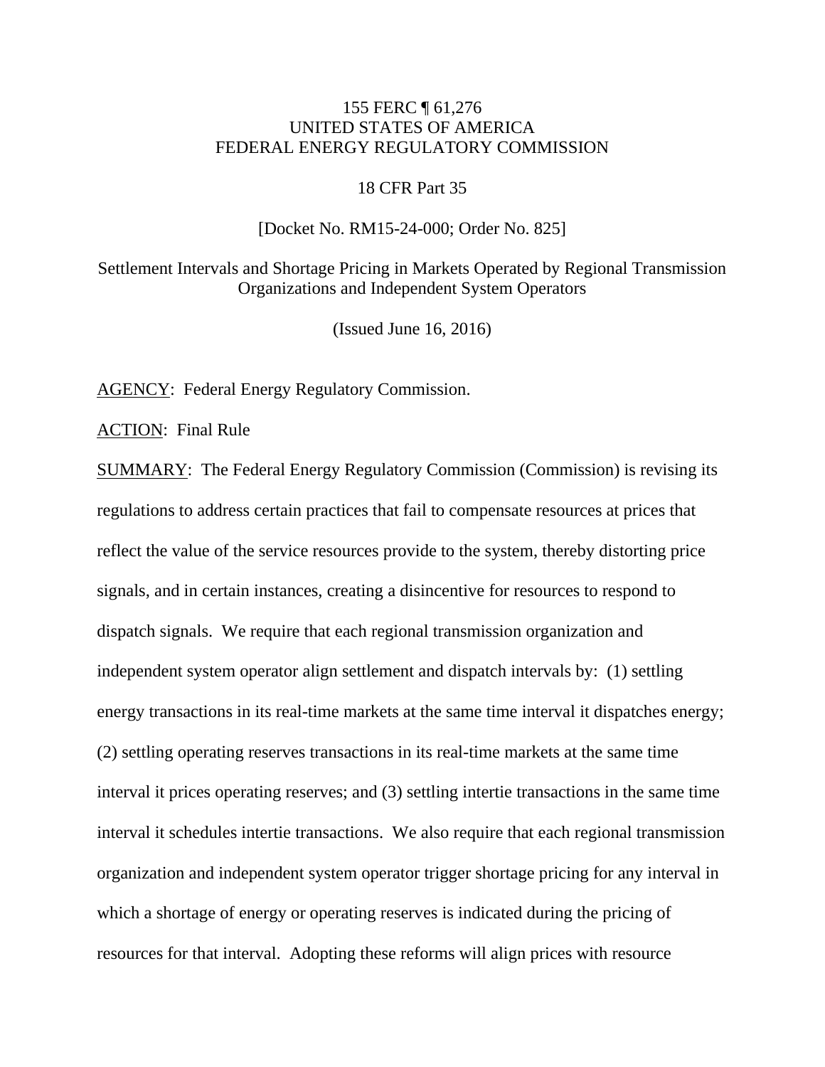155 FERC ¶ 61,276
UNITED STATES OF AMERICA
FEDERAL ENERGY REGULATORY COMMISSION

18 CFR Part 35

[Docket No. RM15-24-000; Order No. 825]

Settlement Intervals and Shortage Pricing in Markets Operated by Regional Transmission Organizations and Independent System Operators

(Issued June 16, 2016)

AGENCY: Federal Energy Regulatory Commission.

ACTION: Final Rule

SUMMARY: The Federal Energy Regulatory Commission (Commission) is revising its regulations to address certain practices that fail to compensate resources at prices that reflect the value of the service resources provide to the system, thereby distorting price signals, and in certain instances, creating a disincentive for resources to respond to dispatch signals. We require that each regional transmission organization and independent system operator align settlement and dispatch intervals by: (1) settling energy transactions in its real-time markets at the same time interval it dispatches energy; (2) settling operating reserves transactions in its real-time markets at the same time interval it prices operating reserves; and (3) settling intertie transactions in the same time interval it schedules intertie transactions. We also require that each regional transmission organization and independent system operator trigger shortage pricing for any interval in which a shortage of energy or operating reserves is indicated during the pricing of resources for that interval. Adopting these reforms will align prices with resource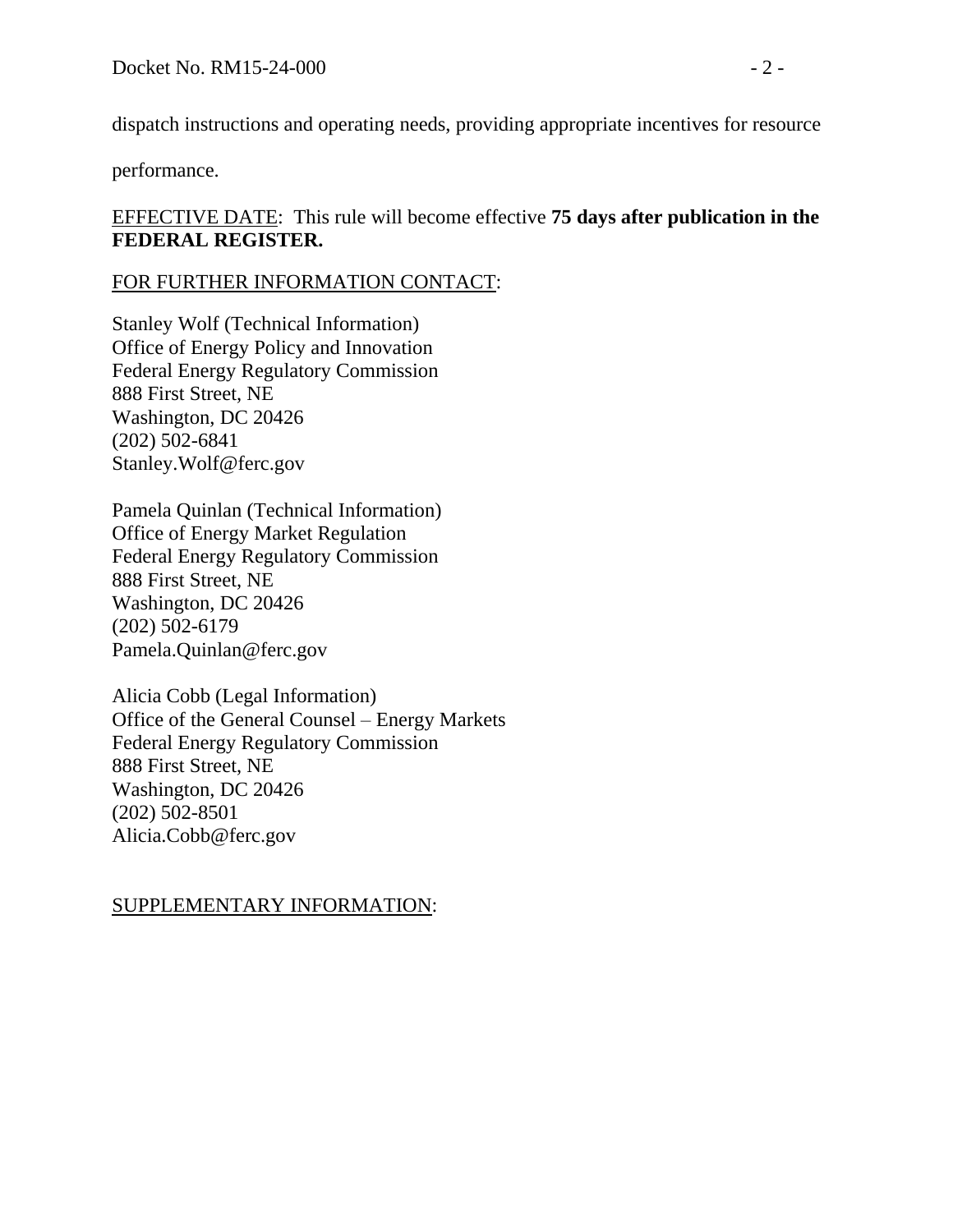dispatch instructions and operating needs, providing appropriate incentives for resource performance.

EFFECTIVE DATE: This rule will become effective **75 days after publication in the FEDERAL REGISTER.**

FOR FURTHER INFORMATION CONTACT:

Stanley Wolf (Technical Information)
Office of Energy Policy and Innovation
Federal Energy Regulatory Commission
888 First Street, NE
Washington, DC 20426
(202) 502-6841
Stanley.Wolf@ferc.gov

Pamela Quinlan (Technical Information)
Office of Energy Market Regulation
Federal Energy Regulatory Commission
888 First Street, NE
Washington, DC 20426
(202) 502-6179
Pamela.Quinlan@ferc.gov

Alicia Cobb (Legal Information)
Office of the General Counsel – Energy Markets
Federal Energy Regulatory Commission
888 First Street, NE
Washington, DC 20426
(202) 502-8501
Alicia.Cobb@ferc.gov

SUPPLEMENTARY INFORMATION: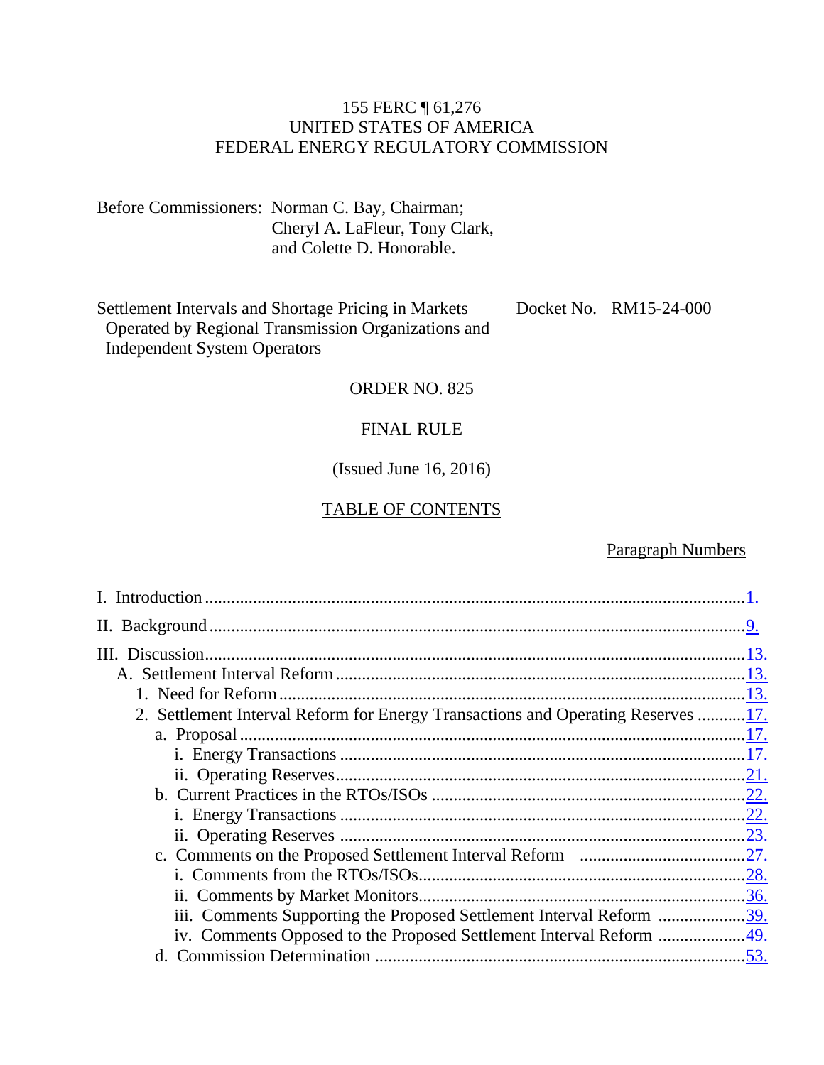155 FERC ¶ 61,276
UNITED STATES OF AMERICA
FEDERAL ENERGY REGULATORY COMMISSION

Before Commissioners: Norman C. Bay, Chairman;
Cheryl A. LaFleur, Tony Clark,
and Colette D. Honorable.

Settlement Intervals and Shortage Pricing in Markets Operated by Regional Transmission Organizations and Independent System Operators — Docket No. RM15-24-000

ORDER NO. 825

FINAL RULE

(Issued June 16, 2016)

TABLE OF CONTENTS

| | Paragraph Numbers |
|---|---|
| I. Introduction | 1. |
| II. Background | 9. |
| III. Discussion | 13. |
| A. Settlement Interval Reform | 13. |
| 1. Need for Reform | 13. |
| 2. Settlement Interval Reform for Energy Transactions and Operating Reserves | 17. |
| a. Proposal | 17. |
| i. Energy Transactions | 17. |
| ii. Operating Reserves | 21. |
| b. Current Practices in the RTOs/ISOs | 22. |
| i. Energy Transactions | 22. |
| ii. Operating Reserves | 23. |
| c. Comments on the Proposed Settlement Interval Reform | 27. |
| i. Comments from the RTOs/ISOs | 28. |
| ii. Comments by Market Monitors | 36. |
| iii. Comments Supporting the Proposed Settlement Interval Reform | 39. |
| iv. Comments Opposed to the Proposed Settlement Interval Reform | 49. |
| d. Commission Determination | 53. |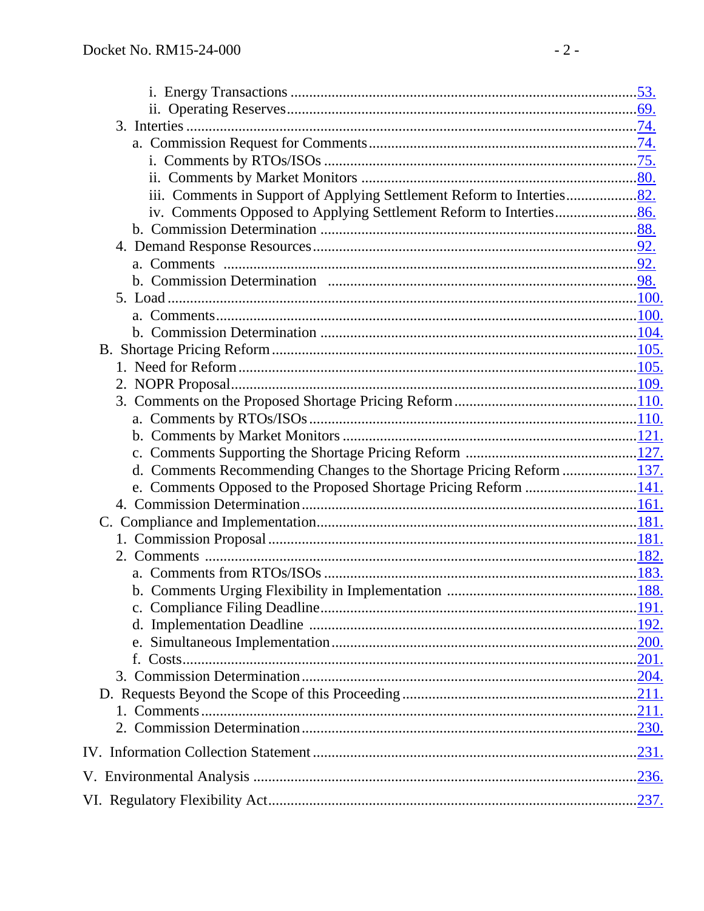i. Energy Transactions ........................................................................................... 53.
ii. Operating Reserves............................................................................................ 69.
3. Interties ....................................................................................................................... 74.
a. Commission Request for Comments ...................................................................... 74.
i. Comments by RTOs/ISOs ................................................................................... 75.
ii. Comments by Market Monitors ......................................................................... 80.
iii. Comments in Support of Applying Settlement Reform to Interties .................. 82.
iv. Comments Opposed to Applying Settlement Reform to Interties ..................... 86.
b. Commission Determination .................................................................................... 88.
4. Demand Response Resources ...................................................................................... 92.
a. Comments ............................................................................................................... 92.
b. Commission Determination .................................................................................... 98.
5. Load ............................................................................................................................. 100.
a. Comments ............................................................................................................... 100.
b. Commission Determination .................................................................................... 104.
B. Shortage Pricing Reform ................................................................................................. 105.
1. Need for Reform ......................................................................................................... 105.
2. NOPR Proposal ............................................................................................................ 109.
3. Comments on the Proposed Shortage Pricing Reform ................................................ 110.
a. Comments by RTOs/ISOs ....................................................................................... 110.
b. Comments by Market Monitors .............................................................................. 121.
c. Comments Supporting the Shortage Pricing Reform ............................................. 127.
d. Comments Recommending Changes to the Shortage Pricing Reform .................... 137.
e. Comments Opposed to the Proposed Shortage Pricing Reform .............................. 141.
4. Commission Determination ......................................................................................... 161.
C. Compliance and Implementation ..................................................................................... 181.
1. Commission Proposal .................................................................................................. 181.
2. Comments ................................................................................................................... 182.
a. Comments from RTOs/ISOs ................................................................................... 183.
b. Comments Urging Flexibility in Implementation ................................................... 188.
c. Compliance Filing Deadline .................................................................................... 191.
d. Implementation Deadline ....................................................................................... 192.
e. Simultaneous Implementation ................................................................................. 200.
f. Costs ......................................................................................................................... 201.
3. Commission Determination ......................................................................................... 204.
D. Requests Beyond the Scope of this Proceeding ............................................................... 211.
1. Comments ................................................................................................................... 211.
2. Commission Determination ......................................................................................... 230.

IV. Information Collection Statement ....................................................................................... 231.

V. Environmental Analysis ...................................................................................................... 236.

VI. Regulatory Flexibility Act .................................................................................................. 237.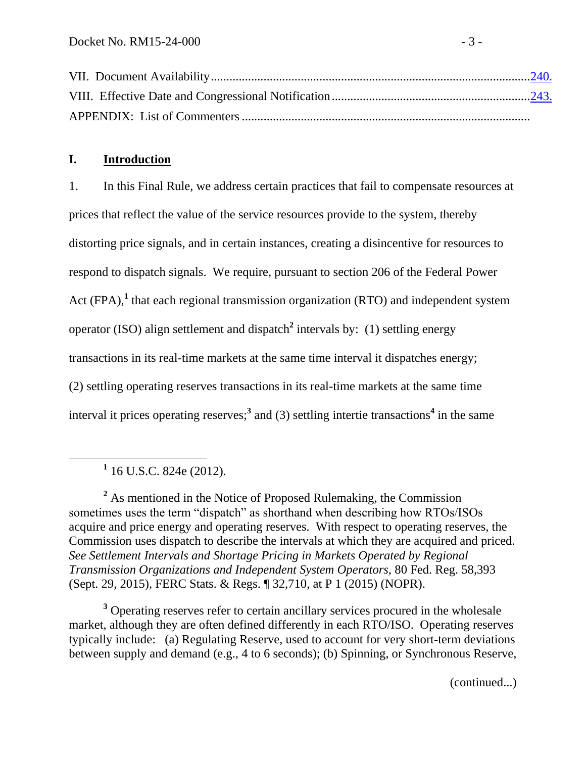VII. Document Availability ........................................................................................................ 240.
VIII. Effective Date and Congressional Notification ............................................................... 243.
APPENDIX: List of Commenters ............................................................................................

## I. Introduction

1. In this Final Rule, we address certain practices that fail to compensate resources at prices that reflect the value of the service resources provide to the system, thereby distorting price signals, and in certain instances, creating a disincentive for resources to respond to dispatch signals. We require, pursuant to section 206 of the Federal Power Act (FPA),[1] that each regional transmission organization (RTO) and independent system operator (ISO) align settlement and dispatch[2] intervals by: (1) settling energy transactions in its real-time markets at the same time interval it dispatches energy; (2) settling operating reserves transactions in its real-time markets at the same time interval it prices operating reserves;[3] and (3) settling intertie transactions[4] in the same

---

[1] 16 U.S.C. 824e (2012).

[2] As mentioned in the Notice of Proposed Rulemaking, the Commission sometimes uses the term "dispatch" as shorthand when describing how RTOs/ISOs acquire and price energy and operating reserves. With respect to operating reserves, the Commission uses dispatch to describe the intervals at which they are acquired and priced. *See Settlement Intervals and Shortage Pricing in Markets Operated by Regional Transmission Organizations and Independent System Operators*, 80 Fed. Reg. 58,393 (Sept. 29, 2015), FERC Stats. & Regs. ¶ 32,710, at P 1 (2015) (NOPR).

[3] Operating reserves refer to certain ancillary services procured in the wholesale market, although they are often defined differently in each RTO/ISO. Operating reserves typically include: (a) Regulating Reserve, used to account for very short-term deviations between supply and demand (e.g., 4 to 6 seconds); (b) Spinning, or Synchronous Reserve,

(continued...)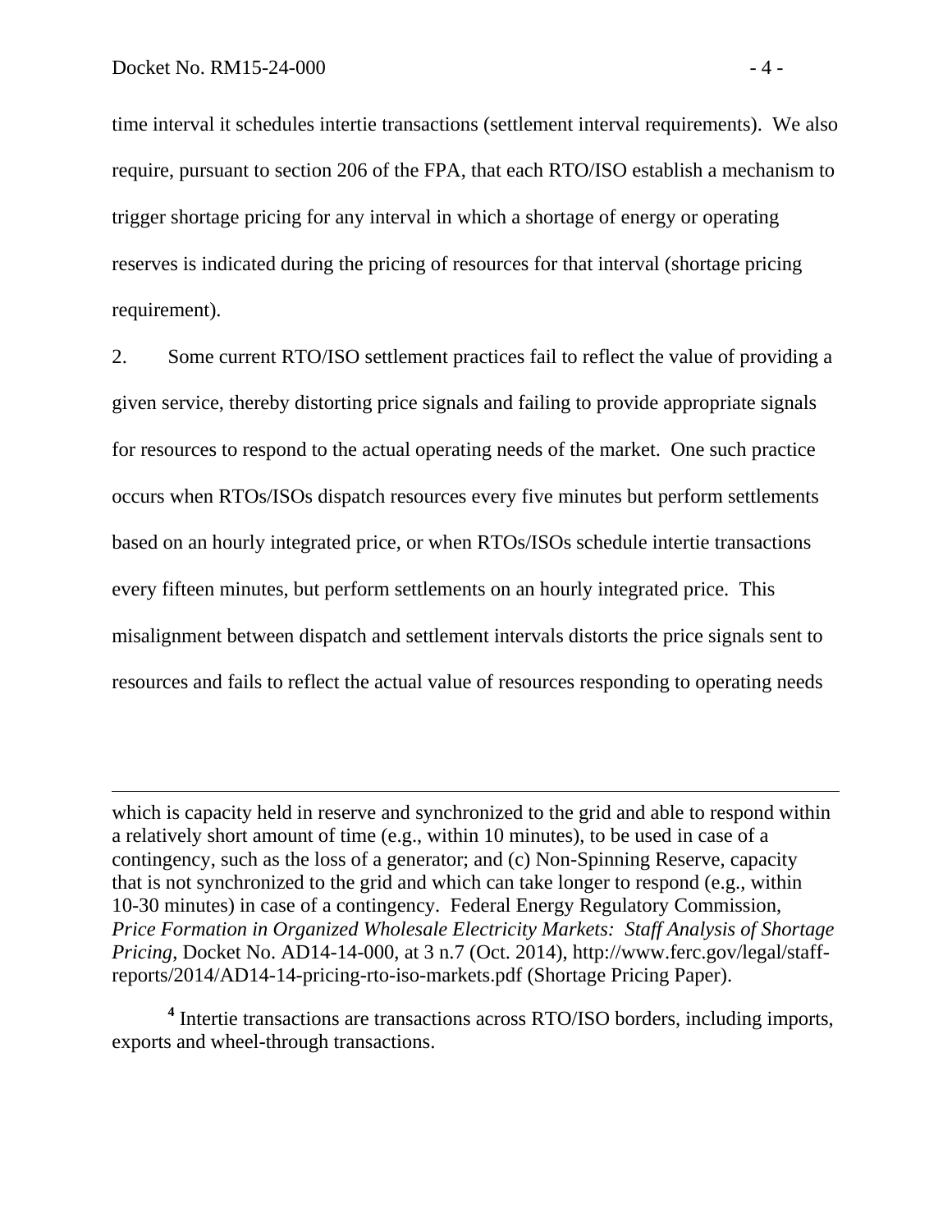time interval it schedules intertie transactions (settlement interval requirements). We also require, pursuant to section 206 of the FPA, that each RTO/ISO establish a mechanism to trigger shortage pricing for any interval in which a shortage of energy or operating reserves is indicated during the pricing of resources for that interval (shortage pricing requirement).

2. Some current RTO/ISO settlement practices fail to reflect the value of providing a given service, thereby distorting price signals and failing to provide appropriate signals for resources to respond to the actual operating needs of the market. One such practice occurs when RTOs/ISOs dispatch resources every five minutes but perform settlements based on an hourly integrated price, or when RTOs/ISOs schedule intertie transactions every fifteen minutes, but perform settlements on an hourly integrated price. This misalignment between dispatch and settlement intervals distorts the price signals sent to resources and fails to reflect the actual value of resources responding to operating needs

---

which is capacity held in reserve and synchronized to the grid and able to respond within a relatively short amount of time (e.g., within 10 minutes), to be used in case of a contingency, such as the loss of a generator; and (c) Non-Spinning Reserve, capacity that is not synchronized to the grid and which can take longer to respond (e.g., within 10-30 minutes) in case of a contingency. Federal Energy Regulatory Commission, *Price Formation in Organized Wholesale Electricity Markets: Staff Analysis of Shortage Pricing*, Docket No. AD14-14-000, at 3 n.7 (Oct. 2014), http://www.ferc.gov/legal/staff-reports/2014/AD14-14-pricing-rto-iso-markets.pdf (Shortage Pricing Paper).

[4] Intertie transactions are transactions across RTO/ISO borders, including imports, exports and wheel-through transactions.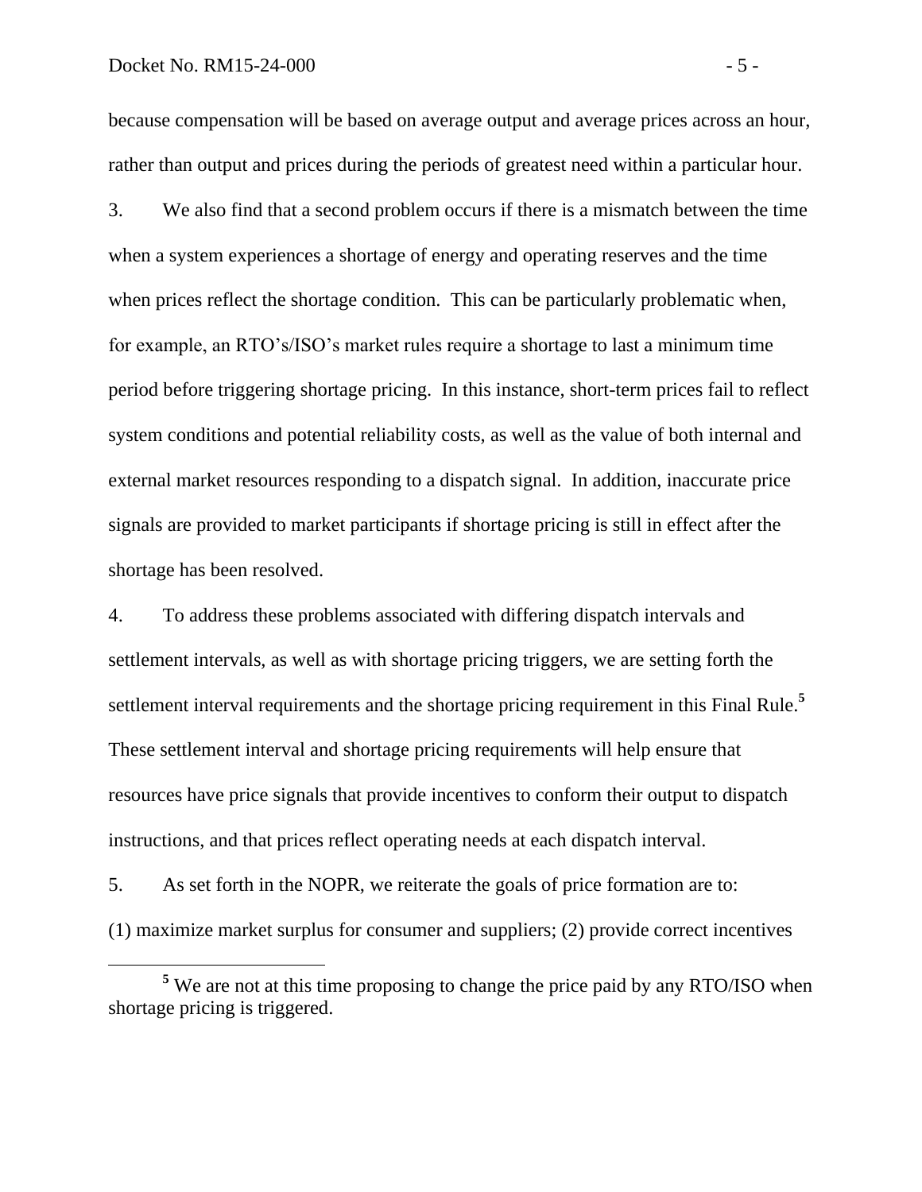because compensation will be based on average output and average prices across an hour, rather than output and prices during the periods of greatest need within a particular hour.

3. We also find that a second problem occurs if there is a mismatch between the time when a system experiences a shortage of energy and operating reserves and the time when prices reflect the shortage condition. This can be particularly problematic when, for example, an RTO's/ISO's market rules require a shortage to last a minimum time period before triggering shortage pricing. In this instance, short-term prices fail to reflect system conditions and potential reliability costs, as well as the value of both internal and external market resources responding to a dispatch signal. In addition, inaccurate price signals are provided to market participants if shortage pricing is still in effect after the shortage has been resolved.

4. To address these problems associated with differing dispatch intervals and settlement intervals, as well as with shortage pricing triggers, we are setting forth the settlement interval requirements and the shortage pricing requirement in this Final Rule.[5] These settlement interval and shortage pricing requirements will help ensure that resources have price signals that provide incentives to conform their output to dispatch instructions, and that prices reflect operating needs at each dispatch interval.

5. As set forth in the NOPR, we reiterate the goals of price formation are to: (1) maximize market surplus for consumer and suppliers; (2) provide correct incentives

[5] We are not at this time proposing to change the price paid by any RTO/ISO when shortage pricing is triggered.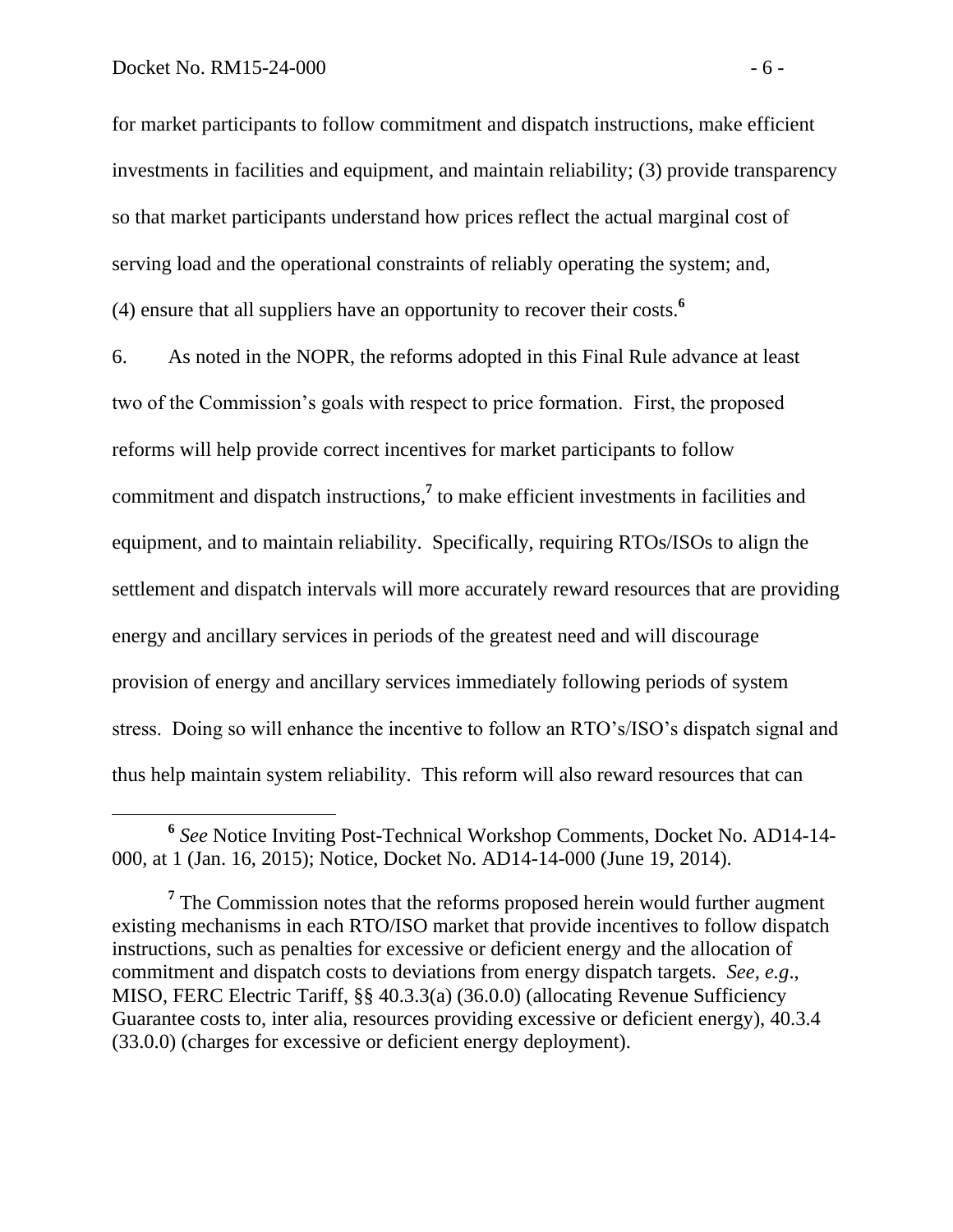for market participants to follow commitment and dispatch instructions, make efficient investments in facilities and equipment, and maintain reliability; (3) provide transparency so that market participants understand how prices reflect the actual marginal cost of serving load and the operational constraints of reliably operating the system; and, (4) ensure that all suppliers have an opportunity to recover their costs.[6]

6. As noted in the NOPR, the reforms adopted in this Final Rule advance at least two of the Commission's goals with respect to price formation. First, the proposed reforms will help provide correct incentives for market participants to follow commitment and dispatch instructions,[7] to make efficient investments in facilities and equipment, and to maintain reliability. Specifically, requiring RTOs/ISOs to align the settlement and dispatch intervals will more accurately reward resources that are providing energy and ancillary services in periods of the greatest need and will discourage provision of energy and ancillary services immediately following periods of system stress. Doing so will enhance the incentive to follow an RTO's/ISO's dispatch signal and thus help maintain system reliability. This reform will also reward resources that can

---

[6] *See* Notice Inviting Post-Technical Workshop Comments, Docket No. AD14-14-000, at 1 (Jan. 16, 2015); Notice, Docket No. AD14-14-000 (June 19, 2014).

[7] The Commission notes that the reforms proposed herein would further augment existing mechanisms in each RTO/ISO market that provide incentives to follow dispatch instructions, such as penalties for excessive or deficient energy and the allocation of commitment and dispatch costs to deviations from energy dispatch targets. *See, e.g.*, MISO, FERC Electric Tariff, §§ 40.3.3(a) (36.0.0) (allocating Revenue Sufficiency Guarantee costs to, inter alia, resources providing excessive or deficient energy), 40.3.4 (33.0.0) (charges for excessive or deficient energy deployment).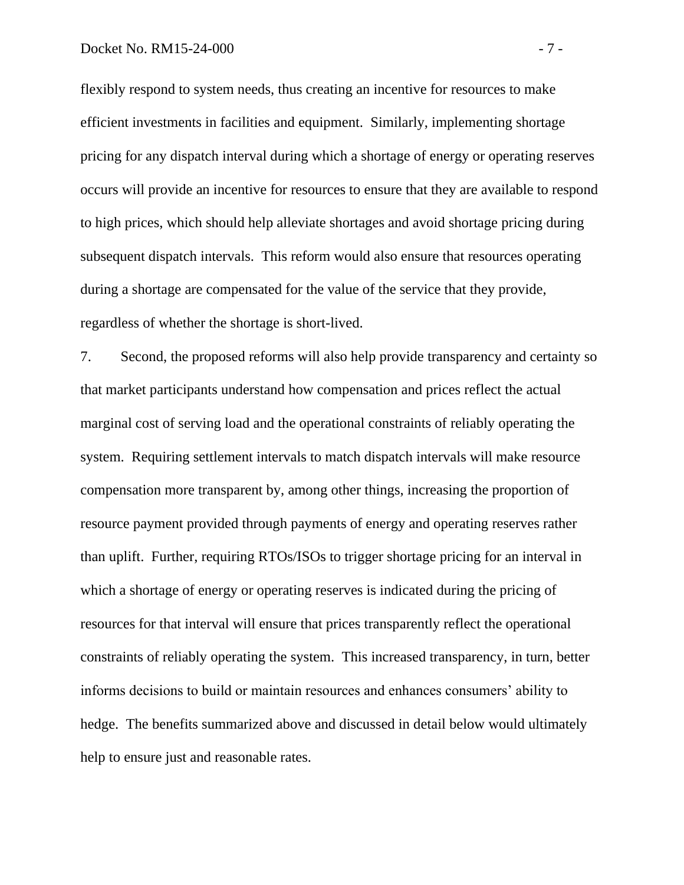flexibly respond to system needs, thus creating an incentive for resources to make efficient investments in facilities and equipment. Similarly, implementing shortage pricing for any dispatch interval during which a shortage of energy or operating reserves occurs will provide an incentive for resources to ensure that they are available to respond to high prices, which should help alleviate shortages and avoid shortage pricing during subsequent dispatch intervals. This reform would also ensure that resources operating during a shortage are compensated for the value of the service that they provide, regardless of whether the shortage is short-lived.

7. Second, the proposed reforms will also help provide transparency and certainty so that market participants understand how compensation and prices reflect the actual marginal cost of serving load and the operational constraints of reliably operating the system. Requiring settlement intervals to match dispatch intervals will make resource compensation more transparent by, among other things, increasing the proportion of resource payment provided through payments of energy and operating reserves rather than uplift. Further, requiring RTOs/ISOs to trigger shortage pricing for an interval in which a shortage of energy or operating reserves is indicated during the pricing of resources for that interval will ensure that prices transparently reflect the operational constraints of reliably operating the system. This increased transparency, in turn, better informs decisions to build or maintain resources and enhances consumers' ability to hedge. The benefits summarized above and discussed in detail below would ultimately help to ensure just and reasonable rates.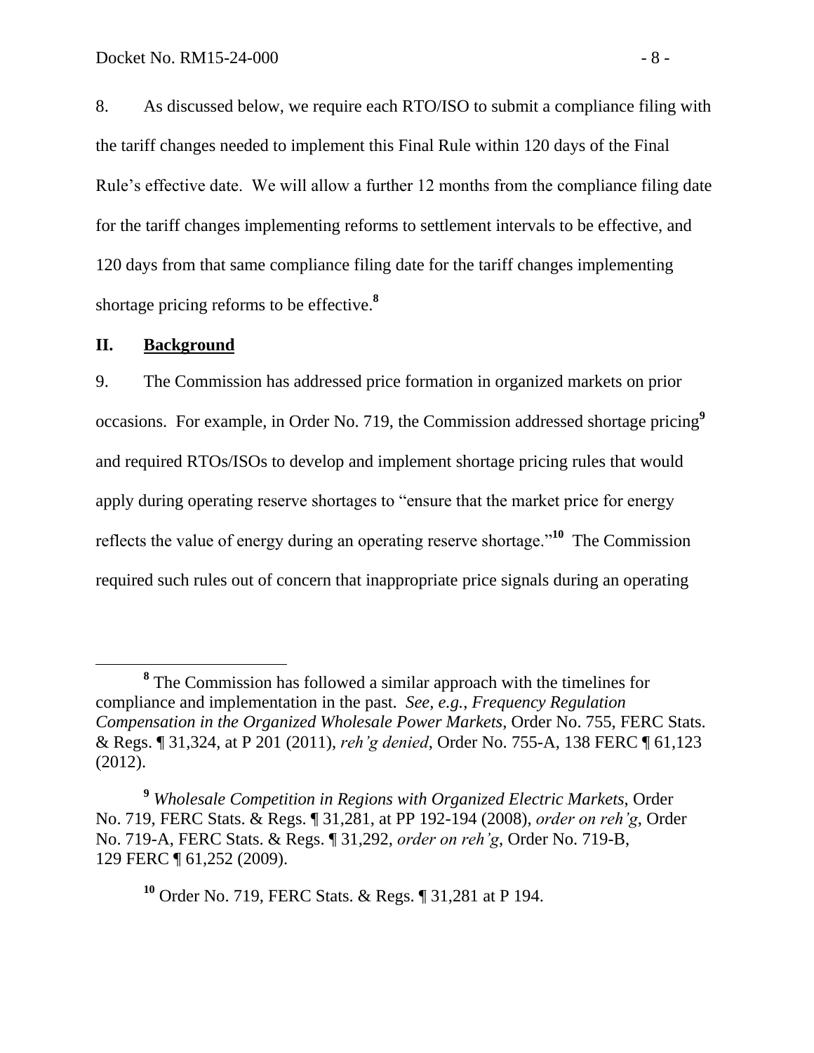8. As discussed below, we require each RTO/ISO to submit a compliance filing with the tariff changes needed to implement this Final Rule within 120 days of the Final Rule's effective date. We will allow a further 12 months from the compliance filing date for the tariff changes implementing reforms to settlement intervals to be effective, and 120 days from that same compliance filing date for the tariff changes implementing shortage pricing reforms to be effective.[8]

## II. Background

9. The Commission has addressed price formation in organized markets on prior occasions. For example, in Order No. 719, the Commission addressed shortage pricing[9] and required RTOs/ISOs to develop and implement shortage pricing rules that would apply during operating reserve shortages to "ensure that the market price for energy reflects the value of energy during an operating reserve shortage."[10] The Commission required such rules out of concern that inappropriate price signals during an operating

---

[8] The Commission has followed a similar approach with the timelines for compliance and implementation in the past. *See, e.g.*, *Frequency Regulation Compensation in the Organized Wholesale Power Markets*, Order No. 755, FERC Stats. & Regs. ¶ 31,324, at P 201 (2011), *reh'g denied*, Order No. 755-A, 138 FERC ¶ 61,123 (2012).

[9] *Wholesale Competition in Regions with Organized Electric Markets*, Order No. 719, FERC Stats. & Regs. ¶ 31,281, at PP 192-194 (2008), *order on reh'g*, Order No. 719-A, FERC Stats. & Regs. ¶ 31,292, *order on reh'g*, Order No. 719-B, 129 FERC ¶ 61,252 (2009).

[10] Order No. 719, FERC Stats. & Regs. ¶ 31,281 at P 194.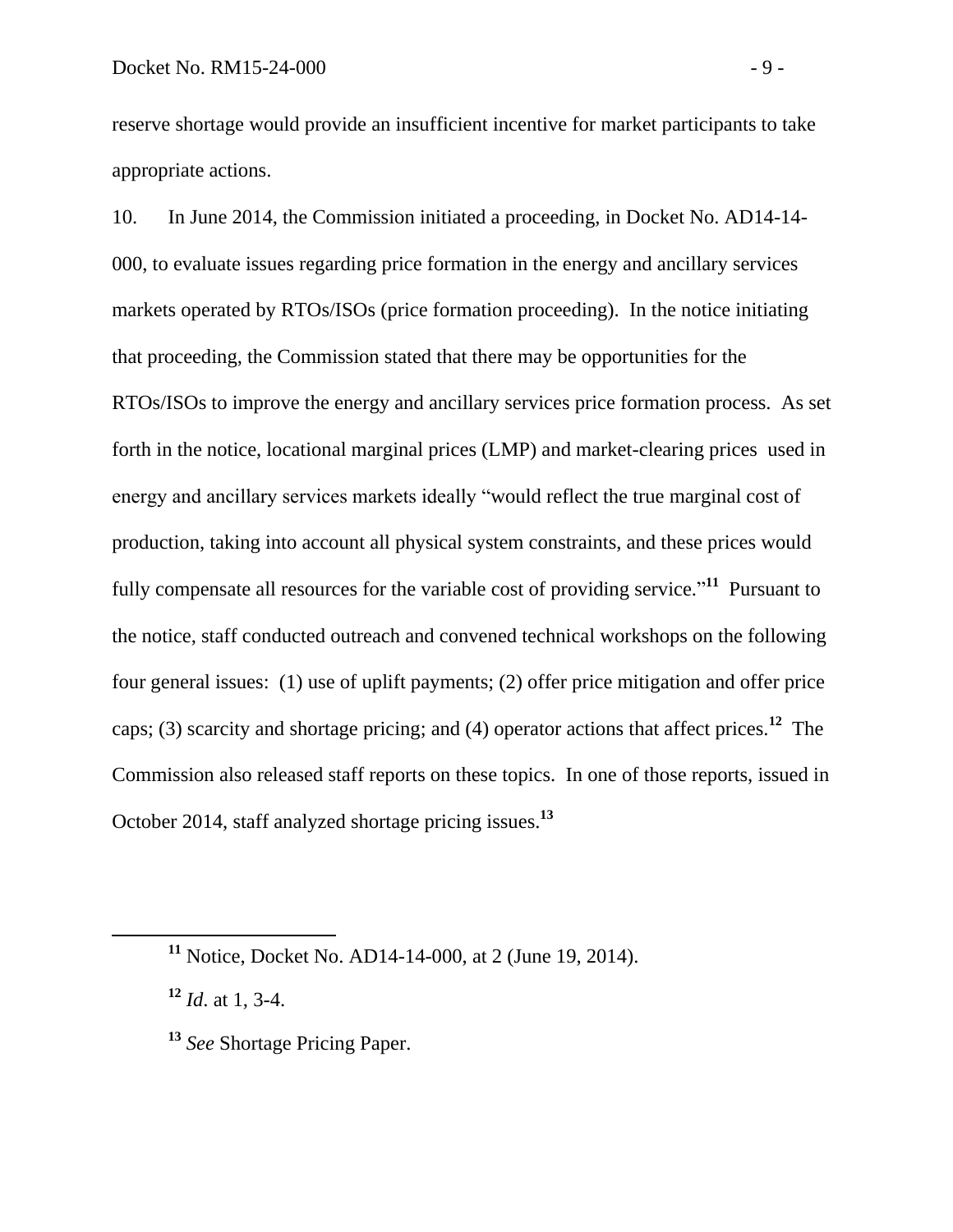reserve shortage would provide an insufficient incentive for market participants to take appropriate actions.

10. In June 2014, the Commission initiated a proceeding, in Docket No. AD14-14-000, to evaluate issues regarding price formation in the energy and ancillary services markets operated by RTOs/ISOs (price formation proceeding). In the notice initiating that proceeding, the Commission stated that there may be opportunities for the RTOs/ISOs to improve the energy and ancillary services price formation process. As set forth in the notice, locational marginal prices (LMP) and market-clearing prices used in energy and ancillary services markets ideally "would reflect the true marginal cost of production, taking into account all physical system constraints, and these prices would fully compensate all resources for the variable cost of providing service."[11] Pursuant to the notice, staff conducted outreach and convened technical workshops on the following four general issues: (1) use of uplift payments; (2) offer price mitigation and offer price caps; (3) scarcity and shortage pricing; and (4) operator actions that affect prices.[12] The Commission also released staff reports on these topics. In one of those reports, issued in October 2014, staff analyzed shortage pricing issues.[13]

---

[11] Notice, Docket No. AD14-14-000, at 2 (June 19, 2014).

[12] *Id*. at 1, 3-4.

[13] *See* Shortage Pricing Paper.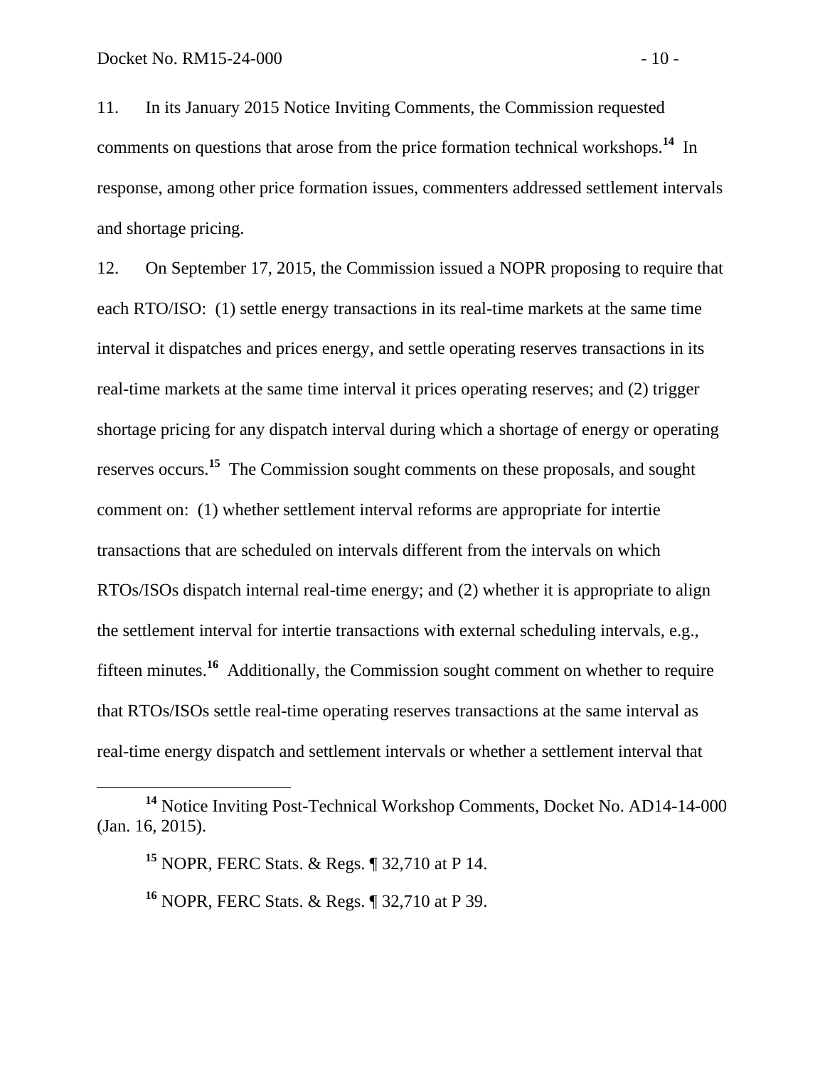11. In its January 2015 Notice Inviting Comments, the Commission requested comments on questions that arose from the price formation technical workshops.[14] In response, among other price formation issues, commenters addressed settlement intervals and shortage pricing.

12. On September 17, 2015, the Commission issued a NOPR proposing to require that each RTO/ISO: (1) settle energy transactions in its real-time markets at the same time interval it dispatches and prices energy, and settle operating reserves transactions in its real-time markets at the same time interval it prices operating reserves; and (2) trigger shortage pricing for any dispatch interval during which a shortage of energy or operating reserves occurs.[15] The Commission sought comments on these proposals, and sought comment on: (1) whether settlement interval reforms are appropriate for intertie transactions that are scheduled on intervals different from the intervals on which RTOs/ISOs dispatch internal real-time energy; and (2) whether it is appropriate to align the settlement interval for intertie transactions with external scheduling intervals, e.g., fifteen minutes.[16] Additionally, the Commission sought comment on whether to require that RTOs/ISOs settle real-time operating reserves transactions at the same interval as real-time energy dispatch and settlement intervals or whether a settlement interval that

[14] Notice Inviting Post-Technical Workshop Comments, Docket No. AD14-14-000 (Jan. 16, 2015).

[15] NOPR, FERC Stats. & Regs. ¶ 32,710 at P 14.

[16] NOPR, FERC Stats. & Regs. ¶ 32,710 at P 39.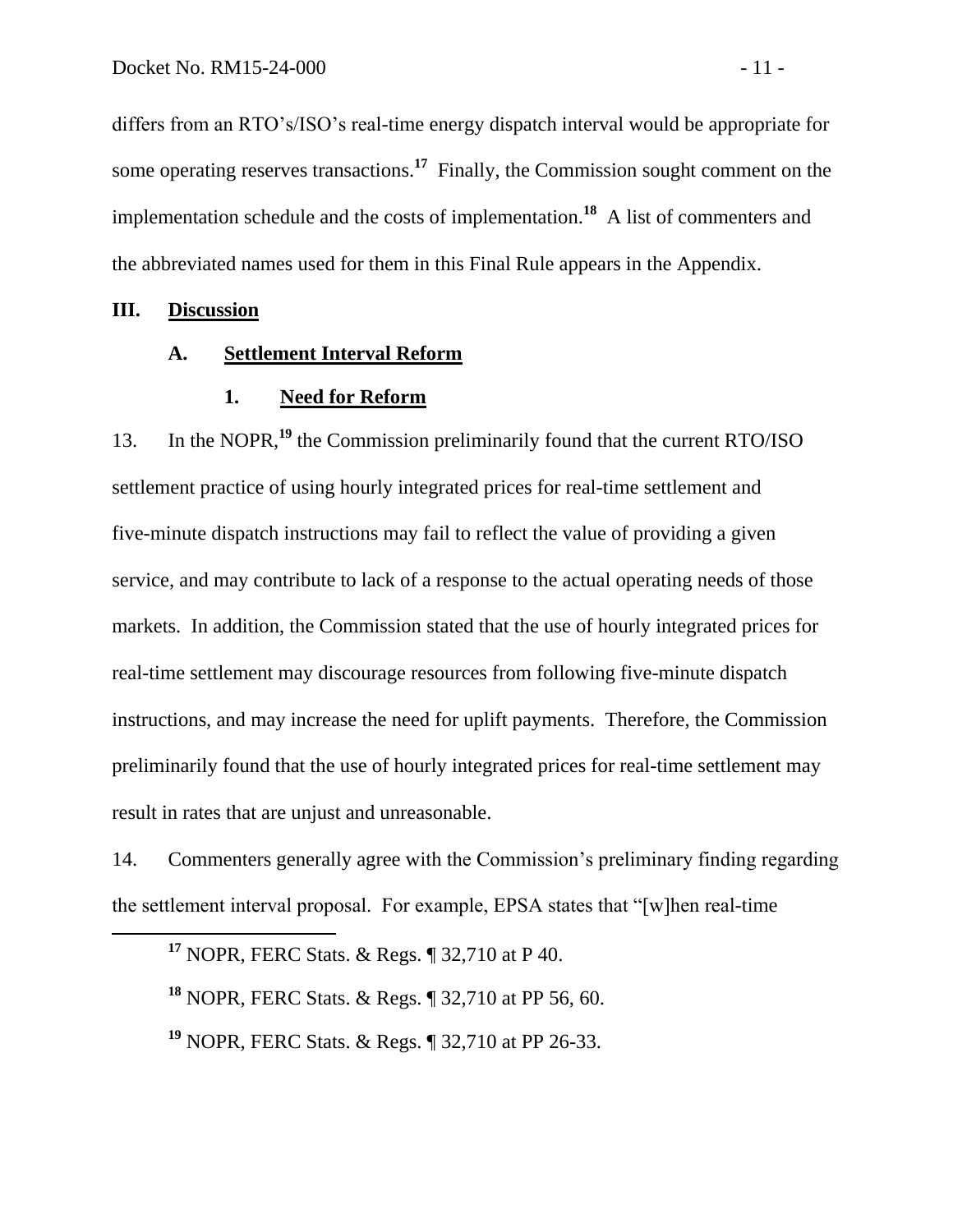differs from an RTO's/ISO's real-time energy dispatch interval would be appropriate for some operating reserves transactions.[17] Finally, the Commission sought comment on the implementation schedule and the costs of implementation.[18] A list of commenters and the abbreviated names used for them in this Final Rule appears in the Appendix.

## III. Discussion

### A. Settlement Interval Reform

#### 1. Need for Reform

13. In the NOPR,[19] the Commission preliminarily found that the current RTO/ISO settlement practice of using hourly integrated prices for real-time settlement and five-minute dispatch instructions may fail to reflect the value of providing a given service, and may contribute to lack of a response to the actual operating needs of those markets. In addition, the Commission stated that the use of hourly integrated prices for real-time settlement may discourage resources from following five-minute dispatch instructions, and may increase the need for uplift payments. Therefore, the Commission preliminarily found that the use of hourly integrated prices for real-time settlement may result in rates that are unjust and unreasonable.

14. Commenters generally agree with the Commission's preliminary finding regarding the settlement interval proposal. For example, EPSA states that "[w]hen real-time

---

[17] NOPR, FERC Stats. & Regs. ¶ 32,710 at P 40.

[18] NOPR, FERC Stats. & Regs. ¶ 32,710 at PP 56, 60.

[19] NOPR, FERC Stats. & Regs. ¶ 32,710 at PP 26-33.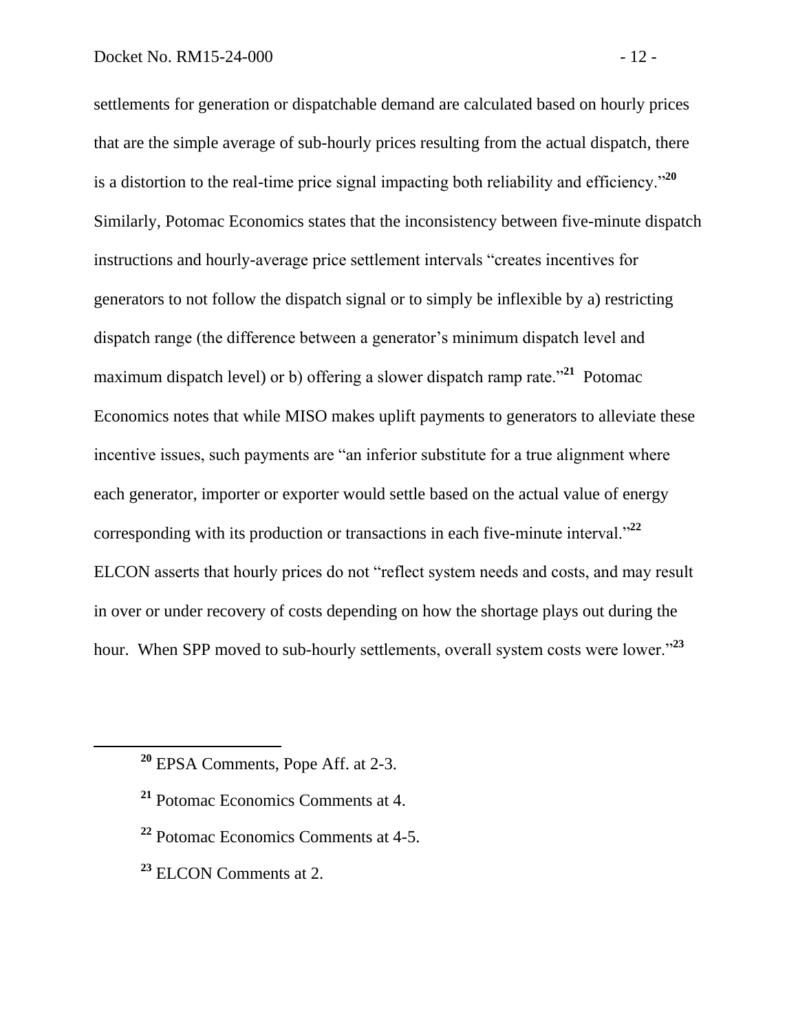settlements for generation or dispatchable demand are calculated based on hourly prices that are the simple average of sub-hourly prices resulting from the actual dispatch, there is a distortion to the real-time price signal impacting both reliability and efficiency."[20] Similarly, Potomac Economics states that the inconsistency between five-minute dispatch instructions and hourly-average price settlement intervals "creates incentives for generators to not follow the dispatch signal or to simply be inflexible by a) restricting dispatch range (the difference between a generator's minimum dispatch level and maximum dispatch level) or b) offering a slower dispatch ramp rate."[21] Potomac Economics notes that while MISO makes uplift payments to generators to alleviate these incentive issues, such payments are "an inferior substitute for a true alignment where each generator, importer or exporter would settle based on the actual value of energy corresponding with its production or transactions in each five-minute interval."[22] ELCON asserts that hourly prices do not "reflect system needs and costs, and may result in over or under recovery of costs depending on how the shortage plays out during the hour. When SPP moved to sub-hourly settlements, overall system costs were lower."[23]

---

[20] EPSA Comments, Pope Aff. at 2-3.

[21] Potomac Economics Comments at 4.

[22] Potomac Economics Comments at 4-5.

[23] ELCON Comments at 2.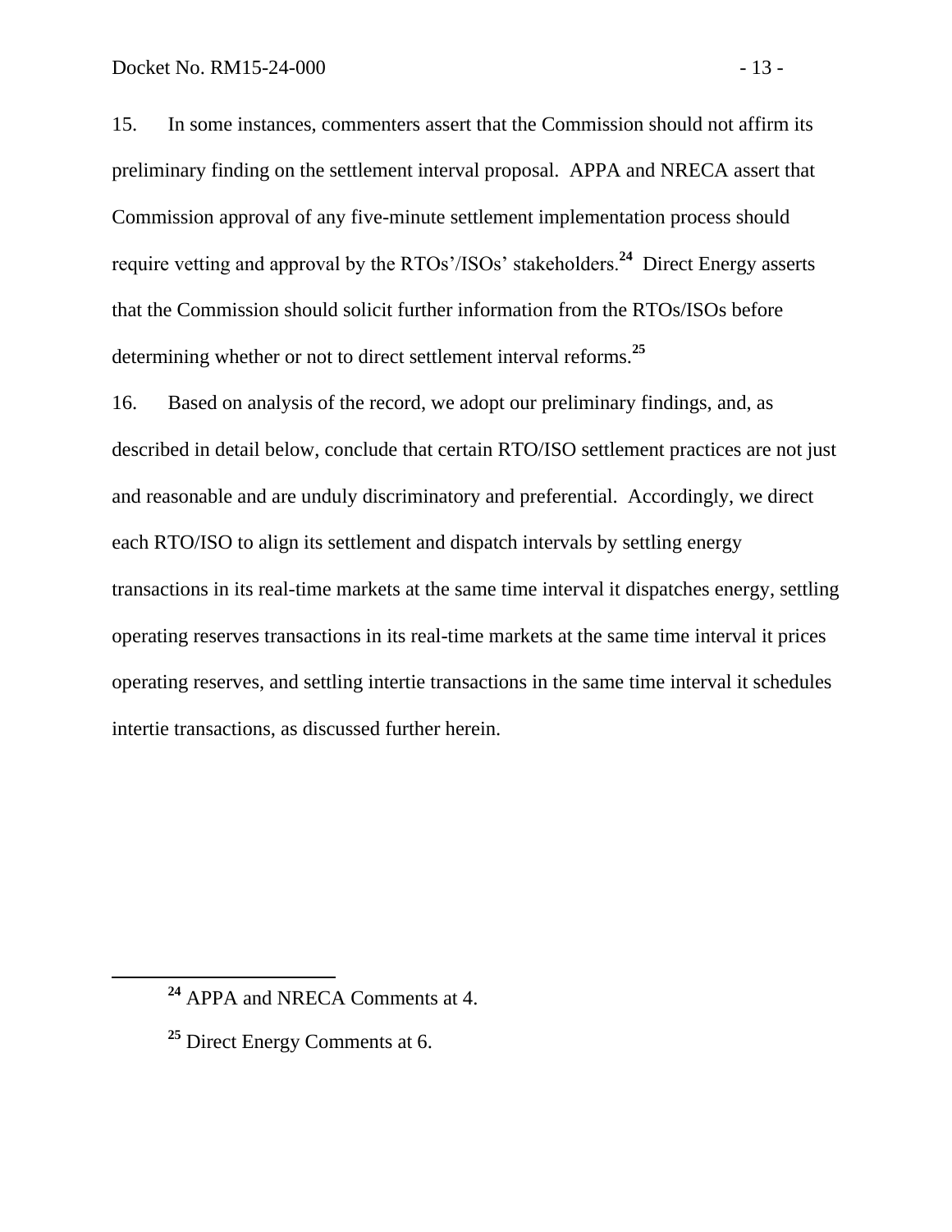15. In some instances, commenters assert that the Commission should not affirm its preliminary finding on the settlement interval proposal. APPA and NRECA assert that Commission approval of any five-minute settlement implementation process should require vetting and approval by the RTOs'/ISOs' stakeholders.[24] Direct Energy asserts that the Commission should solicit further information from the RTOs/ISOs before determining whether or not to direct settlement interval reforms.[25]

16. Based on analysis of the record, we adopt our preliminary findings, and, as described in detail below, conclude that certain RTO/ISO settlement practices are not just and reasonable and are unduly discriminatory and preferential. Accordingly, we direct each RTO/ISO to align its settlement and dispatch intervals by settling energy transactions in its real-time markets at the same time interval it dispatches energy, settling operating reserves transactions in its real-time markets at the same time interval it prices operating reserves, and settling intertie transactions in the same time interval it schedules intertie transactions, as discussed further herein.

---

[24] APPA and NRECA Comments at 4.

[25] Direct Energy Comments at 6.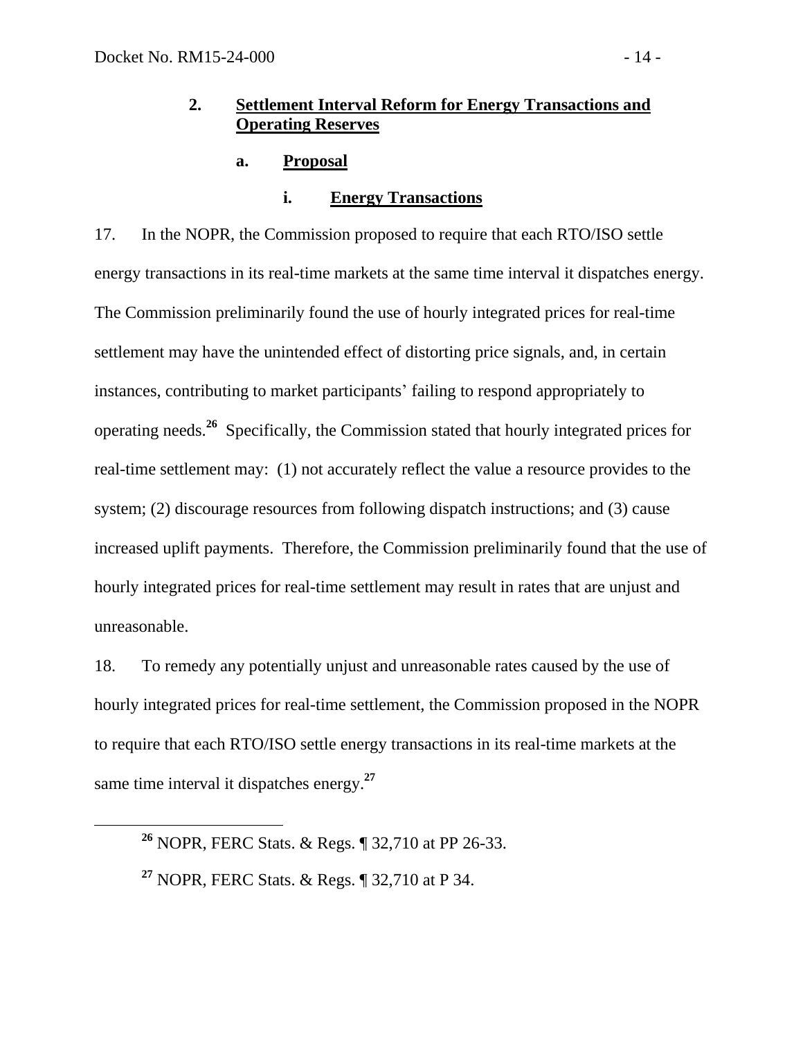## 2. Settlement Interval Reform for Energy Transactions and Operating Reserves

### a. Proposal

#### i. Energy Transactions

17. In the NOPR, the Commission proposed to require that each RTO/ISO settle energy transactions in its real-time markets at the same time interval it dispatches energy. The Commission preliminarily found the use of hourly integrated prices for real-time settlement may have the unintended effect of distorting price signals, and, in certain instances, contributing to market participants' failing to respond appropriately to operating needs.[26] Specifically, the Commission stated that hourly integrated prices for real-time settlement may: (1) not accurately reflect the value a resource provides to the system; (2) discourage resources from following dispatch instructions; and (3) cause increased uplift payments. Therefore, the Commission preliminarily found that the use of hourly integrated prices for real-time settlement may result in rates that are unjust and unreasonable.

18. To remedy any potentially unjust and unreasonable rates caused by the use of hourly integrated prices for real-time settlement, the Commission proposed in the NOPR to require that each RTO/ISO settle energy transactions in its real-time markets at the same time interval it dispatches energy.[27]

---

[26] NOPR, FERC Stats. & Regs. ¶ 32,710 at PP 26-33.

[27] NOPR, FERC Stats. & Regs. ¶ 32,710 at P 34.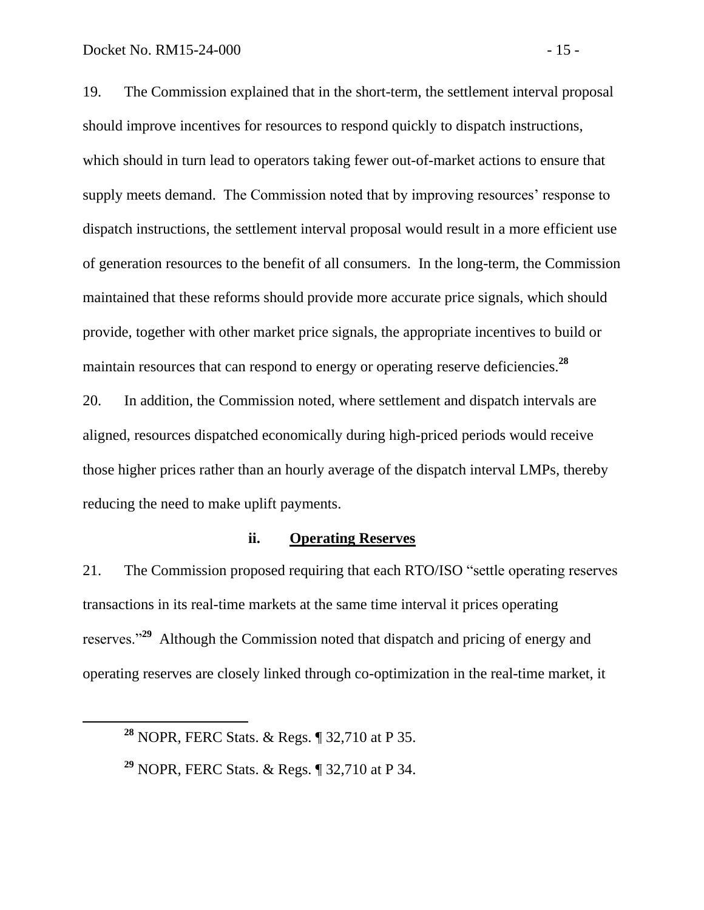19. The Commission explained that in the short-term, the settlement interval proposal should improve incentives for resources to respond quickly to dispatch instructions, which should in turn lead to operators taking fewer out-of-market actions to ensure that supply meets demand. The Commission noted that by improving resources' response to dispatch instructions, the settlement interval proposal would result in a more efficient use of generation resources to the benefit of all consumers. In the long-term, the Commission maintained that these reforms should provide more accurate price signals, which should provide, together with other market price signals, the appropriate incentives to build or maintain resources that can respond to energy or operating reserve deficiencies.[28]

20. In addition, the Commission noted, where settlement and dispatch intervals are aligned, resources dispatched economically during high-priced periods would receive those higher prices rather than an hourly average of the dispatch interval LMPs, thereby reducing the need to make uplift payments.

### ii. Operating Reserves

21. The Commission proposed requiring that each RTO/ISO "settle operating reserves transactions in its real-time markets at the same time interval it prices operating reserves."[29] Although the Commission noted that dispatch and pricing of energy and operating reserves are closely linked through co-optimization in the real-time market, it

---

[28] NOPR, FERC Stats. & Regs. ¶ 32,710 at P 35.

[29] NOPR, FERC Stats. & Regs. ¶ 32,710 at P 34.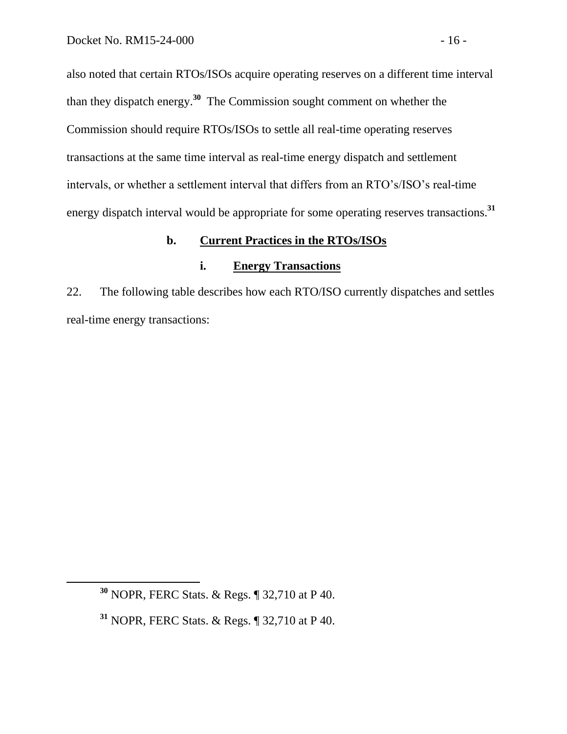also noted that certain RTOs/ISOs acquire operating reserves on a different time interval than they dispatch energy.[30] The Commission sought comment on whether the Commission should require RTOs/ISOs to settle all real-time operating reserves transactions at the same time interval as real-time energy dispatch and settlement intervals, or whether a settlement interval that differs from an RTO's/ISO's real-time energy dispatch interval would be appropriate for some operating reserves transactions.[31]

### b. Current Practices in the RTOs/ISOs

#### i. Energy Transactions

22. The following table describes how each RTO/ISO currently dispatches and settles real-time energy transactions:

[30] NOPR, FERC Stats. & Regs. ¶ 32,710 at P 40.

[31] NOPR, FERC Stats. & Regs. ¶ 32,710 at P 40.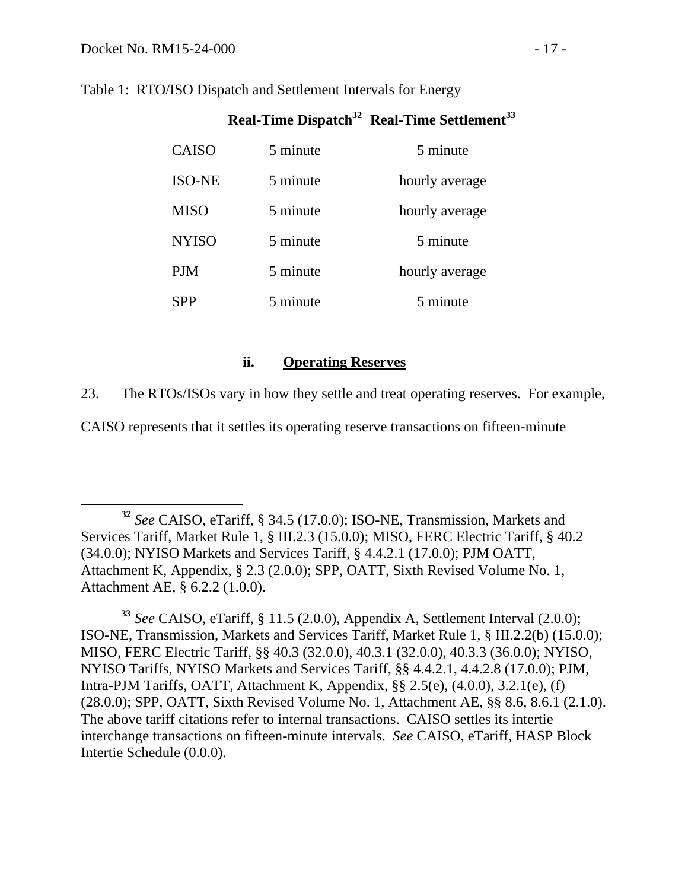Table 1: RTO/ISO Dispatch and Settlement Intervals for Energy

| | Real-Time Dispatch[32] | Real-Time Settlement[33] |
|---|---|---|
| CAISO | 5 minute | 5 minute |
| ISO-NE | 5 minute | hourly average |
| MISO | 5 minute | hourly average |
| NYISO | 5 minute | 5 minute |
| PJM | 5 minute | hourly average |
| SPP | 5 minute | 5 minute |

### ii. <u>Operating Reserves</u>

23. The RTOs/ISOs vary in how they settle and treat operating reserves. For example, CAISO represents that it settles its operating reserve transactions on fifteen-minute

---

[32] *See* CAISO, eTariff, § 34.5 (17.0.0); ISO-NE, Transmission, Markets and Services Tariff, Market Rule 1, § III.2.3 (15.0.0); MISO, FERC Electric Tariff, § 40.2 (34.0.0); NYISO Markets and Services Tariff, § 4.4.2.1 (17.0.0); PJM OATT, Attachment K, Appendix, § 2.3 (2.0.0); SPP, OATT, Sixth Revised Volume No. 1, Attachment AE, § 6.2.2 (1.0.0).

[33] *See* CAISO, eTariff, § 11.5 (2.0.0), Appendix A, Settlement Interval (2.0.0); ISO-NE, Transmission, Markets and Services Tariff, Market Rule 1, § III.2.2(b) (15.0.0); MISO, FERC Electric Tariff, §§ 40.3 (32.0.0), 40.3.1 (32.0.0), 40.3.3 (36.0.0); NYISO, NYISO Tariffs, NYISO Markets and Services Tariff, §§ 4.4.2.1, 4.4.2.8 (17.0.0); PJM, Intra-PJM Tariffs, OATT, Attachment K, Appendix, §§ 2.5(e), (4.0.0), 3.2.1(e), (f) (28.0.0); SPP, OATT, Sixth Revised Volume No. 1, Attachment AE, §§ 8.6, 8.6.1 (2.1.0). The above tariff citations refer to internal transactions. CAISO settles its intertie interchange transactions on fifteen-minute intervals. *See* CAISO, eTariff, HASP Block Intertie Schedule (0.0.0).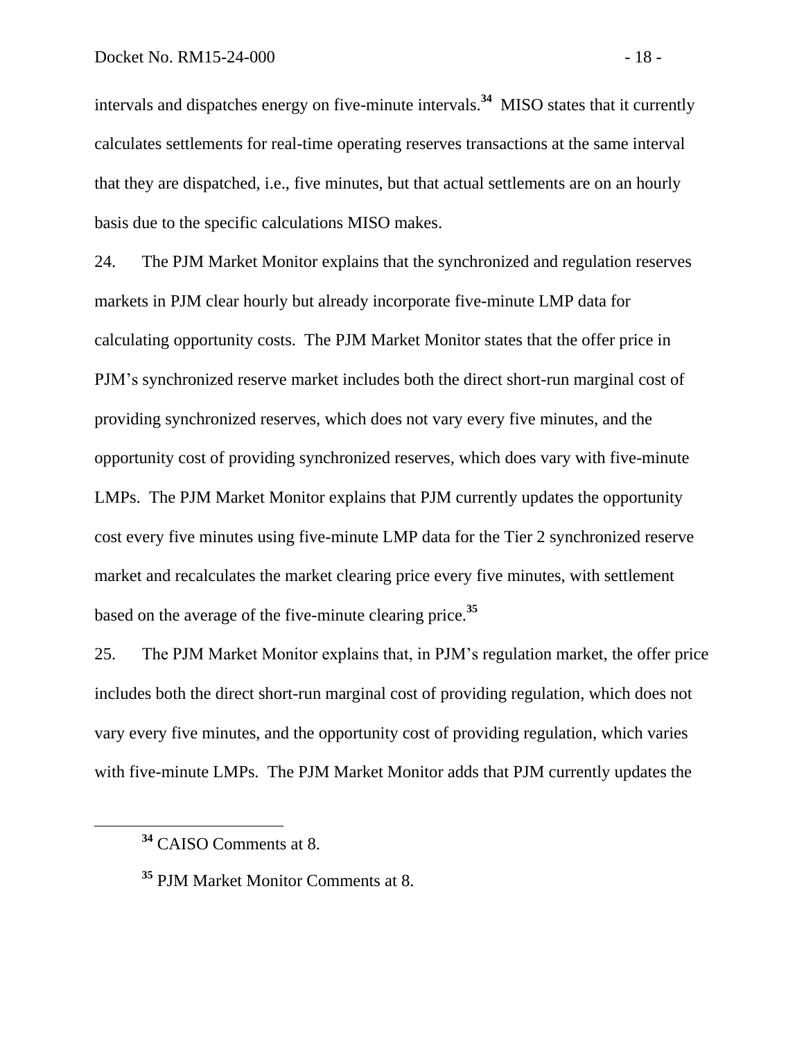intervals and dispatches energy on five-minute intervals.[34] MISO states that it currently calculates settlements for real-time operating reserves transactions at the same interval that they are dispatched, i.e., five minutes, but that actual settlements are on an hourly basis due to the specific calculations MISO makes.

24. The PJM Market Monitor explains that the synchronized and regulation reserves markets in PJM clear hourly but already incorporate five-minute LMP data for calculating opportunity costs. The PJM Market Monitor states that the offer price in PJM's synchronized reserve market includes both the direct short-run marginal cost of providing synchronized reserves, which does not vary every five minutes, and the opportunity cost of providing synchronized reserves, which does vary with five-minute LMPs. The PJM Market Monitor explains that PJM currently updates the opportunity cost every five minutes using five-minute LMP data for the Tier 2 synchronized reserve market and recalculates the market clearing price every five minutes, with settlement based on the average of the five-minute clearing price.[35]

25. The PJM Market Monitor explains that, in PJM's regulation market, the offer price includes both the direct short-run marginal cost of providing regulation, which does not vary every five minutes, and the opportunity cost of providing regulation, which varies with five-minute LMPs. The PJM Market Monitor adds that PJM currently updates the

[34] CAISO Comments at 8.

[35] PJM Market Monitor Comments at 8.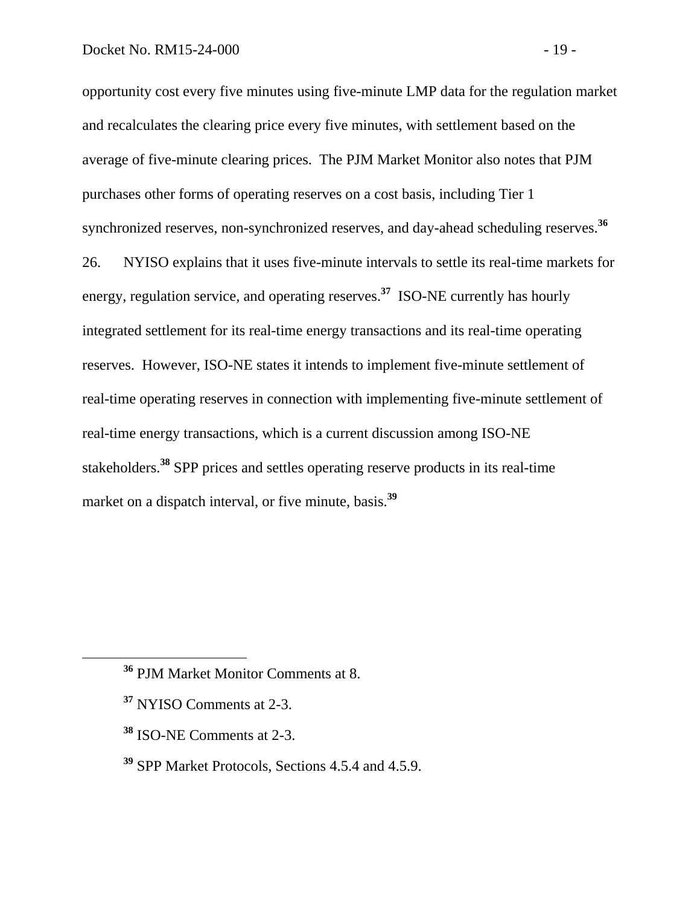opportunity cost every five minutes using five-minute LMP data for the regulation market and recalculates the clearing price every five minutes, with settlement based on the average of five-minute clearing prices. The PJM Market Monitor also notes that PJM purchases other forms of operating reserves on a cost basis, including Tier 1 synchronized reserves, non-synchronized reserves, and day-ahead scheduling reserves.[36]

26. NYISO explains that it uses five-minute intervals to settle its real-time markets for energy, regulation service, and operating reserves.[37] ISO-NE currently has hourly integrated settlement for its real-time energy transactions and its real-time operating reserves. However, ISO-NE states it intends to implement five-minute settlement of real-time operating reserves in connection with implementing five-minute settlement of real-time energy transactions, which is a current discussion among ISO-NE stakeholders.[38] SPP prices and settles operating reserve products in its real-time market on a dispatch interval, or five minute, basis.[39]

---

[36] PJM Market Monitor Comments at 8.

[37] NYISO Comments at 2-3.

[38] ISO-NE Comments at 2-3.

[39] SPP Market Protocols, Sections 4.5.4 and 4.5.9.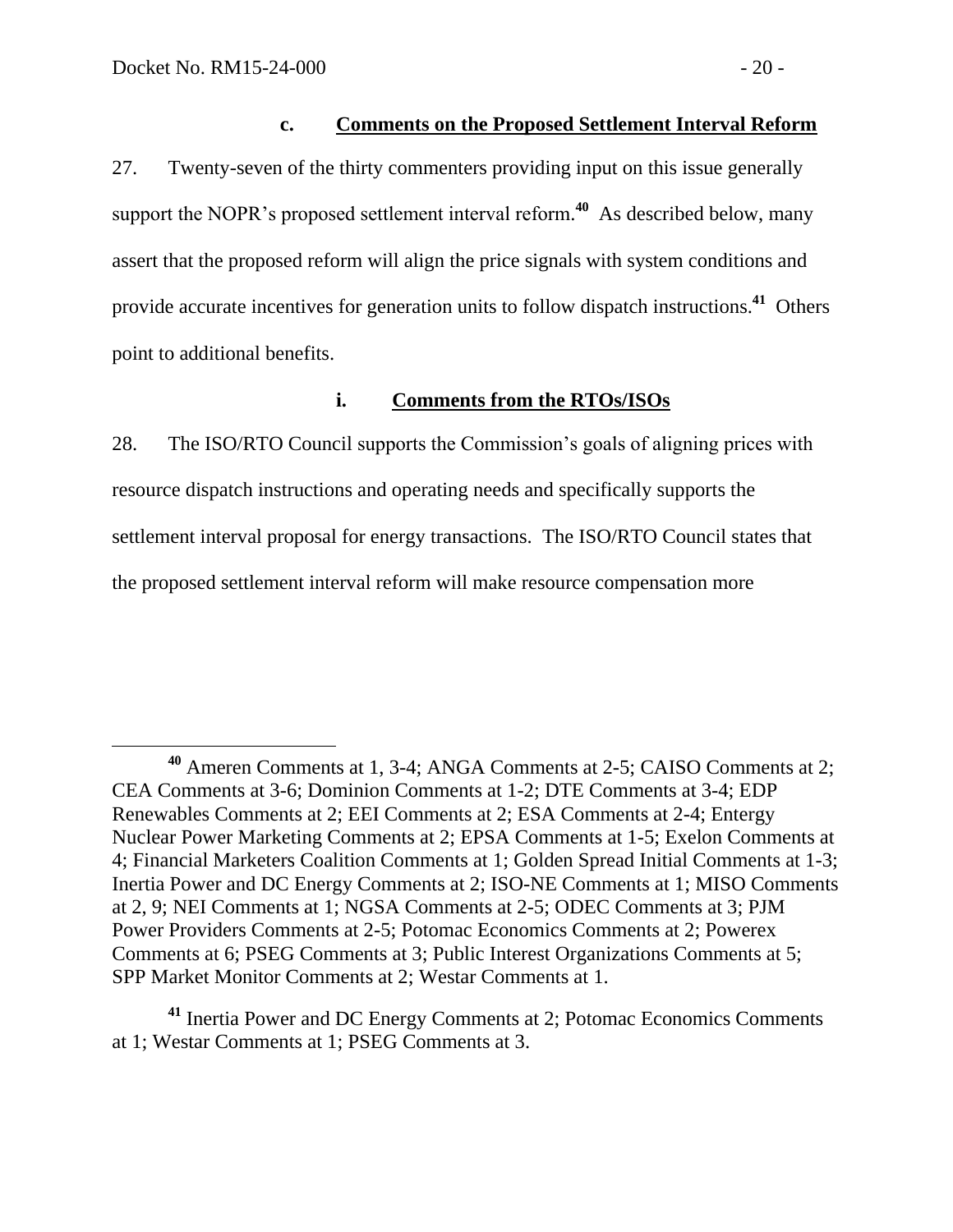### c. Comments on the Proposed Settlement Interval Reform

27. Twenty-seven of the thirty commenters providing input on this issue generally support the NOPR's proposed settlement interval reform.[40] As described below, many assert that the proposed reform will align the price signals with system conditions and provide accurate incentives for generation units to follow dispatch instructions.[41] Others point to additional benefits.

#### i. Comments from the RTOs/ISOs

28. The ISO/RTO Council supports the Commission's goals of aligning prices with resource dispatch instructions and operating needs and specifically supports the settlement interval proposal for energy transactions. The ISO/RTO Council states that the proposed settlement interval reform will make resource compensation more

---

[40] Ameren Comments at 1, 3-4; ANGA Comments at 2-5; CAISO Comments at 2; CEA Comments at 3-6; Dominion Comments at 1-2; DTE Comments at 3-4; EDP Renewables Comments at 2; EEI Comments at 2; ESA Comments at 2-4; Entergy Nuclear Power Marketing Comments at 2; EPSA Comments at 1-5; Exelon Comments at 4; Financial Marketers Coalition Comments at 1; Golden Spread Initial Comments at 1-3; Inertia Power and DC Energy Comments at 2; ISO-NE Comments at 1; MISO Comments at 2, 9; NEI Comments at 1; NGSA Comments at 2-5; ODEC Comments at 3; PJM Power Providers Comments at 2-5; Potomac Economics Comments at 2; Powerex Comments at 6; PSEG Comments at 3; Public Interest Organizations Comments at 5; SPP Market Monitor Comments at 2; Westar Comments at 1.

[41] Inertia Power and DC Energy Comments at 2; Potomac Economics Comments at 1; Westar Comments at 1; PSEG Comments at 3.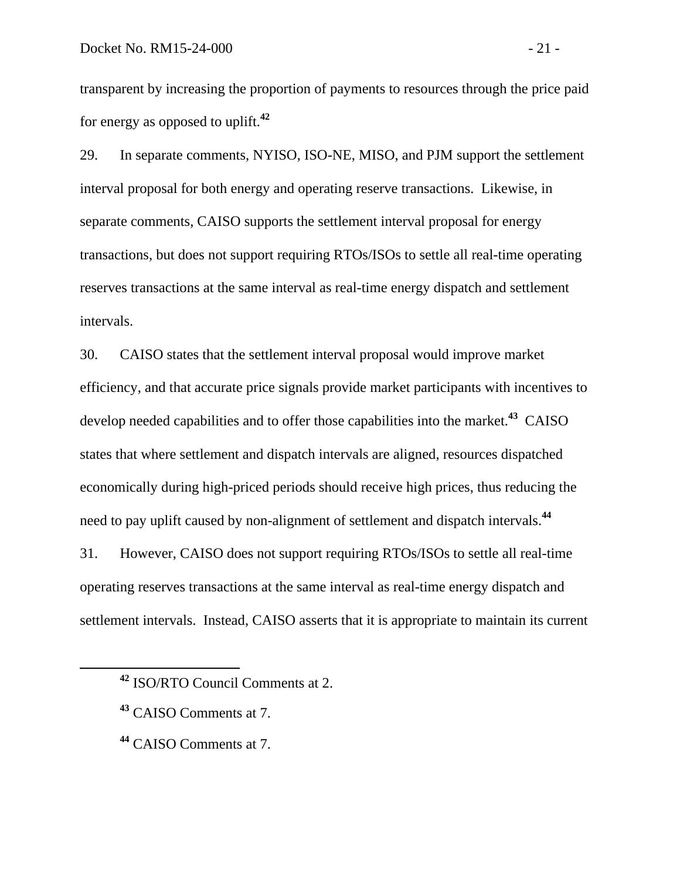transparent by increasing the proportion of payments to resources through the price paid for energy as opposed to uplift.[42]

29. In separate comments, NYISO, ISO-NE, MISO, and PJM support the settlement interval proposal for both energy and operating reserve transactions. Likewise, in separate comments, CAISO supports the settlement interval proposal for energy transactions, but does not support requiring RTOs/ISOs to settle all real-time operating reserves transactions at the same interval as real-time energy dispatch and settlement intervals.

30. CAISO states that the settlement interval proposal would improve market efficiency, and that accurate price signals provide market participants with incentives to develop needed capabilities and to offer those capabilities into the market.[43] CAISO states that where settlement and dispatch intervals are aligned, resources dispatched economically during high-priced periods should receive high prices, thus reducing the need to pay uplift caused by non-alignment of settlement and dispatch intervals.[44]

31. However, CAISO does not support requiring RTOs/ISOs to settle all real-time operating reserves transactions at the same interval as real-time energy dispatch and settlement intervals. Instead, CAISO asserts that it is appropriate to maintain its current

---

[42] ISO/RTO Council Comments at 2.

[43] CAISO Comments at 7.

[44] CAISO Comments at 7.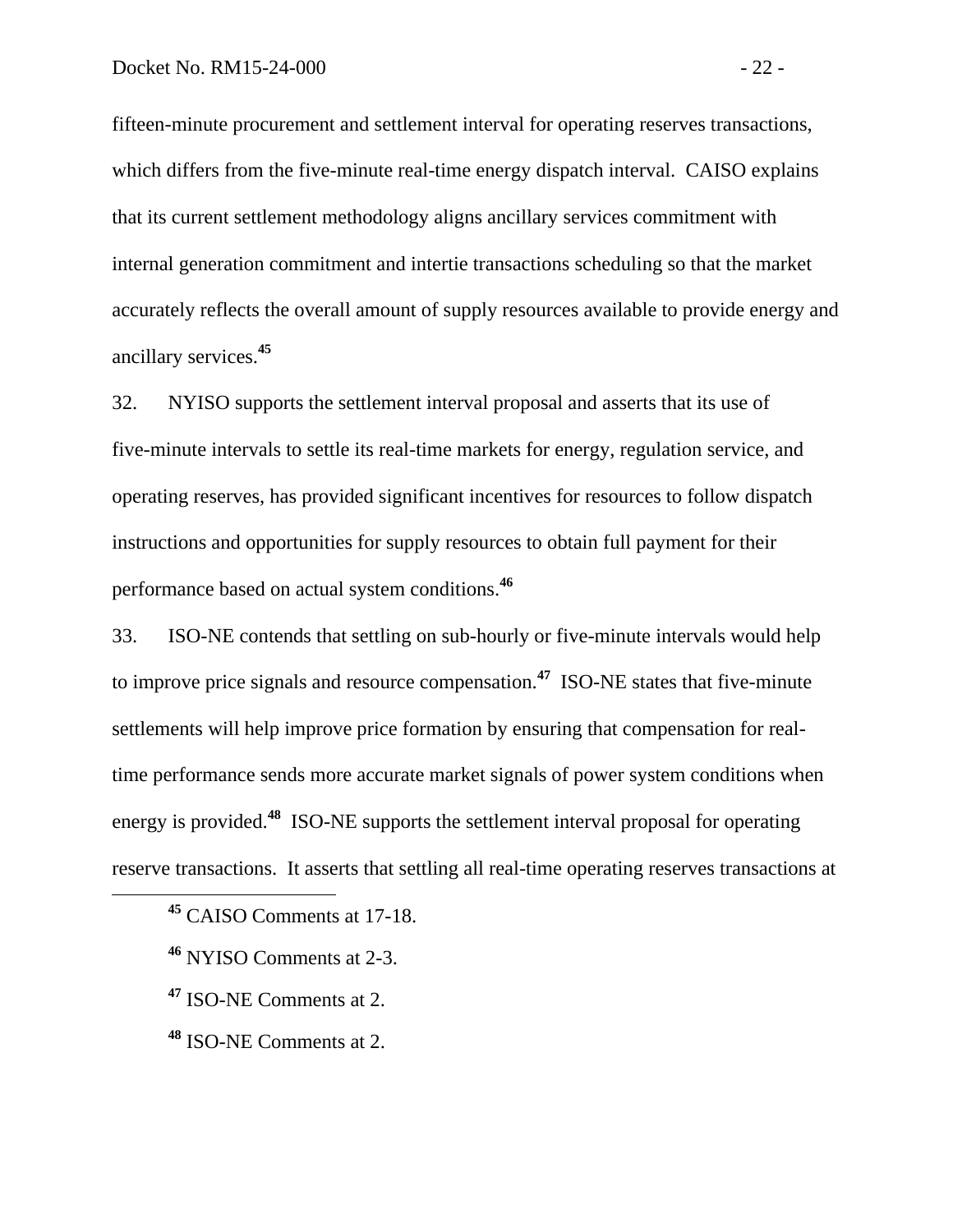fifteen-minute procurement and settlement interval for operating reserves transactions, which differs from the five-minute real-time energy dispatch interval. CAISO explains that its current settlement methodology aligns ancillary services commitment with internal generation commitment and intertie transactions scheduling so that the market accurately reflects the overall amount of supply resources available to provide energy and ancillary services.[45]

32. NYISO supports the settlement interval proposal and asserts that its use of five-minute intervals to settle its real-time markets for energy, regulation service, and operating reserves, has provided significant incentives for resources to follow dispatch instructions and opportunities for supply resources to obtain full payment for their performance based on actual system conditions.[46]

33. ISO-NE contends that settling on sub-hourly or five-minute intervals would help to improve price signals and resource compensation.[47] ISO-NE states that five-minute settlements will help improve price formation by ensuring that compensation for real-time performance sends more accurate market signals of power system conditions when energy is provided.[48] ISO-NE supports the settlement interval proposal for operating reserve transactions. It asserts that settling all real-time operating reserves transactions at

---

[45] CAISO Comments at 17-18.

[46] NYISO Comments at 2-3.

[47] ISO-NE Comments at 2.

[48] ISO-NE Comments at 2.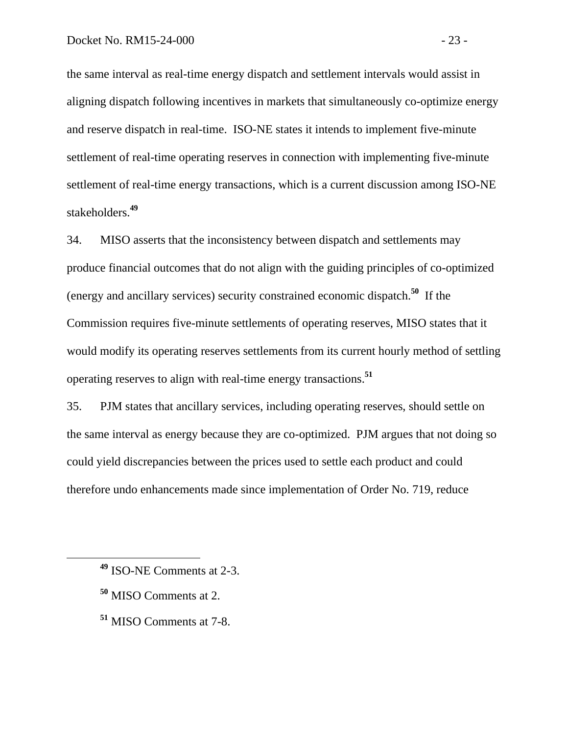the same interval as real-time energy dispatch and settlement intervals would assist in aligning dispatch following incentives in markets that simultaneously co-optimize energy and reserve dispatch in real-time. ISO-NE states it intends to implement five-minute settlement of real-time operating reserves in connection with implementing five-minute settlement of real-time energy transactions, which is a current discussion among ISO-NE stakeholders.[49]

34. MISO asserts that the inconsistency between dispatch and settlements may produce financial outcomes that do not align with the guiding principles of co-optimized (energy and ancillary services) security constrained economic dispatch.[50] If the Commission requires five-minute settlements of operating reserves, MISO states that it would modify its operating reserves settlements from its current hourly method of settling operating reserves to align with real-time energy transactions.[51]

35. PJM states that ancillary services, including operating reserves, should settle on the same interval as energy because they are co-optimized. PJM argues that not doing so could yield discrepancies between the prices used to settle each product and could therefore undo enhancements made since implementation of Order No. 719, reduce

---

[49] ISO-NE Comments at 2-3.

[50] MISO Comments at 2.

[51] MISO Comments at 7-8.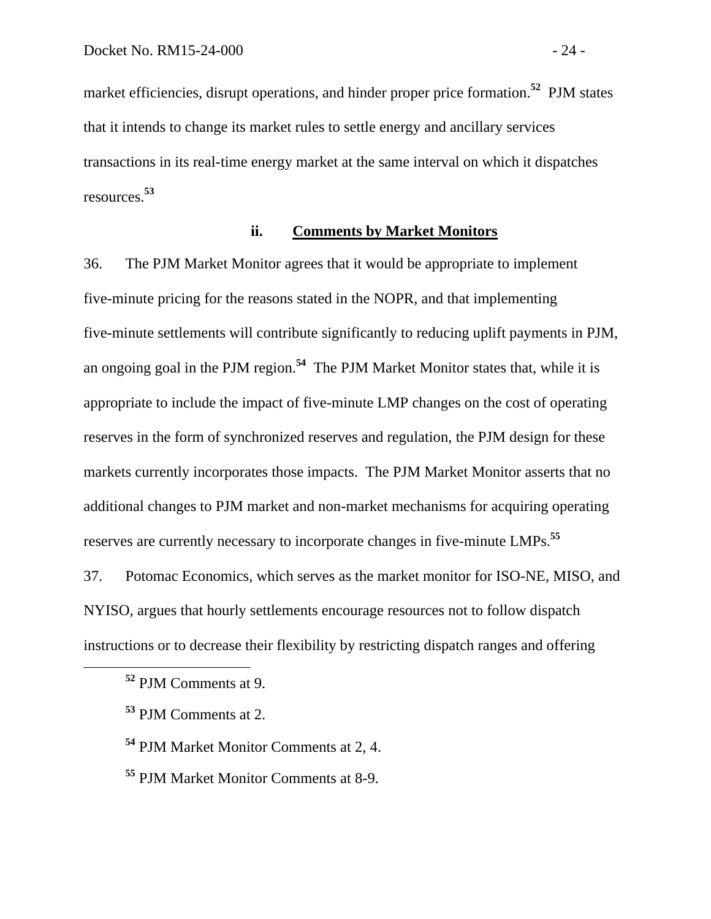market efficiencies, disrupt operations, and hinder proper price formation.[52] PJM states that it intends to change its market rules to settle energy and ancillary services transactions in its real-time energy market at the same interval on which it dispatches resources.[53]

### ii. Comments by Market Monitors

36. The PJM Market Monitor agrees that it would be appropriate to implement five-minute pricing for the reasons stated in the NOPR, and that implementing five-minute settlements will contribute significantly to reducing uplift payments in PJM, an ongoing goal in the PJM region.[54] The PJM Market Monitor states that, while it is appropriate to include the impact of five-minute LMP changes on the cost of operating reserves in the form of synchronized reserves and regulation, the PJM design for these markets currently incorporates those impacts. The PJM Market Monitor asserts that no additional changes to PJM market and non-market mechanisms for acquiring operating reserves are currently necessary to incorporate changes in five-minute LMPs.[55]

37. Potomac Economics, which serves as the market monitor for ISO-NE, MISO, and NYISO, argues that hourly settlements encourage resources not to follow dispatch instructions or to decrease their flexibility by restricting dispatch ranges and offering

---

[52] PJM Comments at 9.

[53] PJM Comments at 2.

[54] PJM Market Monitor Comments at 2, 4.

[55] PJM Market Monitor Comments at 8-9.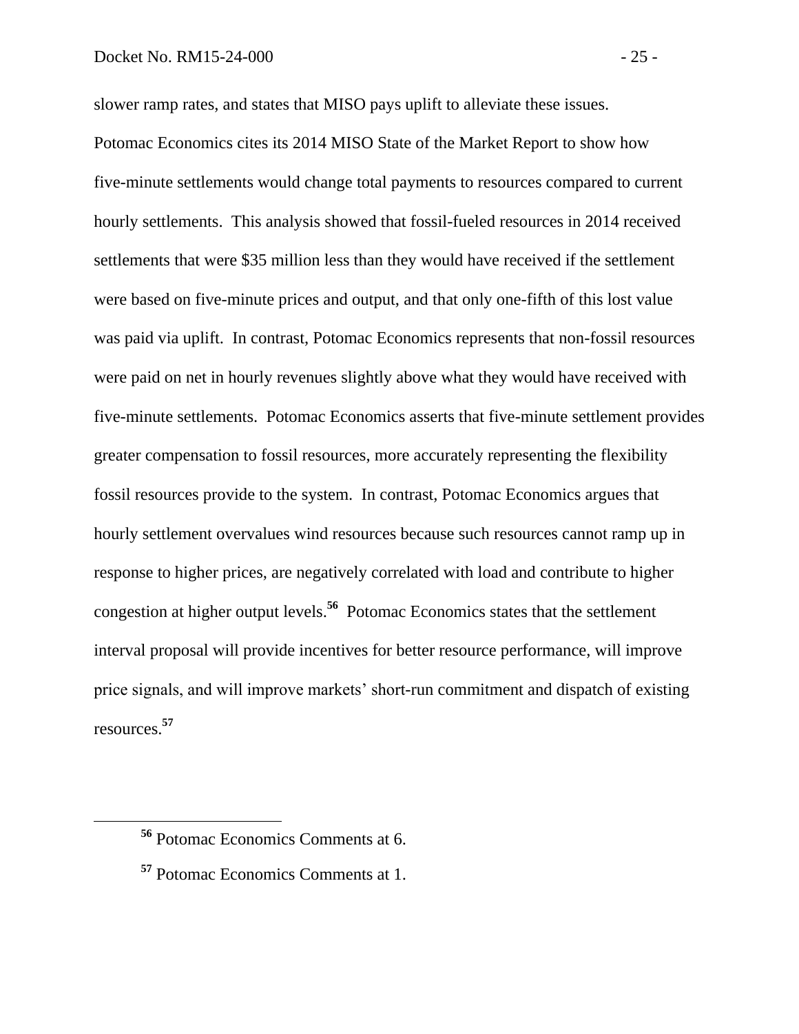slower ramp rates, and states that MISO pays uplift to alleviate these issues. Potomac Economics cites its 2014 MISO State of the Market Report to show how five-minute settlements would change total payments to resources compared to current hourly settlements. This analysis showed that fossil-fueled resources in 2014 received settlements that were $35 million less than they would have received if the settlement were based on five-minute prices and output, and that only one-fifth of this lost value was paid via uplift. In contrast, Potomac Economics represents that non-fossil resources were paid on net in hourly revenues slightly above what they would have received with five-minute settlements. Potomac Economics asserts that five-minute settlement provides greater compensation to fossil resources, more accurately representing the flexibility fossil resources provide to the system. In contrast, Potomac Economics argues that hourly settlement overvalues wind resources because such resources cannot ramp up in response to higher prices, are negatively correlated with load and contribute to higher congestion at higher output levels.[56] Potomac Economics states that the settlement interval proposal will provide incentives for better resource performance, will improve price signals, and will improve markets' short-run commitment and dispatch of existing resources.[57]

---

[56] Potomac Economics Comments at 6.

[57] Potomac Economics Comments at 1.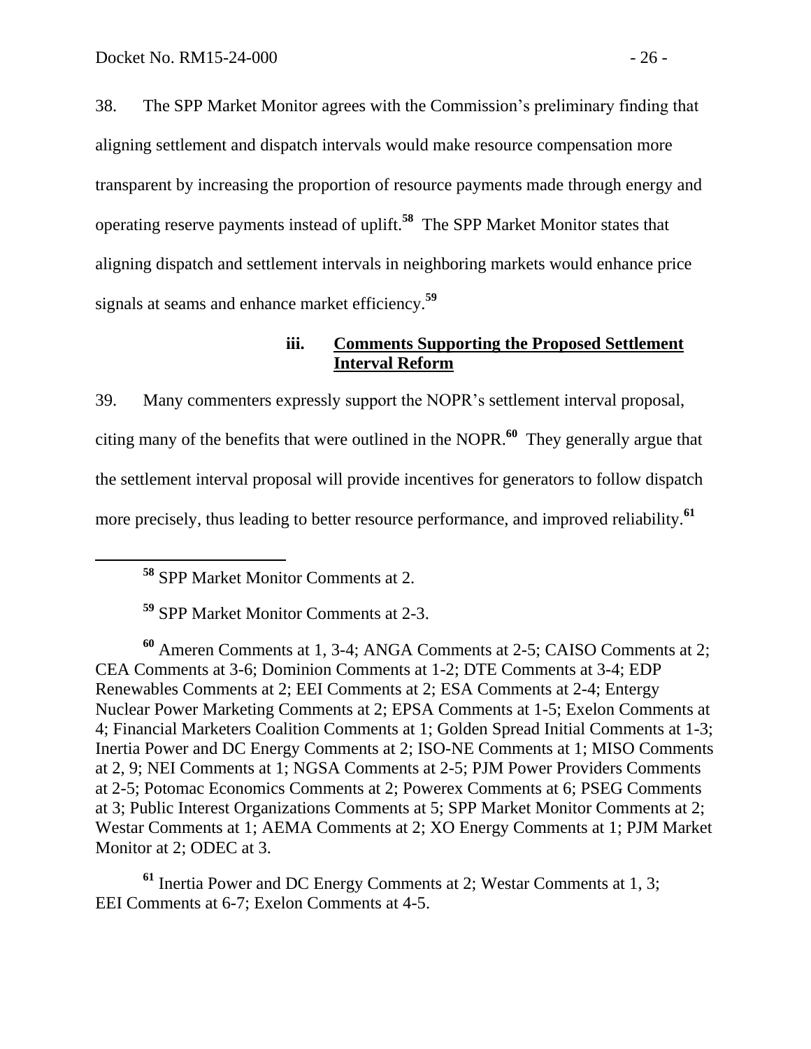38. The SPP Market Monitor agrees with the Commission's preliminary finding that aligning settlement and dispatch intervals would make resource compensation more transparent by increasing the proportion of resource payments made through energy and operating reserve payments instead of uplift.[58] The SPP Market Monitor states that aligning dispatch and settlement intervals in neighboring markets would enhance price signals at seams and enhance market efficiency.[59]

### iii. Comments Supporting the Proposed Settlement Interval Reform

39. Many commenters expressly support the NOPR's settlement interval proposal, citing many of the benefits that were outlined in the NOPR.[60] They generally argue that the settlement interval proposal will provide incentives for generators to follow dispatch more precisely, thus leading to better resource performance, and improved reliability.[61]

[58] SPP Market Monitor Comments at 2.

[59] SPP Market Monitor Comments at 2-3.

[60] Ameren Comments at 1, 3-4; ANGA Comments at 2-5; CAISO Comments at 2; CEA Comments at 3-6; Dominion Comments at 1-2; DTE Comments at 3-4; EDP Renewables Comments at 2; EEI Comments at 2; ESA Comments at 2-4; Entergy Nuclear Power Marketing Comments at 2; EPSA Comments at 1-5; Exelon Comments at 4; Financial Marketers Coalition Comments at 1; Golden Spread Initial Comments at 1-3; Inertia Power and DC Energy Comments at 2; ISO-NE Comments at 1; MISO Comments at 2, 9; NEI Comments at 1; NGSA Comments at 2-5; PJM Power Providers Comments at 2-5; Potomac Economics Comments at 2; Powerex Comments at 6; PSEG Comments at 3; Public Interest Organizations Comments at 5; SPP Market Monitor Comments at 2; Westar Comments at 1; AEMA Comments at 2; XO Energy Comments at 1; PJM Market Monitor at 2; ODEC at 3.

[61] Inertia Power and DC Energy Comments at 2; Westar Comments at 1, 3; EEI Comments at 6-7; Exelon Comments at 4-5.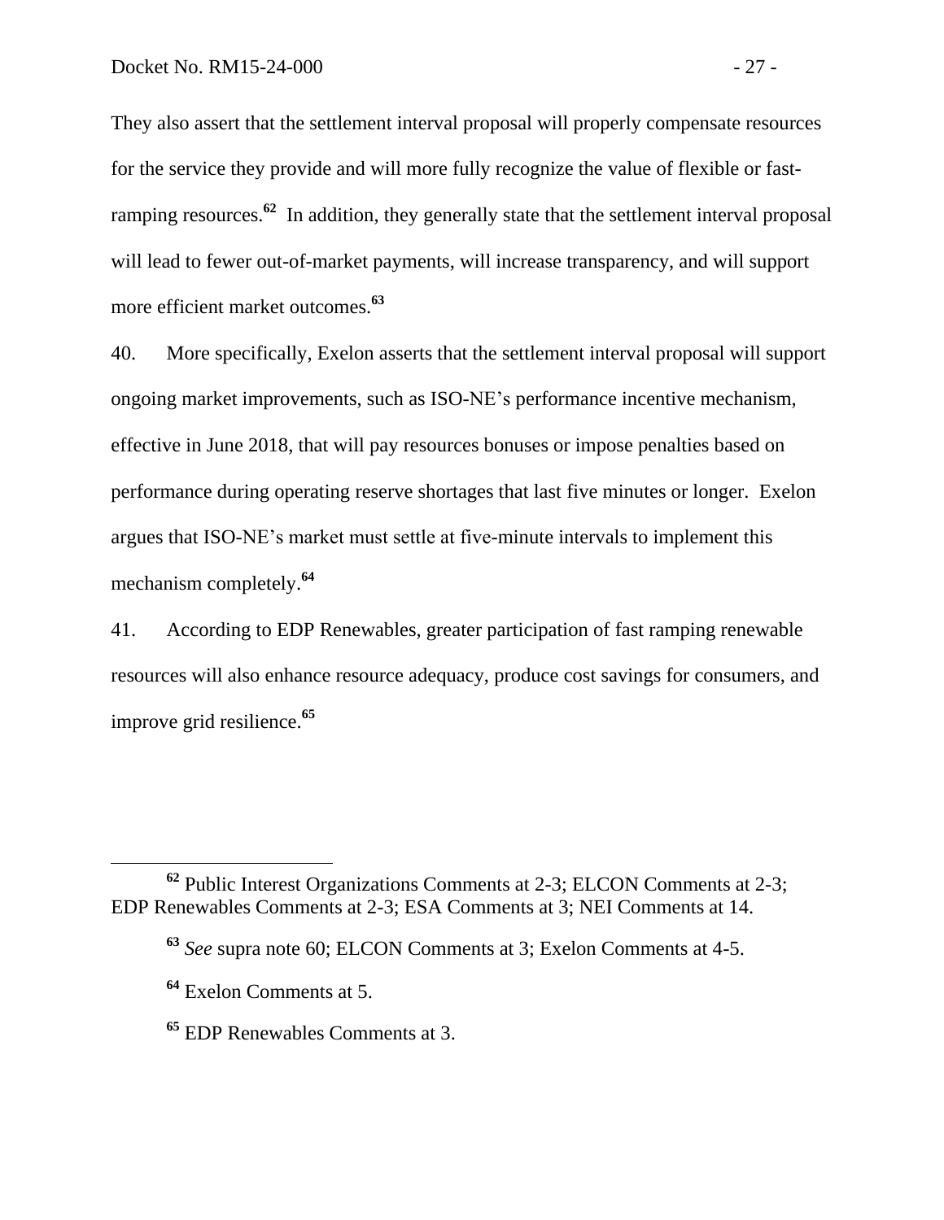They also assert that the settlement interval proposal will properly compensate resources for the service they provide and will more fully recognize the value of flexible or fast-ramping resources.[62] In addition, they generally state that the settlement interval proposal will lead to fewer out-of-market payments, will increase transparency, and will support more efficient market outcomes.[63]

40. More specifically, Exelon asserts that the settlement interval proposal will support ongoing market improvements, such as ISO-NE's performance incentive mechanism, effective in June 2018, that will pay resources bonuses or impose penalties based on performance during operating reserve shortages that last five minutes or longer. Exelon argues that ISO-NE's market must settle at five-minute intervals to implement this mechanism completely.[64]

41. According to EDP Renewables, greater participation of fast ramping renewable resources will also enhance resource adequacy, produce cost savings for consumers, and improve grid resilience.[65]

---

[62] Public Interest Organizations Comments at 2-3; ELCON Comments at 2-3; EDP Renewables Comments at 2-3; ESA Comments at 3; NEI Comments at 14.

[63] *See* supra note 60; ELCON Comments at 3; Exelon Comments at 4-5.

[64] Exelon Comments at 5.

[65] EDP Renewables Comments at 3.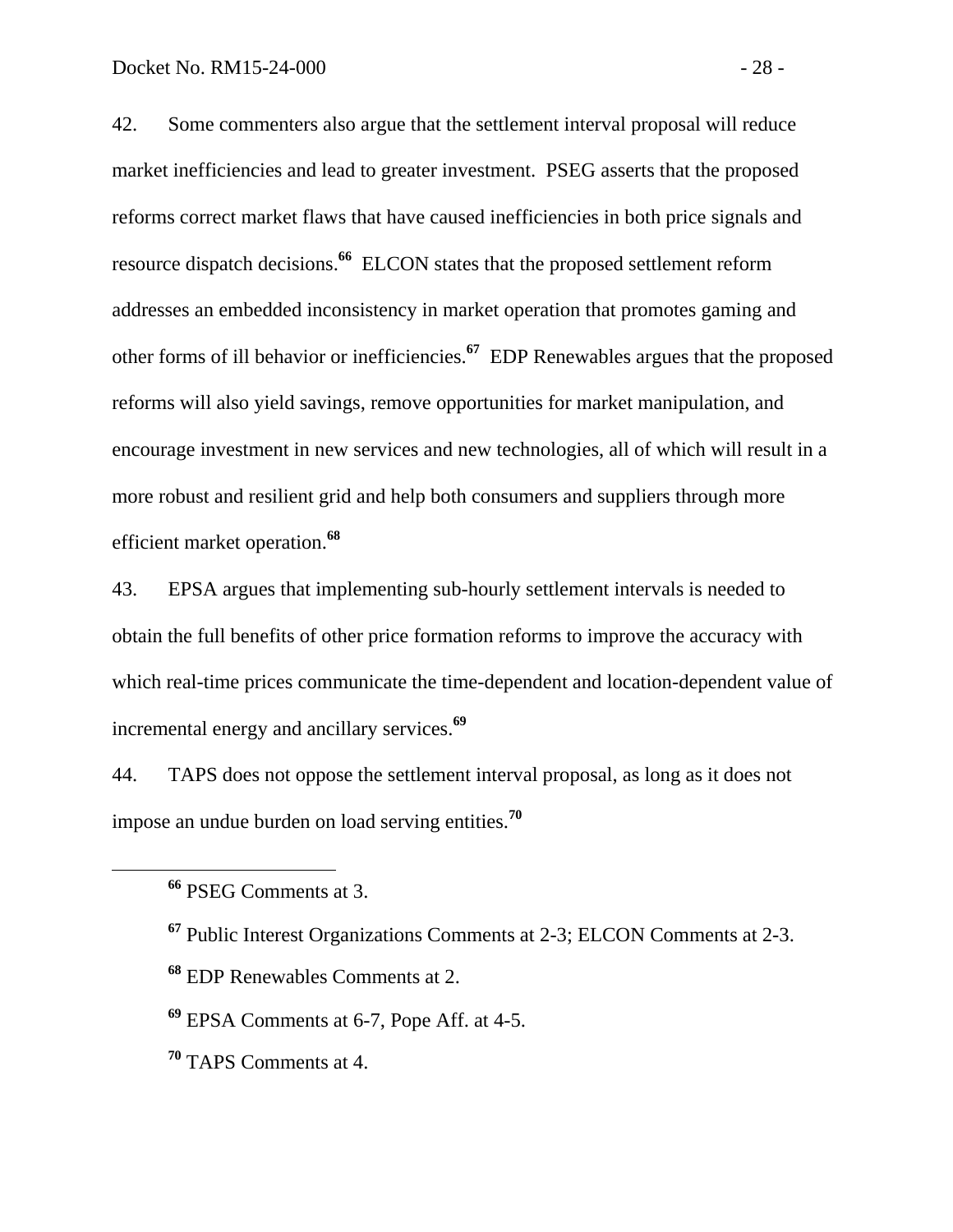42. Some commenters also argue that the settlement interval proposal will reduce market inefficiencies and lead to greater investment. PSEG asserts that the proposed reforms correct market flaws that have caused inefficiencies in both price signals and resource dispatch decisions.[66] ELCON states that the proposed settlement reform addresses an embedded inconsistency in market operation that promotes gaming and other forms of ill behavior or inefficiencies.[67] EDP Renewables argues that the proposed reforms will also yield savings, remove opportunities for market manipulation, and encourage investment in new services and new technologies, all of which will result in a more robust and resilient grid and help both consumers and suppliers through more efficient market operation.[68]

43. EPSA argues that implementing sub-hourly settlement intervals is needed to obtain the full benefits of other price formation reforms to improve the accuracy with which real-time prices communicate the time-dependent and location-dependent value of incremental energy and ancillary services.[69]

44. TAPS does not oppose the settlement interval proposal, as long as it does not impose an undue burden on load serving entities.[70]

---

[66] PSEG Comments at 3.

[67] Public Interest Organizations Comments at 2-3; ELCON Comments at 2-3.

[68] EDP Renewables Comments at 2.

[69] EPSA Comments at 6-7, Pope Aff. at 4-5.

[70] TAPS Comments at 4.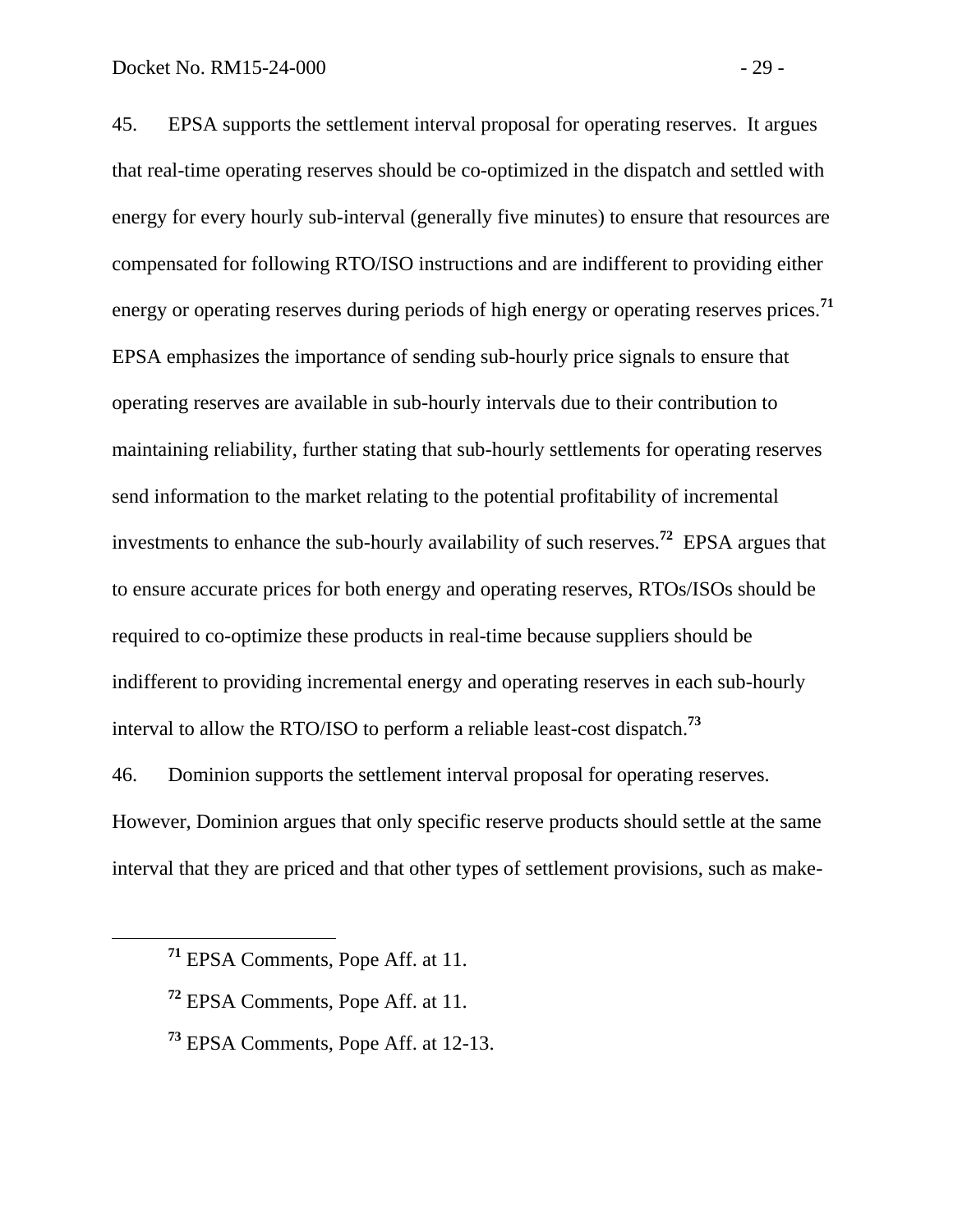45. EPSA supports the settlement interval proposal for operating reserves. It argues that real-time operating reserves should be co-optimized in the dispatch and settled with energy for every hourly sub-interval (generally five minutes) to ensure that resources are compensated for following RTO/ISO instructions and are indifferent to providing either energy or operating reserves during periods of high energy or operating reserves prices.[71] EPSA emphasizes the importance of sending sub-hourly price signals to ensure that operating reserves are available in sub-hourly intervals due to their contribution to maintaining reliability, further stating that sub-hourly settlements for operating reserves send information to the market relating to the potential profitability of incremental investments to enhance the sub-hourly availability of such reserves.[72] EPSA argues that to ensure accurate prices for both energy and operating reserves, RTOs/ISOs should be required to co-optimize these products in real-time because suppliers should be indifferent to providing incremental energy and operating reserves in each sub-hourly interval to allow the RTO/ISO to perform a reliable least-cost dispatch.[73]

46. Dominion supports the settlement interval proposal for operating reserves. However, Dominion argues that only specific reserve products should settle at the same interval that they are priced and that other types of settlement provisions, such as make-

---

[71] EPSA Comments, Pope Aff. at 11.

[72] EPSA Comments, Pope Aff. at 11.

[73] EPSA Comments, Pope Aff. at 12-13.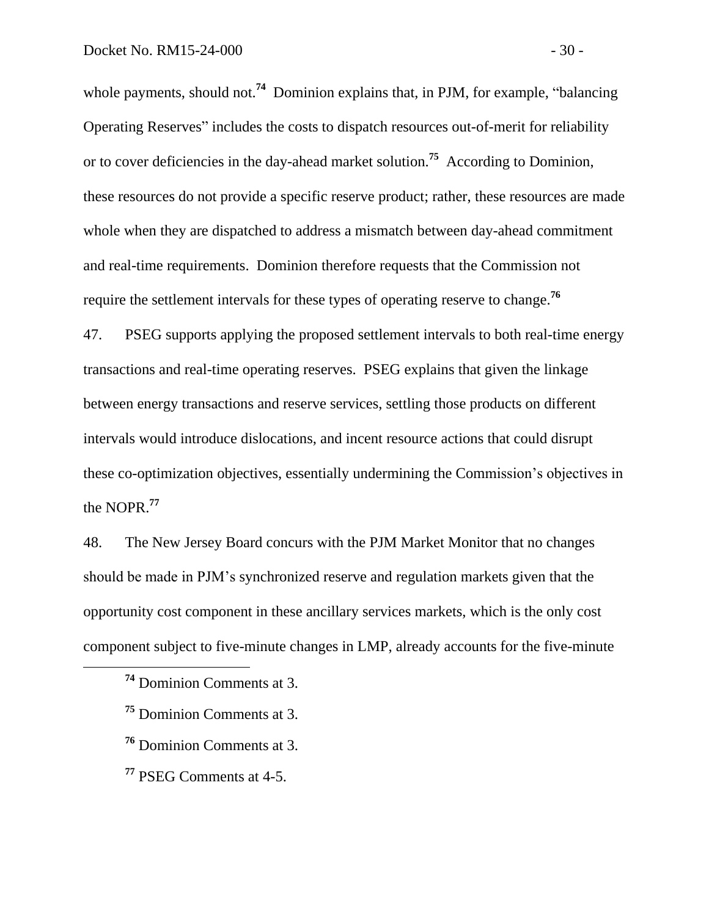whole payments, should not.[74] Dominion explains that, in PJM, for example, "balancing Operating Reserves" includes the costs to dispatch resources out-of-merit for reliability or to cover deficiencies in the day-ahead market solution.[75] According to Dominion, these resources do not provide a specific reserve product; rather, these resources are made whole when they are dispatched to address a mismatch between day-ahead commitment and real-time requirements. Dominion therefore requests that the Commission not require the settlement intervals for these types of operating reserve to change.[76]

47. PSEG supports applying the proposed settlement intervals to both real-time energy transactions and real-time operating reserves. PSEG explains that given the linkage between energy transactions and reserve services, settling those products on different intervals would introduce dislocations, and incent resource actions that could disrupt these co-optimization objectives, essentially undermining the Commission's objectives in the NOPR.[77]

48. The New Jersey Board concurs with the PJM Market Monitor that no changes should be made in PJM's synchronized reserve and regulation markets given that the opportunity cost component in these ancillary services markets, which is the only cost component subject to five-minute changes in LMP, already accounts for the five-minute

[74] Dominion Comments at 3.

[75] Dominion Comments at 3.

[76] Dominion Comments at 3.

[77] PSEG Comments at 4-5.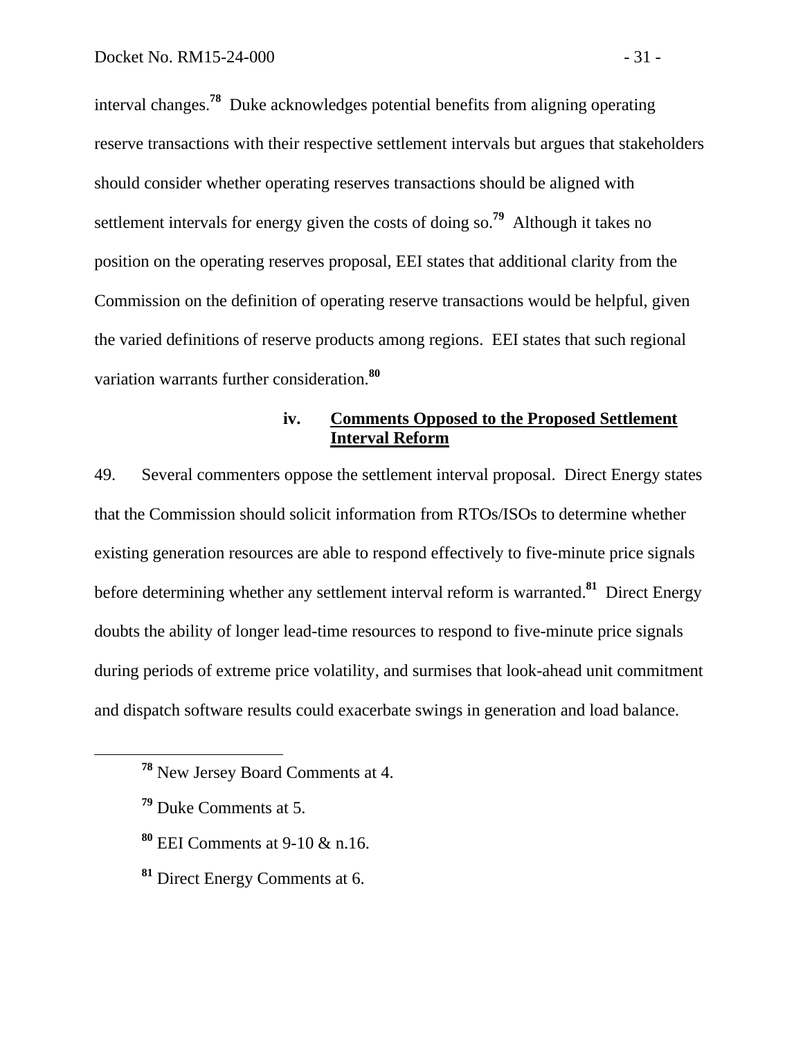interval changes.[78] Duke acknowledges potential benefits from aligning operating reserve transactions with their respective settlement intervals but argues that stakeholders should consider whether operating reserves transactions should be aligned with settlement intervals for energy given the costs of doing so.[79] Although it takes no position on the operating reserves proposal, EEI states that additional clarity from the Commission on the definition of operating reserve transactions would be helpful, given the varied definitions of reserve products among regions. EEI states that such regional variation warrants further consideration.[80]

#### iv. Comments Opposed to the Proposed Settlement Interval Reform

49. Several commenters oppose the settlement interval proposal. Direct Energy states that the Commission should solicit information from RTOs/ISOs to determine whether existing generation resources are able to respond effectively to five-minute price signals before determining whether any settlement interval reform is warranted.[81] Direct Energy doubts the ability of longer lead-time resources to respond to five-minute price signals during periods of extreme price volatility, and surmises that look-ahead unit commitment and dispatch software results could exacerbate swings in generation and load balance.

---

[78] New Jersey Board Comments at 4.

[79] Duke Comments at 5.

[80] EEI Comments at 9-10 & n.16.

[81] Direct Energy Comments at 6.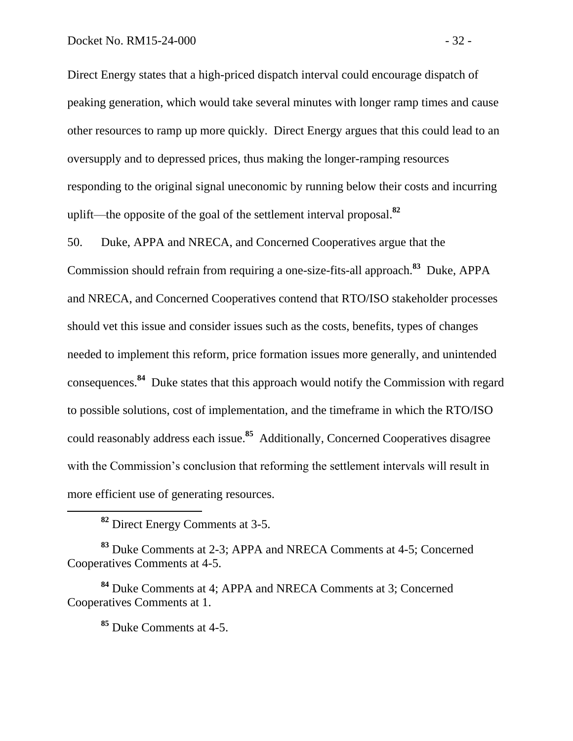Direct Energy states that a high-priced dispatch interval could encourage dispatch of peaking generation, which would take several minutes with longer ramp times and cause other resources to ramp up more quickly. Direct Energy argues that this could lead to an oversupply and to depressed prices, thus making the longer-ramping resources responding to the original signal uneconomic by running below their costs and incurring uplift—the opposite of the goal of the settlement interval proposal.[82]

50. Duke, APPA and NRECA, and Concerned Cooperatives argue that the Commission should refrain from requiring a one-size-fits-all approach.[83] Duke, APPA and NRECA, and Concerned Cooperatives contend that RTO/ISO stakeholder processes should vet this issue and consider issues such as the costs, benefits, types of changes needed to implement this reform, price formation issues more generally, and unintended consequences.[84] Duke states that this approach would notify the Commission with regard to possible solutions, cost of implementation, and the timeframe in which the RTO/ISO could reasonably address each issue.[85] Additionally, Concerned Cooperatives disagree with the Commission's conclusion that reforming the settlement intervals will result in more efficient use of generating resources.

[82] Direct Energy Comments at 3-5.

[83] Duke Comments at 2-3; APPA and NRECA Comments at 4-5; Concerned Cooperatives Comments at 4-5.

[84] Duke Comments at 4; APPA and NRECA Comments at 3; Concerned Cooperatives Comments at 1.

[85] Duke Comments at 4-5.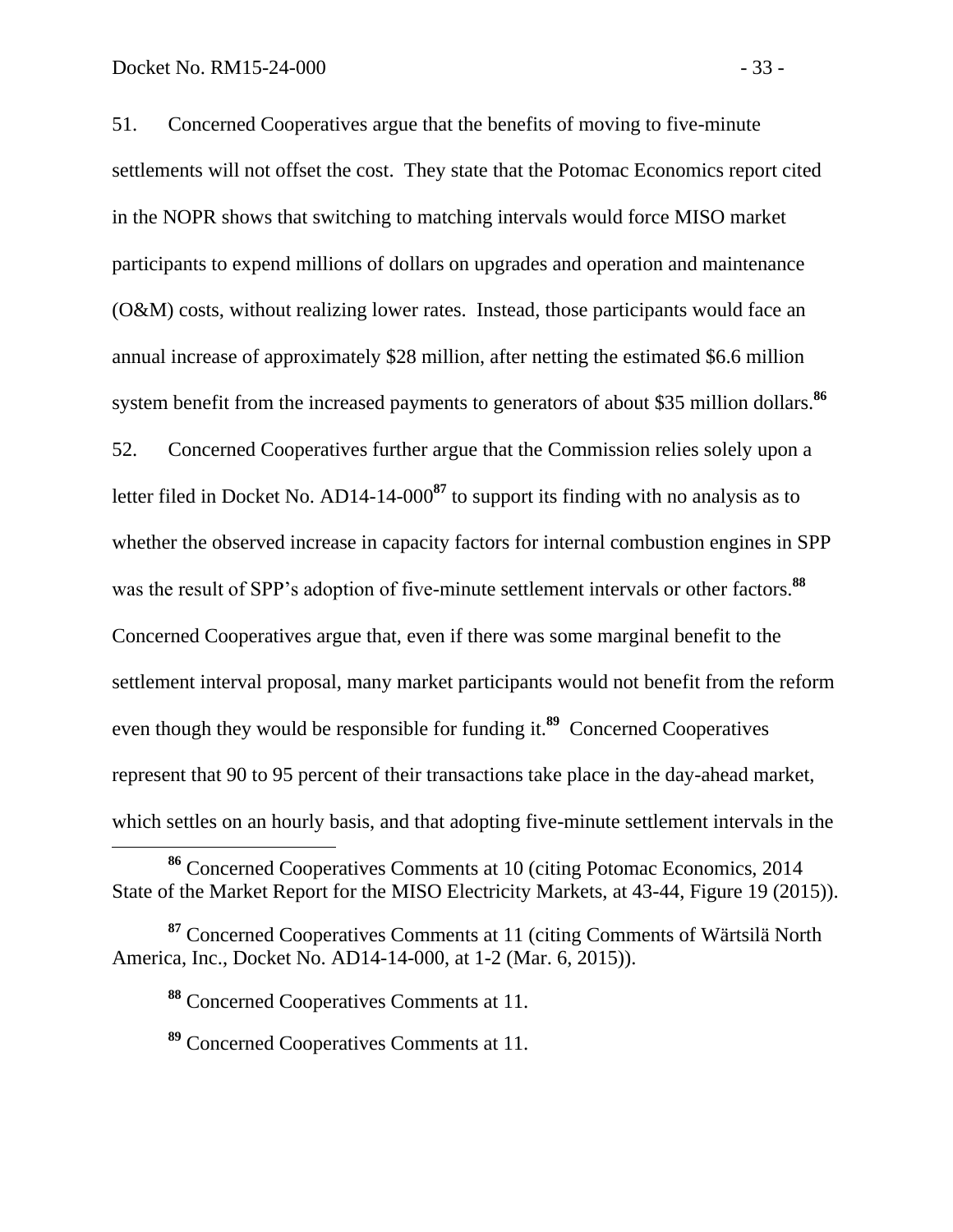51. Concerned Cooperatives argue that the benefits of moving to five-minute settlements will not offset the cost. They state that the Potomac Economics report cited in the NOPR shows that switching to matching intervals would force MISO market participants to expend millions of dollars on upgrades and operation and maintenance (O&M) costs, without realizing lower rates. Instead, those participants would face an annual increase of approximately $28 million, after netting the estimated $6.6 million system benefit from the increased payments to generators of about $35 million dollars.[86]

52. Concerned Cooperatives further argue that the Commission relies solely upon a letter filed in Docket No. AD14-14-000[87] to support its finding with no analysis as to whether the observed increase in capacity factors for internal combustion engines in SPP was the result of SPP's adoption of five-minute settlement intervals or other factors.[88] Concerned Cooperatives argue that, even if there was some marginal benefit to the settlement interval proposal, many market participants would not benefit from the reform even though they would be responsible for funding it.[89] Concerned Cooperatives represent that 90 to 95 percent of their transactions take place in the day-ahead market, which settles on an hourly basis, and that adopting five-minute settlement intervals in the

[86] Concerned Cooperatives Comments at 10 (citing Potomac Economics, 2014 State of the Market Report for the MISO Electricity Markets, at 43-44, Figure 19 (2015)).

[87] Concerned Cooperatives Comments at 11 (citing Comments of Wärtsilä North America, Inc., Docket No. AD14-14-000, at 1-2 (Mar. 6, 2015)).

[88] Concerned Cooperatives Comments at 11.

[89] Concerned Cooperatives Comments at 11.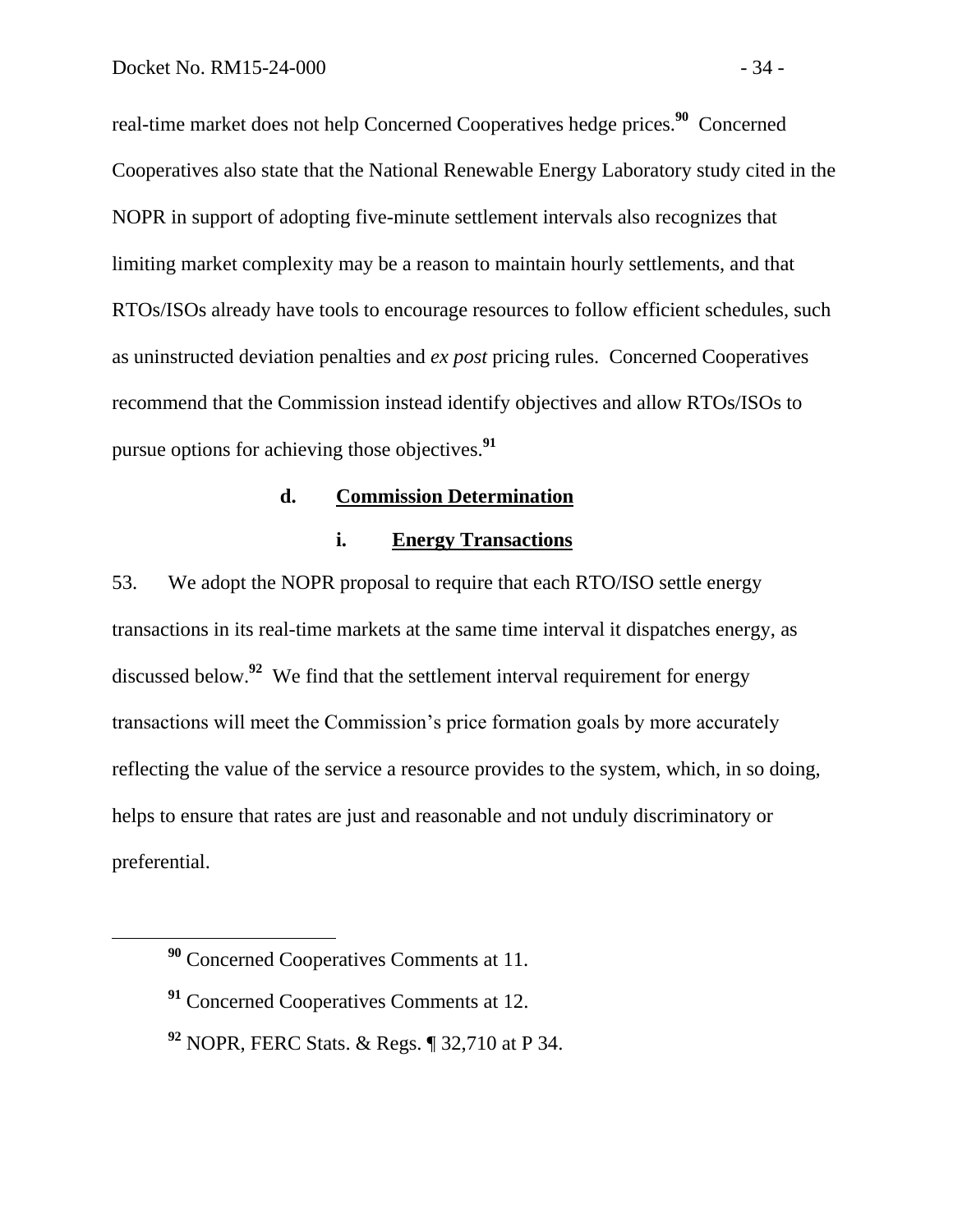real-time market does not help Concerned Cooperatives hedge prices.[90] Concerned Cooperatives also state that the National Renewable Energy Laboratory study cited in the NOPR in support of adopting five-minute settlement intervals also recognizes that limiting market complexity may be a reason to maintain hourly settlements, and that RTOs/ISOs already have tools to encourage resources to follow efficient schedules, such as uninstructed deviation penalties and *ex post* pricing rules. Concerned Cooperatives recommend that the Commission instead identify objectives and allow RTOs/ISOs to pursue options for achieving those objectives.[91]

### d. Commission Determination

#### i. Energy Transactions

53. We adopt the NOPR proposal to require that each RTO/ISO settle energy transactions in its real-time markets at the same time interval it dispatches energy, as discussed below.[92] We find that the settlement interval requirement for energy transactions will meet the Commission's price formation goals by more accurately reflecting the value of the service a resource provides to the system, which, in so doing, helps to ensure that rates are just and reasonable and not unduly discriminatory or preferential.

---

[90] Concerned Cooperatives Comments at 11.

[91] Concerned Cooperatives Comments at 12.

[92] NOPR, FERC Stats. & Regs. ¶ 32,710 at P 34.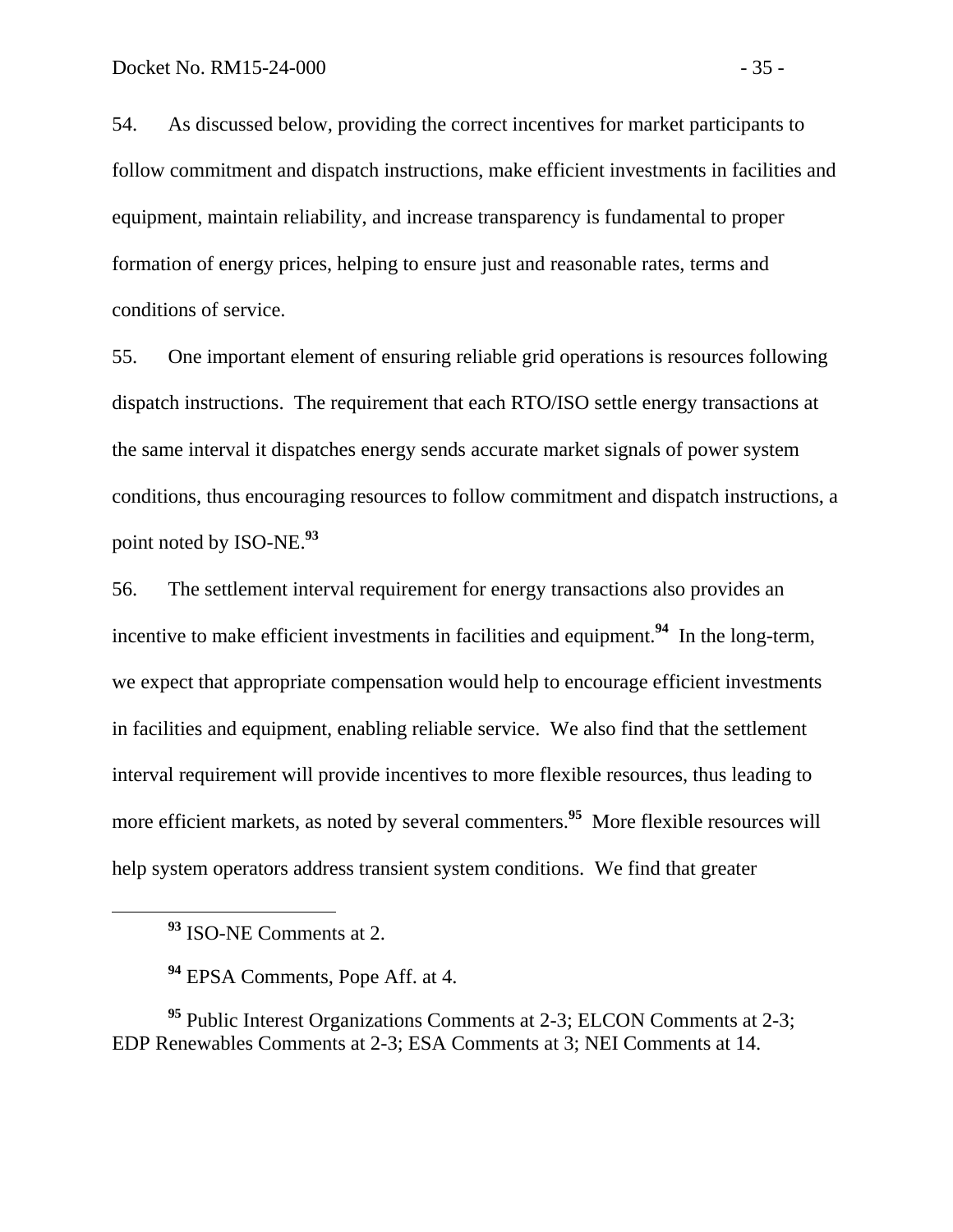54. As discussed below, providing the correct incentives for market participants to follow commitment and dispatch instructions, make efficient investments in facilities and equipment, maintain reliability, and increase transparency is fundamental to proper formation of energy prices, helping to ensure just and reasonable rates, terms and conditions of service.

55. One important element of ensuring reliable grid operations is resources following dispatch instructions. The requirement that each RTO/ISO settle energy transactions at the same interval it dispatches energy sends accurate market signals of power system conditions, thus encouraging resources to follow commitment and dispatch instructions, a point noted by ISO-NE.[93]

56. The settlement interval requirement for energy transactions also provides an incentive to make efficient investments in facilities and equipment.[94] In the long-term, we expect that appropriate compensation would help to encourage efficient investments in facilities and equipment, enabling reliable service. We also find that the settlement interval requirement will provide incentives to more flexible resources, thus leading to more efficient markets, as noted by several commenters.[95] More flexible resources will help system operators address transient system conditions. We find that greater

[93] ISO-NE Comments at 2.

[94] EPSA Comments, Pope Aff. at 4.

[95] Public Interest Organizations Comments at 2-3; ELCON Comments at 2-3; EDP Renewables Comments at 2-3; ESA Comments at 3; NEI Comments at 14.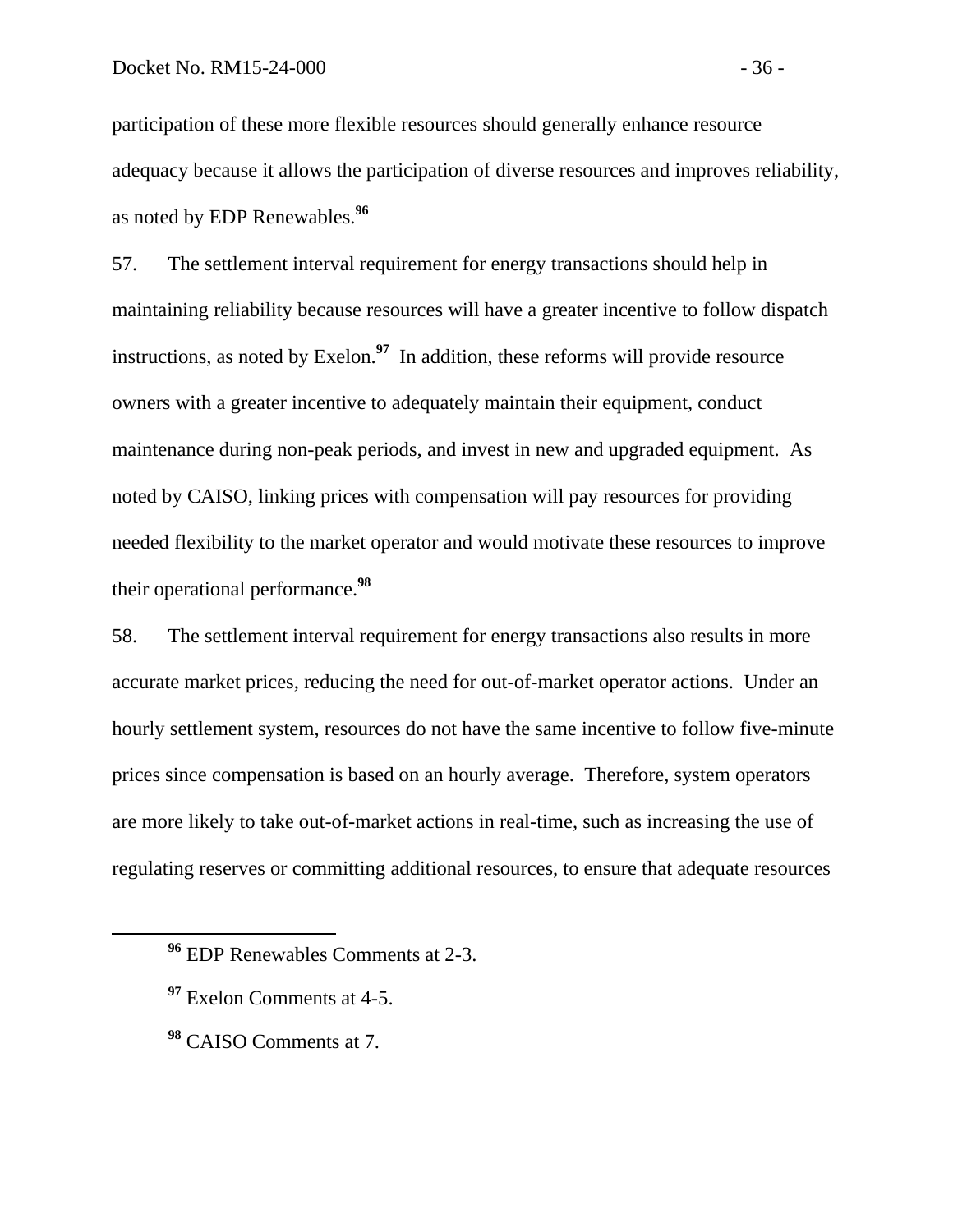participation of these more flexible resources should generally enhance resource adequacy because it allows the participation of diverse resources and improves reliability, as noted by EDP Renewables.[96]

57. The settlement interval requirement for energy transactions should help in maintaining reliability because resources will have a greater incentive to follow dispatch instructions, as noted by Exelon.[97] In addition, these reforms will provide resource owners with a greater incentive to adequately maintain their equipment, conduct maintenance during non-peak periods, and invest in new and upgraded equipment. As noted by CAISO, linking prices with compensation will pay resources for providing needed flexibility to the market operator and would motivate these resources to improve their operational performance.[98]

58. The settlement interval requirement for energy transactions also results in more accurate market prices, reducing the need for out-of-market operator actions. Under an hourly settlement system, resources do not have the same incentive to follow five-minute prices since compensation is based on an hourly average. Therefore, system operators are more likely to take out-of-market actions in real-time, such as increasing the use of regulating reserves or committing additional resources, to ensure that adequate resources

---

[96] EDP Renewables Comments at 2-3.

[97] Exelon Comments at 4-5.

[98] CAISO Comments at 7.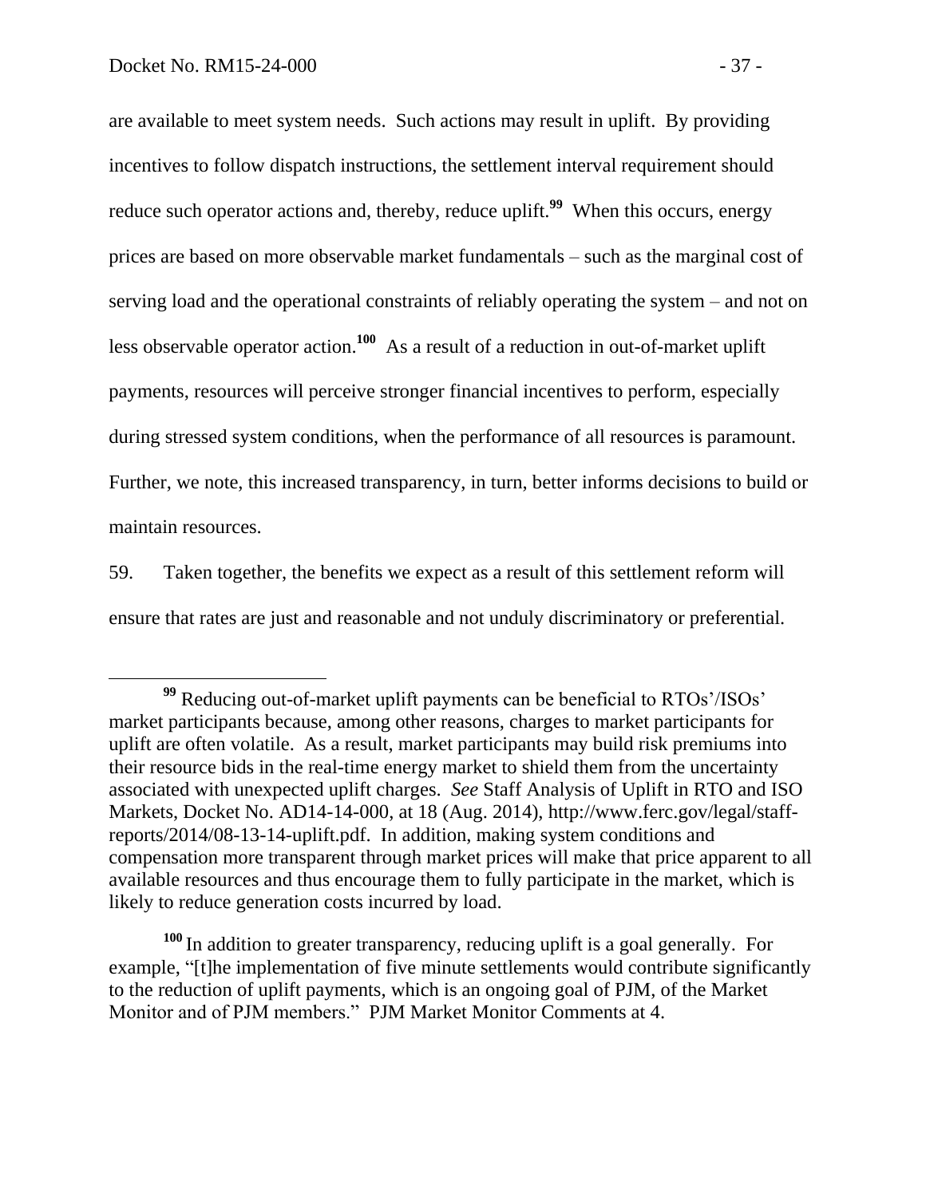are available to meet system needs. Such actions may result in uplift. By providing incentives to follow dispatch instructions, the settlement interval requirement should reduce such operator actions and, thereby, reduce uplift.[99] When this occurs, energy prices are based on more observable market fundamentals – such as the marginal cost of serving load and the operational constraints of reliably operating the system – and not on less observable operator action.[100] As a result of a reduction in out-of-market uplift payments, resources will perceive stronger financial incentives to perform, especially during stressed system conditions, when the performance of all resources is paramount. Further, we note, this increased transparency, in turn, better informs decisions to build or maintain resources.

59. Taken together, the benefits we expect as a result of this settlement reform will ensure that rates are just and reasonable and not unduly discriminatory or preferential.

---

[99] Reducing out-of-market uplift payments can be beneficial to RTOs'/ISOs' market participants because, among other reasons, charges to market participants for uplift are often volatile. As a result, market participants may build risk premiums into their resource bids in the real-time energy market to shield them from the uncertainty associated with unexpected uplift charges. *See* Staff Analysis of Uplift in RTO and ISO Markets, Docket No. AD14-14-000, at 18 (Aug. 2014), http://www.ferc.gov/legal/staff-reports/2014/08-13-14-uplift.pdf. In addition, making system conditions and compensation more transparent through market prices will make that price apparent to all available resources and thus encourage them to fully participate in the market, which is likely to reduce generation costs incurred by load.

[100] In addition to greater transparency, reducing uplift is a goal generally. For example, "[t]he implementation of five minute settlements would contribute significantly to the reduction of uplift payments, which is an ongoing goal of PJM, of the Market Monitor and of PJM members." PJM Market Monitor Comments at 4.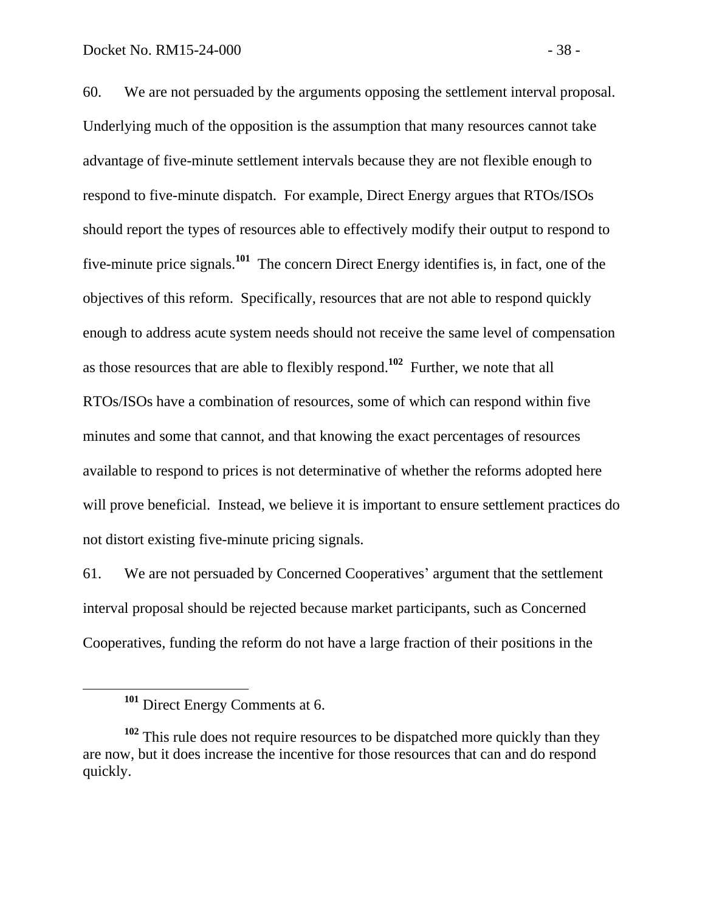60. We are not persuaded by the arguments opposing the settlement interval proposal. Underlying much of the opposition is the assumption that many resources cannot take advantage of five-minute settlement intervals because they are not flexible enough to respond to five-minute dispatch. For example, Direct Energy argues that RTOs/ISOs should report the types of resources able to effectively modify their output to respond to five-minute price signals.[101] The concern Direct Energy identifies is, in fact, one of the objectives of this reform. Specifically, resources that are not able to respond quickly enough to address acute system needs should not receive the same level of compensation as those resources that are able to flexibly respond.[102] Further, we note that all RTOs/ISOs have a combination of resources, some of which can respond within five minutes and some that cannot, and that knowing the exact percentages of resources available to respond to prices is not determinative of whether the reforms adopted here will prove beneficial. Instead, we believe it is important to ensure settlement practices do not distort existing five-minute pricing signals.

61. We are not persuaded by Concerned Cooperatives' argument that the settlement interval proposal should be rejected because market participants, such as Concerned Cooperatives, funding the reform do not have a large fraction of their positions in the

---

[101] Direct Energy Comments at 6.

[102] This rule does not require resources to be dispatched more quickly than they are now, but it does increase the incentive for those resources that can and do respond quickly.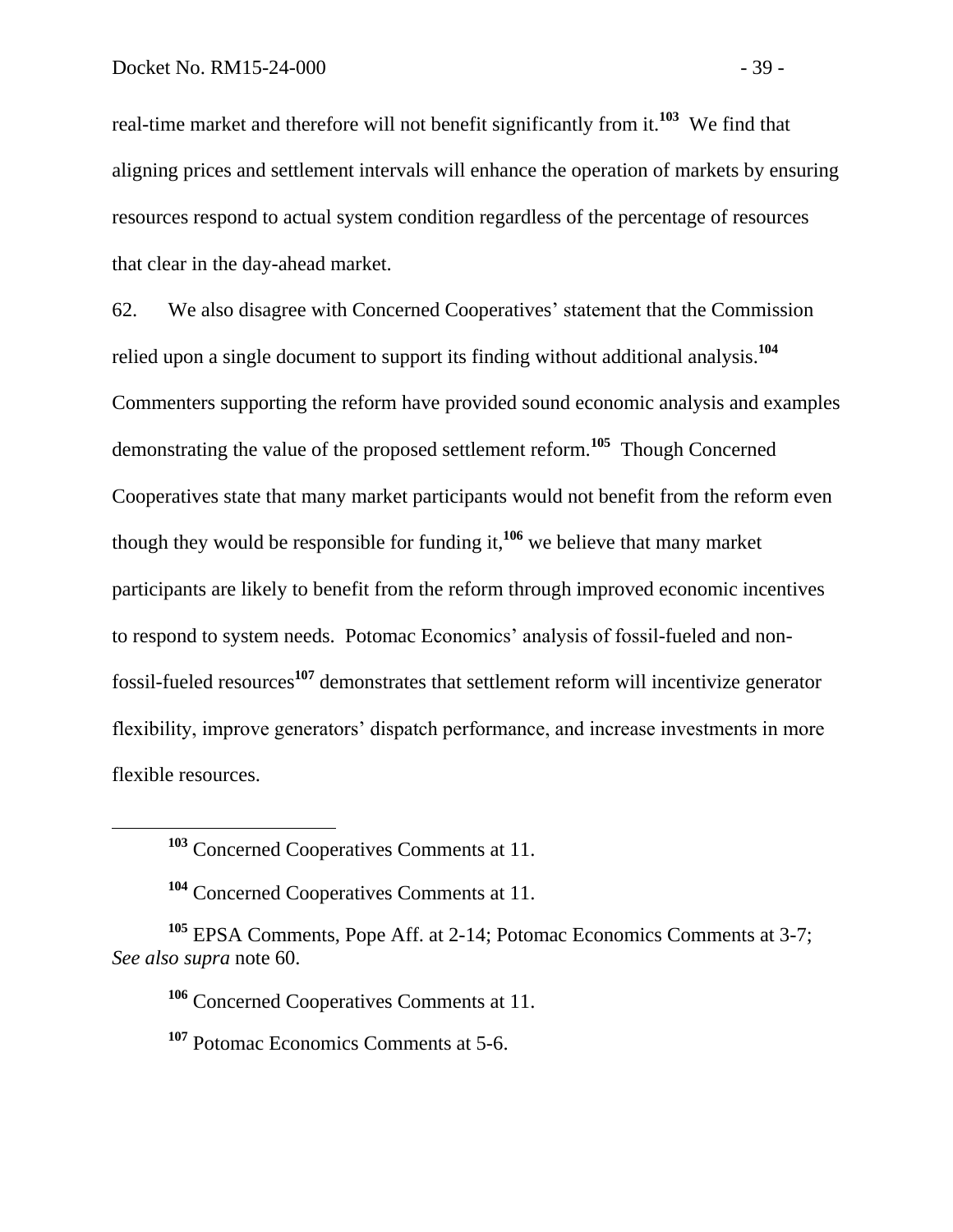real-time market and therefore will not benefit significantly from it.[103] We find that aligning prices and settlement intervals will enhance the operation of markets by ensuring resources respond to actual system condition regardless of the percentage of resources that clear in the day-ahead market.

62. We also disagree with Concerned Cooperatives' statement that the Commission relied upon a single document to support its finding without additional analysis.[104] Commenters supporting the reform have provided sound economic analysis and examples demonstrating the value of the proposed settlement reform.[105] Though Concerned Cooperatives state that many market participants would not benefit from the reform even though they would be responsible for funding it,[106] we believe that many market participants are likely to benefit from the reform through improved economic incentives to respond to system needs. Potomac Economics' analysis of fossil-fueled and non-fossil-fueled resources[107] demonstrates that settlement reform will incentivize generator flexibility, improve generators' dispatch performance, and increase investments in more flexible resources.

---

[103] Concerned Cooperatives Comments at 11.

[104] Concerned Cooperatives Comments at 11.

[105] EPSA Comments, Pope Aff. at 2-14; Potomac Economics Comments at 3-7; *See also supra* note 60.

[106] Concerned Cooperatives Comments at 11.

[107] Potomac Economics Comments at 5-6.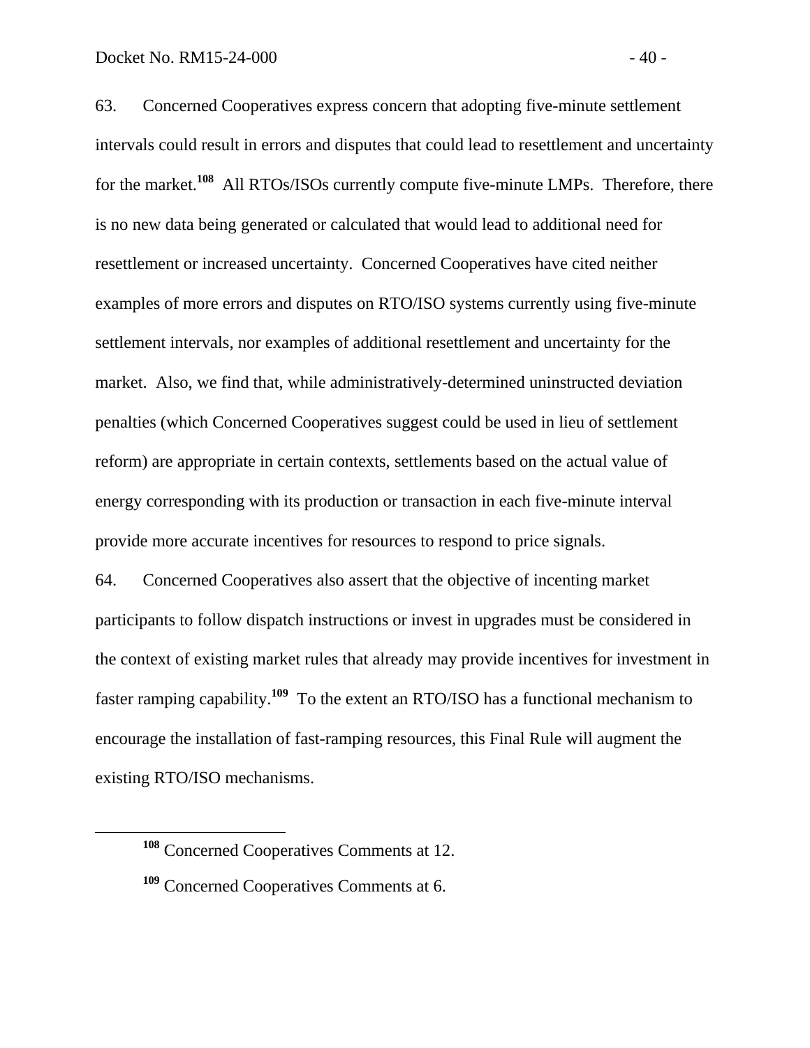63. Concerned Cooperatives express concern that adopting five-minute settlement intervals could result in errors and disputes that could lead to resettlement and uncertainty for the market.[108] All RTOs/ISOs currently compute five-minute LMPs. Therefore, there is no new data being generated or calculated that would lead to additional need for resettlement or increased uncertainty. Concerned Cooperatives have cited neither examples of more errors and disputes on RTO/ISO systems currently using five-minute settlement intervals, nor examples of additional resettlement and uncertainty for the market. Also, we find that, while administratively-determined uninstructed deviation penalties (which Concerned Cooperatives suggest could be used in lieu of settlement reform) are appropriate in certain contexts, settlements based on the actual value of energy corresponding with its production or transaction in each five-minute interval provide more accurate incentives for resources to respond to price signals.

64. Concerned Cooperatives also assert that the objective of incenting market participants to follow dispatch instructions or invest in upgrades must be considered in the context of existing market rules that already may provide incentives for investment in faster ramping capability.[109] To the extent an RTO/ISO has a functional mechanism to encourage the installation of fast-ramping resources, this Final Rule will augment the existing RTO/ISO mechanisms.

[108] Concerned Cooperatives Comments at 12.

[109] Concerned Cooperatives Comments at 6.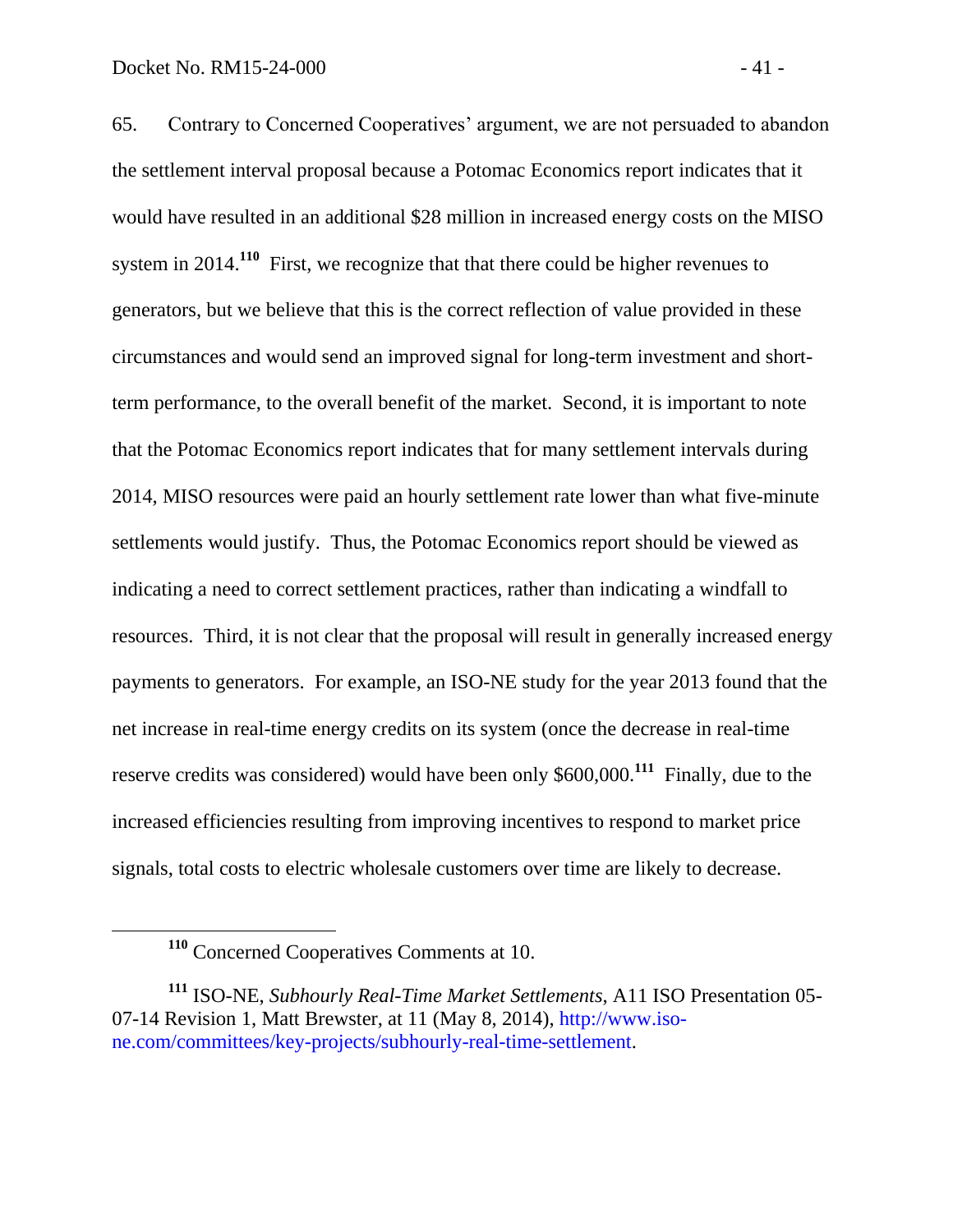65. Contrary to Concerned Cooperatives' argument, we are not persuaded to abandon the settlement interval proposal because a Potomac Economics report indicates that it would have resulted in an additional $28 million in increased energy costs on the MISO system in 2014.[110] First, we recognize that that there could be higher revenues to generators, but we believe that this is the correct reflection of value provided in these circumstances and would send an improved signal for long-term investment and short-term performance, to the overall benefit of the market. Second, it is important to note that the Potomac Economics report indicates that for many settlement intervals during 2014, MISO resources were paid an hourly settlement rate lower than what five-minute settlements would justify. Thus, the Potomac Economics report should be viewed as indicating a need to correct settlement practices, rather than indicating a windfall to resources. Third, it is not clear that the proposal will result in generally increased energy payments to generators. For example, an ISO-NE study for the year 2013 found that the net increase in real-time energy credits on its system (once the decrease in real-time reserve credits was considered) would have been only $600,000.[111] Finally, due to the increased efficiencies resulting from improving incentives to respond to market price signals, total costs to electric wholesale customers over time are likely to decrease.

---

[110] Concerned Cooperatives Comments at 10.

[111] ISO-NE, *Subhourly Real-Time Market Settlements*, A11 ISO Presentation 05-07-14 Revision 1, Matt Brewster, at 11 (May 8, 2014), http://www.iso-ne.com/committees/key-projects/subhourly-real-time-settlement.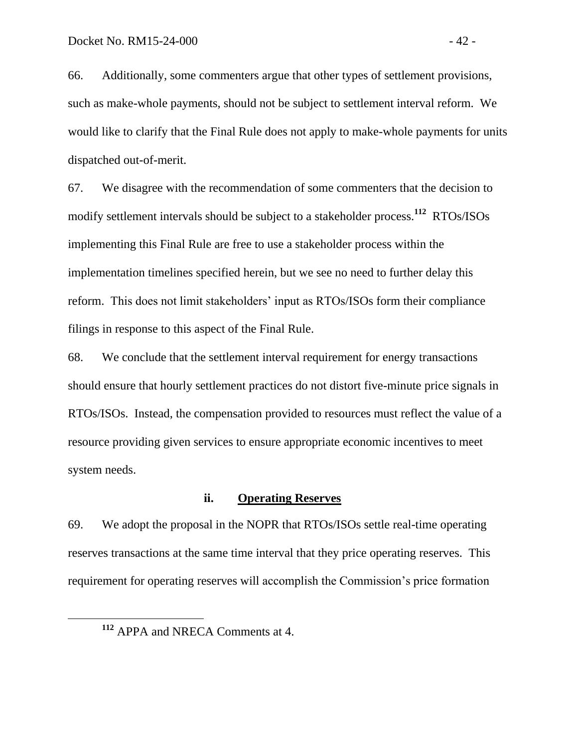66. Additionally, some commenters argue that other types of settlement provisions, such as make-whole payments, should not be subject to settlement interval reform. We would like to clarify that the Final Rule does not apply to make-whole payments for units dispatched out-of-merit.

67. We disagree with the recommendation of some commenters that the decision to modify settlement intervals should be subject to a stakeholder process.[112] RTOs/ISOs implementing this Final Rule are free to use a stakeholder process within the implementation timelines specified herein, but we see no need to further delay this reform. This does not limit stakeholders' input as RTOs/ISOs form their compliance filings in response to this aspect of the Final Rule.

68. We conclude that the settlement interval requirement for energy transactions should ensure that hourly settlement practices do not distort five-minute price signals in RTOs/ISOs. Instead, the compensation provided to resources must reflect the value of a resource providing given services to ensure appropriate economic incentives to meet system needs.

#### ii. Operating Reserves

69. We adopt the proposal in the NOPR that RTOs/ISOs settle real-time operating reserves transactions at the same time interval that they price operating reserves. This requirement for operating reserves will accomplish the Commission's price formation

[112] APPA and NRECA Comments at 4.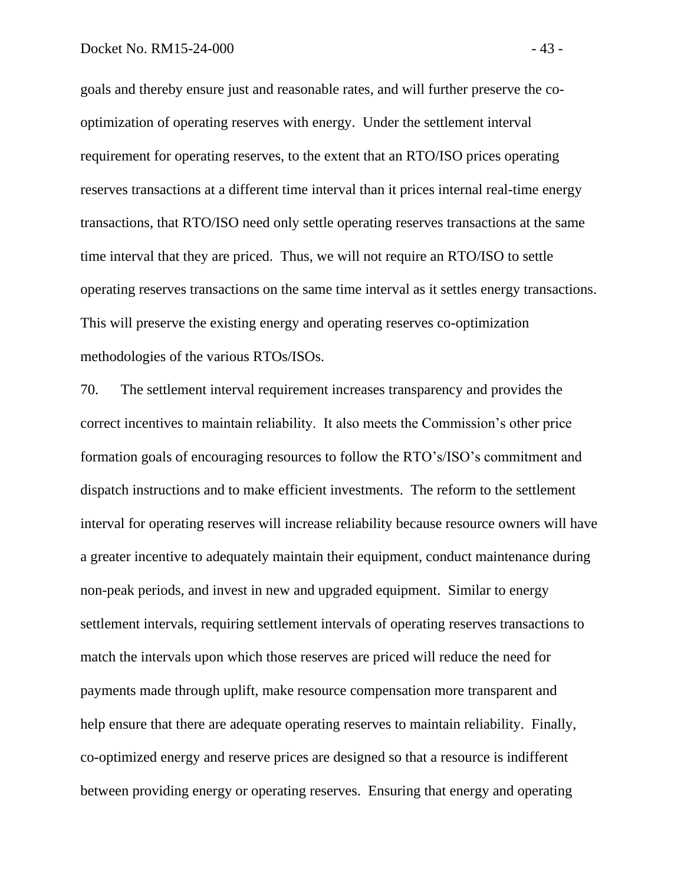goals and thereby ensure just and reasonable rates, and will further preserve the co-optimization of operating reserves with energy. Under the settlement interval requirement for operating reserves, to the extent that an RTO/ISO prices operating reserves transactions at a different time interval than it prices internal real-time energy transactions, that RTO/ISO need only settle operating reserves transactions at the same time interval that they are priced. Thus, we will not require an RTO/ISO to settle operating reserves transactions on the same time interval as it settles energy transactions. This will preserve the existing energy and operating reserves co-optimization methodologies of the various RTOs/ISOs.

70. The settlement interval requirement increases transparency and provides the correct incentives to maintain reliability. It also meets the Commission's other price formation goals of encouraging resources to follow the RTO's/ISO's commitment and dispatch instructions and to make efficient investments. The reform to the settlement interval for operating reserves will increase reliability because resource owners will have a greater incentive to adequately maintain their equipment, conduct maintenance during non-peak periods, and invest in new and upgraded equipment. Similar to energy settlement intervals, requiring settlement intervals of operating reserves transactions to match the intervals upon which those reserves are priced will reduce the need for payments made through uplift, make resource compensation more transparent and help ensure that there are adequate operating reserves to maintain reliability. Finally, co-optimized energy and reserve prices are designed so that a resource is indifferent between providing energy or operating reserves. Ensuring that energy and operating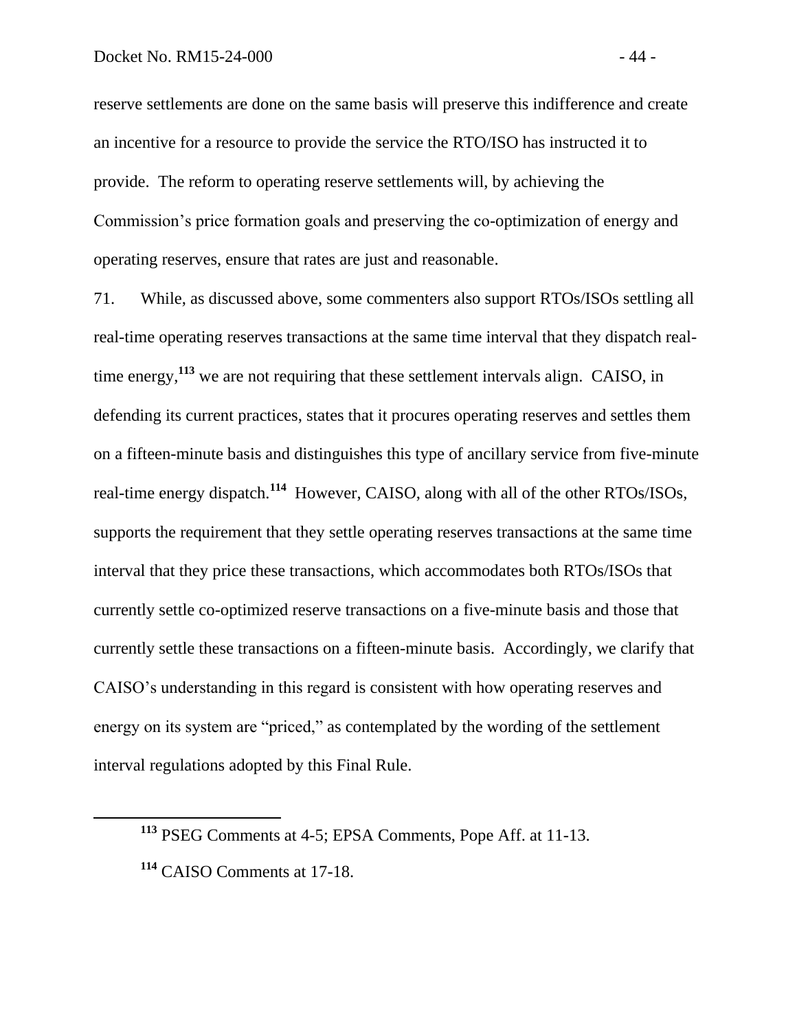reserve settlements are done on the same basis will preserve this indifference and create an incentive for a resource to provide the service the RTO/ISO has instructed it to provide. The reform to operating reserve settlements will, by achieving the Commission's price formation goals and preserving the co-optimization of energy and operating reserves, ensure that rates are just and reasonable.

71. While, as discussed above, some commenters also support RTOs/ISOs settling all real-time operating reserves transactions at the same time interval that they dispatch real-time energy,[113] we are not requiring that these settlement intervals align. CAISO, in defending its current practices, states that it procures operating reserves and settles them on a fifteen-minute basis and distinguishes this type of ancillary service from five-minute real-time energy dispatch.[114] However, CAISO, along with all of the other RTOs/ISOs, supports the requirement that they settle operating reserves transactions at the same time interval that they price these transactions, which accommodates both RTOs/ISOs that currently settle co-optimized reserve transactions on a five-minute basis and those that currently settle these transactions on a fifteen-minute basis. Accordingly, we clarify that CAISO's understanding in this regard is consistent with how operating reserves and energy on its system are "priced," as contemplated by the wording of the settlement interval regulations adopted by this Final Rule.

---

[113] PSEG Comments at 4-5; EPSA Comments, Pope Aff. at 11-13.

[114] CAISO Comments at 17-18.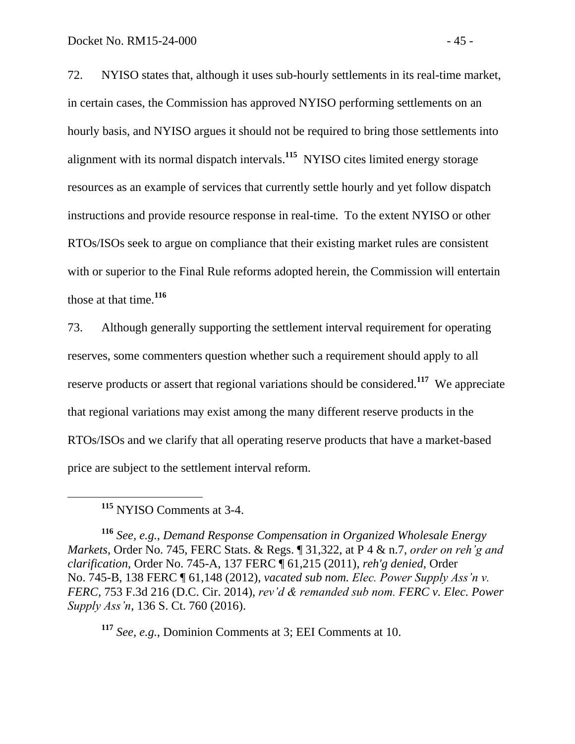72. NYISO states that, although it uses sub-hourly settlements in its real-time market, in certain cases, the Commission has approved NYISO performing settlements on an hourly basis, and NYISO argues it should not be required to bring those settlements into alignment with its normal dispatch intervals.[115] NYISO cites limited energy storage resources as an example of services that currently settle hourly and yet follow dispatch instructions and provide resource response in real-time. To the extent NYISO or other RTOs/ISOs seek to argue on compliance that their existing market rules are consistent with or superior to the Final Rule reforms adopted herein, the Commission will entertain those at that time.[116]

73. Although generally supporting the settlement interval requirement for operating reserves, some commenters question whether such a requirement should apply to all reserve products or assert that regional variations should be considered.[117] We appreciate that regional variations may exist among the many different reserve products in the RTOs/ISOs and we clarify that all operating reserve products that have a market-based price are subject to the settlement interval reform.

---

[115] NYISO Comments at 3-4.

[116] *See, e.g.*, *Demand Response Compensation in Organized Wholesale Energy Markets*, Order No. 745, FERC Stats. & Regs. ¶ 31,322, at P 4 & n.7, *order on reh'g and clarification*, Order No. 745-A, 137 FERC ¶ 61,215 (2011), *reh'g denied*, Order No. 745-B, 138 FERC ¶ 61,148 (2012), *vacated sub nom. Elec. Power Supply Ass'n v. FERC*, 753 F.3d 216 (D.C. Cir. 2014), *rev'd & remanded sub nom. FERC v. Elec. Power Supply Ass'n*, 136 S. Ct. 760 (2016).

[117] *See, e.g.*, Dominion Comments at 3; EEI Comments at 10.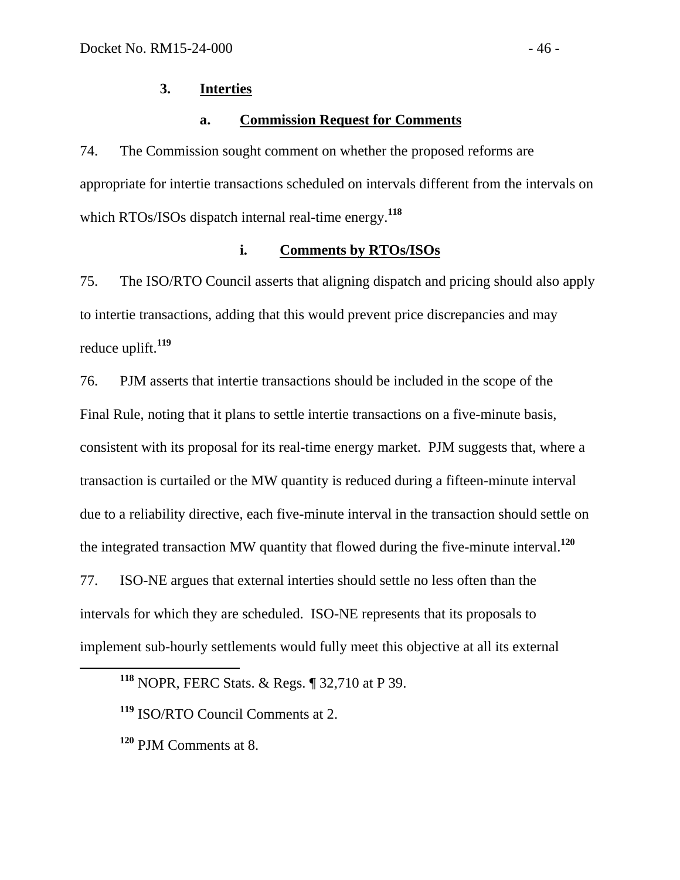### 3. Interties

#### a. Commission Request for Comments

74. The Commission sought comment on whether the proposed reforms are appropriate for intertie transactions scheduled on intervals different from the intervals on which RTOs/ISOs dispatch internal real-time energy.[118]

##### i. Comments by RTOs/ISOs

75. The ISO/RTO Council asserts that aligning dispatch and pricing should also apply to intertie transactions, adding that this would prevent price discrepancies and may reduce uplift.[119]

76. PJM asserts that intertie transactions should be included in the scope of the Final Rule, noting that it plans to settle intertie transactions on a five-minute basis, consistent with its proposal for its real-time energy market. PJM suggests that, where a transaction is curtailed or the MW quantity is reduced during a fifteen-minute interval due to a reliability directive, each five-minute interval in the transaction should settle on the integrated transaction MW quantity that flowed during the five-minute interval.[120]

77. ISO-NE argues that external interties should settle no less often than the intervals for which they are scheduled. ISO-NE represents that its proposals to implement sub-hourly settlements would fully meet this objective at all its external

---

[118] NOPR, FERC Stats. & Regs. ¶ 32,710 at P 39.

[119] ISO/RTO Council Comments at 2.

[120] PJM Comments at 8.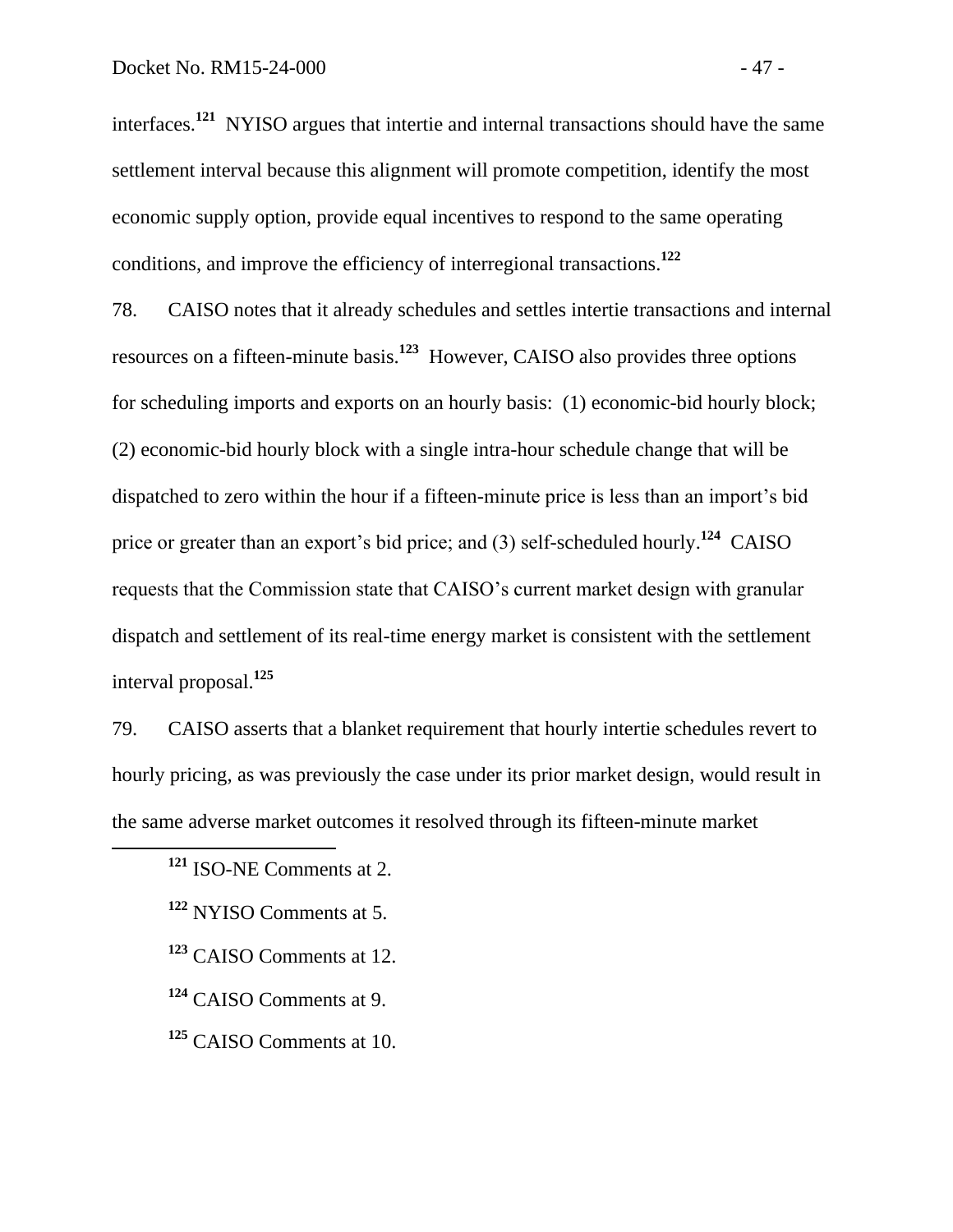interfaces.[121] NYISO argues that intertie and internal transactions should have the same settlement interval because this alignment will promote competition, identify the most economic supply option, provide equal incentives to respond to the same operating conditions, and improve the efficiency of interregional transactions.[122]

78. CAISO notes that it already schedules and settles intertie transactions and internal resources on a fifteen-minute basis.[123] However, CAISO also provides three options for scheduling imports and exports on an hourly basis: (1) economic-bid hourly block; (2) economic-bid hourly block with a single intra-hour schedule change that will be dispatched to zero within the hour if a fifteen-minute price is less than an import's bid price or greater than an export's bid price; and (3) self-scheduled hourly.[124] CAISO requests that the Commission state that CAISO's current market design with granular dispatch and settlement of its real-time energy market is consistent with the settlement interval proposal.[125]

79. CAISO asserts that a blanket requirement that hourly intertie schedules revert to hourly pricing, as was previously the case under its prior market design, would result in the same adverse market outcomes it resolved through its fifteen-minute market

---

[121] ISO-NE Comments at 2.

[122] NYISO Comments at 5.

[123] CAISO Comments at 12.

[124] CAISO Comments at 9.

[125] CAISO Comments at 10.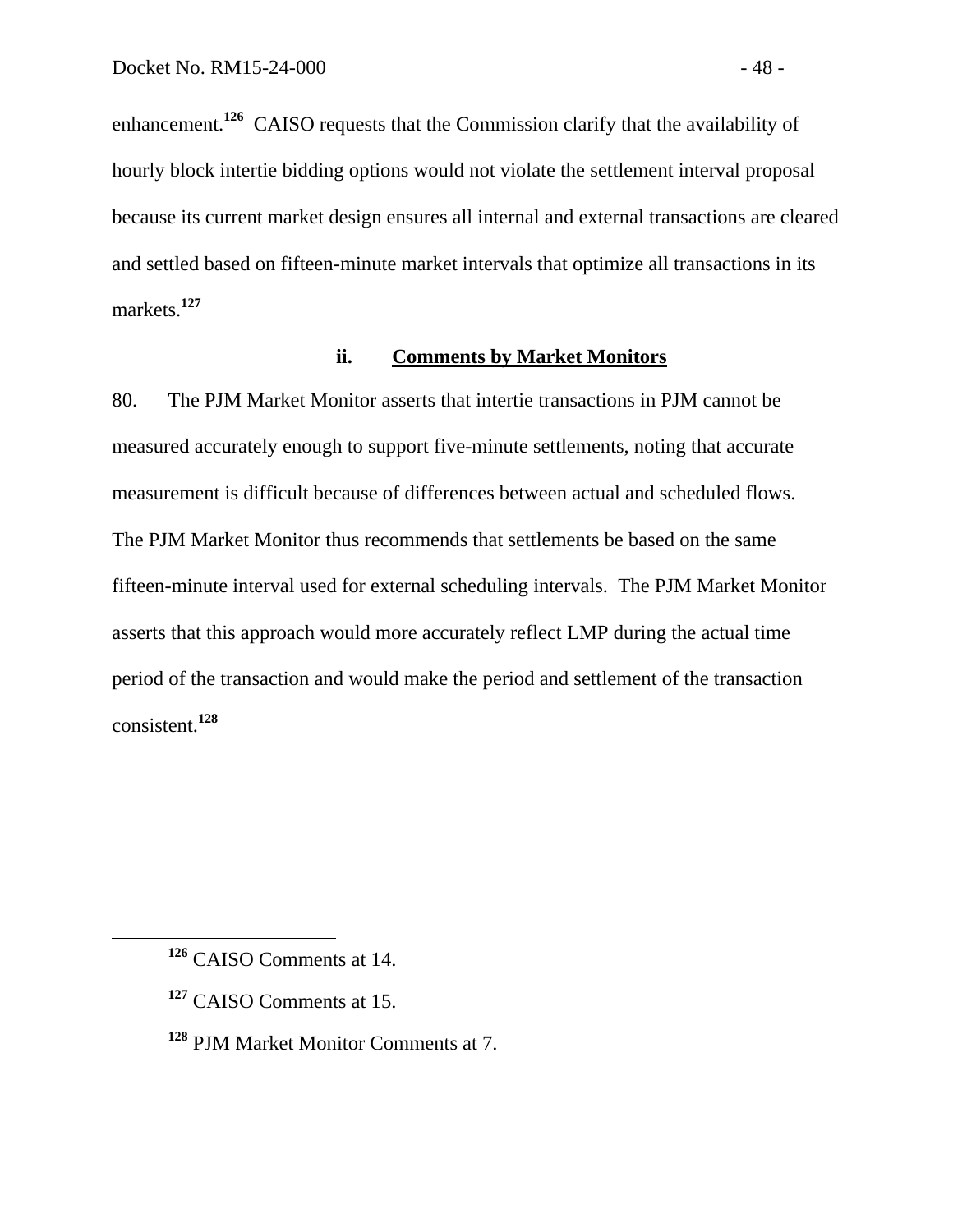enhancement.[126] CAISO requests that the Commission clarify that the availability of hourly block intertie bidding options would not violate the settlement interval proposal because its current market design ensures all internal and external transactions are cleared and settled based on fifteen-minute market intervals that optimize all transactions in its markets.[127]

#### ii. Comments by Market Monitors

80. The PJM Market Monitor asserts that intertie transactions in PJM cannot be measured accurately enough to support five-minute settlements, noting that accurate measurement is difficult because of differences between actual and scheduled flows. The PJM Market Monitor thus recommends that settlements be based on the same fifteen-minute interval used for external scheduling intervals. The PJM Market Monitor asserts that this approach would more accurately reflect LMP during the actual time period of the transaction and would make the period and settlement of the transaction consistent.[128]

---

[126] CAISO Comments at 14.

[127] CAISO Comments at 15.

[128] PJM Market Monitor Comments at 7.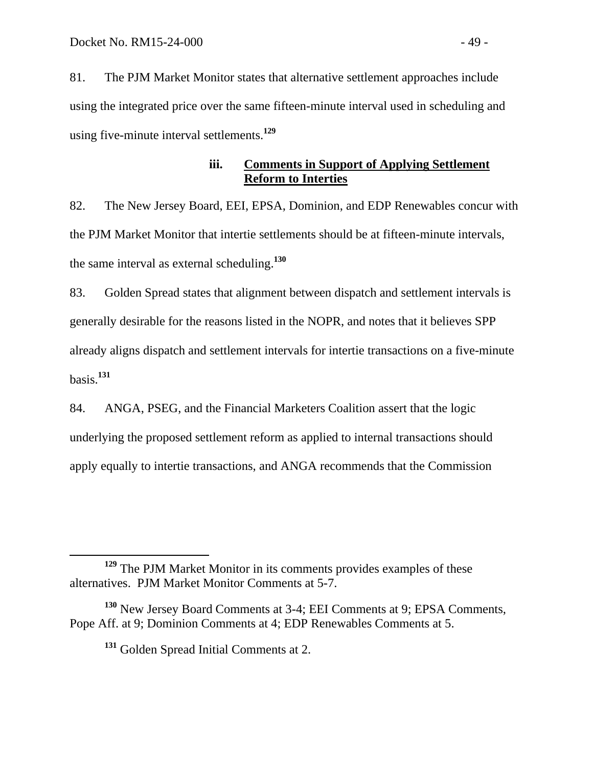81. The PJM Market Monitor states that alternative settlement approaches include using the integrated price over the same fifteen-minute interval used in scheduling and using five-minute interval settlements.[129]

#### iii. Comments in Support of Applying Settlement Reform to Interties

82. The New Jersey Board, EEI, EPSA, Dominion, and EDP Renewables concur with the PJM Market Monitor that intertie settlements should be at fifteen-minute intervals, the same interval as external scheduling.[130]

83. Golden Spread states that alignment between dispatch and settlement intervals is generally desirable for the reasons listed in the NOPR, and notes that it believes SPP already aligns dispatch and settlement intervals for intertie transactions on a five-minute basis.[131]

84. ANGA, PSEG, and the Financial Marketers Coalition assert that the logic underlying the proposed settlement reform as applied to internal transactions should apply equally to intertie transactions, and ANGA recommends that the Commission

---

[129] The PJM Market Monitor in its comments provides examples of these alternatives. PJM Market Monitor Comments at 5-7.

[130] New Jersey Board Comments at 3-4; EEI Comments at 9; EPSA Comments, Pope Aff. at 9; Dominion Comments at 4; EDP Renewables Comments at 5.

[131] Golden Spread Initial Comments at 2.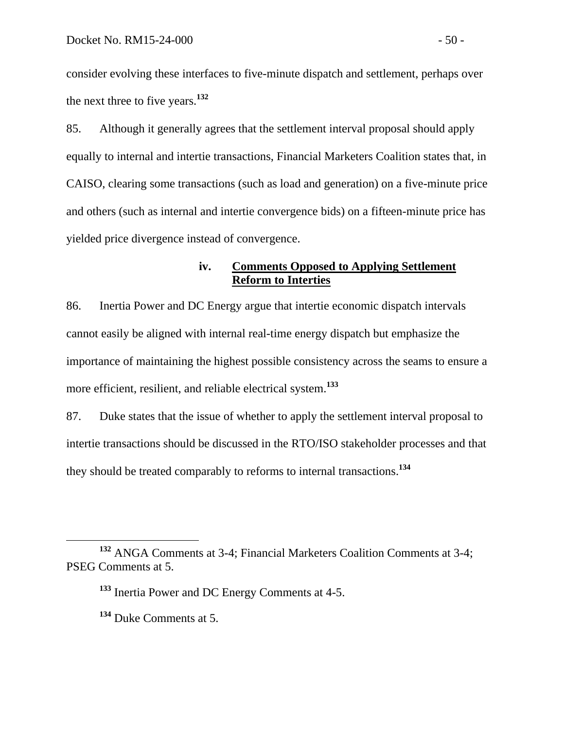consider evolving these interfaces to five-minute dispatch and settlement, perhaps over the next three to five years.[132]

85. Although it generally agrees that the settlement interval proposal should apply equally to internal and intertie transactions, Financial Marketers Coalition states that, in CAISO, clearing some transactions (such as load and generation) on a five-minute price and others (such as internal and intertie convergence bids) on a fifteen-minute price has yielded price divergence instead of convergence.

#### iv. Comments Opposed to Applying Settlement Reform to Interties

86. Inertia Power and DC Energy argue that intertie economic dispatch intervals cannot easily be aligned with internal real-time energy dispatch but emphasize the importance of maintaining the highest possible consistency across the seams to ensure a more efficient, resilient, and reliable electrical system.[133]

87. Duke states that the issue of whether to apply the settlement interval proposal to intertie transactions should be discussed in the RTO/ISO stakeholder processes and that they should be treated comparably to reforms to internal transactions.[134]

---

[132] ANGA Comments at 3-4; Financial Marketers Coalition Comments at 3-4; PSEG Comments at 5.

[133] Inertia Power and DC Energy Comments at 4-5.

[134] Duke Comments at 5.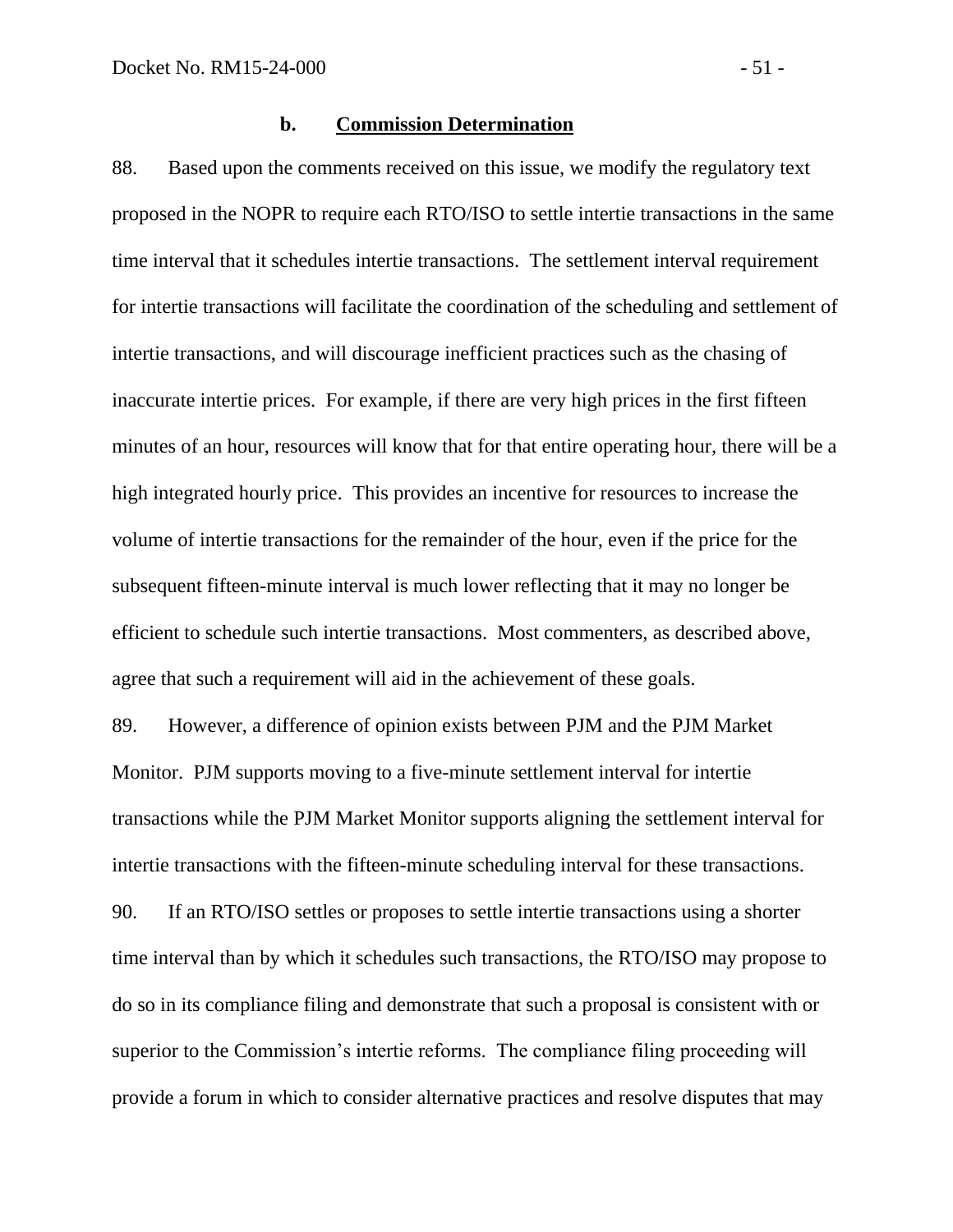#### b. Commission Determination

88. Based upon the comments received on this issue, we modify the regulatory text proposed in the NOPR to require each RTO/ISO to settle intertie transactions in the same time interval that it schedules intertie transactions. The settlement interval requirement for intertie transactions will facilitate the coordination of the scheduling and settlement of intertie transactions, and will discourage inefficient practices such as the chasing of inaccurate intertie prices. For example, if there are very high prices in the first fifteen minutes of an hour, resources will know that for that entire operating hour, there will be a high integrated hourly price. This provides an incentive for resources to increase the volume of intertie transactions for the remainder of the hour, even if the price for the subsequent fifteen-minute interval is much lower reflecting that it may no longer be efficient to schedule such intertie transactions. Most commenters, as described above, agree that such a requirement will aid in the achievement of these goals.

89. However, a difference of opinion exists between PJM and the PJM Market Monitor. PJM supports moving to a five-minute settlement interval for intertie transactions while the PJM Market Monitor supports aligning the settlement interval for intertie transactions with the fifteen-minute scheduling interval for these transactions.

90. If an RTO/ISO settles or proposes to settle intertie transactions using a shorter time interval than by which it schedules such transactions, the RTO/ISO may propose to do so in its compliance filing and demonstrate that such a proposal is consistent with or superior to the Commission's intertie reforms. The compliance filing proceeding will provide a forum in which to consider alternative practices and resolve disputes that may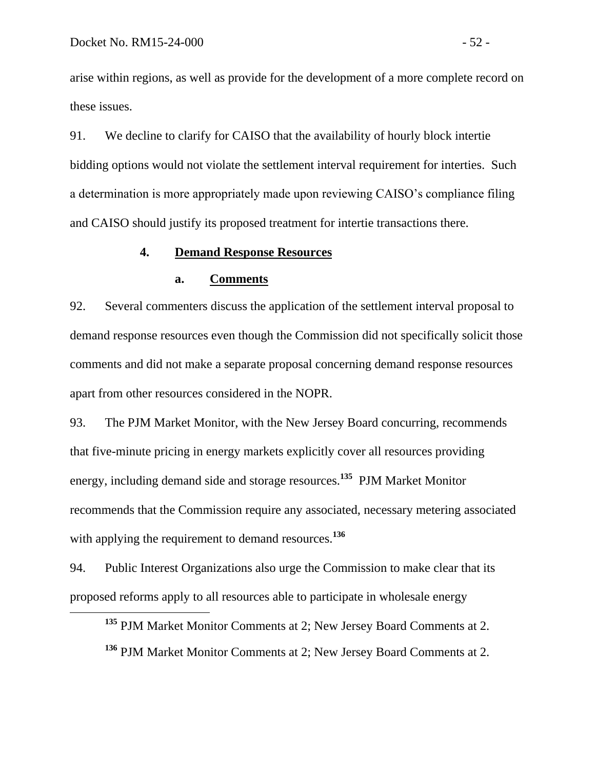arise within regions, as well as provide for the development of a more complete record on these issues.

91. We decline to clarify for CAISO that the availability of hourly block intertie bidding options would not violate the settlement interval requirement for interties. Such a determination is more appropriately made upon reviewing CAISO's compliance filing and CAISO should justify its proposed treatment for intertie transactions there.

### 4. Demand Response Resources

#### a. Comments

92. Several commenters discuss the application of the settlement interval proposal to demand response resources even though the Commission did not specifically solicit those comments and did not make a separate proposal concerning demand response resources apart from other resources considered in the NOPR.

93. The PJM Market Monitor, with the New Jersey Board concurring, recommends that five-minute pricing in energy markets explicitly cover all resources providing energy, including demand side and storage resources.[135] PJM Market Monitor recommends that the Commission require any associated, necessary metering associated with applying the requirement to demand resources.[136]

94. Public Interest Organizations also urge the Commission to make clear that its proposed reforms apply to all resources able to participate in wholesale energy

[135] PJM Market Monitor Comments at 2; New Jersey Board Comments at 2.

[136] PJM Market Monitor Comments at 2; New Jersey Board Comments at 2.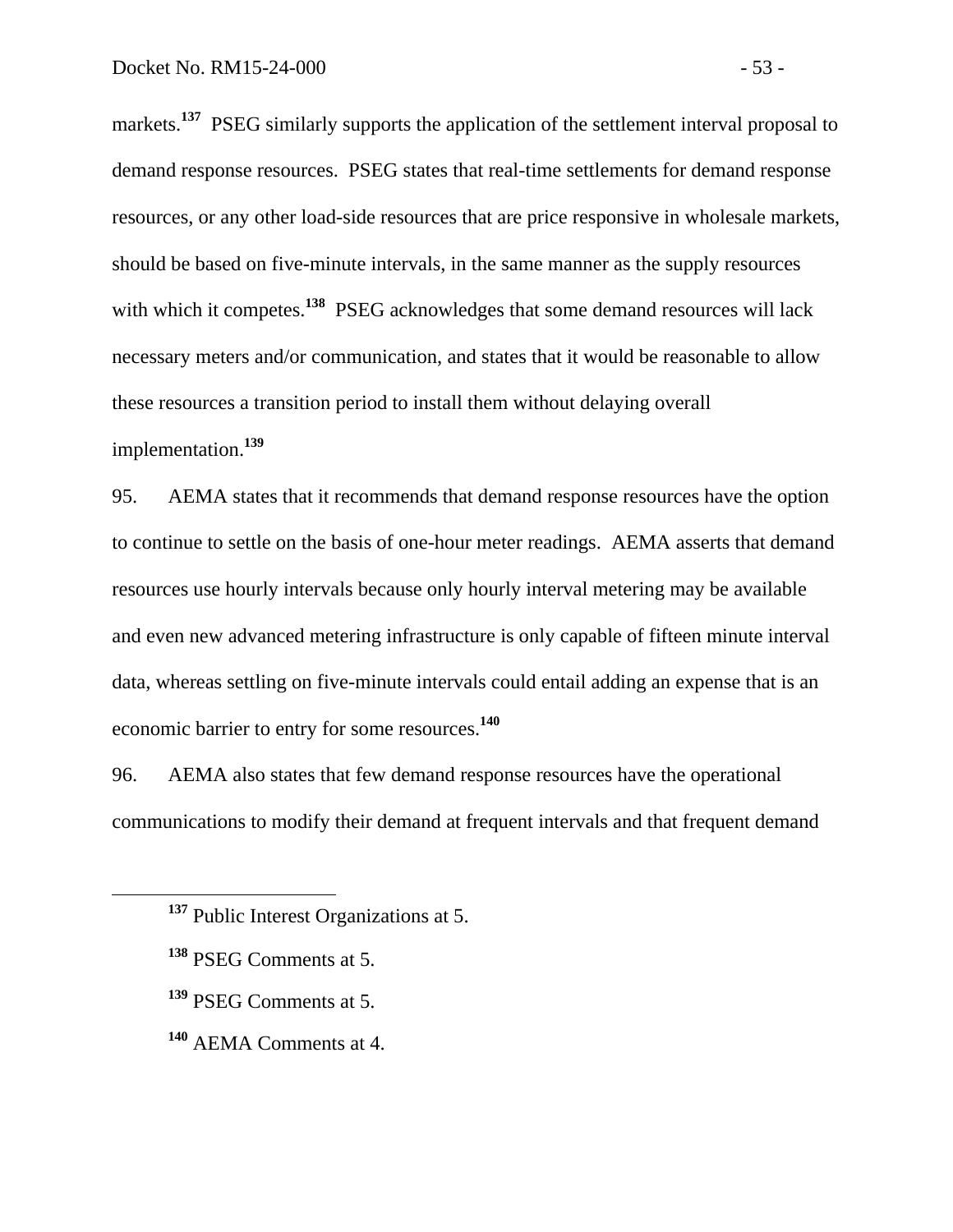markets.[137] PSEG similarly supports the application of the settlement interval proposal to demand response resources. PSEG states that real-time settlements for demand response resources, or any other load-side resources that are price responsive in wholesale markets, should be based on five-minute intervals, in the same manner as the supply resources with which it competes.[138] PSEG acknowledges that some demand resources will lack necessary meters and/or communication, and states that it would be reasonable to allow these resources a transition period to install them without delaying overall implementation.[139]

95. AEMA states that it recommends that demand response resources have the option to continue to settle on the basis of one-hour meter readings. AEMA asserts that demand resources use hourly intervals because only hourly interval metering may be available and even new advanced metering infrastructure is only capable of fifteen minute interval data, whereas settling on five-minute intervals could entail adding an expense that is an economic barrier to entry for some resources.[140]

96. AEMA also states that few demand response resources have the operational communications to modify their demand at frequent intervals and that frequent demand

---

[137] Public Interest Organizations at 5.

[138] PSEG Comments at 5.

[139] PSEG Comments at 5.

[140] AEMA Comments at 4.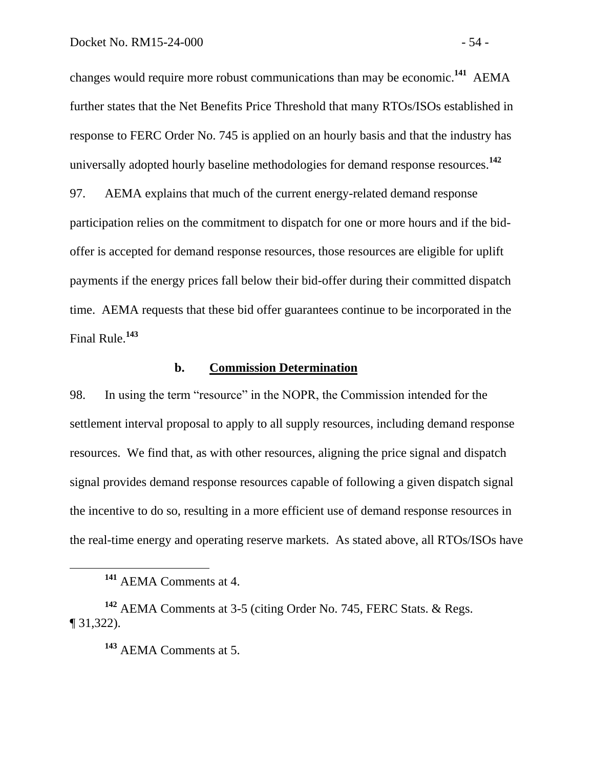changes would require more robust communications than may be economic.[141] AEMA further states that the Net Benefits Price Threshold that many RTOs/ISOs established in response to FERC Order No. 745 is applied on an hourly basis and that the industry has universally adopted hourly baseline methodologies for demand response resources.[142]

97. AEMA explains that much of the current energy-related demand response participation relies on the commitment to dispatch for one or more hours and if the bid-offer is accepted for demand response resources, those resources are eligible for uplift payments if the energy prices fall below their bid-offer during their committed dispatch time. AEMA requests that these bid offer guarantees continue to be incorporated in the Final Rule.[143]

### b. Commission Determination

98. In using the term "resource" in the NOPR, the Commission intended for the settlement interval proposal to apply to all supply resources, including demand response resources. We find that, as with other resources, aligning the price signal and dispatch signal provides demand response resources capable of following a given dispatch signal the incentive to do so, resulting in a more efficient use of demand response resources in the real-time energy and operating reserve markets. As stated above, all RTOs/ISOs have

---

[141] AEMA Comments at 4.

[142] AEMA Comments at 3-5 (citing Order No. 745, FERC Stats. & Regs. ¶ 31,322).

[143] AEMA Comments at 5.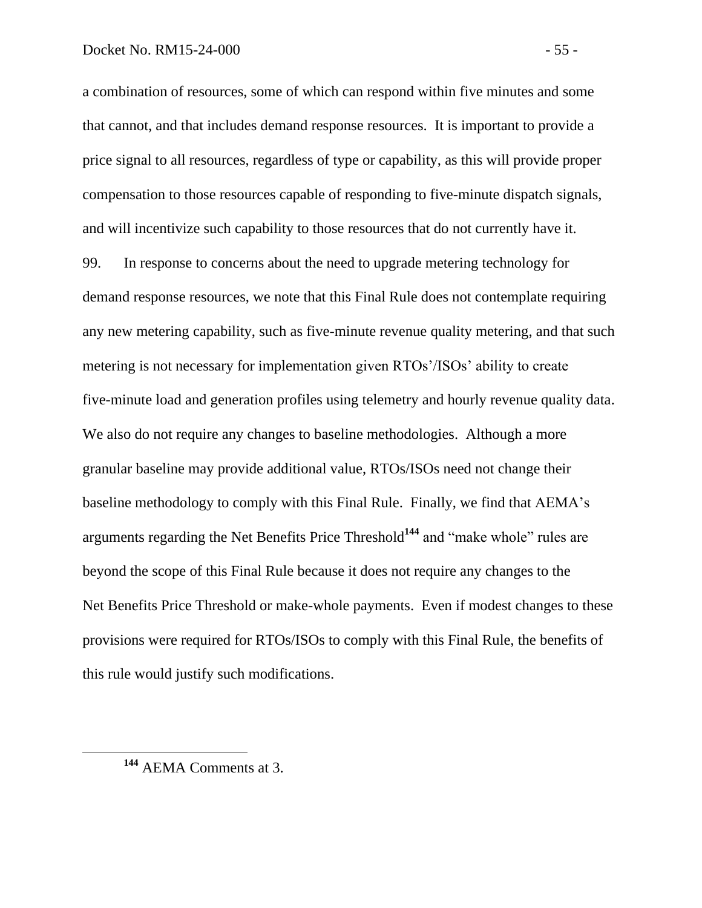a combination of resources, some of which can respond within five minutes and some that cannot, and that includes demand response resources. It is important to provide a price signal to all resources, regardless of type or capability, as this will provide proper compensation to those resources capable of responding to five-minute dispatch signals, and will incentivize such capability to those resources that do not currently have it.

99. In response to concerns about the need to upgrade metering technology for demand response resources, we note that this Final Rule does not contemplate requiring any new metering capability, such as five-minute revenue quality metering, and that such metering is not necessary for implementation given RTOs'/ISOs' ability to create five-minute load and generation profiles using telemetry and hourly revenue quality data. We also do not require any changes to baseline methodologies. Although a more granular baseline may provide additional value, RTOs/ISOs need not change their baseline methodology to comply with this Final Rule. Finally, we find that AEMA's arguments regarding the Net Benefits Price Threshold[144] and "make whole" rules are beyond the scope of this Final Rule because it does not require any changes to the Net Benefits Price Threshold or make-whole payments. Even if modest changes to these provisions were required for RTOs/ISOs to comply with this Final Rule, the benefits of this rule would justify such modifications.

[144] AEMA Comments at 3.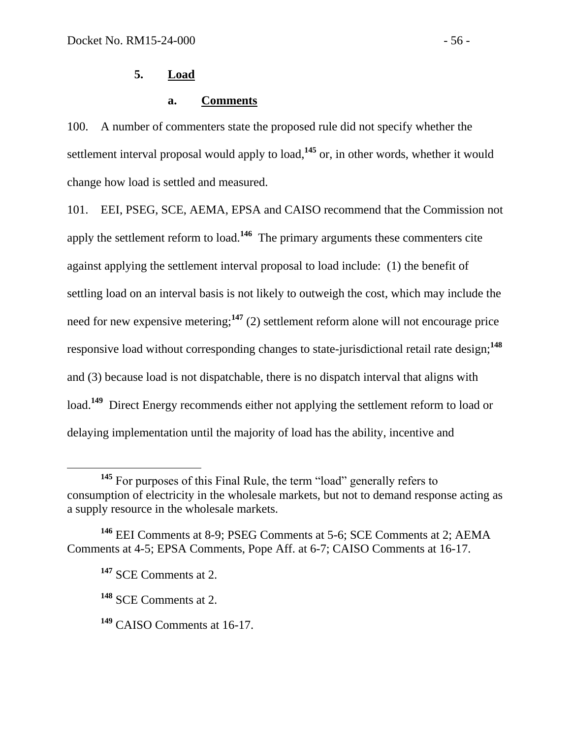### 5. Load

#### a. Comments

100. A number of commenters state the proposed rule did not specify whether the settlement interval proposal would apply to load,[145] or, in other words, whether it would change how load is settled and measured.

101. EEI, PSEG, SCE, AEMA, EPSA and CAISO recommend that the Commission not apply the settlement reform to load.[146] The primary arguments these commenters cite against applying the settlement interval proposal to load include: (1) the benefit of settling load on an interval basis is not likely to outweigh the cost, which may include the need for new expensive metering;[147] (2) settlement reform alone will not encourage price responsive load without corresponding changes to state-jurisdictional retail rate design;[148] and (3) because load is not dispatchable, there is no dispatch interval that aligns with load.[149] Direct Energy recommends either not applying the settlement reform to load or delaying implementation until the majority of load has the ability, incentive and

---

[145] For purposes of this Final Rule, the term "load" generally refers to consumption of electricity in the wholesale markets, but not to demand response acting as a supply resource in the wholesale markets.

[146] EEI Comments at 8-9; PSEG Comments at 5-6; SCE Comments at 2; AEMA Comments at 4-5; EPSA Comments, Pope Aff. at 6-7; CAISO Comments at 16-17.

[147] SCE Comments at 2.

[148] SCE Comments at 2.

[149] CAISO Comments at 16-17.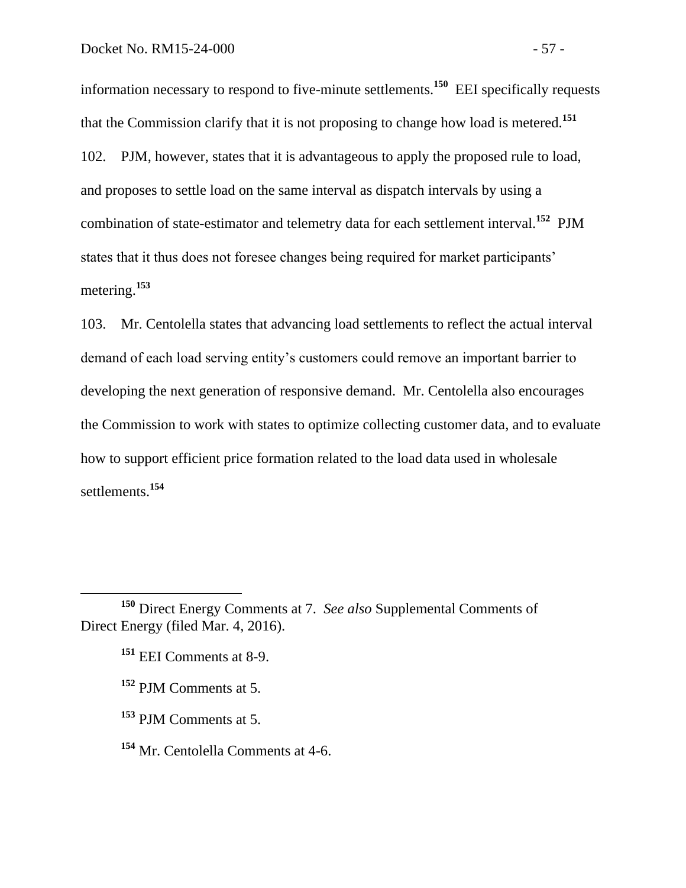information necessary to respond to five-minute settlements.[150] EEI specifically requests that the Commission clarify that it is not proposing to change how load is metered.[151]

102. PJM, however, states that it is advantageous to apply the proposed rule to load, and proposes to settle load on the same interval as dispatch intervals by using a combination of state-estimator and telemetry data for each settlement interval.[152] PJM states that it thus does not foresee changes being required for market participants' metering.[153]

103. Mr. Centolella states that advancing load settlements to reflect the actual interval demand of each load serving entity's customers could remove an important barrier to developing the next generation of responsive demand. Mr. Centolella also encourages the Commission to work with states to optimize collecting customer data, and to evaluate how to support efficient price formation related to the load data used in wholesale settlements.[154]

---

[150] Direct Energy Comments at 7. *See also* Supplemental Comments of Direct Energy (filed Mar. 4, 2016).

[151] EEI Comments at 8-9.

[152] PJM Comments at 5.

[153] PJM Comments at 5.

[154] Mr. Centolella Comments at 4-6.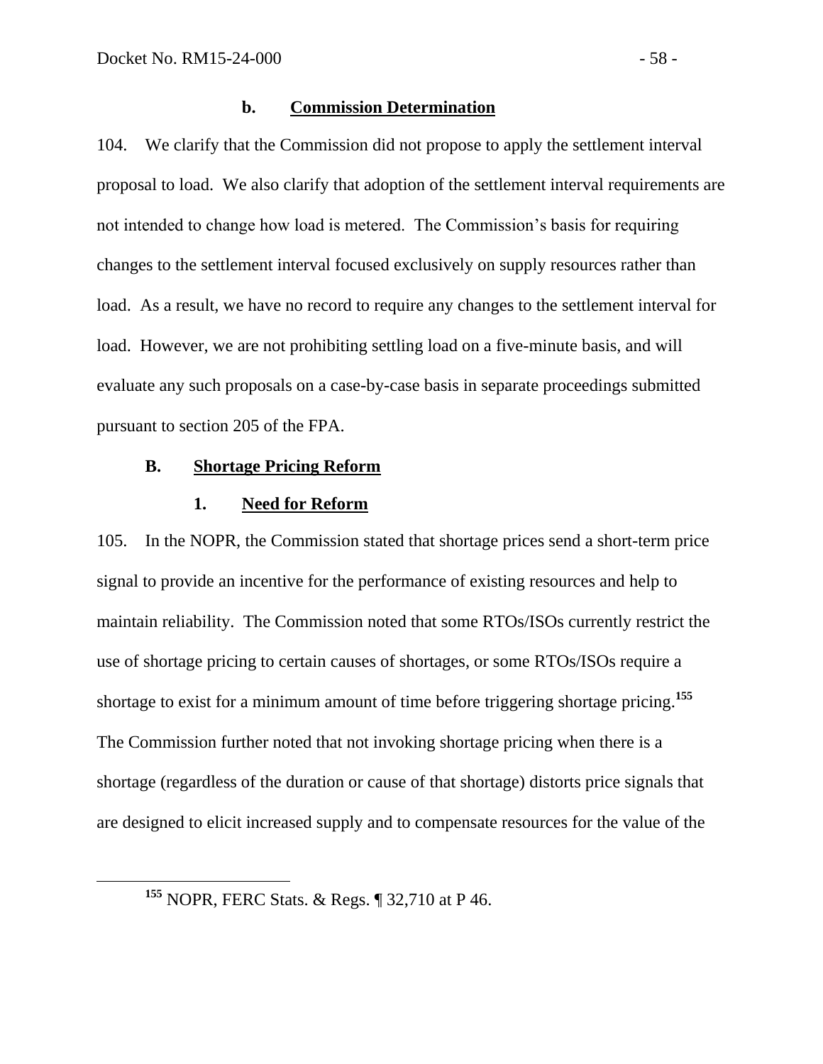#### b. Commission Determination

104. We clarify that the Commission did not propose to apply the settlement interval proposal to load. We also clarify that adoption of the settlement interval requirements are not intended to change how load is metered. The Commission's basis for requiring changes to the settlement interval focused exclusively on supply resources rather than load. As a result, we have no record to require any changes to the settlement interval for load. However, we are not prohibiting settling load on a five-minute basis, and will evaluate any such proposals on a case-by-case basis in separate proceedings submitted pursuant to section 205 of the FPA.

## B. Shortage Pricing Reform

### 1. Need for Reform

105. In the NOPR, the Commission stated that shortage prices send a short-term price signal to provide an incentive for the performance of existing resources and help to maintain reliability. The Commission noted that some RTOs/ISOs currently restrict the use of shortage pricing to certain causes of shortages, or some RTOs/ISOs require a shortage to exist for a minimum amount of time before triggering shortage pricing.[155] The Commission further noted that not invoking shortage pricing when there is a shortage (regardless of the duration or cause of that shortage) distorts price signals that are designed to elicit increased supply and to compensate resources for the value of the

[155] NOPR, FERC Stats. & Regs. ¶ 32,710 at P 46.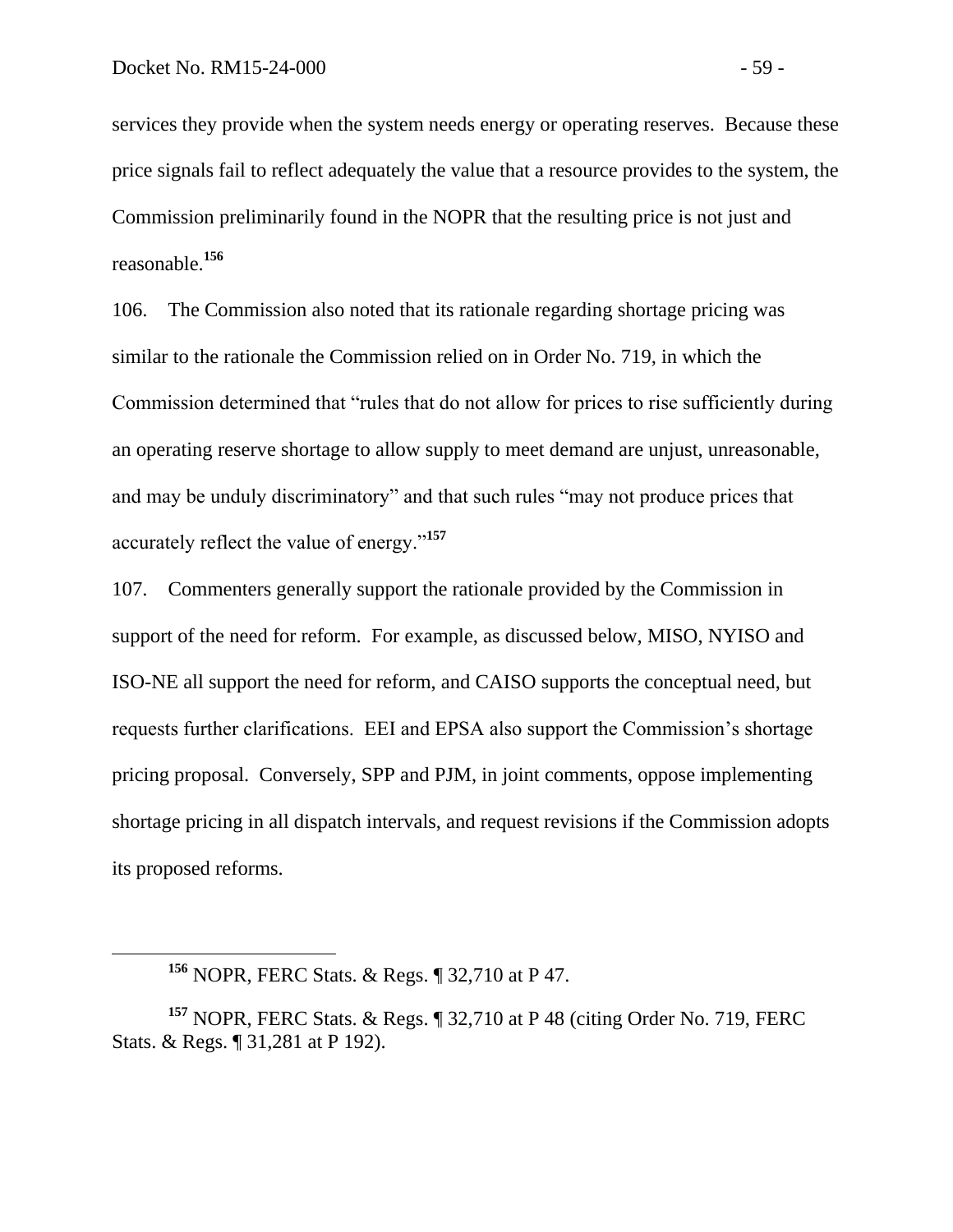services they provide when the system needs energy or operating reserves. Because these price signals fail to reflect adequately the value that a resource provides to the system, the Commission preliminarily found in the NOPR that the resulting price is not just and reasonable.[156]

106. The Commission also noted that its rationale regarding shortage pricing was similar to the rationale the Commission relied on in Order No. 719, in which the Commission determined that "rules that do not allow for prices to rise sufficiently during an operating reserve shortage to allow supply to meet demand are unjust, unreasonable, and may be unduly discriminatory" and that such rules "may not produce prices that accurately reflect the value of energy."[157]

107. Commenters generally support the rationale provided by the Commission in support of the need for reform. For example, as discussed below, MISO, NYISO and ISO-NE all support the need for reform, and CAISO supports the conceptual need, but requests further clarifications. EEI and EPSA also support the Commission's shortage pricing proposal. Conversely, SPP and PJM, in joint comments, oppose implementing shortage pricing in all dispatch intervals, and request revisions if the Commission adopts its proposed reforms.

---

[156] NOPR, FERC Stats. & Regs. ¶ 32,710 at P 47.

[157] NOPR, FERC Stats. & Regs. ¶ 32,710 at P 48 (citing Order No. 719, FERC Stats. & Regs. ¶ 31,281 at P 192).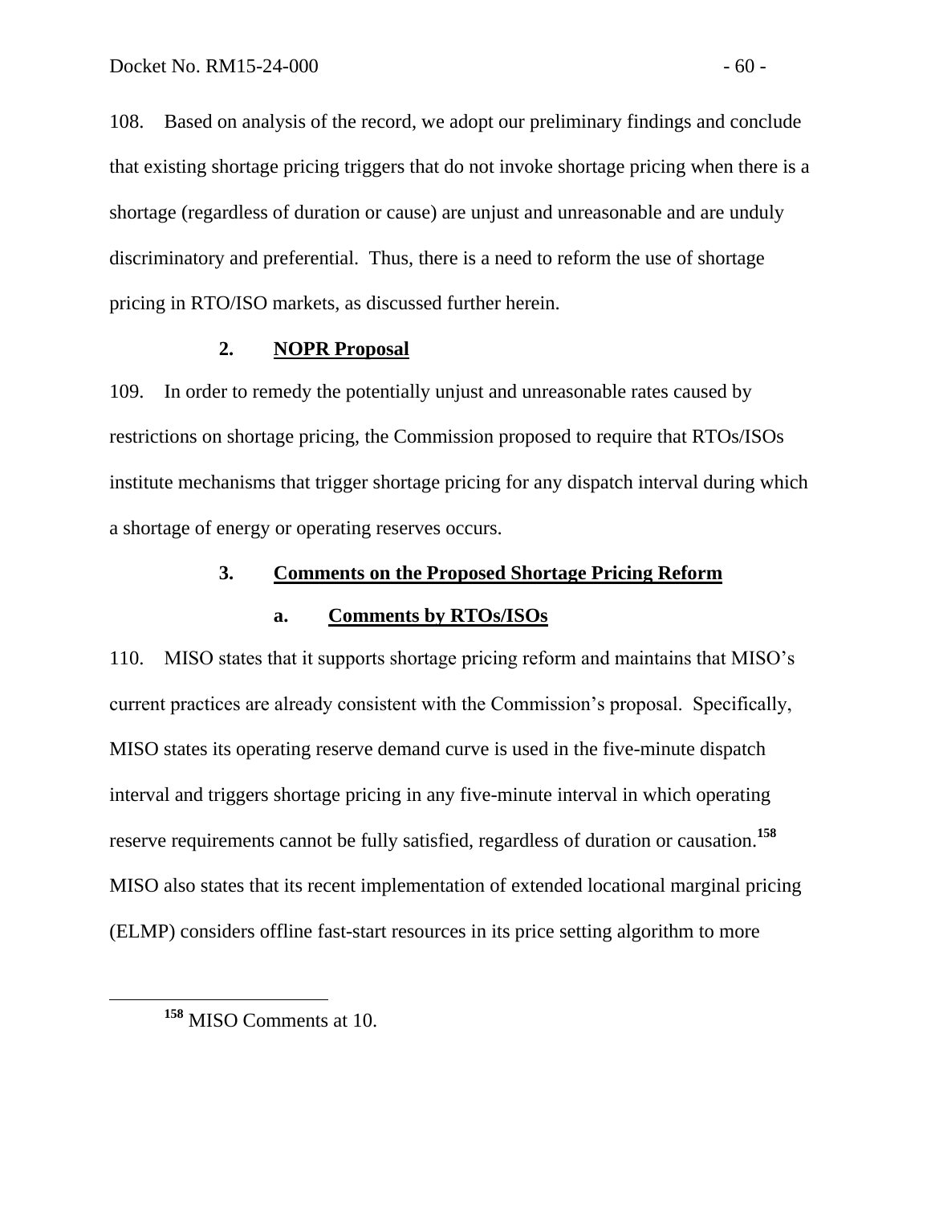108. Based on analysis of the record, we adopt our preliminary findings and conclude that existing shortage pricing triggers that do not invoke shortage pricing when there is a shortage (regardless of duration or cause) are unjust and unreasonable and are unduly discriminatory and preferential. Thus, there is a need to reform the use of shortage pricing in RTO/ISO markets, as discussed further herein.

### 2. NOPR Proposal

109. In order to remedy the potentially unjust and unreasonable rates caused by restrictions on shortage pricing, the Commission proposed to require that RTOs/ISOs institute mechanisms that trigger shortage pricing for any dispatch interval during which a shortage of energy or operating reserves occurs.

### 3. Comments on the Proposed Shortage Pricing Reform

#### a. Comments by RTOs/ISOs

110. MISO states that it supports shortage pricing reform and maintains that MISO's current practices are already consistent with the Commission's proposal. Specifically, MISO states its operating reserve demand curve is used in the five-minute dispatch interval and triggers shortage pricing in any five-minute interval in which operating reserve requirements cannot be fully satisfied, regardless of duration or causation.[158] MISO also states that its recent implementation of extended locational marginal pricing (ELMP) considers offline fast-start resources in its price setting algorithm to more

[158] MISO Comments at 10.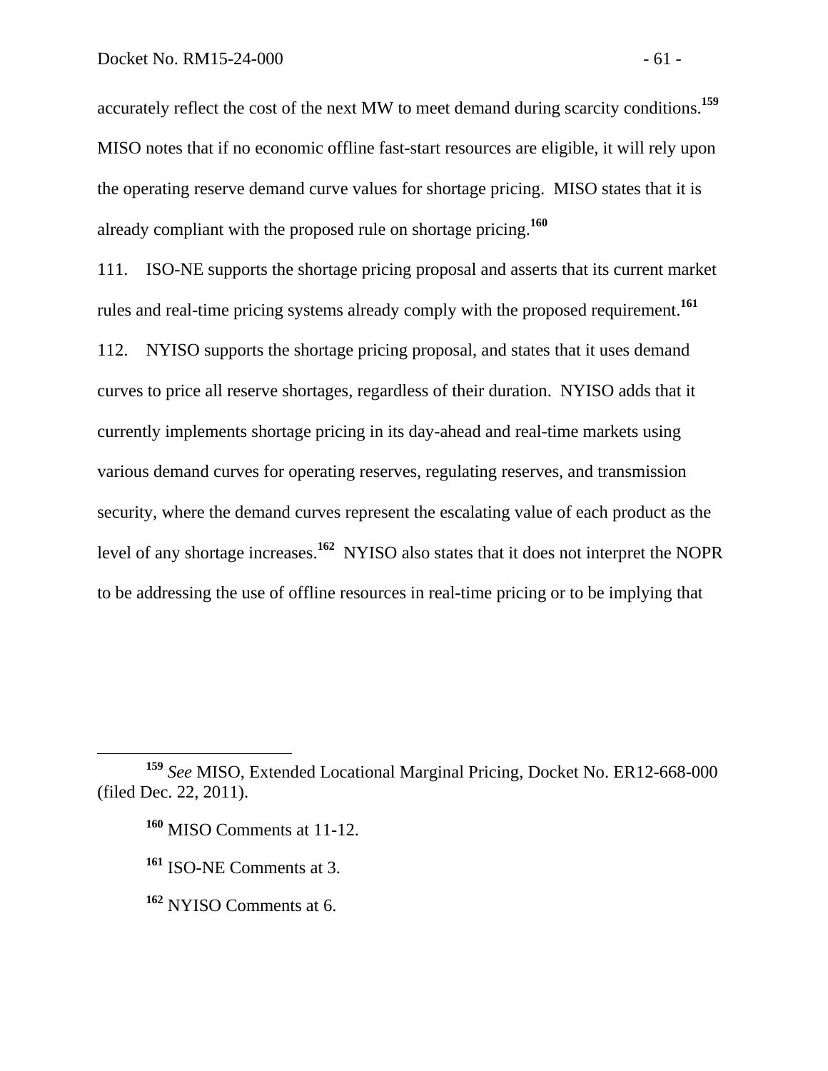accurately reflect the cost of the next MW to meet demand during scarcity conditions.[159] MISO notes that if no economic offline fast-start resources are eligible, it will rely upon the operating reserve demand curve values for shortage pricing. MISO states that it is already compliant with the proposed rule on shortage pricing.[160]

111. ISO-NE supports the shortage pricing proposal and asserts that its current market rules and real-time pricing systems already comply with the proposed requirement.[161]

112. NYISO supports the shortage pricing proposal, and states that it uses demand curves to price all reserve shortages, regardless of their duration. NYISO adds that it currently implements shortage pricing in its day-ahead and real-time markets using various demand curves for operating reserves, regulating reserves, and transmission security, where the demand curves represent the escalating value of each product as the level of any shortage increases.[162] NYISO also states that it does not interpret the NOPR to be addressing the use of offline resources in real-time pricing or to be implying that

---

[159] *See* MISO, Extended Locational Marginal Pricing, Docket No. ER12-668-000 (filed Dec. 22, 2011).

[160] MISO Comments at 11-12.

[161] ISO-NE Comments at 3.

[162] NYISO Comments at 6.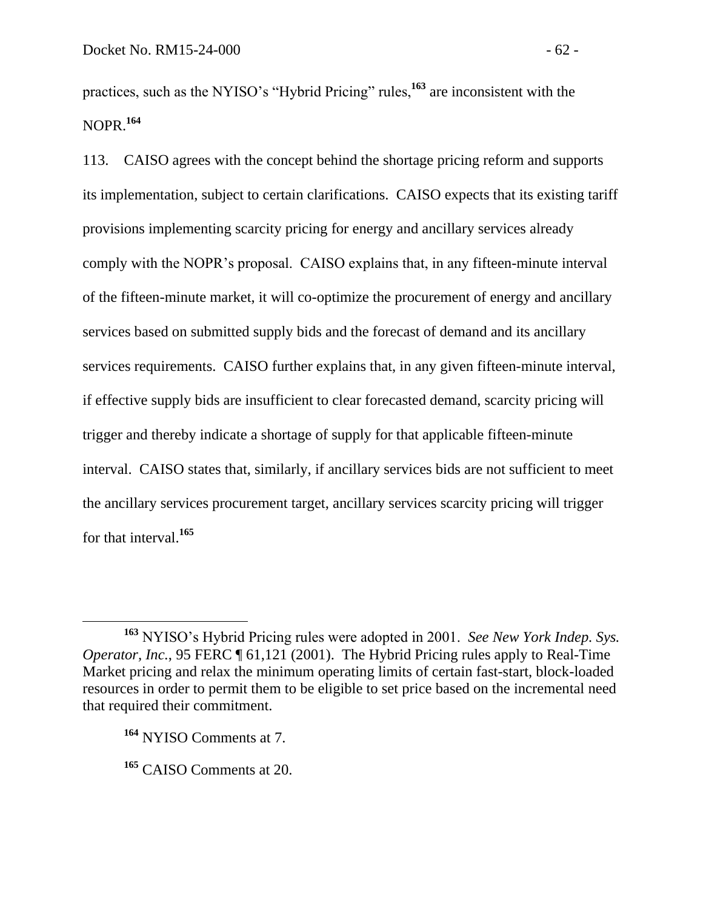practices, such as the NYISO's "Hybrid Pricing" rules,[163] are inconsistent with the NOPR.[164]

113. CAISO agrees with the concept behind the shortage pricing reform and supports its implementation, subject to certain clarifications. CAISO expects that its existing tariff provisions implementing scarcity pricing for energy and ancillary services already comply with the NOPR's proposal. CAISO explains that, in any fifteen-minute interval of the fifteen-minute market, it will co-optimize the procurement of energy and ancillary services based on submitted supply bids and the forecast of demand and its ancillary services requirements. CAISO further explains that, in any given fifteen-minute interval, if effective supply bids are insufficient to clear forecasted demand, scarcity pricing will trigger and thereby indicate a shortage of supply for that applicable fifteen-minute interval. CAISO states that, similarly, if ancillary services bids are not sufficient to meet the ancillary services procurement target, ancillary services scarcity pricing will trigger for that interval.[165]

[163] NYISO's Hybrid Pricing rules were adopted in 2001. *See New York Indep. Sys. Operator, Inc.*, 95 FERC ¶ 61,121 (2001). The Hybrid Pricing rules apply to Real-Time Market pricing and relax the minimum operating limits of certain fast-start, block-loaded resources in order to permit them to be eligible to set price based on the incremental need that required their commitment.

[164] NYISO Comments at 7.

[165] CAISO Comments at 20.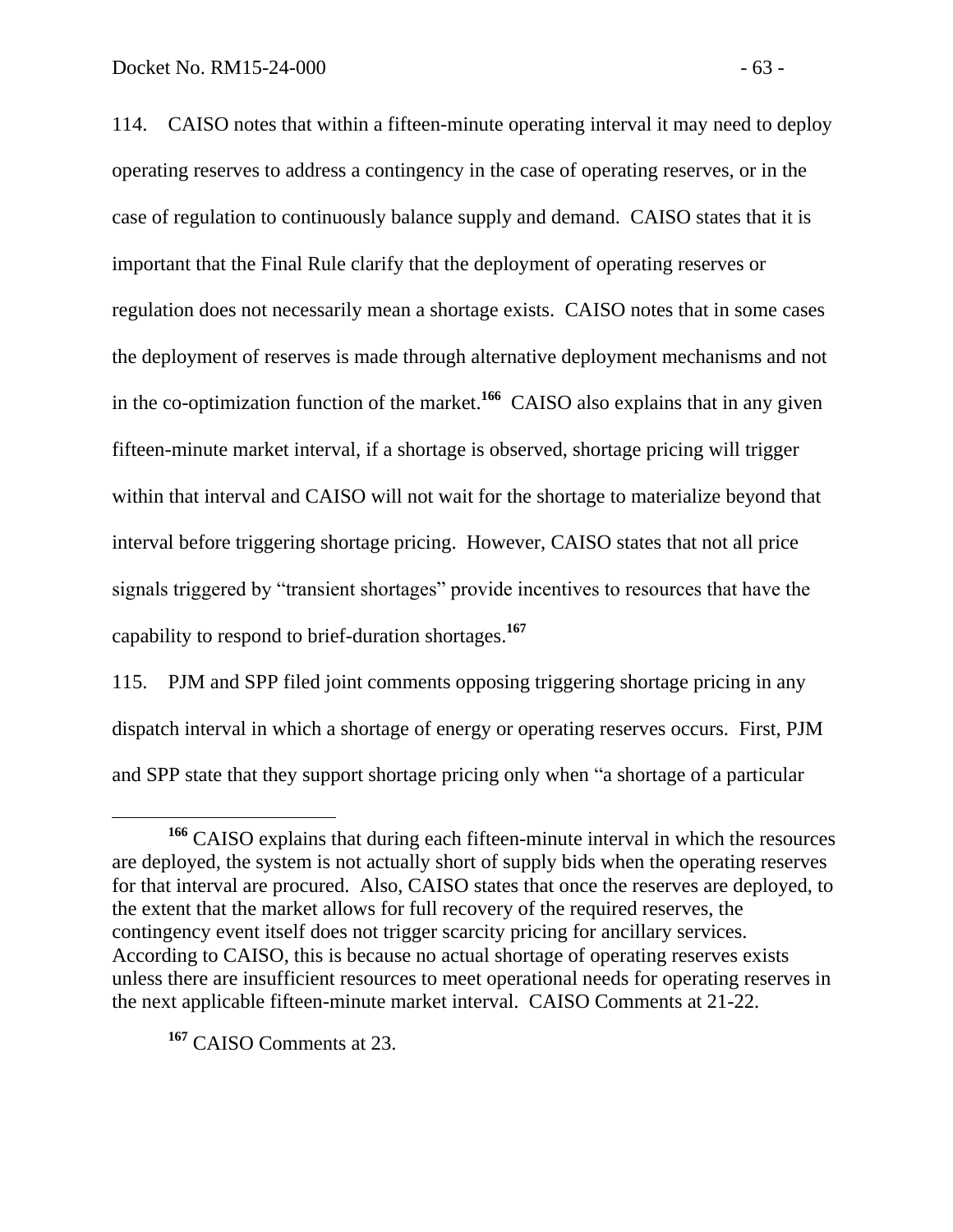114. CAISO notes that within a fifteen-minute operating interval it may need to deploy operating reserves to address a contingency in the case of operating reserves, or in the case of regulation to continuously balance supply and demand. CAISO states that it is important that the Final Rule clarify that the deployment of operating reserves or regulation does not necessarily mean a shortage exists. CAISO notes that in some cases the deployment of reserves is made through alternative deployment mechanisms and not in the co-optimization function of the market.[166] CAISO also explains that in any given fifteen-minute market interval, if a shortage is observed, shortage pricing will trigger within that interval and CAISO will not wait for the shortage to materialize beyond that interval before triggering shortage pricing. However, CAISO states that not all price signals triggered by "transient shortages" provide incentives to resources that have the capability to respond to brief-duration shortages.[167]

115. PJM and SPP filed joint comments opposing triggering shortage pricing in any dispatch interval in which a shortage of energy or operating reserves occurs. First, PJM and SPP state that they support shortage pricing only when "a shortage of a particular

---

[166] CAISO explains that during each fifteen-minute interval in which the resources are deployed, the system is not actually short of supply bids when the operating reserves for that interval are procured. Also, CAISO states that once the reserves are deployed, to the extent that the market allows for full recovery of the required reserves, the contingency event itself does not trigger scarcity pricing for ancillary services. According to CAISO, this is because no actual shortage of operating reserves exists unless there are insufficient resources to meet operational needs for operating reserves in the next applicable fifteen-minute market interval. CAISO Comments at 21-22.

[167] CAISO Comments at 23.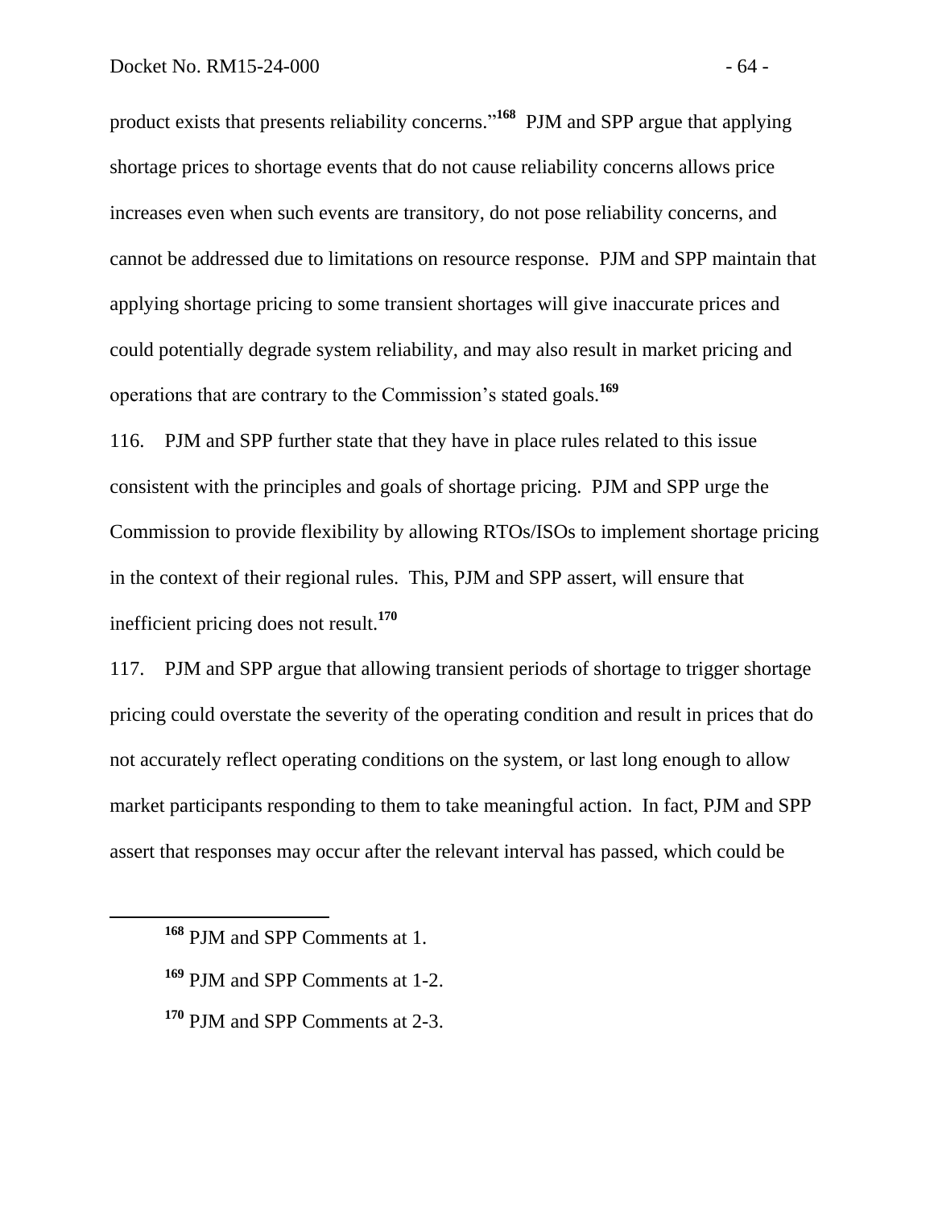product exists that presents reliability concerns."[168] PJM and SPP argue that applying shortage prices to shortage events that do not cause reliability concerns allows price increases even when such events are transitory, do not pose reliability concerns, and cannot be addressed due to limitations on resource response. PJM and SPP maintain that applying shortage pricing to some transient shortages will give inaccurate prices and could potentially degrade system reliability, and may also result in market pricing and operations that are contrary to the Commission's stated goals.[169]

116. PJM and SPP further state that they have in place rules related to this issue consistent with the principles and goals of shortage pricing. PJM and SPP urge the Commission to provide flexibility by allowing RTOs/ISOs to implement shortage pricing in the context of their regional rules. This, PJM and SPP assert, will ensure that inefficient pricing does not result.[170]

117. PJM and SPP argue that allowing transient periods of shortage to trigger shortage pricing could overstate the severity of the operating condition and result in prices that do not accurately reflect operating conditions on the system, or last long enough to allow market participants responding to them to take meaningful action. In fact, PJM and SPP assert that responses may occur after the relevant interval has passed, which could be

---

[168] PJM and SPP Comments at 1.

[169] PJM and SPP Comments at 1-2.

[170] PJM and SPP Comments at 2-3.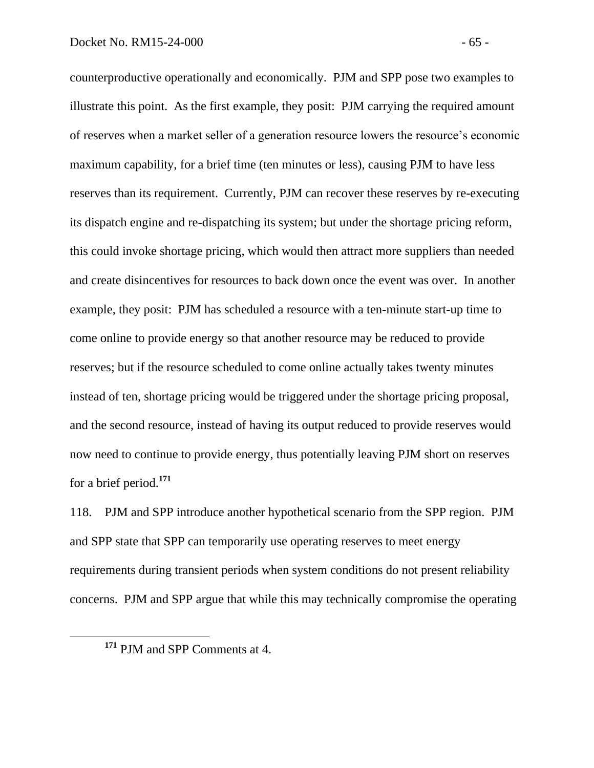counterproductive operationally and economically. PJM and SPP pose two examples to illustrate this point. As the first example, they posit: PJM carrying the required amount of reserves when a market seller of a generation resource lowers the resource's economic maximum capability, for a brief time (ten minutes or less), causing PJM to have less reserves than its requirement. Currently, PJM can recover these reserves by re-executing its dispatch engine and re-dispatching its system; but under the shortage pricing reform, this could invoke shortage pricing, which would then attract more suppliers than needed and create disincentives for resources to back down once the event was over. In another example, they posit: PJM has scheduled a resource with a ten-minute start-up time to come online to provide energy so that another resource may be reduced to provide reserves; but if the resource scheduled to come online actually takes twenty minutes instead of ten, shortage pricing would be triggered under the shortage pricing proposal, and the second resource, instead of having its output reduced to provide reserves would now need to continue to provide energy, thus potentially leaving PJM short on reserves for a brief period.[171]

118. PJM and SPP introduce another hypothetical scenario from the SPP region. PJM and SPP state that SPP can temporarily use operating reserves to meet energy requirements during transient periods when system conditions do not present reliability concerns. PJM and SPP argue that while this may technically compromise the operating

[171] PJM and SPP Comments at 4.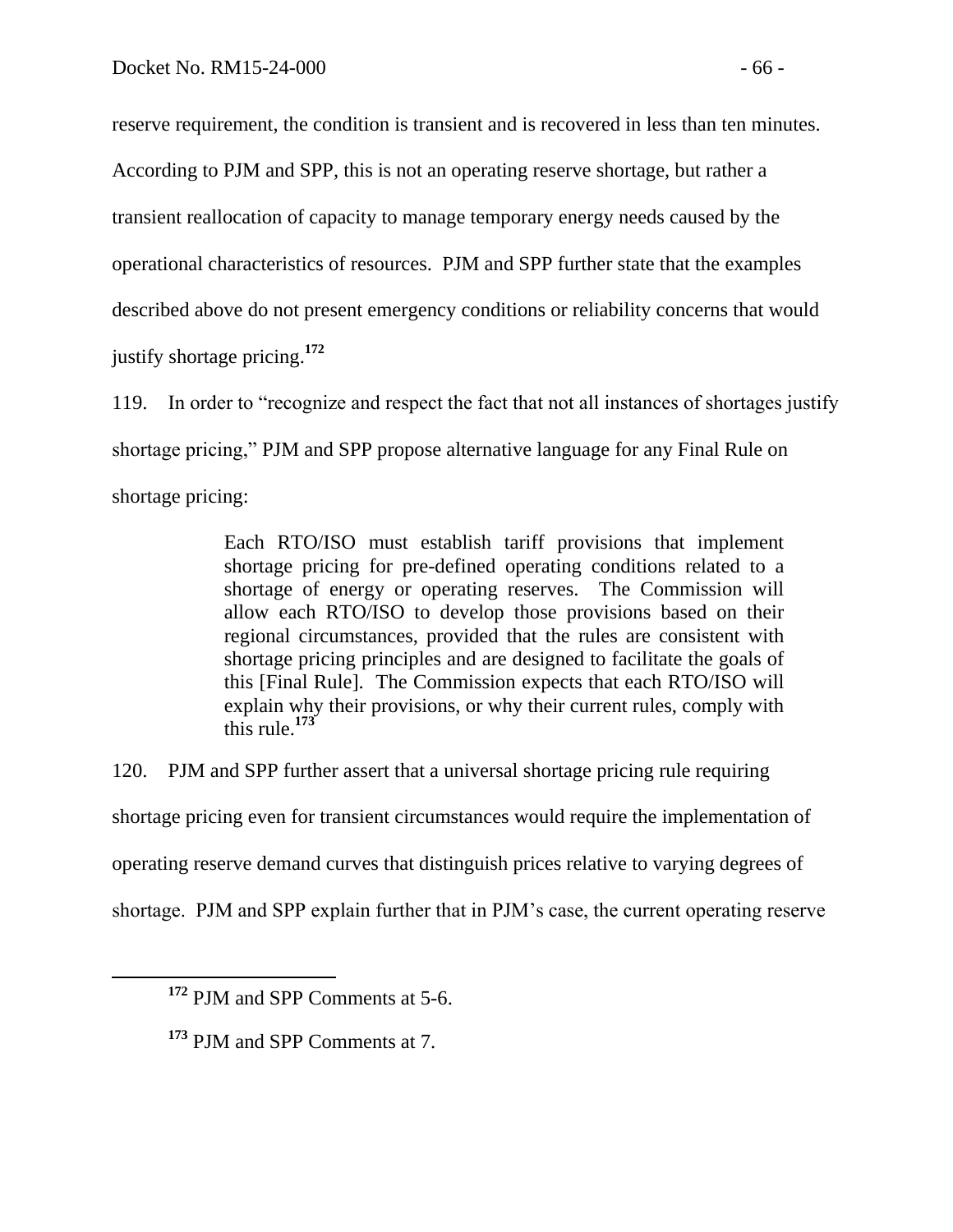reserve requirement, the condition is transient and is recovered in less than ten minutes. According to PJM and SPP, this is not an operating reserve shortage, but rather a transient reallocation of capacity to manage temporary energy needs caused by the operational characteristics of resources. PJM and SPP further state that the examples described above do not present emergency conditions or reliability concerns that would justify shortage pricing.[172]

119. In order to "recognize and respect the fact that not all instances of shortages justify shortage pricing," PJM and SPP propose alternative language for any Final Rule on shortage pricing:

> Each RTO/ISO must establish tariff provisions that implement shortage pricing for pre-defined operating conditions related to a shortage of energy or operating reserves. The Commission will allow each RTO/ISO to develop those provisions based on their regional circumstances, provided that the rules are consistent with shortage pricing principles and are designed to facilitate the goals of this [Final Rule]. The Commission expects that each RTO/ISO will explain why their provisions, or why their current rules, comply with this rule.[173]

120. PJM and SPP further assert that a universal shortage pricing rule requiring shortage pricing even for transient circumstances would require the implementation of operating reserve demand curves that distinguish prices relative to varying degrees of shortage. PJM and SPP explain further that in PJM's case, the current operating reserve

---

[172] PJM and SPP Comments at 5-6.

[173] PJM and SPP Comments at 7.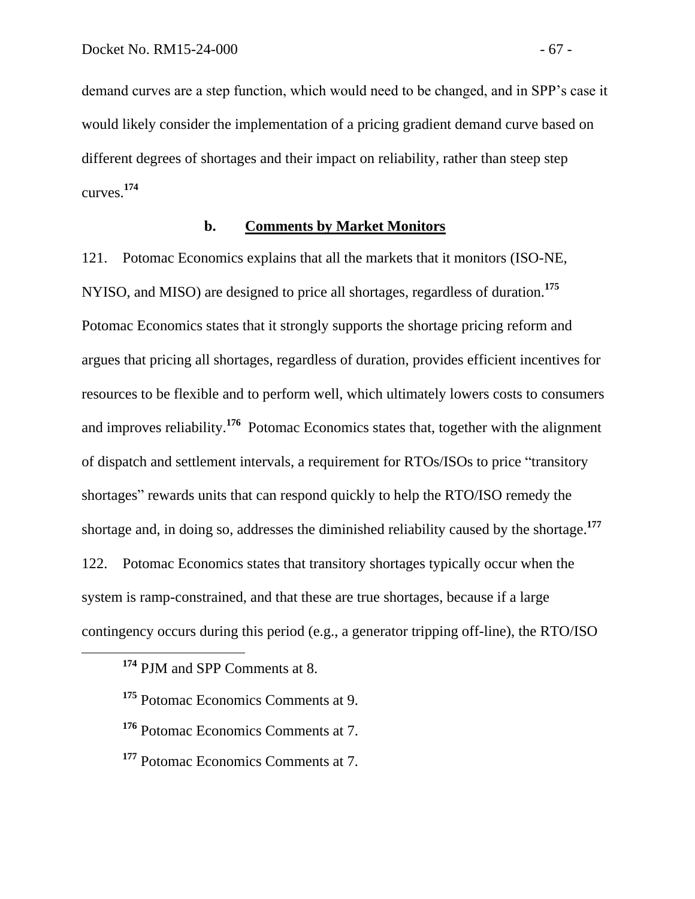demand curves are a step function, which would need to be changed, and in SPP's case it would likely consider the implementation of a pricing gradient demand curve based on different degrees of shortages and their impact on reliability, rather than steep step curves.[174]

### b. Comments by Market Monitors

121. Potomac Economics explains that all the markets that it monitors (ISO-NE, NYISO, and MISO) are designed to price all shortages, regardless of duration.[175] Potomac Economics states that it strongly supports the shortage pricing reform and argues that pricing all shortages, regardless of duration, provides efficient incentives for resources to be flexible and to perform well, which ultimately lowers costs to consumers and improves reliability.[176] Potomac Economics states that, together with the alignment of dispatch and settlement intervals, a requirement for RTOs/ISOs to price "transitory shortages" rewards units that can respond quickly to help the RTO/ISO remedy the shortage and, in doing so, addresses the diminished reliability caused by the shortage.[177]

122. Potomac Economics states that transitory shortages typically occur when the system is ramp-constrained, and that these are true shortages, because if a large contingency occurs during this period (e.g., a generator tripping off-line), the RTO/ISO

---

[174] PJM and SPP Comments at 8.

[175] Potomac Economics Comments at 9.

[176] Potomac Economics Comments at 7.

[177] Potomac Economics Comments at 7.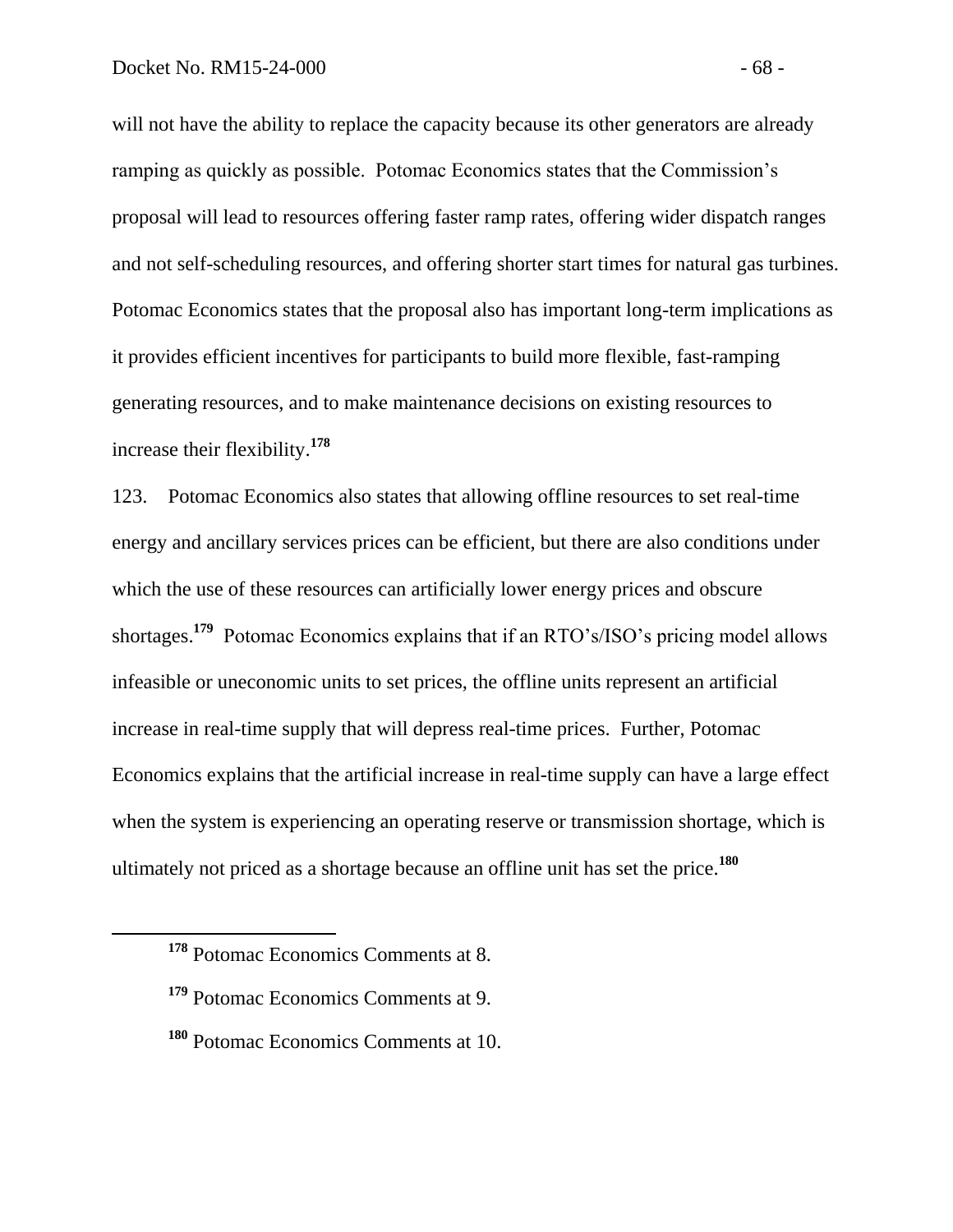will not have the ability to replace the capacity because its other generators are already ramping as quickly as possible. Potomac Economics states that the Commission's proposal will lead to resources offering faster ramp rates, offering wider dispatch ranges and not self-scheduling resources, and offering shorter start times for natural gas turbines. Potomac Economics states that the proposal also has important long-term implications as it provides efficient incentives for participants to build more flexible, fast-ramping generating resources, and to make maintenance decisions on existing resources to increase their flexibility.[178]

123. Potomac Economics also states that allowing offline resources to set real-time energy and ancillary services prices can be efficient, but there are also conditions under which the use of these resources can artificially lower energy prices and obscure shortages.[179] Potomac Economics explains that if an RTO's/ISO's pricing model allows infeasible or uneconomic units to set prices, the offline units represent an artificial increase in real-time supply that will depress real-time prices. Further, Potomac Economics explains that the artificial increase in real-time supply can have a large effect when the system is experiencing an operating reserve or transmission shortage, which is ultimately not priced as a shortage because an offline unit has set the price.[180]

[178] Potomac Economics Comments at 8.

[179] Potomac Economics Comments at 9.

[180] Potomac Economics Comments at 10.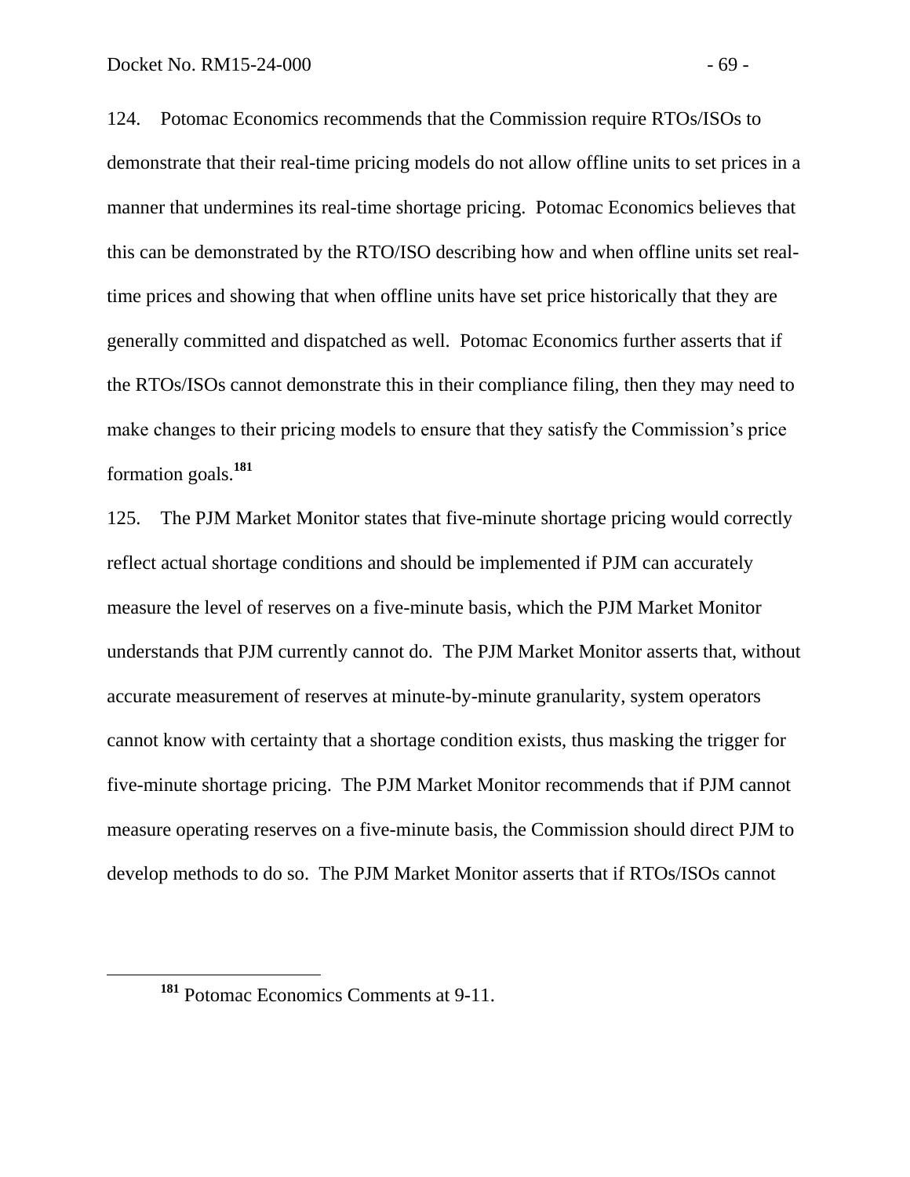124. Potomac Economics recommends that the Commission require RTOs/ISOs to demonstrate that their real-time pricing models do not allow offline units to set prices in a manner that undermines its real-time shortage pricing. Potomac Economics believes that this can be demonstrated by the RTO/ISO describing how and when offline units set real-time prices and showing that when offline units have set price historically that they are generally committed and dispatched as well. Potomac Economics further asserts that if the RTOs/ISOs cannot demonstrate this in their compliance filing, then they may need to make changes to their pricing models to ensure that they satisfy the Commission's price formation goals.[181]

125. The PJM Market Monitor states that five-minute shortage pricing would correctly reflect actual shortage conditions and should be implemented if PJM can accurately measure the level of reserves on a five-minute basis, which the PJM Market Monitor understands that PJM currently cannot do. The PJM Market Monitor asserts that, without accurate measurement of reserves at minute-by-minute granularity, system operators cannot know with certainty that a shortage condition exists, thus masking the trigger for five-minute shortage pricing. The PJM Market Monitor recommends that if PJM cannot measure operating reserves on a five-minute basis, the Commission should direct PJM to develop methods to do so. The PJM Market Monitor asserts that if RTOs/ISOs cannot

---

[181] Potomac Economics Comments at 9-11.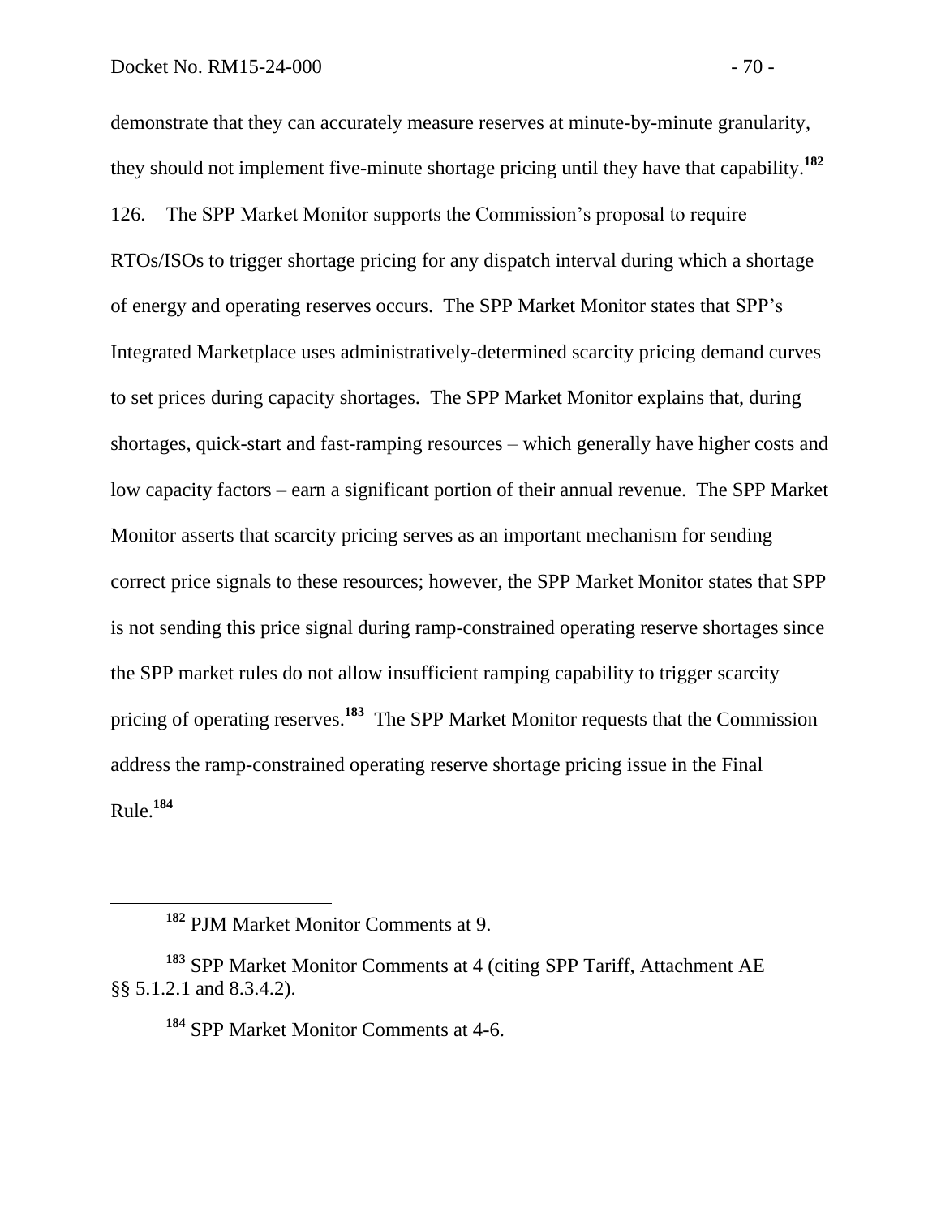demonstrate that they can accurately measure reserves at minute-by-minute granularity, they should not implement five-minute shortage pricing until they have that capability.[182]

126. The SPP Market Monitor supports the Commission's proposal to require RTOs/ISOs to trigger shortage pricing for any dispatch interval during which a shortage of energy and operating reserves occurs. The SPP Market Monitor states that SPP's Integrated Marketplace uses administratively-determined scarcity pricing demand curves to set prices during capacity shortages. The SPP Market Monitor explains that, during shortages, quick-start and fast-ramping resources – which generally have higher costs and low capacity factors – earn a significant portion of their annual revenue. The SPP Market Monitor asserts that scarcity pricing serves as an important mechanism for sending correct price signals to these resources; however, the SPP Market Monitor states that SPP is not sending this price signal during ramp-constrained operating reserve shortages since the SPP market rules do not allow insufficient ramping capability to trigger scarcity pricing of operating reserves.[183] The SPP Market Monitor requests that the Commission address the ramp-constrained operating reserve shortage pricing issue in the Final Rule.[184]

---

[182] PJM Market Monitor Comments at 9.

[183] SPP Market Monitor Comments at 4 (citing SPP Tariff, Attachment AE §§ 5.1.2.1 and 8.3.4.2).

[184] SPP Market Monitor Comments at 4-6.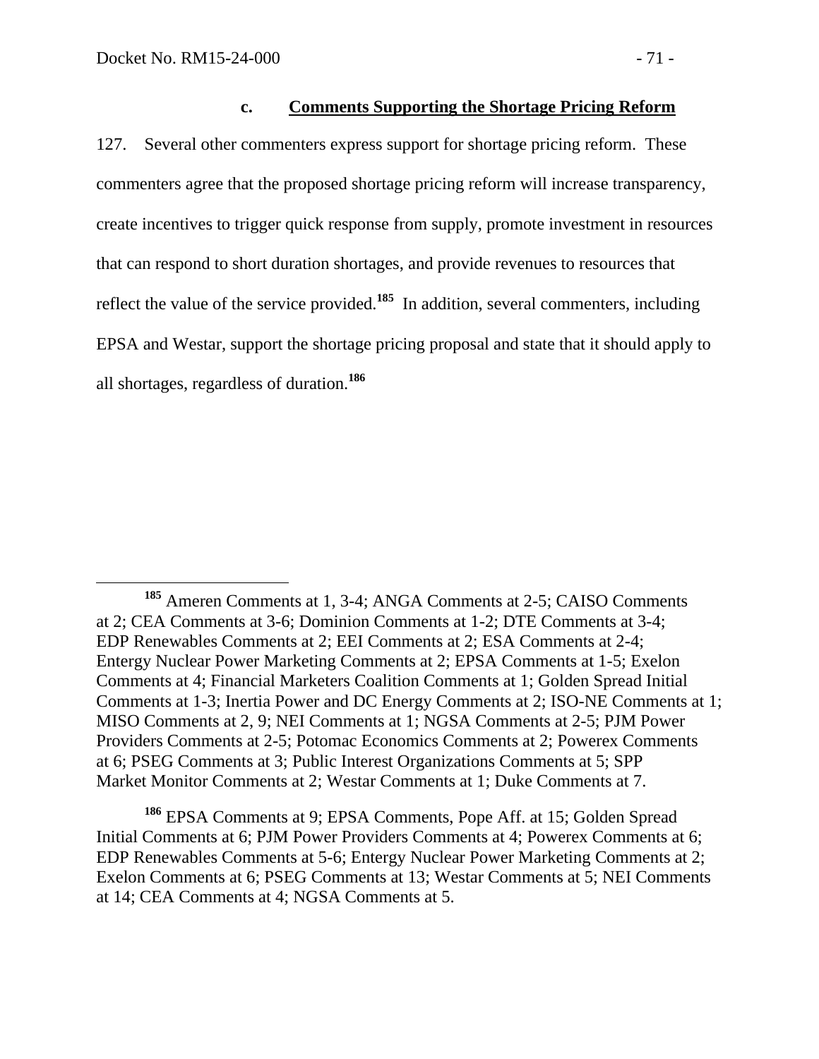### c. Comments Supporting the Shortage Pricing Reform

127. Several other commenters express support for shortage pricing reform. These commenters agree that the proposed shortage pricing reform will increase transparency, create incentives to trigger quick response from supply, promote investment in resources that can respond to short duration shortages, and provide revenues to resources that reflect the value of the service provided.[185] In addition, several commenters, including EPSA and Westar, support the shortage pricing proposal and state that it should apply to all shortages, regardless of duration.[186]

---

[185] Ameren Comments at 1, 3-4; ANGA Comments at 2-5; CAISO Comments at 2; CEA Comments at 3-6; Dominion Comments at 1-2; DTE Comments at 3-4; EDP Renewables Comments at 2; EEI Comments at 2; ESA Comments at 2-4; Entergy Nuclear Power Marketing Comments at 2; EPSA Comments at 1-5; Exelon Comments at 4; Financial Marketers Coalition Comments at 1; Golden Spread Initial Comments at 1-3; Inertia Power and DC Energy Comments at 2; ISO-NE Comments at 1; MISO Comments at 2, 9; NEI Comments at 1; NGSA Comments at 2-5; PJM Power Providers Comments at 2-5; Potomac Economics Comments at 2; Powerex Comments at 6; PSEG Comments at 3; Public Interest Organizations Comments at 5; SPP Market Monitor Comments at 2; Westar Comments at 1; Duke Comments at 7.

[186] EPSA Comments at 9; EPSA Comments, Pope Aff. at 15; Golden Spread Initial Comments at 6; PJM Power Providers Comments at 4; Powerex Comments at 6; EDP Renewables Comments at 5-6; Entergy Nuclear Power Marketing Comments at 2; Exelon Comments at 6; PSEG Comments at 13; Westar Comments at 5; NEI Comments at 14; CEA Comments at 4; NGSA Comments at 5.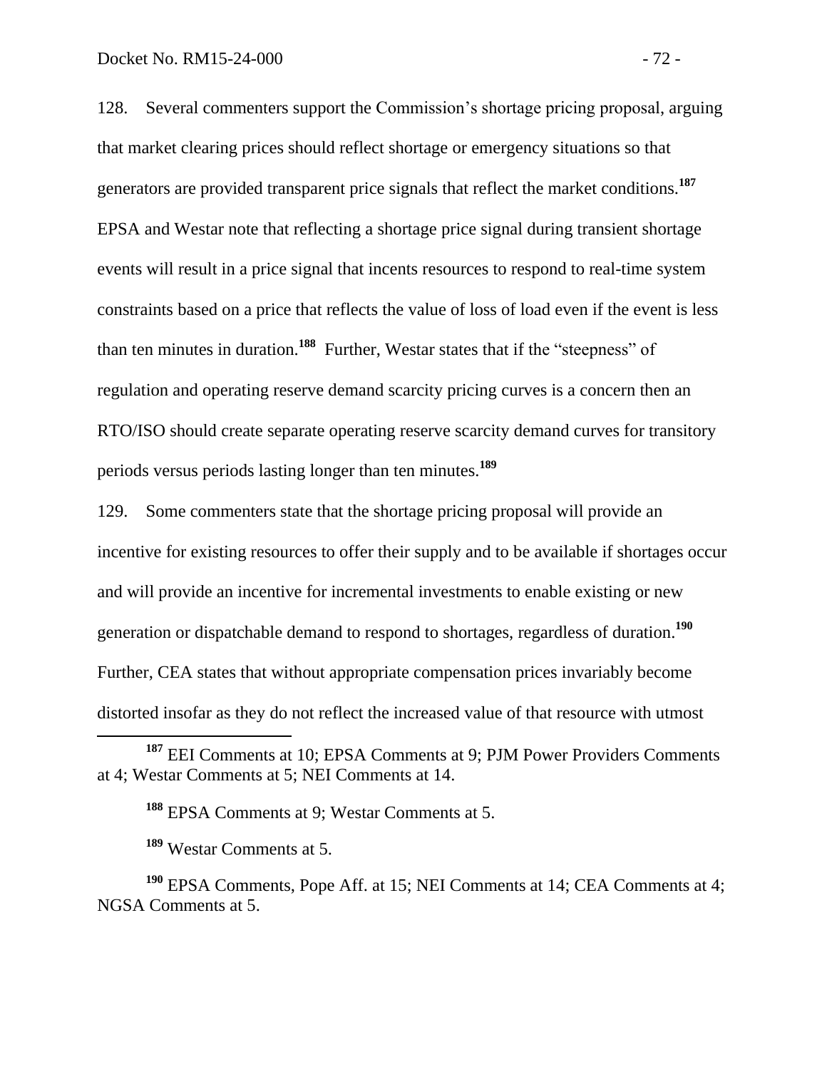128. Several commenters support the Commission's shortage pricing proposal, arguing that market clearing prices should reflect shortage or emergency situations so that generators are provided transparent price signals that reflect the market conditions.[187] EPSA and Westar note that reflecting a shortage price signal during transient shortage events will result in a price signal that incents resources to respond to real-time system constraints based on a price that reflects the value of loss of load even if the event is less than ten minutes in duration.[188] Further, Westar states that if the "steepness" of regulation and operating reserve demand scarcity pricing curves is a concern then an RTO/ISO should create separate operating reserve scarcity demand curves for transitory periods versus periods lasting longer than ten minutes.[189]

129. Some commenters state that the shortage pricing proposal will provide an incentive for existing resources to offer their supply and to be available if shortages occur and will provide an incentive for incremental investments to enable existing or new generation or dispatchable demand to respond to shortages, regardless of duration.[190] Further, CEA states that without appropriate compensation prices invariably become distorted insofar as they do not reflect the increased value of that resource with utmost

[187] EEI Comments at 10; EPSA Comments at 9; PJM Power Providers Comments at 4; Westar Comments at 5; NEI Comments at 14.

[188] EPSA Comments at 9; Westar Comments at 5.

[189] Westar Comments at 5.

[190] EPSA Comments, Pope Aff. at 15; NEI Comments at 14; CEA Comments at 4; NGSA Comments at 5.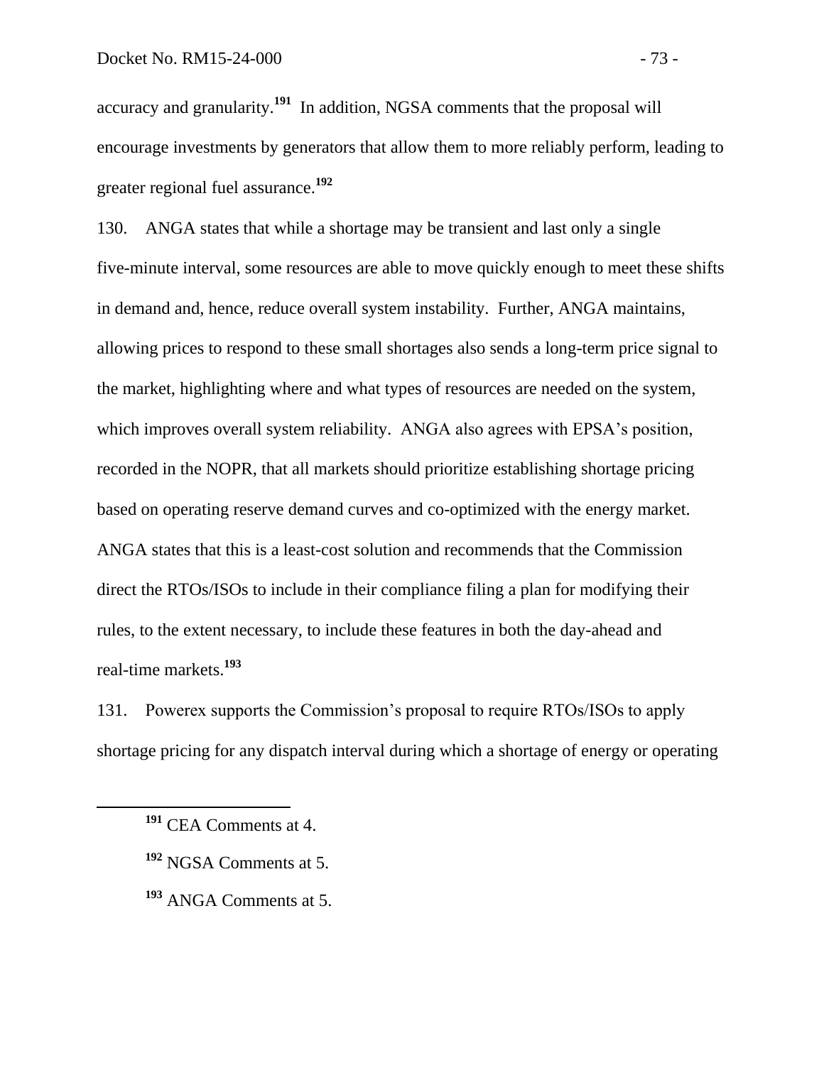accuracy and granularity.[191] In addition, NGSA comments that the proposal will encourage investments by generators that allow them to more reliably perform, leading to greater regional fuel assurance.[192]

130. ANGA states that while a shortage may be transient and last only a single five-minute interval, some resources are able to move quickly enough to meet these shifts in demand and, hence, reduce overall system instability. Further, ANGA maintains, allowing prices to respond to these small shortages also sends a long-term price signal to the market, highlighting where and what types of resources are needed on the system, which improves overall system reliability. ANGA also agrees with EPSA's position, recorded in the NOPR, that all markets should prioritize establishing shortage pricing based on operating reserve demand curves and co-optimized with the energy market. ANGA states that this is a least-cost solution and recommends that the Commission direct the RTOs/ISOs to include in their compliance filing a plan for modifying their rules, to the extent necessary, to include these features in both the day-ahead and real-time markets.[193]

131. Powerex supports the Commission's proposal to require RTOs/ISOs to apply shortage pricing for any dispatch interval during which a shortage of energy or operating

---

[191] CEA Comments at 4.

[192] NGSA Comments at 5.

[193] ANGA Comments at 5.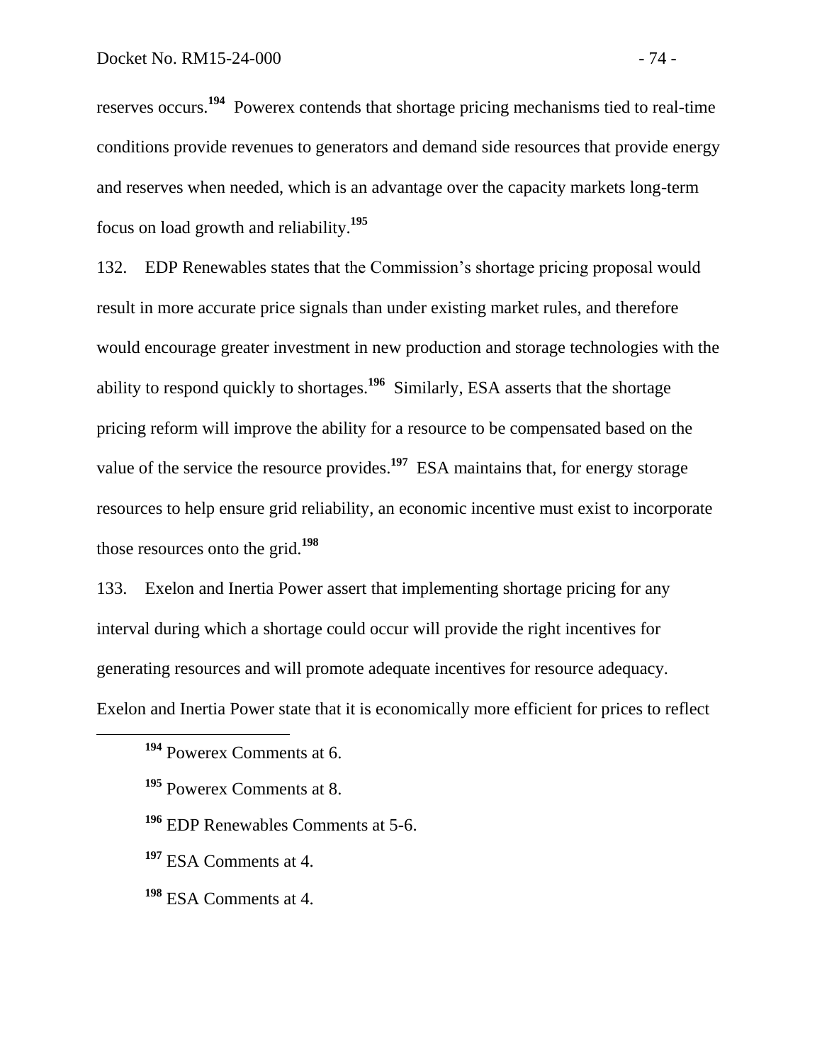reserves occurs.[194] Powerex contends that shortage pricing mechanisms tied to real-time conditions provide revenues to generators and demand side resources that provide energy and reserves when needed, which is an advantage over the capacity markets long-term focus on load growth and reliability.[195]

132. EDP Renewables states that the Commission's shortage pricing proposal would result in more accurate price signals than under existing market rules, and therefore would encourage greater investment in new production and storage technologies with the ability to respond quickly to shortages.[196] Similarly, ESA asserts that the shortage pricing reform will improve the ability for a resource to be compensated based on the value of the service the resource provides.[197] ESA maintains that, for energy storage resources to help ensure grid reliability, an economic incentive must exist to incorporate those resources onto the grid.[198]

133. Exelon and Inertia Power assert that implementing shortage pricing for any interval during which a shortage could occur will provide the right incentives for generating resources and will promote adequate incentives for resource adequacy. Exelon and Inertia Power state that it is economically more efficient for prices to reflect

---

[194] Powerex Comments at 6.

[195] Powerex Comments at 8.

[196] EDP Renewables Comments at 5-6.

[197] ESA Comments at 4.

[198] ESA Comments at 4.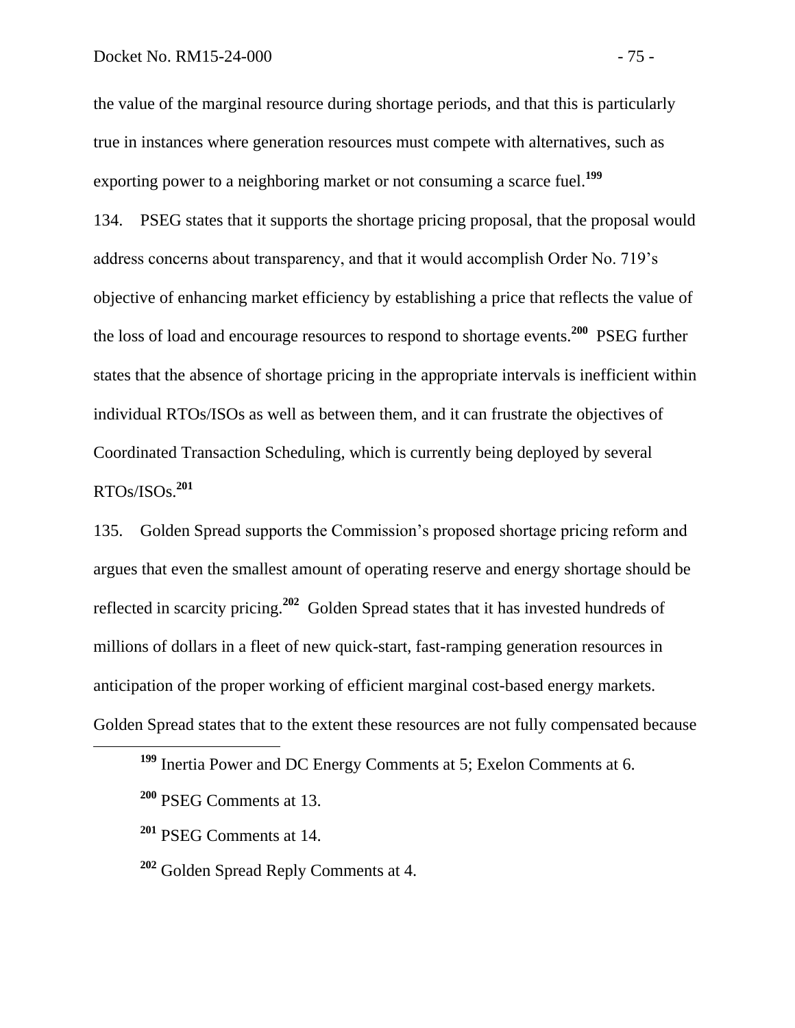the value of the marginal resource during shortage periods, and that this is particularly true in instances where generation resources must compete with alternatives, such as exporting power to a neighboring market or not consuming a scarce fuel.[199]

134. PSEG states that it supports the shortage pricing proposal, that the proposal would address concerns about transparency, and that it would accomplish Order No. 719's objective of enhancing market efficiency by establishing a price that reflects the value of the loss of load and encourage resources to respond to shortage events.[200] PSEG further states that the absence of shortage pricing in the appropriate intervals is inefficient within individual RTOs/ISOs as well as between them, and it can frustrate the objectives of Coordinated Transaction Scheduling, which is currently being deployed by several RTOs/ISOs.[201]

135. Golden Spread supports the Commission's proposed shortage pricing reform and argues that even the smallest amount of operating reserve and energy shortage should be reflected in scarcity pricing.[202] Golden Spread states that it has invested hundreds of millions of dollars in a fleet of new quick-start, fast-ramping generation resources in anticipation of the proper working of efficient marginal cost-based energy markets. Golden Spread states that to the extent these resources are not fully compensated because

[199] Inertia Power and DC Energy Comments at 5; Exelon Comments at 6.

[200] PSEG Comments at 13.

[201] PSEG Comments at 14.

[202] Golden Spread Reply Comments at 4.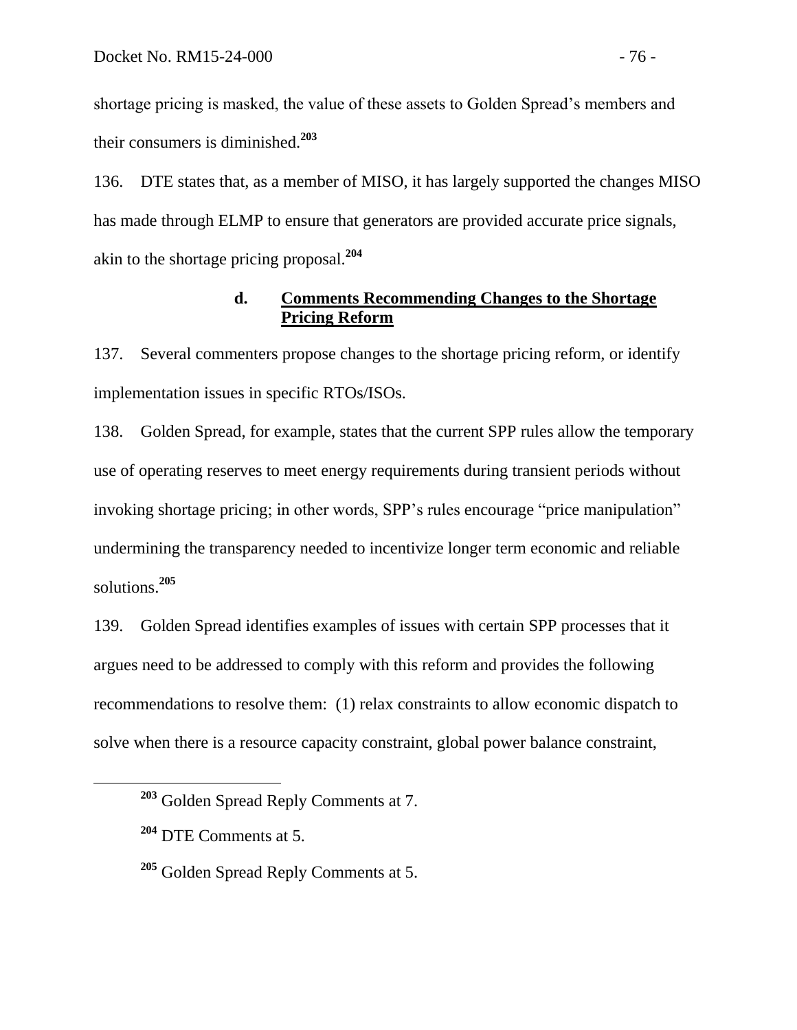shortage pricing is masked, the value of these assets to Golden Spread's members and their consumers is diminished.[203]

136. DTE states that, as a member of MISO, it has largely supported the changes MISO has made through ELMP to ensure that generators are provided accurate price signals, akin to the shortage pricing proposal.[204]

### d. Comments Recommending Changes to the Shortage Pricing Reform

137. Several commenters propose changes to the shortage pricing reform, or identify implementation issues in specific RTOs/ISOs.

138. Golden Spread, for example, states that the current SPP rules allow the temporary use of operating reserves to meet energy requirements during transient periods without invoking shortage pricing; in other words, SPP's rules encourage "price manipulation" undermining the transparency needed to incentivize longer term economic and reliable solutions.[205]

139. Golden Spread identifies examples of issues with certain SPP processes that it argues need to be addressed to comply with this reform and provides the following recommendations to resolve them: (1) relax constraints to allow economic dispatch to solve when there is a resource capacity constraint, global power balance constraint,

---

[203] Golden Spread Reply Comments at 7.

[204] DTE Comments at 5.

[205] Golden Spread Reply Comments at 5.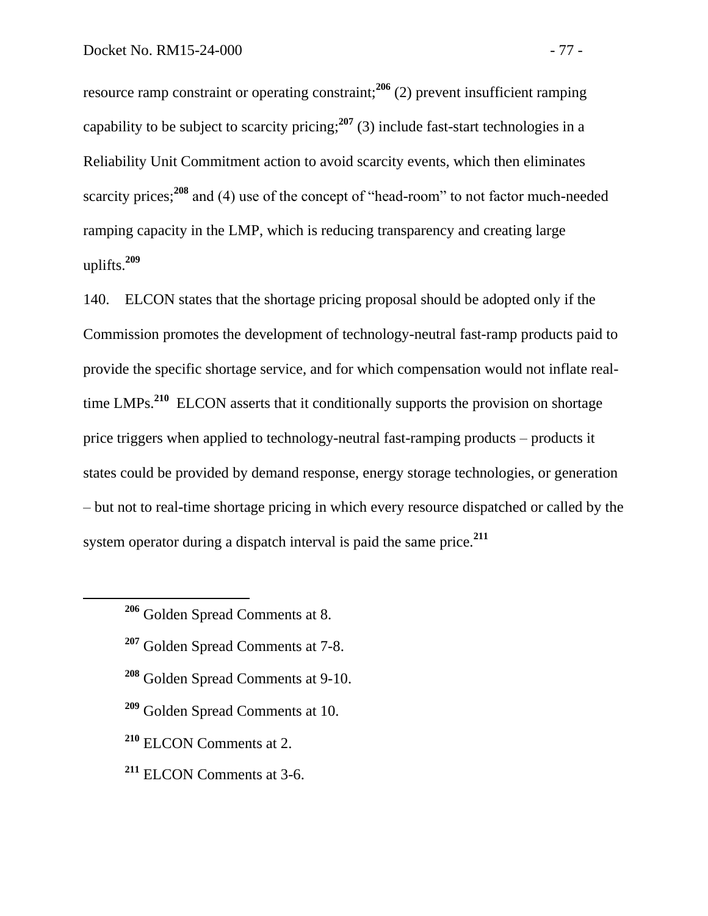resource ramp constraint or operating constraint;[206] (2) prevent insufficient ramping capability to be subject to scarcity pricing;[207] (3) include fast-start technologies in a Reliability Unit Commitment action to avoid scarcity events, which then eliminates scarcity prices;[208] and (4) use of the concept of "head-room" to not factor much-needed ramping capacity in the LMP, which is reducing transparency and creating large uplifts.[209]

140. ELCON states that the shortage pricing proposal should be adopted only if the Commission promotes the development of technology-neutral fast-ramp products paid to provide the specific shortage service, and for which compensation would not inflate real-time LMPs.[210] ELCON asserts that it conditionally supports the provision on shortage price triggers when applied to technology-neutral fast-ramping products – products it states could be provided by demand response, energy storage technologies, or generation – but not to real-time shortage pricing in which every resource dispatched or called by the system operator during a dispatch interval is paid the same price.[211]

---

[206] Golden Spread Comments at 8.

[207] Golden Spread Comments at 7-8.

[208] Golden Spread Comments at 9-10.

[209] Golden Spread Comments at 10.

[210] ELCON Comments at 2.

[211] ELCON Comments at 3-6.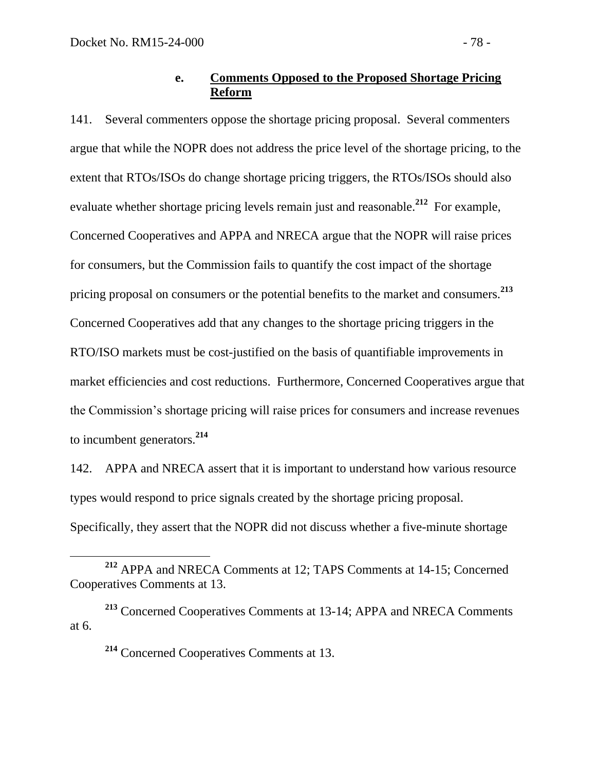#### e. **Comments Opposed to the Proposed Shortage Pricing Reform**

141. Several commenters oppose the shortage pricing proposal. Several commenters argue that while the NOPR does not address the price level of the shortage pricing, to the extent that RTOs/ISOs do change shortage pricing triggers, the RTOs/ISOs should also evaluate whether shortage pricing levels remain just and reasonable.[212] For example, Concerned Cooperatives and APPA and NRECA argue that the NOPR will raise prices for consumers, but the Commission fails to quantify the cost impact of the shortage pricing proposal on consumers or the potential benefits to the market and consumers.[213] Concerned Cooperatives add that any changes to the shortage pricing triggers in the RTO/ISO markets must be cost-justified on the basis of quantifiable improvements in market efficiencies and cost reductions. Furthermore, Concerned Cooperatives argue that the Commission's shortage pricing will raise prices for consumers and increase revenues to incumbent generators.[214]

142. APPA and NRECA assert that it is important to understand how various resource types would respond to price signals created by the shortage pricing proposal. Specifically, they assert that the NOPR did not discuss whether a five-minute shortage

---

[212] APPA and NRECA Comments at 12; TAPS Comments at 14-15; Concerned Cooperatives Comments at 13.

[213] Concerned Cooperatives Comments at 13-14; APPA and NRECA Comments at 6.

[214] Concerned Cooperatives Comments at 13.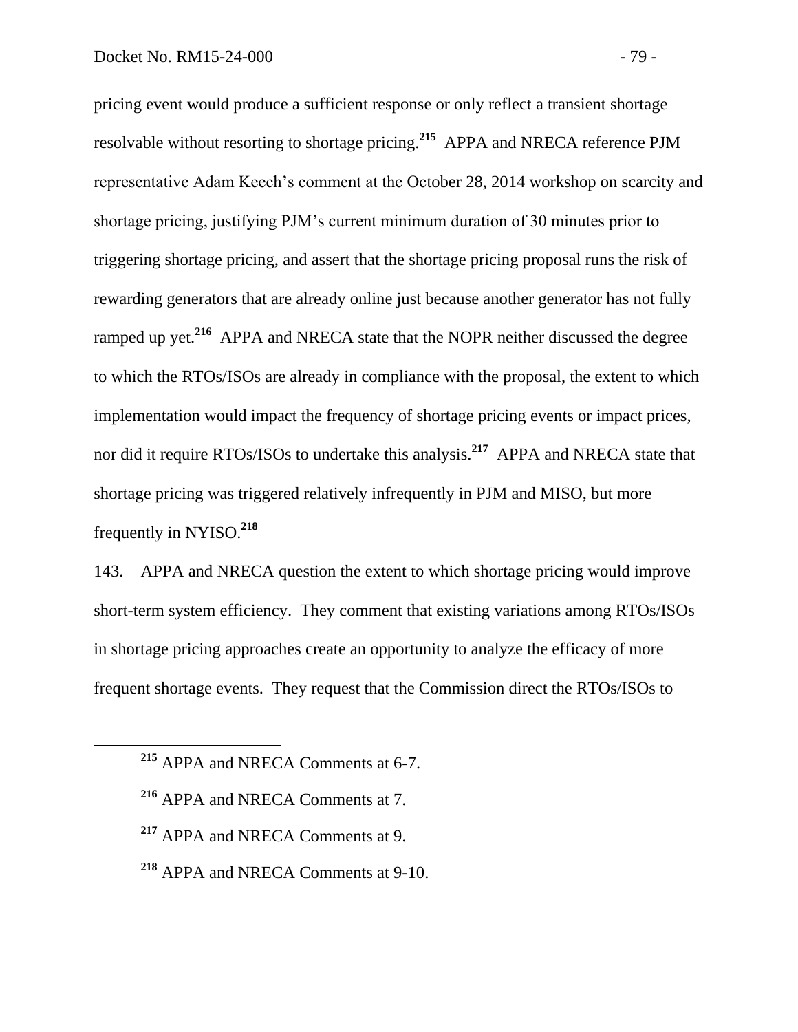pricing event would produce a sufficient response or only reflect a transient shortage resolvable without resorting to shortage pricing.[215] APPA and NRECA reference PJM representative Adam Keech's comment at the October 28, 2014 workshop on scarcity and shortage pricing, justifying PJM's current minimum duration of 30 minutes prior to triggering shortage pricing, and assert that the shortage pricing proposal runs the risk of rewarding generators that are already online just because another generator has not fully ramped up yet.[216] APPA and NRECA state that the NOPR neither discussed the degree to which the RTOs/ISOs are already in compliance with the proposal, the extent to which implementation would impact the frequency of shortage pricing events or impact prices, nor did it require RTOs/ISOs to undertake this analysis.[217] APPA and NRECA state that shortage pricing was triggered relatively infrequently in PJM and MISO, but more frequently in NYISO.[218]

143. APPA and NRECA question the extent to which shortage pricing would improve short-term system efficiency. They comment that existing variations among RTOs/ISOs in shortage pricing approaches create an opportunity to analyze the efficacy of more frequent shortage events. They request that the Commission direct the RTOs/ISOs to

[215] APPA and NRECA Comments at 6-7.

[216] APPA and NRECA Comments at 7.

[217] APPA and NRECA Comments at 9.

[218] APPA and NRECA Comments at 9-10.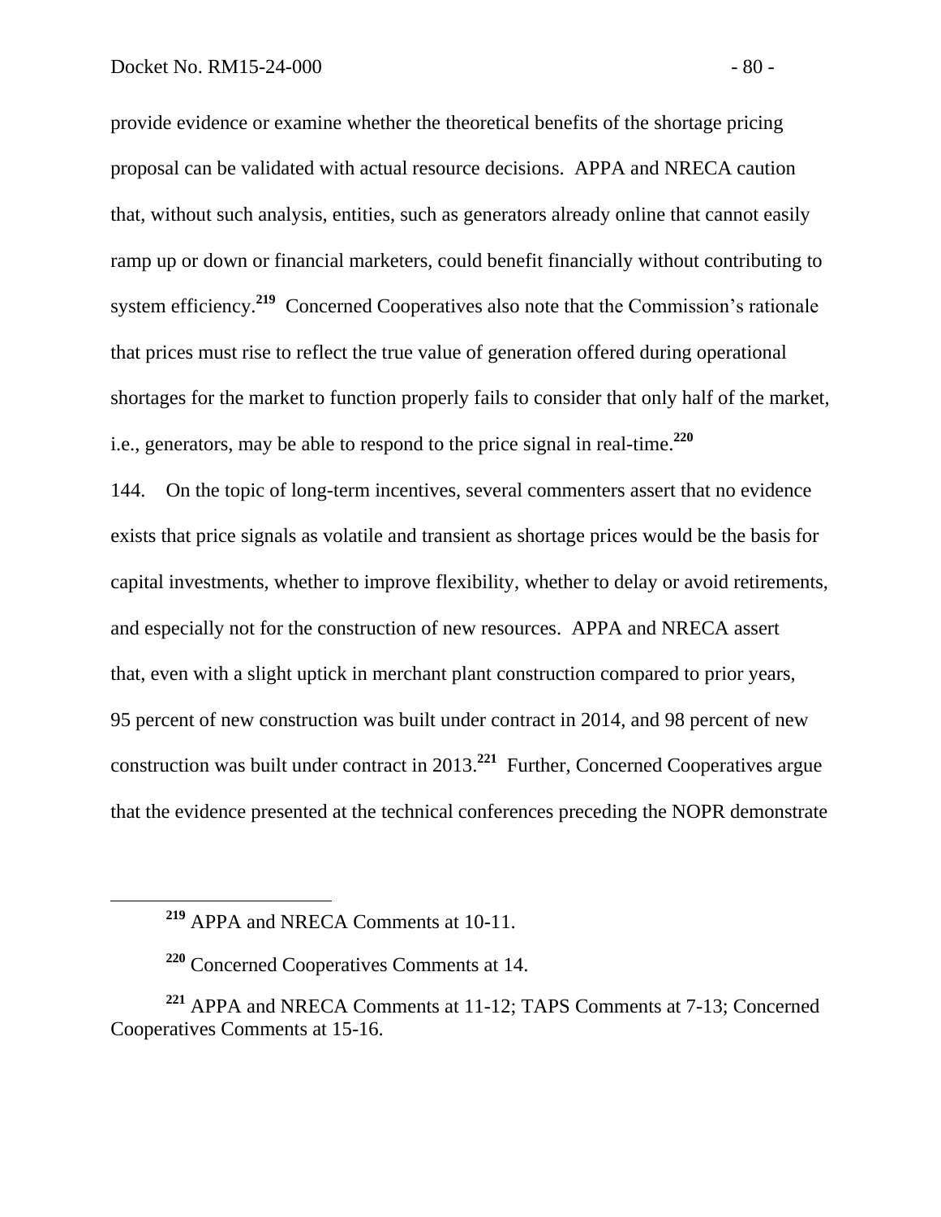provide evidence or examine whether the theoretical benefits of the shortage pricing proposal can be validated with actual resource decisions. APPA and NRECA caution that, without such analysis, entities, such as generators already online that cannot easily ramp up or down or financial marketers, could benefit financially without contributing to system efficiency.[219] Concerned Cooperatives also note that the Commission's rationale that prices must rise to reflect the true value of generation offered during operational shortages for the market to function properly fails to consider that only half of the market, i.e., generators, may be able to respond to the price signal in real-time.[220]

144. On the topic of long-term incentives, several commenters assert that no evidence exists that price signals as volatile and transient as shortage prices would be the basis for capital investments, whether to improve flexibility, whether to delay or avoid retirements, and especially not for the construction of new resources. APPA and NRECA assert that, even with a slight uptick in merchant plant construction compared to prior years, 95 percent of new construction was built under contract in 2014, and 98 percent of new construction was built under contract in 2013.[221] Further, Concerned Cooperatives argue that the evidence presented at the technical conferences preceding the NOPR demonstrate

[219] APPA and NRECA Comments at 10-11.

[220] Concerned Cooperatives Comments at 14.

[221] APPA and NRECA Comments at 11-12; TAPS Comments at 7-13; Concerned Cooperatives Comments at 15-16.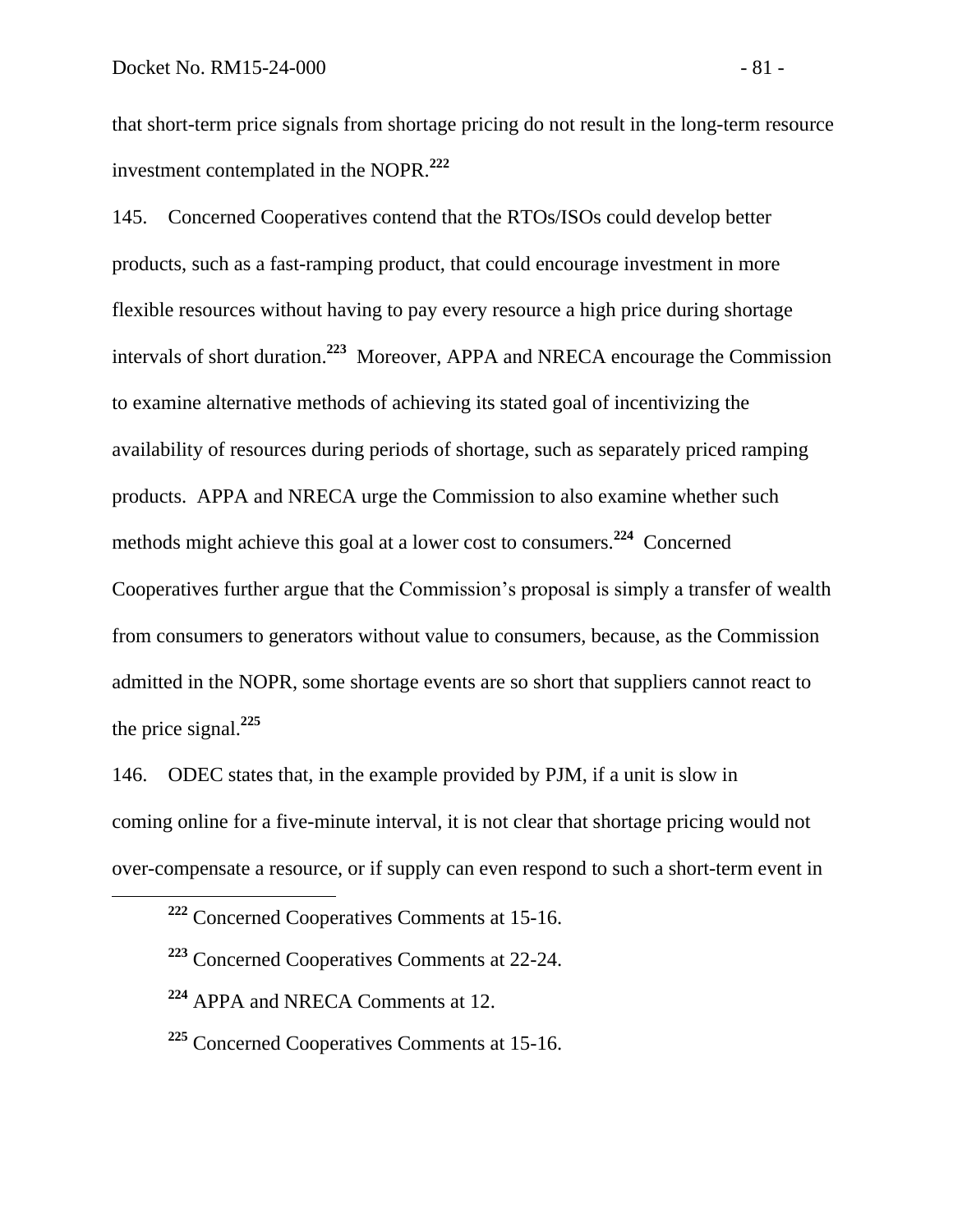that short-term price signals from shortage pricing do not result in the long-term resource investment contemplated in the NOPR.[222]

145. Concerned Cooperatives contend that the RTOs/ISOs could develop better products, such as a fast-ramping product, that could encourage investment in more flexible resources without having to pay every resource a high price during shortage intervals of short duration.[223] Moreover, APPA and NRECA encourage the Commission to examine alternative methods of achieving its stated goal of incentivizing the availability of resources during periods of shortage, such as separately priced ramping products. APPA and NRECA urge the Commission to also examine whether such methods might achieve this goal at a lower cost to consumers.[224] Concerned Cooperatives further argue that the Commission's proposal is simply a transfer of wealth from consumers to generators without value to consumers, because, as the Commission admitted in the NOPR, some shortage events are so short that suppliers cannot react to the price signal.[225]

146. ODEC states that, in the example provided by PJM, if a unit is slow in coming online for a five-minute interval, it is not clear that shortage pricing would not over-compensate a resource, or if supply can even respond to such a short-term event in

[222] Concerned Cooperatives Comments at 15-16.

[223] Concerned Cooperatives Comments at 22-24.

[224] APPA and NRECA Comments at 12.

[225] Concerned Cooperatives Comments at 15-16.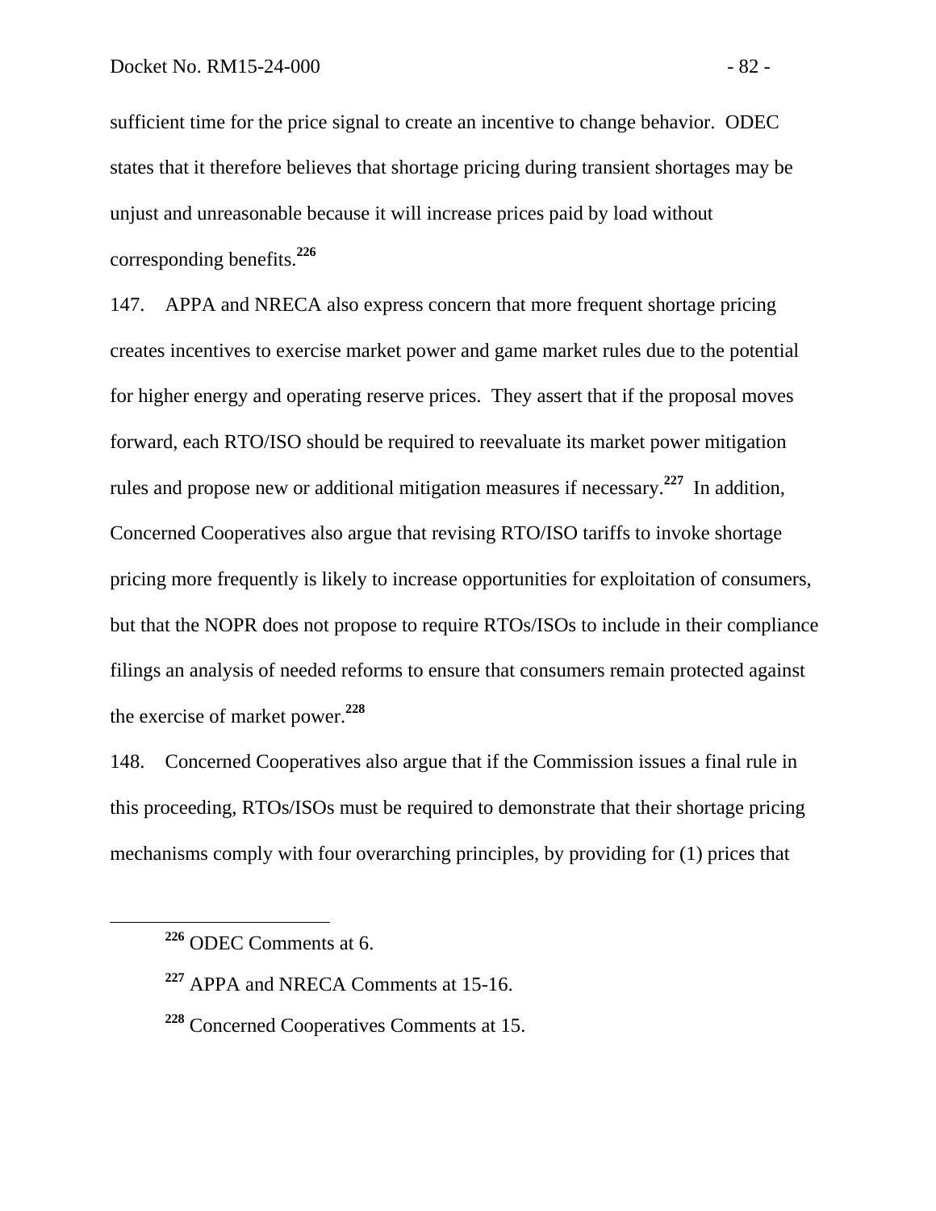sufficient time for the price signal to create an incentive to change behavior. ODEC states that it therefore believes that shortage pricing during transient shortages may be unjust and unreasonable because it will increase prices paid by load without corresponding benefits.[226]

147. APPA and NRECA also express concern that more frequent shortage pricing creates incentives to exercise market power and game market rules due to the potential for higher energy and operating reserve prices. They assert that if the proposal moves forward, each RTO/ISO should be required to reevaluate its market power mitigation rules and propose new or additional mitigation measures if necessary.[227] In addition, Concerned Cooperatives also argue that revising RTO/ISO tariffs to invoke shortage pricing more frequently is likely to increase opportunities for exploitation of consumers, but that the NOPR does not propose to require RTOs/ISOs to include in their compliance filings an analysis of needed reforms to ensure that consumers remain protected against the exercise of market power.[228]

148. Concerned Cooperatives also argue that if the Commission issues a final rule in this proceeding, RTOs/ISOs must be required to demonstrate that their shortage pricing mechanisms comply with four overarching principles, by providing for (1) prices that

---

[226] ODEC Comments at 6.

[227] APPA and NRECA Comments at 15-16.

[228] Concerned Cooperatives Comments at 15.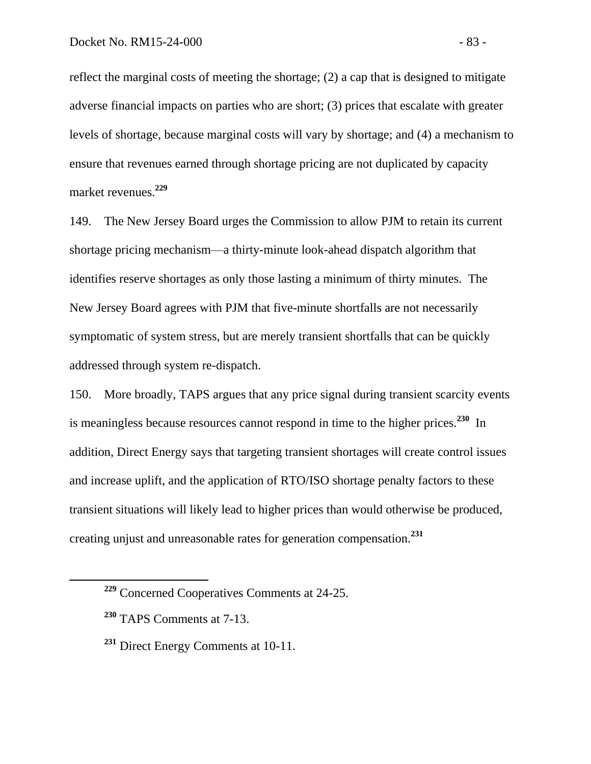reflect the marginal costs of meeting the shortage; (2) a cap that is designed to mitigate adverse financial impacts on parties who are short; (3) prices that escalate with greater levels of shortage, because marginal costs will vary by shortage; and (4) a mechanism to ensure that revenues earned through shortage pricing are not duplicated by capacity market revenues.[229]

149. The New Jersey Board urges the Commission to allow PJM to retain its current shortage pricing mechanism—a thirty-minute look-ahead dispatch algorithm that identifies reserve shortages as only those lasting a minimum of thirty minutes. The New Jersey Board agrees with PJM that five-minute shortfalls are not necessarily symptomatic of system stress, but are merely transient shortfalls that can be quickly addressed through system re-dispatch.

150. More broadly, TAPS argues that any price signal during transient scarcity events is meaningless because resources cannot respond in time to the higher prices.[230] In addition, Direct Energy says that targeting transient shortages will create control issues and increase uplift, and the application of RTO/ISO shortage penalty factors to these transient situations will likely lead to higher prices than would otherwise be produced, creating unjust and unreasonable rates for generation compensation.[231]

---

[229] Concerned Cooperatives Comments at 24-25.

[230] TAPS Comments at 7-13.

[231] Direct Energy Comments at 10-11.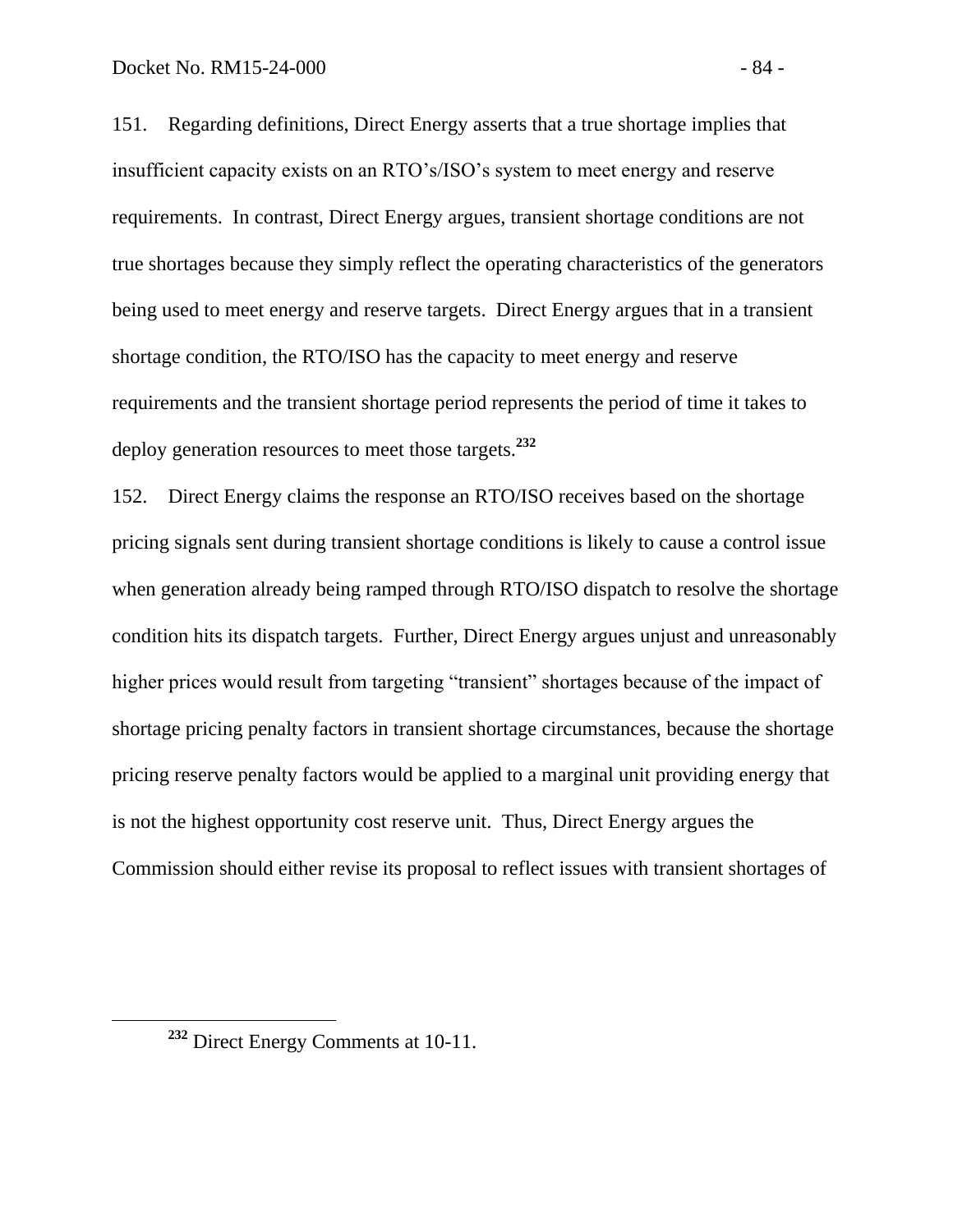151. Regarding definitions, Direct Energy asserts that a true shortage implies that insufficient capacity exists on an RTO's/ISO's system to meet energy and reserve requirements. In contrast, Direct Energy argues, transient shortage conditions are not true shortages because they simply reflect the operating characteristics of the generators being used to meet energy and reserve targets. Direct Energy argues that in a transient shortage condition, the RTO/ISO has the capacity to meet energy and reserve requirements and the transient shortage period represents the period of time it takes to deploy generation resources to meet those targets.[232]

152. Direct Energy claims the response an RTO/ISO receives based on the shortage pricing signals sent during transient shortage conditions is likely to cause a control issue when generation already being ramped through RTO/ISO dispatch to resolve the shortage condition hits its dispatch targets. Further, Direct Energy argues unjust and unreasonably higher prices would result from targeting "transient" shortages because of the impact of shortage pricing penalty factors in transient shortage circumstances, because the shortage pricing reserve penalty factors would be applied to a marginal unit providing energy that is not the highest opportunity cost reserve unit. Thus, Direct Energy argues the Commission should either revise its proposal to reflect issues with transient shortages of

[232] Direct Energy Comments at 10-11.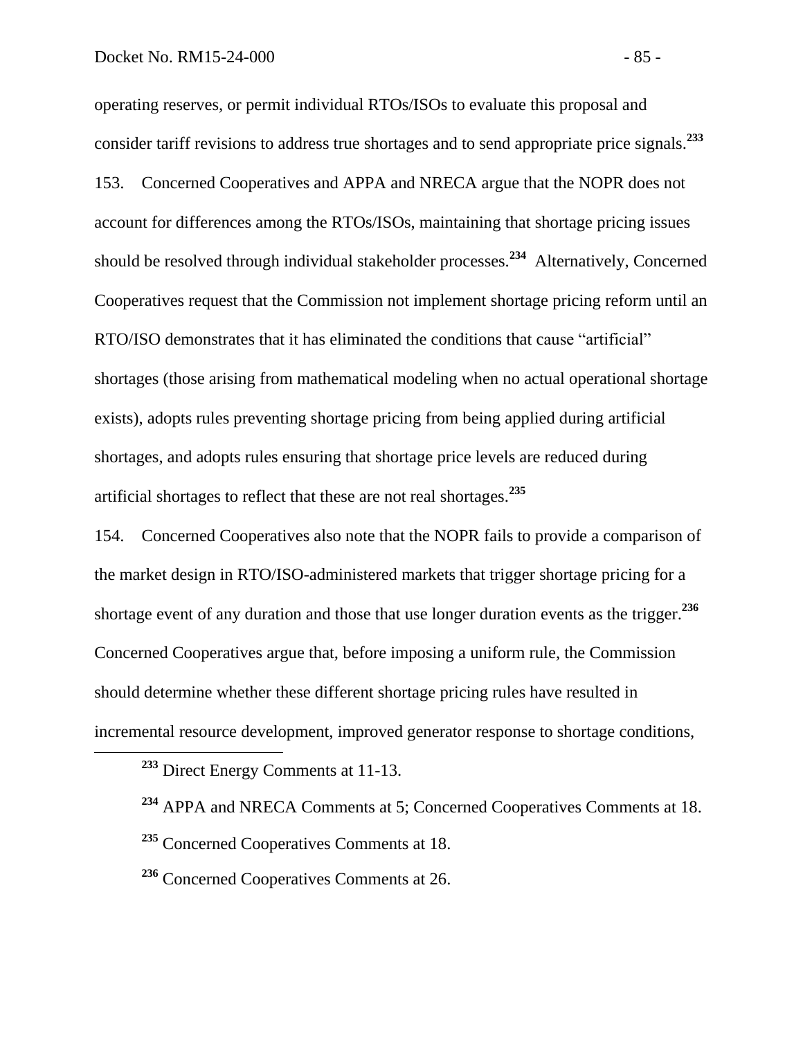operating reserves, or permit individual RTOs/ISOs to evaluate this proposal and consider tariff revisions to address true shortages and to send appropriate price signals.[233]

153. Concerned Cooperatives and APPA and NRECA argue that the NOPR does not account for differences among the RTOs/ISOs, maintaining that shortage pricing issues should be resolved through individual stakeholder processes.[234] Alternatively, Concerned Cooperatives request that the Commission not implement shortage pricing reform until an RTO/ISO demonstrates that it has eliminated the conditions that cause "artificial" shortages (those arising from mathematical modeling when no actual operational shortage exists), adopts rules preventing shortage pricing from being applied during artificial shortages, and adopts rules ensuring that shortage price levels are reduced during artificial shortages to reflect that these are not real shortages.[235]

154. Concerned Cooperatives also note that the NOPR fails to provide a comparison of the market design in RTO/ISO-administered markets that trigger shortage pricing for a shortage event of any duration and those that use longer duration events as the trigger.[236] Concerned Cooperatives argue that, before imposing a uniform rule, the Commission should determine whether these different shortage pricing rules have resulted in incremental resource development, improved generator response to shortage conditions,

---

[233] Direct Energy Comments at 11-13.

[234] APPA and NRECA Comments at 5; Concerned Cooperatives Comments at 18.

[235] Concerned Cooperatives Comments at 18.

[236] Concerned Cooperatives Comments at 26.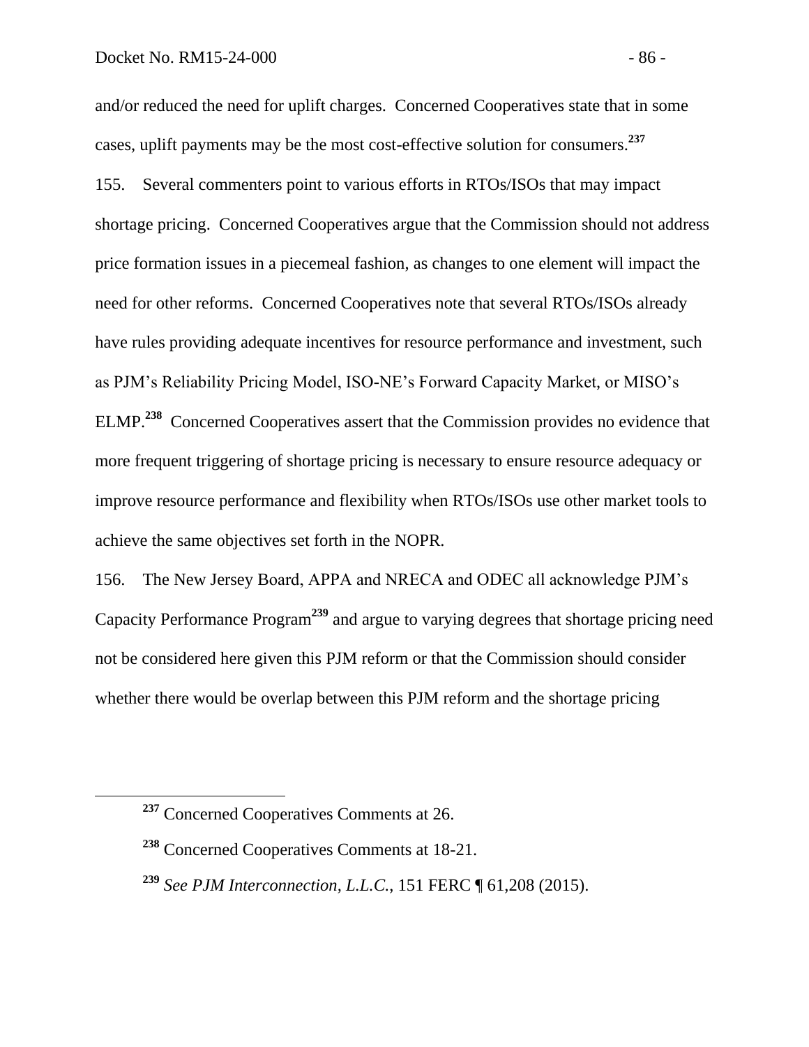and/or reduced the need for uplift charges. Concerned Cooperatives state that in some cases, uplift payments may be the most cost-effective solution for consumers.[237]

155. Several commenters point to various efforts in RTOs/ISOs that may impact shortage pricing. Concerned Cooperatives argue that the Commission should not address price formation issues in a piecemeal fashion, as changes to one element will impact the need for other reforms. Concerned Cooperatives note that several RTOs/ISOs already have rules providing adequate incentives for resource performance and investment, such as PJM's Reliability Pricing Model, ISO-NE's Forward Capacity Market, or MISO's ELMP.[238] Concerned Cooperatives assert that the Commission provides no evidence that more frequent triggering of shortage pricing is necessary to ensure resource adequacy or improve resource performance and flexibility when RTOs/ISOs use other market tools to achieve the same objectives set forth in the NOPR.

156. The New Jersey Board, APPA and NRECA and ODEC all acknowledge PJM's Capacity Performance Program[239] and argue to varying degrees that shortage pricing need not be considered here given this PJM reform or that the Commission should consider whether there would be overlap between this PJM reform and the shortage pricing

---

[237] Concerned Cooperatives Comments at 26.

[238] Concerned Cooperatives Comments at 18-21.

[239] *See PJM Interconnection, L.L.C.*, 151 FERC ¶ 61,208 (2015).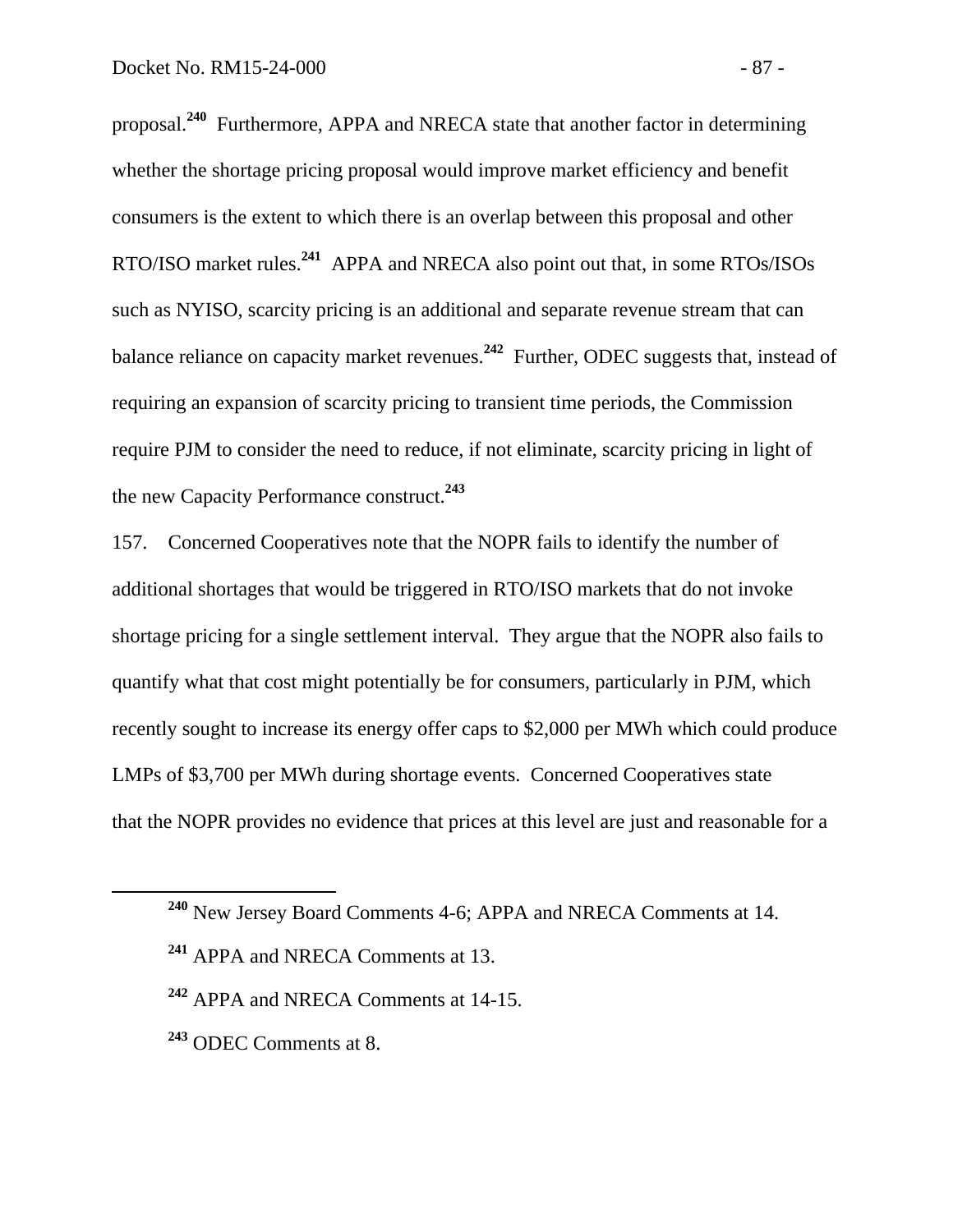proposal.[240] Furthermore, APPA and NRECA state that another factor in determining whether the shortage pricing proposal would improve market efficiency and benefit consumers is the extent to which there is an overlap between this proposal and other RTO/ISO market rules.[241] APPA and NRECA also point out that, in some RTOs/ISOs such as NYISO, scarcity pricing is an additional and separate revenue stream that can balance reliance on capacity market revenues.[242] Further, ODEC suggests that, instead of requiring an expansion of scarcity pricing to transient time periods, the Commission require PJM to consider the need to reduce, if not eliminate, scarcity pricing in light of the new Capacity Performance construct.[243]

157. Concerned Cooperatives note that the NOPR fails to identify the number of additional shortages that would be triggered in RTO/ISO markets that do not invoke shortage pricing for a single settlement interval. They argue that the NOPR also fails to quantify what that cost might potentially be for consumers, particularly in PJM, which recently sought to increase its energy offer caps to $2,000 per MWh which could produce LMPs of $3,700 per MWh during shortage events. Concerned Cooperatives state that the NOPR provides no evidence that prices at this level are just and reasonable for a

---

[240] New Jersey Board Comments 4-6; APPA and NRECA Comments at 14.

[241] APPA and NRECA Comments at 13.

[242] APPA and NRECA Comments at 14-15.

[243] ODEC Comments at 8.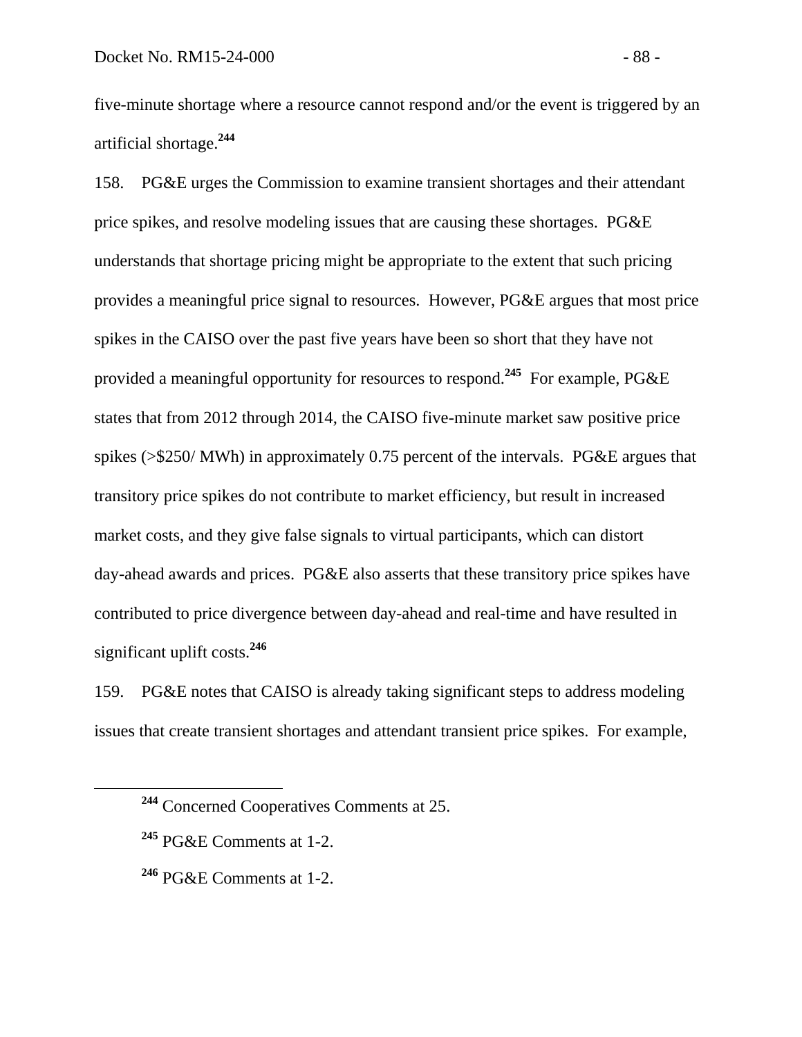five-minute shortage where a resource cannot respond and/or the event is triggered by an artificial shortage.[244]

158. PG&E urges the Commission to examine transient shortages and their attendant price spikes, and resolve modeling issues that are causing these shortages. PG&E understands that shortage pricing might be appropriate to the extent that such pricing provides a meaningful price signal to resources. However, PG&E argues that most price spikes in the CAISO over the past five years have been so short that they have not provided a meaningful opportunity for resources to respond.[245] For example, PG&E states that from 2012 through 2014, the CAISO five-minute market saw positive price spikes (>$250/ MWh) in approximately 0.75 percent of the intervals. PG&E argues that transitory price spikes do not contribute to market efficiency, but result in increased market costs, and they give false signals to virtual participants, which can distort day-ahead awards and prices. PG&E also asserts that these transitory price spikes have contributed to price divergence between day-ahead and real-time and have resulted in significant uplift costs.[246]

159. PG&E notes that CAISO is already taking significant steps to address modeling issues that create transient shortages and attendant transient price spikes. For example,

---

[244] Concerned Cooperatives Comments at 25.

[245] PG&E Comments at 1-2.

[246] PG&E Comments at 1-2.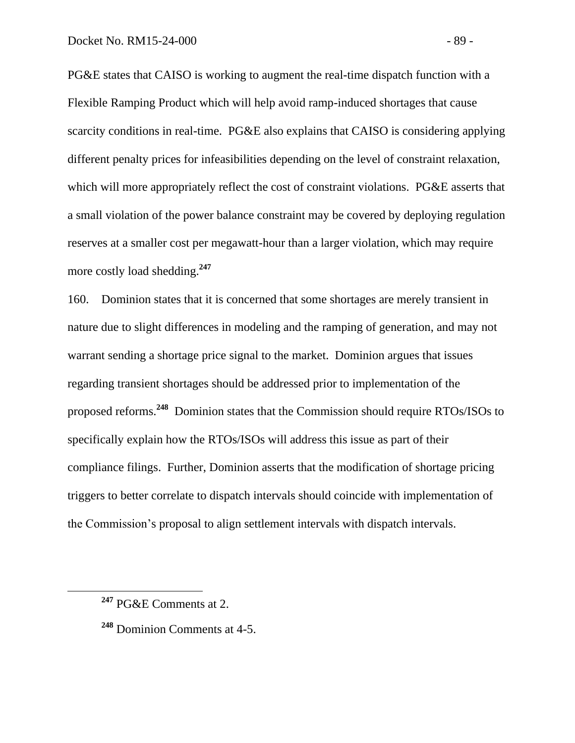PG&E states that CAISO is working to augment the real-time dispatch function with a Flexible Ramping Product which will help avoid ramp-induced shortages that cause scarcity conditions in real-time. PG&E also explains that CAISO is considering applying different penalty prices for infeasibilities depending on the level of constraint relaxation, which will more appropriately reflect the cost of constraint violations. PG&E asserts that a small violation of the power balance constraint may be covered by deploying regulation reserves at a smaller cost per megawatt-hour than a larger violation, which may require more costly load shedding.[247]

160. Dominion states that it is concerned that some shortages are merely transient in nature due to slight differences in modeling and the ramping of generation, and may not warrant sending a shortage price signal to the market. Dominion argues that issues regarding transient shortages should be addressed prior to implementation of the proposed reforms.[248] Dominion states that the Commission should require RTOs/ISOs to specifically explain how the RTOs/ISOs will address this issue as part of their compliance filings. Further, Dominion asserts that the modification of shortage pricing triggers to better correlate to dispatch intervals should coincide with implementation of the Commission's proposal to align settlement intervals with dispatch intervals.

---

[247] PG&E Comments at 2.

[248] Dominion Comments at 4-5.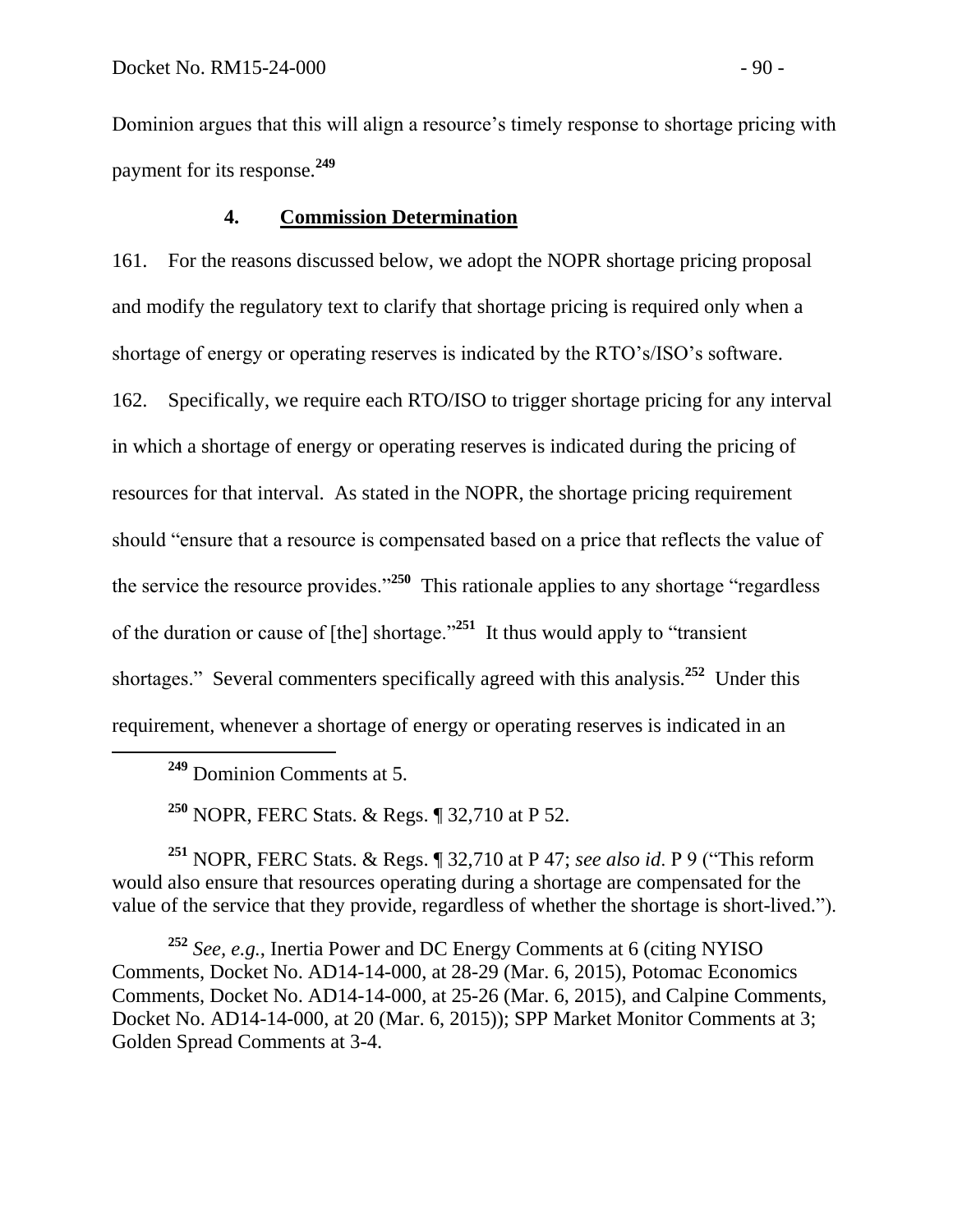Dominion argues that this will align a resource's timely response to shortage pricing with payment for its response.[249]

#### 4. **Commission Determination**

161. For the reasons discussed below, we adopt the NOPR shortage pricing proposal and modify the regulatory text to clarify that shortage pricing is required only when a shortage of energy or operating reserves is indicated by the RTO's/ISO's software.

162. Specifically, we require each RTO/ISO to trigger shortage pricing for any interval in which a shortage of energy or operating reserves is indicated during the pricing of resources for that interval. As stated in the NOPR, the shortage pricing requirement should "ensure that a resource is compensated based on a price that reflects the value of the service the resource provides."[250] This rationale applies to any shortage "regardless of the duration or cause of [the] shortage."[251] It thus would apply to "transient shortages." Several commenters specifically agreed with this analysis.[252] Under this requirement, whenever a shortage of energy or operating reserves is indicated in an

---

[249] Dominion Comments at 5.

[250] NOPR, FERC Stats. & Regs. ¶ 32,710 at P 52.

[251] NOPR, FERC Stats. & Regs. ¶ 32,710 at P 47; *see also id*. P 9 ("This reform would also ensure that resources operating during a shortage are compensated for the value of the service that they provide, regardless of whether the shortage is short-lived.").

[252] *See, e.g.*, Inertia Power and DC Energy Comments at 6 (citing NYISO Comments, Docket No. AD14-14-000, at 28-29 (Mar. 6, 2015), Potomac Economics Comments, Docket No. AD14-14-000, at 25-26 (Mar. 6, 2015), and Calpine Comments, Docket No. AD14-14-000, at 20 (Mar. 6, 2015)); SPP Market Monitor Comments at 3; Golden Spread Comments at 3-4.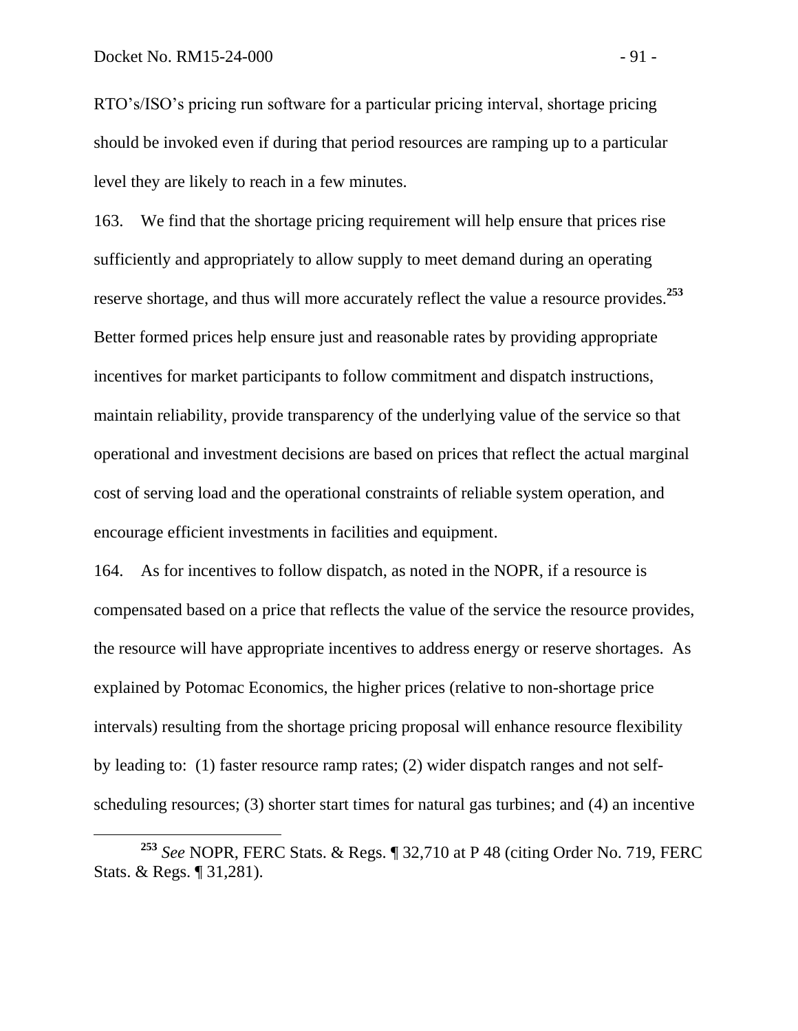RTO's/ISO's pricing run software for a particular pricing interval, shortage pricing should be invoked even if during that period resources are ramping up to a particular level they are likely to reach in a few minutes.

163. We find that the shortage pricing requirement will help ensure that prices rise sufficiently and appropriately to allow supply to meet demand during an operating reserve shortage, and thus will more accurately reflect the value a resource provides.[253] Better formed prices help ensure just and reasonable rates by providing appropriate incentives for market participants to follow commitment and dispatch instructions, maintain reliability, provide transparency of the underlying value of the service so that operational and investment decisions are based on prices that reflect the actual marginal cost of serving load and the operational constraints of reliable system operation, and encourage efficient investments in facilities and equipment.

164. As for incentives to follow dispatch, as noted in the NOPR, if a resource is compensated based on a price that reflects the value of the service the resource provides, the resource will have appropriate incentives to address energy or reserve shortages. As explained by Potomac Economics, the higher prices (relative to non-shortage price intervals) resulting from the shortage pricing proposal will enhance resource flexibility by leading to: (1) faster resource ramp rates; (2) wider dispatch ranges and not self-scheduling resources; (3) shorter start times for natural gas turbines; and (4) an incentive

[253] *See* NOPR, FERC Stats. & Regs. ¶ 32,710 at P 48 (citing Order No. 719, FERC Stats. & Regs. ¶ 31,281).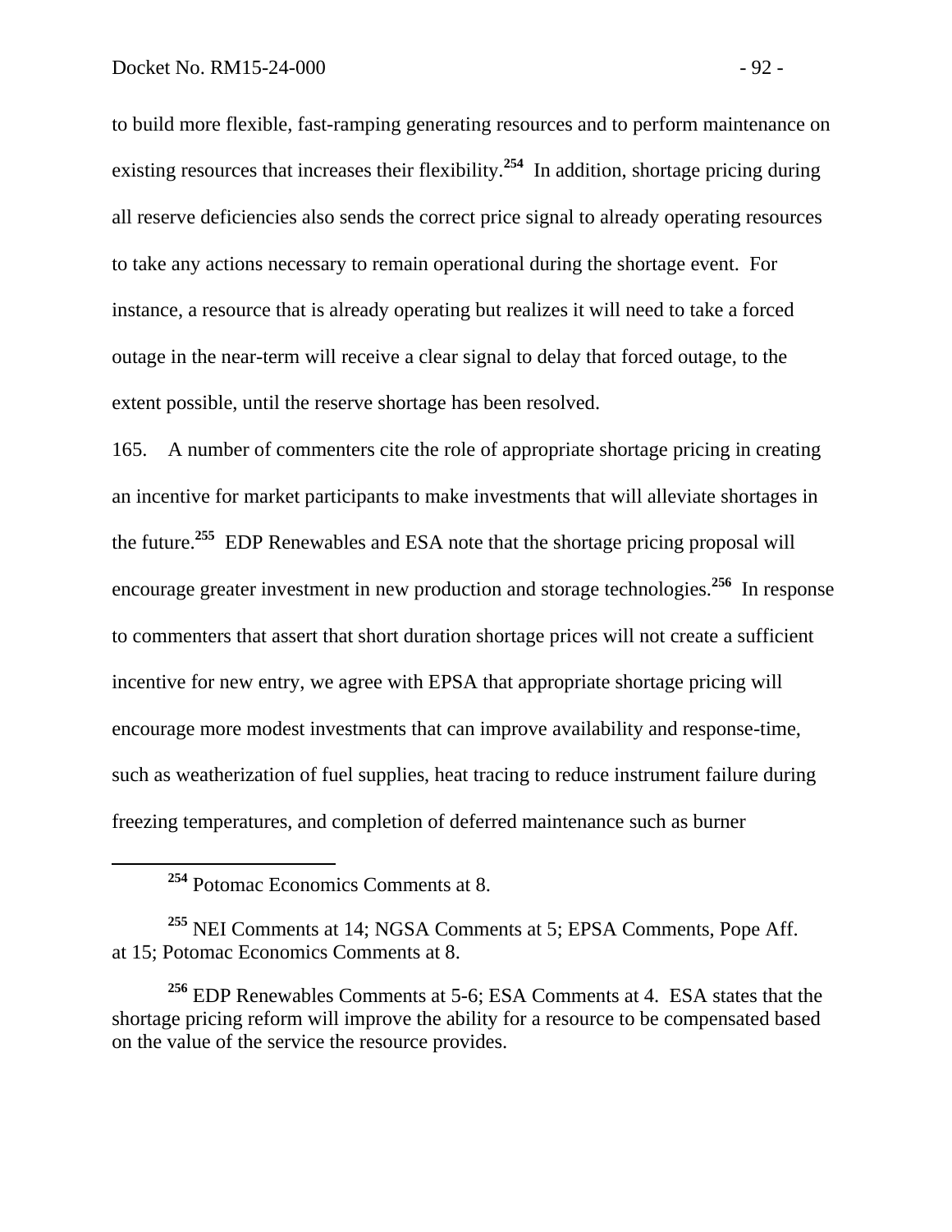to build more flexible, fast-ramping generating resources and to perform maintenance on existing resources that increases their flexibility.[254] In addition, shortage pricing during all reserve deficiencies also sends the correct price signal to already operating resources to take any actions necessary to remain operational during the shortage event. For instance, a resource that is already operating but realizes it will need to take a forced outage in the near-term will receive a clear signal to delay that forced outage, to the extent possible, until the reserve shortage has been resolved.

165. A number of commenters cite the role of appropriate shortage pricing in creating an incentive for market participants to make investments that will alleviate shortages in the future.[255] EDP Renewables and ESA note that the shortage pricing proposal will encourage greater investment in new production and storage technologies.[256] In response to commenters that assert that short duration shortage prices will not create a sufficient incentive for new entry, we agree with EPSA that appropriate shortage pricing will encourage more modest investments that can improve availability and response-time, such as weatherization of fuel supplies, heat tracing to reduce instrument failure during freezing temperatures, and completion of deferred maintenance such as burner

[254] Potomac Economics Comments at 8.

[255] NEI Comments at 14; NGSA Comments at 5; EPSA Comments, Pope Aff. at 15; Potomac Economics Comments at 8.

[256] EDP Renewables Comments at 5-6; ESA Comments at 4. ESA states that the shortage pricing reform will improve the ability for a resource to be compensated based on the value of the service the resource provides.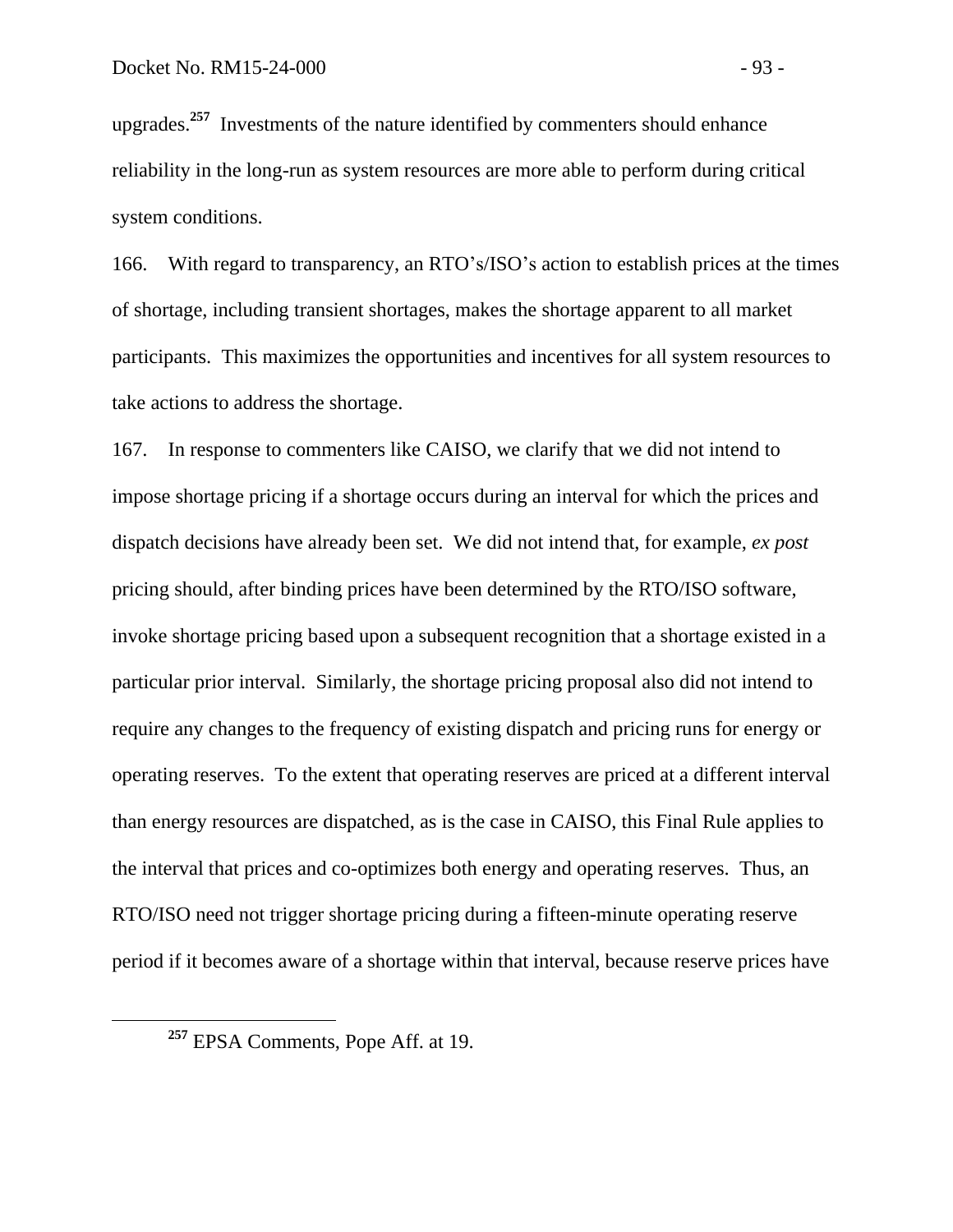upgrades.[257] Investments of the nature identified by commenters should enhance reliability in the long-run as system resources are more able to perform during critical system conditions.

166. With regard to transparency, an RTO's/ISO's action to establish prices at the times of shortage, including transient shortages, makes the shortage apparent to all market participants. This maximizes the opportunities and incentives for all system resources to take actions to address the shortage.

167. In response to commenters like CAISO, we clarify that we did not intend to impose shortage pricing if a shortage occurs during an interval for which the prices and dispatch decisions have already been set. We did not intend that, for example, *ex post* pricing should, after binding prices have been determined by the RTO/ISO software, invoke shortage pricing based upon a subsequent recognition that a shortage existed in a particular prior interval. Similarly, the shortage pricing proposal also did not intend to require any changes to the frequency of existing dispatch and pricing runs for energy or operating reserves. To the extent that operating reserves are priced at a different interval than energy resources are dispatched, as is the case in CAISO, this Final Rule applies to the interval that prices and co-optimizes both energy and operating reserves. Thus, an RTO/ISO need not trigger shortage pricing during a fifteen-minute operating reserve period if it becomes aware of a shortage within that interval, because reserve prices have

[257] EPSA Comments, Pope Aff. at 19.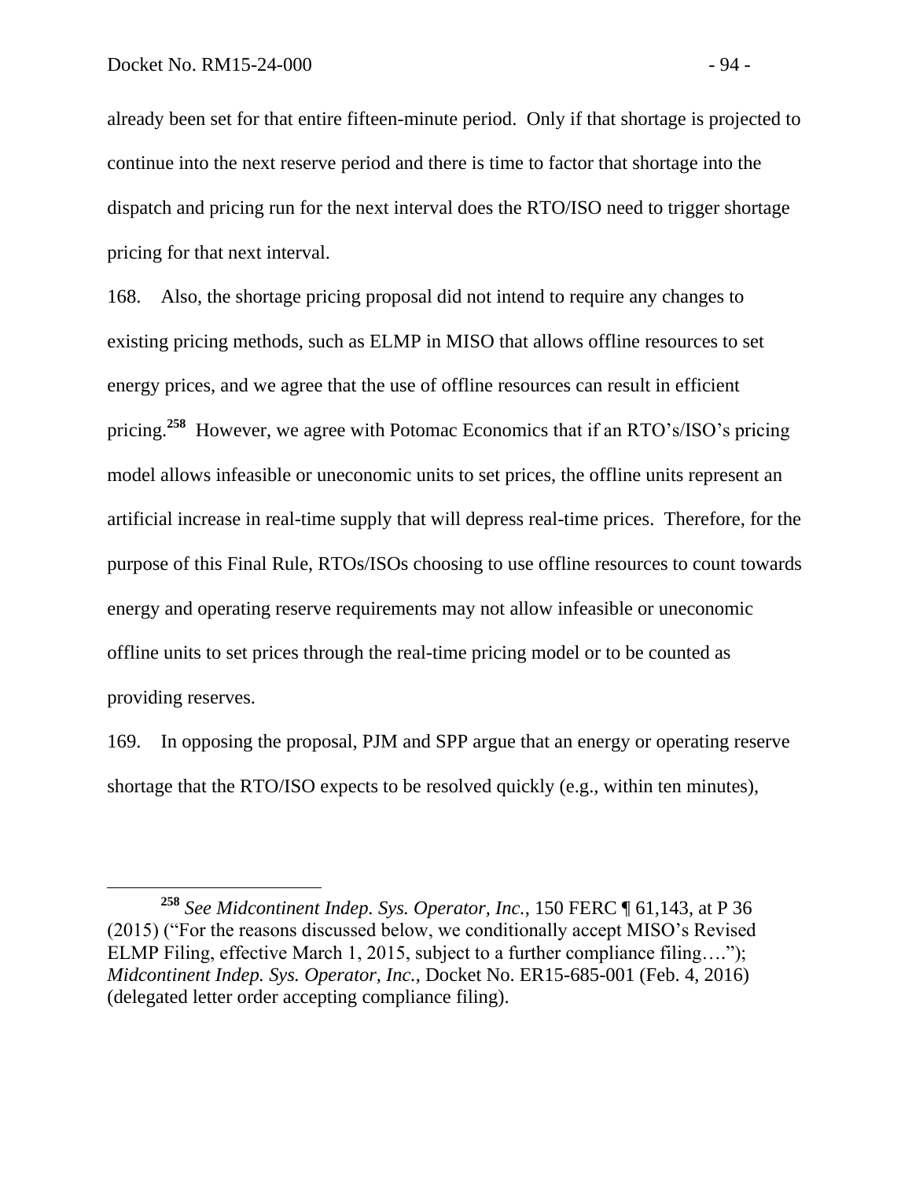already been set for that entire fifteen-minute period. Only if that shortage is projected to continue into the next reserve period and there is time to factor that shortage into the dispatch and pricing run for the next interval does the RTO/ISO need to trigger shortage pricing for that next interval.

168. Also, the shortage pricing proposal did not intend to require any changes to existing pricing methods, such as ELMP in MISO that allows offline resources to set energy prices, and we agree that the use of offline resources can result in efficient pricing.[258] However, we agree with Potomac Economics that if an RTO's/ISO's pricing model allows infeasible or uneconomic units to set prices, the offline units represent an artificial increase in real-time supply that will depress real-time prices. Therefore, for the purpose of this Final Rule, RTOs/ISOs choosing to use offline resources to count towards energy and operating reserve requirements may not allow infeasible or uneconomic offline units to set prices through the real-time pricing model or to be counted as providing reserves.

169. In opposing the proposal, PJM and SPP argue that an energy or operating reserve shortage that the RTO/ISO expects to be resolved quickly (e.g., within ten minutes),

---

[258] *See Midcontinent Indep. Sys. Operator, Inc.*, 150 FERC ¶ 61,143, at P 36 (2015) ("For the reasons discussed below, we conditionally accept MISO's Revised ELMP Filing, effective March 1, 2015, subject to a further compliance filing…."); *Midcontinent Indep. Sys. Operator, Inc.*, Docket No. ER15-685-001 (Feb. 4, 2016) (delegated letter order accepting compliance filing).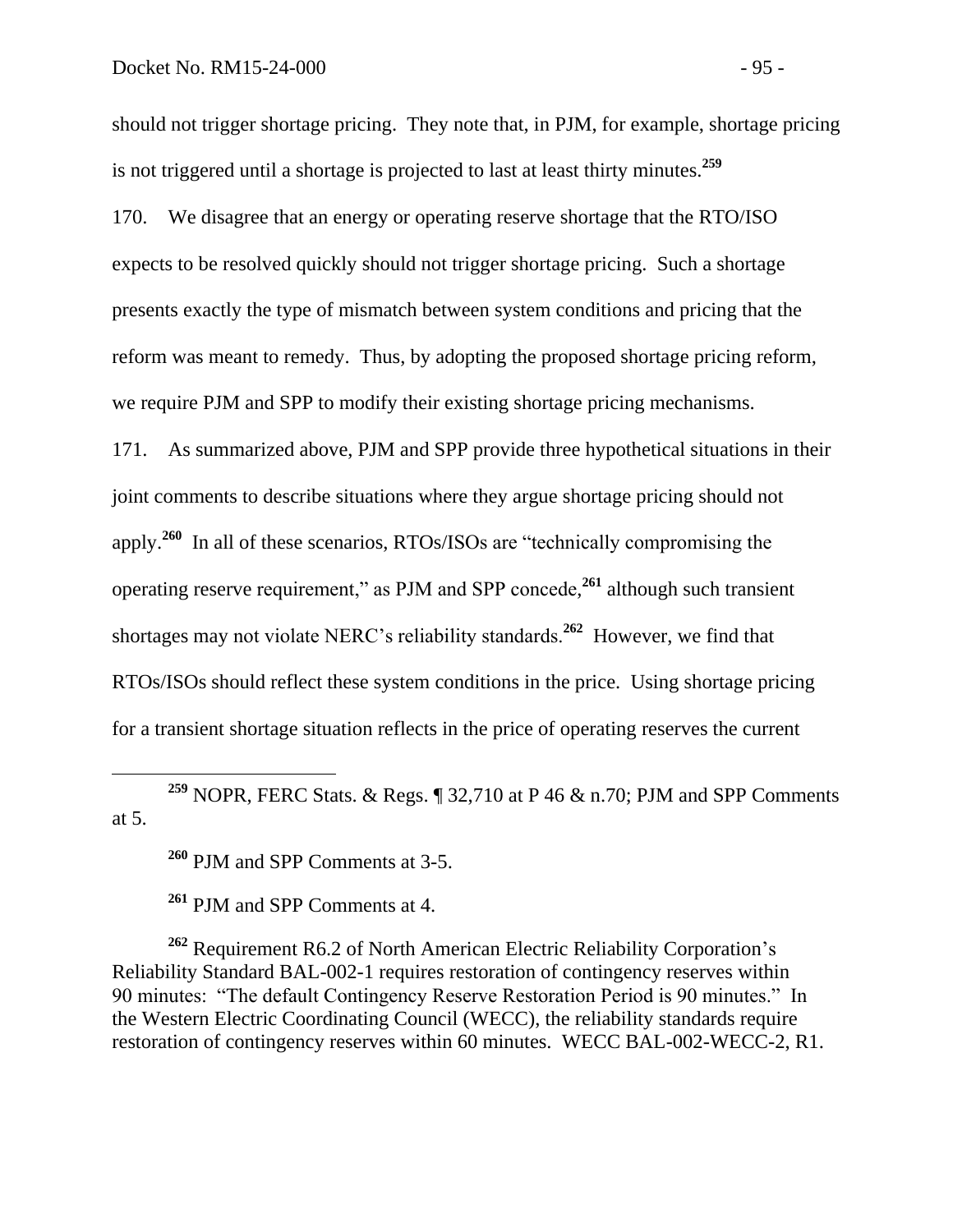should not trigger shortage pricing. They note that, in PJM, for example, shortage pricing is not triggered until a shortage is projected to last at least thirty minutes.[259]

170. We disagree that an energy or operating reserve shortage that the RTO/ISO expects to be resolved quickly should not trigger shortage pricing. Such a shortage presents exactly the type of mismatch between system conditions and pricing that the reform was meant to remedy. Thus, by adopting the proposed shortage pricing reform, we require PJM and SPP to modify their existing shortage pricing mechanisms.

171. As summarized above, PJM and SPP provide three hypothetical situations in their joint comments to describe situations where they argue shortage pricing should not apply.[260] In all of these scenarios, RTOs/ISOs are "technically compromising the operating reserve requirement," as PJM and SPP concede,[261] although such transient shortages may not violate NERC's reliability standards.[262] However, we find that RTOs/ISOs should reflect these system conditions in the price. Using shortage pricing for a transient shortage situation reflects in the price of operating reserves the current

---

[259] NOPR, FERC Stats. & Regs. ¶ 32,710 at P 46 & n.70; PJM and SPP Comments at 5.

[260] PJM and SPP Comments at 3-5.

[261] PJM and SPP Comments at 4.

[262] Requirement R6.2 of North American Electric Reliability Corporation's Reliability Standard BAL-002-1 requires restoration of contingency reserves within 90 minutes: "The default Contingency Reserve Restoration Period is 90 minutes." In the Western Electric Coordinating Council (WECC), the reliability standards require restoration of contingency reserves within 60 minutes. WECC BAL-002-WECC-2, R1.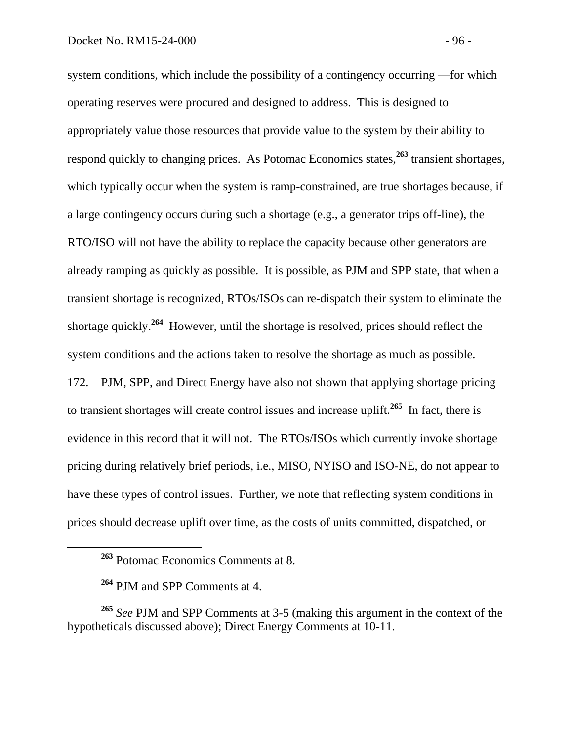system conditions, which include the possibility of a contingency occurring —for which operating reserves were procured and designed to address. This is designed to appropriately value those resources that provide value to the system by their ability to respond quickly to changing prices. As Potomac Economics states,[263] transient shortages, which typically occur when the system is ramp-constrained, are true shortages because, if a large contingency occurs during such a shortage (e.g., a generator trips off-line), the RTO/ISO will not have the ability to replace the capacity because other generators are already ramping as quickly as possible. It is possible, as PJM and SPP state, that when a transient shortage is recognized, RTOs/ISOs can re-dispatch their system to eliminate the shortage quickly.[264] However, until the shortage is resolved, prices should reflect the system conditions and the actions taken to resolve the shortage as much as possible.

172. PJM, SPP, and Direct Energy have also not shown that applying shortage pricing to transient shortages will create control issues and increase uplift.[265] In fact, there is evidence in this record that it will not. The RTOs/ISOs which currently invoke shortage pricing during relatively brief periods, i.e., MISO, NYISO and ISO-NE, do not appear to have these types of control issues. Further, we note that reflecting system conditions in prices should decrease uplift over time, as the costs of units committed, dispatched, or

---

[263] Potomac Economics Comments at 8.

[264] PJM and SPP Comments at 4.

[265] *See* PJM and SPP Comments at 3-5 (making this argument in the context of the hypotheticals discussed above); Direct Energy Comments at 10-11.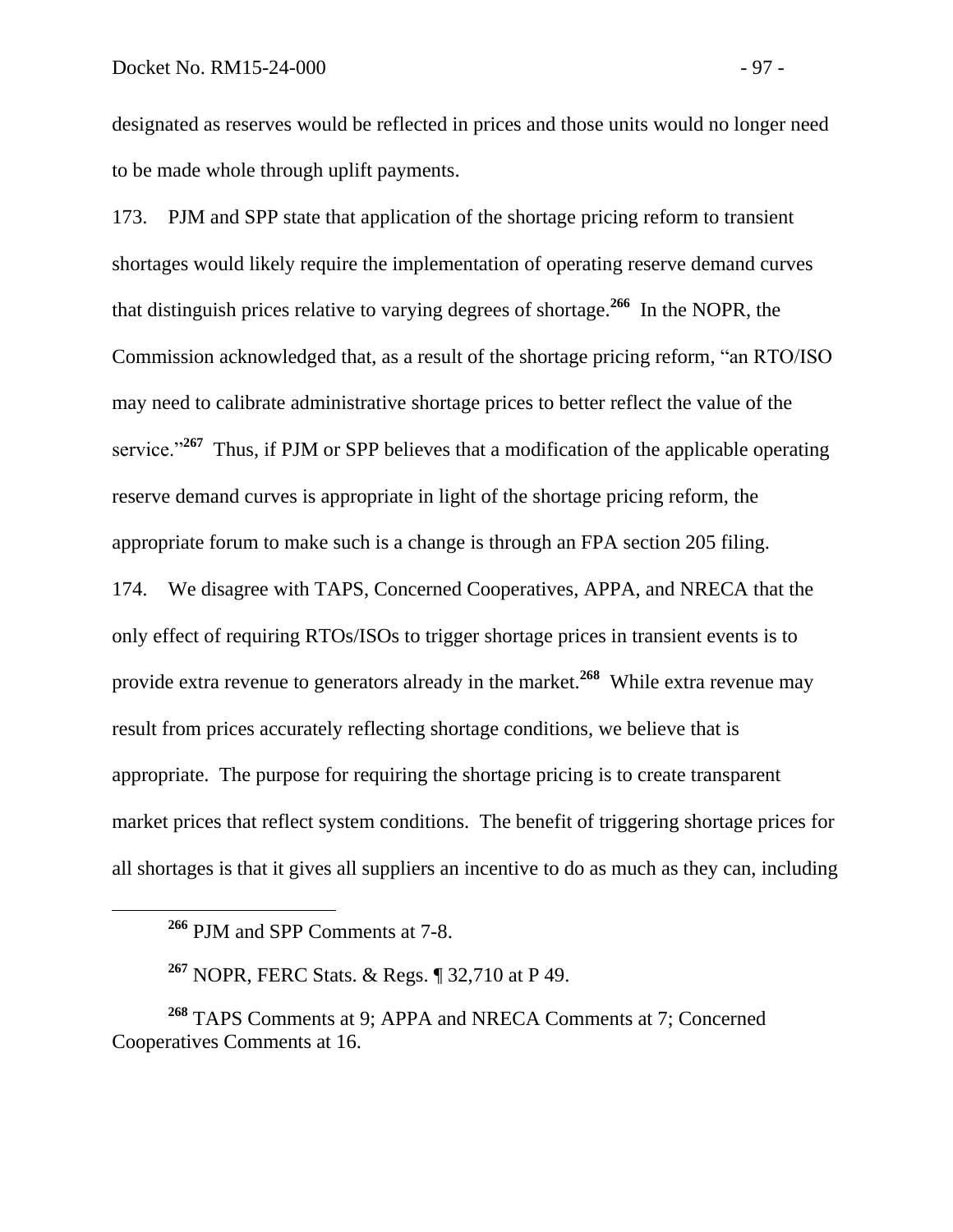designated as reserves would be reflected in prices and those units would no longer need to be made whole through uplift payments.

173. PJM and SPP state that application of the shortage pricing reform to transient shortages would likely require the implementation of operating reserve demand curves that distinguish prices relative to varying degrees of shortage.[266] In the NOPR, the Commission acknowledged that, as a result of the shortage pricing reform, "an RTO/ISO may need to calibrate administrative shortage prices to better reflect the value of the service."[267] Thus, if PJM or SPP believes that a modification of the applicable operating reserve demand curves is appropriate in light of the shortage pricing reform, the appropriate forum to make such is a change is through an FPA section 205 filing.

174. We disagree with TAPS, Concerned Cooperatives, APPA, and NRECA that the only effect of requiring RTOs/ISOs to trigger shortage prices in transient events is to provide extra revenue to generators already in the market.[268] While extra revenue may result from prices accurately reflecting shortage conditions, we believe that is appropriate. The purpose for requiring the shortage pricing is to create transparent market prices that reflect system conditions. The benefit of triggering shortage prices for all shortages is that it gives all suppliers an incentive to do as much as they can, including

---

[266] PJM and SPP Comments at 7-8.

[267] NOPR, FERC Stats. & Regs. ¶ 32,710 at P 49.

[268] TAPS Comments at 9; APPA and NRECA Comments at 7; Concerned Cooperatives Comments at 16.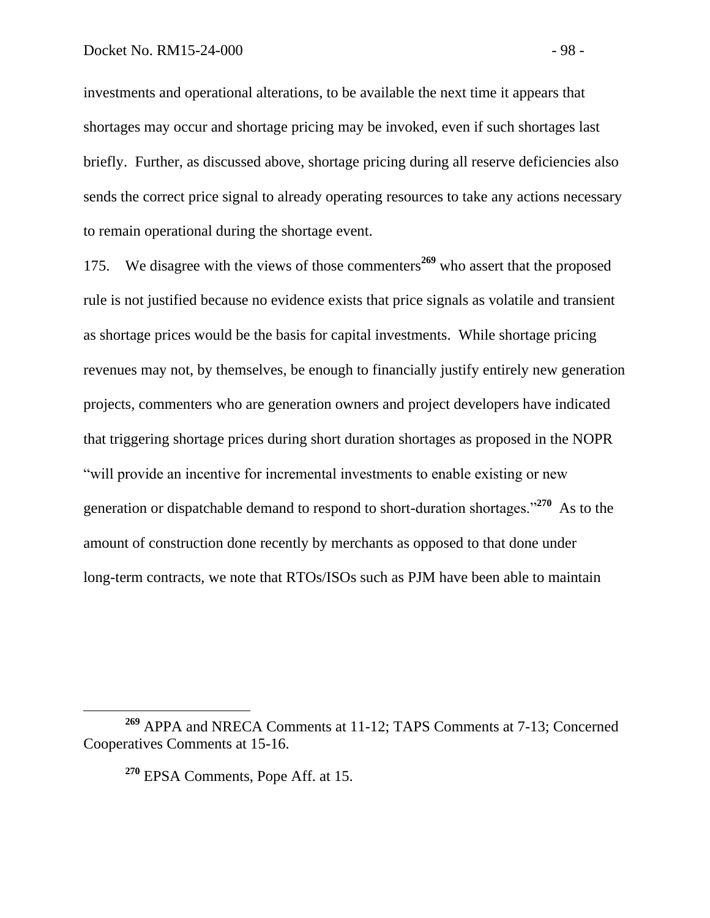investments and operational alterations, to be available the next time it appears that shortages may occur and shortage pricing may be invoked, even if such shortages last briefly. Further, as discussed above, shortage pricing during all reserve deficiencies also sends the correct price signal to already operating resources to take any actions necessary to remain operational during the shortage event.

175. We disagree with the views of those commenters[269] who assert that the proposed rule is not justified because no evidence exists that price signals as volatile and transient as shortage prices would be the basis for capital investments. While shortage pricing revenues may not, by themselves, be enough to financially justify entirely new generation projects, commenters who are generation owners and project developers have indicated that triggering shortage prices during short duration shortages as proposed in the NOPR "will provide an incentive for incremental investments to enable existing or new generation or dispatchable demand to respond to short-duration shortages."[270] As to the amount of construction done recently by merchants as opposed to that done under long-term contracts, we note that RTOs/ISOs such as PJM have been able to maintain

---

[269] APPA and NRECA Comments at 11-12; TAPS Comments at 7-13; Concerned Cooperatives Comments at 15-16.

[270] EPSA Comments, Pope Aff. at 15.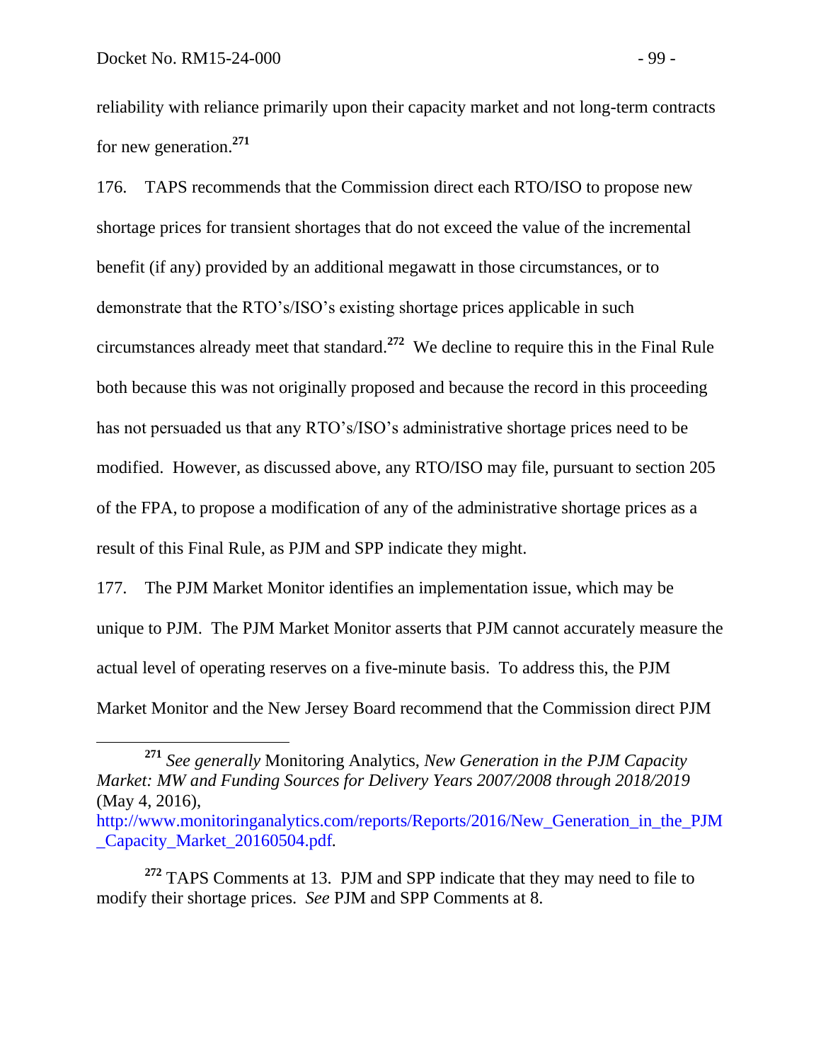reliability with reliance primarily upon their capacity market and not long-term contracts for new generation.[271]

176. TAPS recommends that the Commission direct each RTO/ISO to propose new shortage prices for transient shortages that do not exceed the value of the incremental benefit (if any) provided by an additional megawatt in those circumstances, or to demonstrate that the RTO's/ISO's existing shortage prices applicable in such circumstances already meet that standard.[272] We decline to require this in the Final Rule both because this was not originally proposed and because the record in this proceeding has not persuaded us that any RTO's/ISO's administrative shortage prices need to be modified. However, as discussed above, any RTO/ISO may file, pursuant to section 205 of the FPA, to propose a modification of any of the administrative shortage prices as a result of this Final Rule, as PJM and SPP indicate they might.

177. The PJM Market Monitor identifies an implementation issue, which may be unique to PJM. The PJM Market Monitor asserts that PJM cannot accurately measure the actual level of operating reserves on a five-minute basis. To address this, the PJM Market Monitor and the New Jersey Board recommend that the Commission direct PJM

---

[271] *See generally* Monitoring Analytics, *New Generation in the PJM Capacity Market: MW and Funding Sources for Delivery Years 2007/2008 through 2018/2019* (May 4, 2016), http://www.monitoringanalytics.com/reports/Reports/2016/New_Generation_in_the_PJM_Capacity_Market_20160504.pdf.

[272] TAPS Comments at 13. PJM and SPP indicate that they may need to file to modify their shortage prices. *See* PJM and SPP Comments at 8.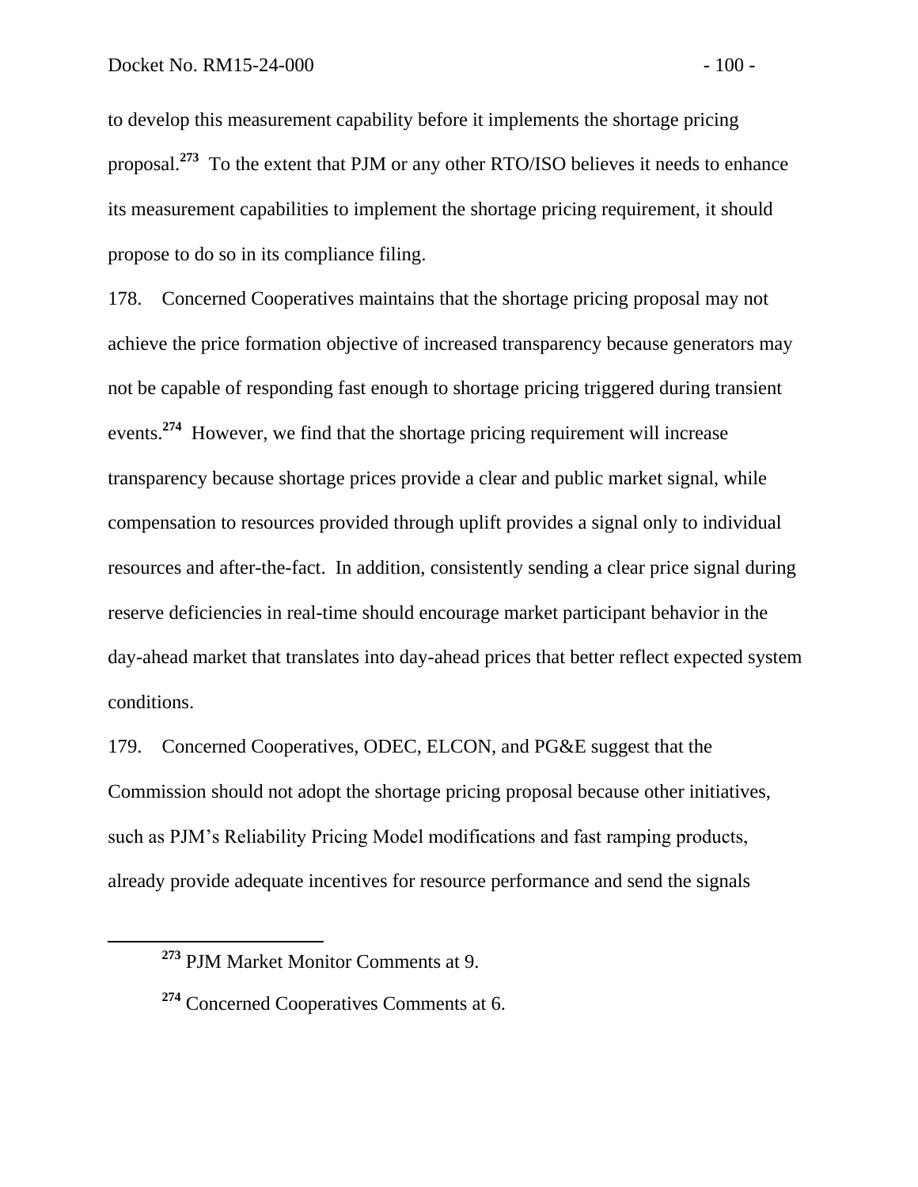to develop this measurement capability before it implements the shortage pricing proposal.[273] To the extent that PJM or any other RTO/ISO believes it needs to enhance its measurement capabilities to implement the shortage pricing requirement, it should propose to do so in its compliance filing.

178. Concerned Cooperatives maintains that the shortage pricing proposal may not achieve the price formation objective of increased transparency because generators may not be capable of responding fast enough to shortage pricing triggered during transient events.[274] However, we find that the shortage pricing requirement will increase transparency because shortage prices provide a clear and public market signal, while compensation to resources provided through uplift provides a signal only to individual resources and after-the-fact. In addition, consistently sending a clear price signal during reserve deficiencies in real-time should encourage market participant behavior in the day-ahead market that translates into day-ahead prices that better reflect expected system conditions.

179. Concerned Cooperatives, ODEC, ELCON, and PG&E suggest that the Commission should not adopt the shortage pricing proposal because other initiatives, such as PJM's Reliability Pricing Model modifications and fast ramping products, already provide adequate incentives for resource performance and send the signals

[273] PJM Market Monitor Comments at 9.

[274] Concerned Cooperatives Comments at 6.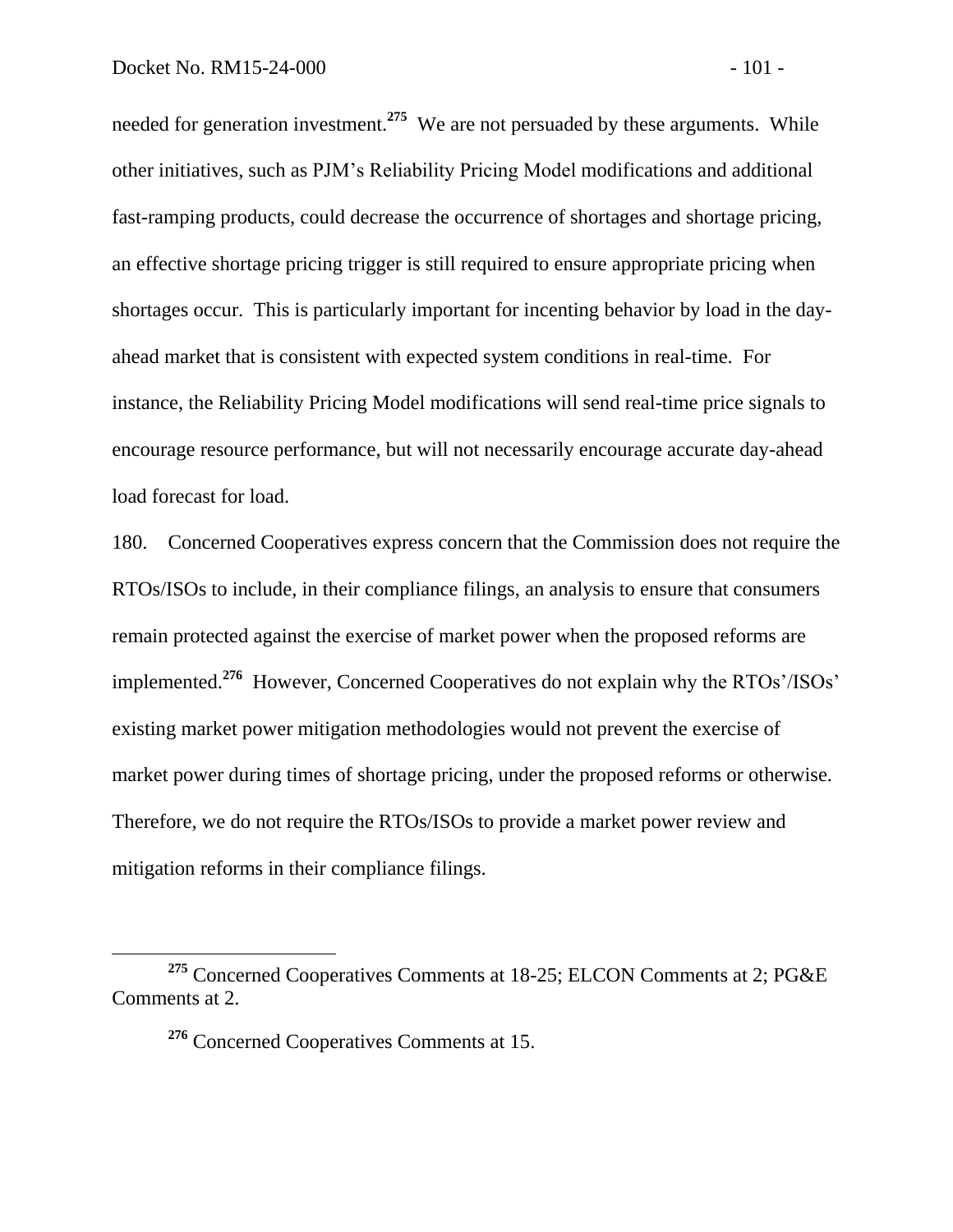needed for generation investment.[275] We are not persuaded by these arguments. While other initiatives, such as PJM's Reliability Pricing Model modifications and additional fast-ramping products, could decrease the occurrence of shortages and shortage pricing, an effective shortage pricing trigger is still required to ensure appropriate pricing when shortages occur. This is particularly important for incenting behavior by load in the day-ahead market that is consistent with expected system conditions in real-time. For instance, the Reliability Pricing Model modifications will send real-time price signals to encourage resource performance, but will not necessarily encourage accurate day-ahead load forecast for load.

180. Concerned Cooperatives express concern that the Commission does not require the RTOs/ISOs to include, in their compliance filings, an analysis to ensure that consumers remain protected against the exercise of market power when the proposed reforms are implemented.[276] However, Concerned Cooperatives do not explain why the RTOs'/ISOs' existing market power mitigation methodologies would not prevent the exercise of market power during times of shortage pricing, under the proposed reforms or otherwise. Therefore, we do not require the RTOs/ISOs to provide a market power review and mitigation reforms in their compliance filings.

---

[275] Concerned Cooperatives Comments at 18-25; ELCON Comments at 2; PG&E Comments at 2.

[276] Concerned Cooperatives Comments at 15.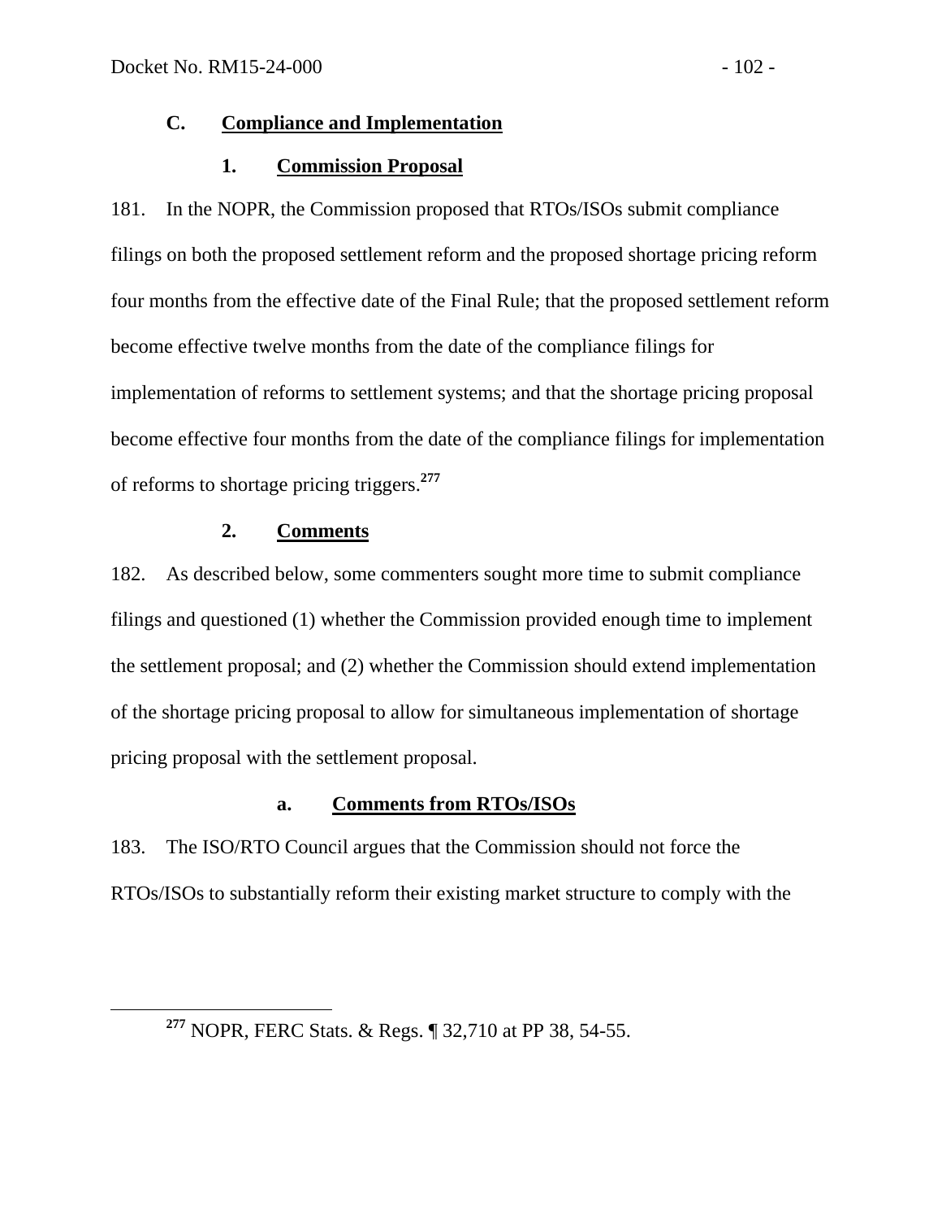### C. Compliance and Implementation

#### 1. Commission Proposal

181. In the NOPR, the Commission proposed that RTOs/ISOs submit compliance filings on both the proposed settlement reform and the proposed shortage pricing reform four months from the effective date of the Final Rule; that the proposed settlement reform become effective twelve months from the date of the compliance filings for implementation of reforms to settlement systems; and that the shortage pricing proposal become effective four months from the date of the compliance filings for implementation of reforms to shortage pricing triggers.[277]

#### 2. Comments

182. As described below, some commenters sought more time to submit compliance filings and questioned (1) whether the Commission provided enough time to implement the settlement proposal; and (2) whether the Commission should extend implementation of the shortage pricing proposal to allow for simultaneous implementation of shortage pricing proposal with the settlement proposal.

##### a. Comments from RTOs/ISOs

183. The ISO/RTO Council argues that the Commission should not force the RTOs/ISOs to substantially reform their existing market structure to comply with the

[277] NOPR, FERC Stats. & Regs. ¶ 32,710 at PP 38, 54-55.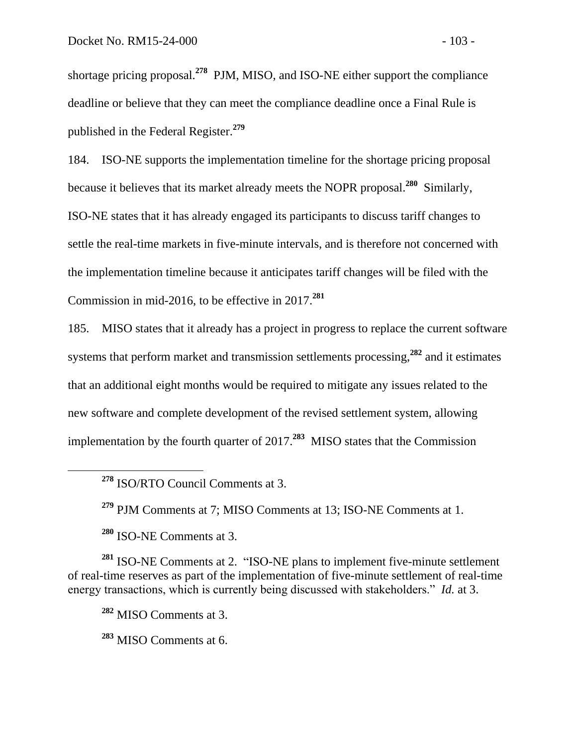shortage pricing proposal.[278] PJM, MISO, and ISO-NE either support the compliance deadline or believe that they can meet the compliance deadline once a Final Rule is published in the Federal Register.[279]

184. ISO-NE supports the implementation timeline for the shortage pricing proposal because it believes that its market already meets the NOPR proposal.[280] Similarly, ISO-NE states that it has already engaged its participants to discuss tariff changes to settle the real-time markets in five-minute intervals, and is therefore not concerned with the implementation timeline because it anticipates tariff changes will be filed with the Commission in mid-2016, to be effective in 2017.[281]

185. MISO states that it already has a project in progress to replace the current software systems that perform market and transmission settlements processing,[282] and it estimates that an additional eight months would be required to mitigate any issues related to the new software and complete development of the revised settlement system, allowing implementation by the fourth quarter of 2017.[283] MISO states that the Commission

---

[278] ISO/RTO Council Comments at 3.

[279] PJM Comments at 7; MISO Comments at 13; ISO-NE Comments at 1.

[280] ISO-NE Comments at 3.

[281] ISO-NE Comments at 2. "ISO-NE plans to implement five-minute settlement of real-time reserves as part of the implementation of five-minute settlement of real-time energy transactions, which is currently being discussed with stakeholders." *Id.* at 3.

[282] MISO Comments at 3.

[283] MISO Comments at 6.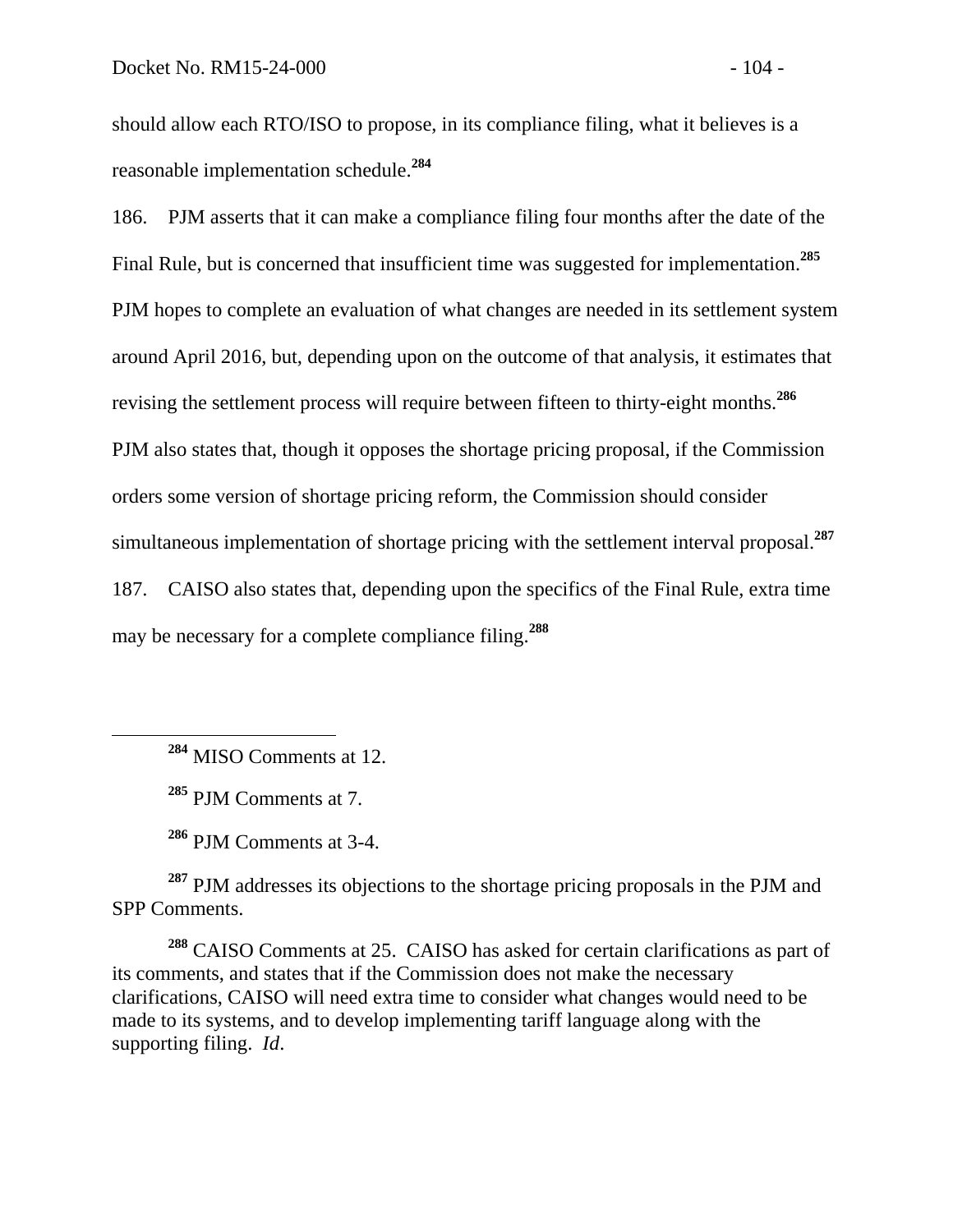should allow each RTO/ISO to propose, in its compliance filing, what it believes is a reasonable implementation schedule.[284]

186. PJM asserts that it can make a compliance filing four months after the date of the Final Rule, but is concerned that insufficient time was suggested for implementation.[285] PJM hopes to complete an evaluation of what changes are needed in its settlement system around April 2016, but, depending upon on the outcome of that analysis, it estimates that revising the settlement process will require between fifteen to thirty-eight months.[286] PJM also states that, though it opposes the shortage pricing proposal, if the Commission orders some version of shortage pricing reform, the Commission should consider simultaneous implementation of shortage pricing with the settlement interval proposal.[287]

187. CAISO also states that, depending upon the specifics of the Final Rule, extra time may be necessary for a complete compliance filing.[288]

---

[284] MISO Comments at 12.

[285] PJM Comments at 7.

[286] PJM Comments at 3-4.

[287] PJM addresses its objections to the shortage pricing proposals in the PJM and SPP Comments.

[288] CAISO Comments at 25. CAISO has asked for certain clarifications as part of its comments, and states that if the Commission does not make the necessary clarifications, CAISO will need extra time to consider what changes would need to be made to its systems, and to develop implementing tariff language along with the supporting filing. *Id*.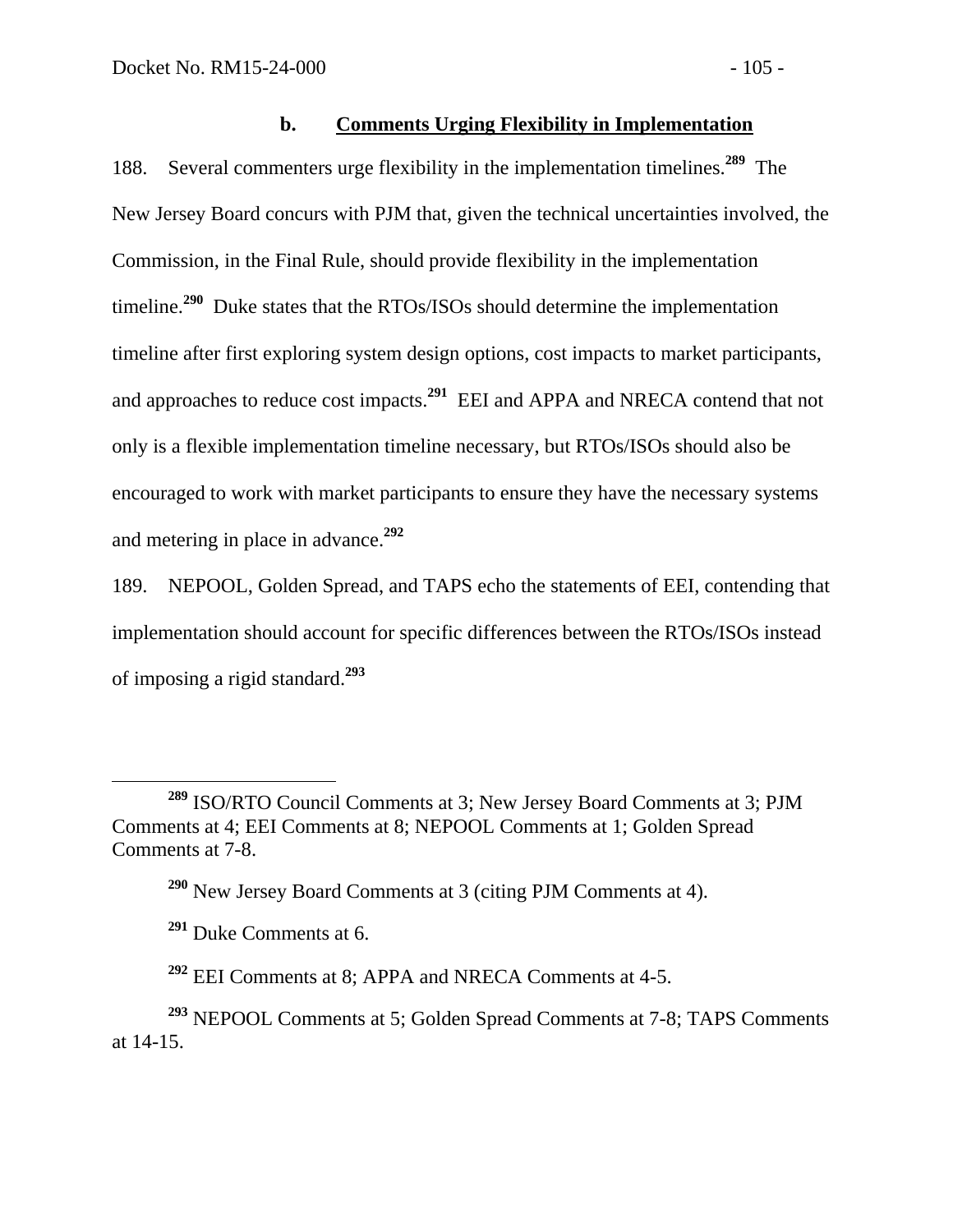### b. Comments Urging Flexibility in Implementation

188. Several commenters urge flexibility in the implementation timelines.[289] The New Jersey Board concurs with PJM that, given the technical uncertainties involved, the Commission, in the Final Rule, should provide flexibility in the implementation timeline.[290] Duke states that the RTOs/ISOs should determine the implementation timeline after first exploring system design options, cost impacts to market participants, and approaches to reduce cost impacts.[291] EEI and APPA and NRECA contend that not only is a flexible implementation timeline necessary, but RTOs/ISOs should also be encouraged to work with market participants to ensure they have the necessary systems and metering in place in advance.[292]

189. NEPOOL, Golden Spread, and TAPS echo the statements of EEI, contending that implementation should account for specific differences between the RTOs/ISOs instead of imposing a rigid standard.[293]

---

[289] ISO/RTO Council Comments at 3; New Jersey Board Comments at 3; PJM Comments at 4; EEI Comments at 8; NEPOOL Comments at 1; Golden Spread Comments at 7-8.

[290] New Jersey Board Comments at 3 (citing PJM Comments at 4).

[291] Duke Comments at 6.

[292] EEI Comments at 8; APPA and NRECA Comments at 4-5.

[293] NEPOOL Comments at 5; Golden Spread Comments at 7-8; TAPS Comments at 14-15.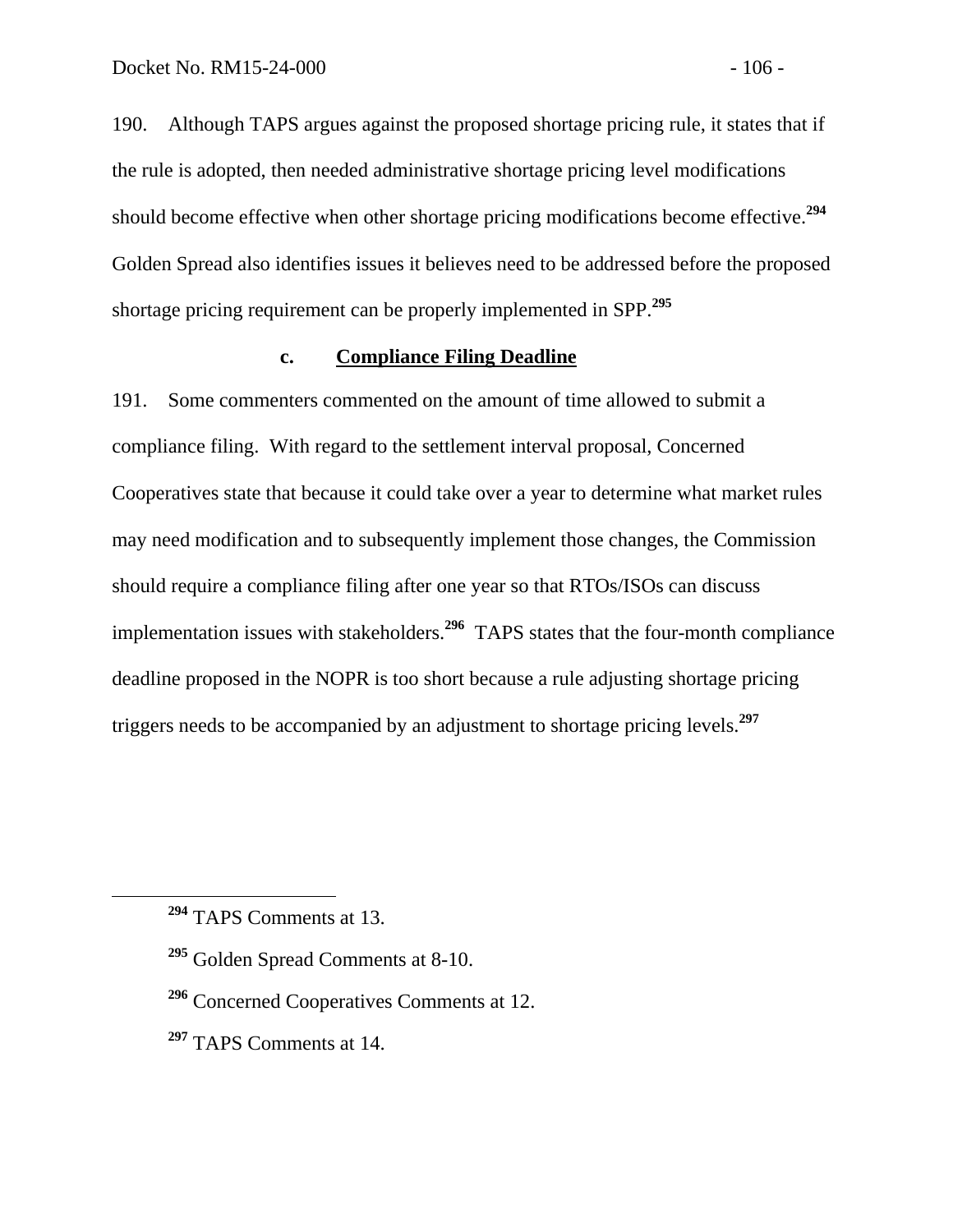190. Although TAPS argues against the proposed shortage pricing rule, it states that if the rule is adopted, then needed administrative shortage pricing level modifications should become effective when other shortage pricing modifications become effective.[294] Golden Spread also identifies issues it believes need to be addressed before the proposed shortage pricing requirement can be properly implemented in SPP.[295]

### c. Compliance Filing Deadline

191. Some commenters commented on the amount of time allowed to submit a compliance filing. With regard to the settlement interval proposal, Concerned Cooperatives state that because it could take over a year to determine what market rules may need modification and to subsequently implement those changes, the Commission should require a compliance filing after one year so that RTOs/ISOs can discuss implementation issues with stakeholders.[296] TAPS states that the four-month compliance deadline proposed in the NOPR is too short because a rule adjusting shortage pricing triggers needs to be accompanied by an adjustment to shortage pricing levels.[297]

---

[294] TAPS Comments at 13.

[295] Golden Spread Comments at 8-10.

[296] Concerned Cooperatives Comments at 12.

[297] TAPS Comments at 14.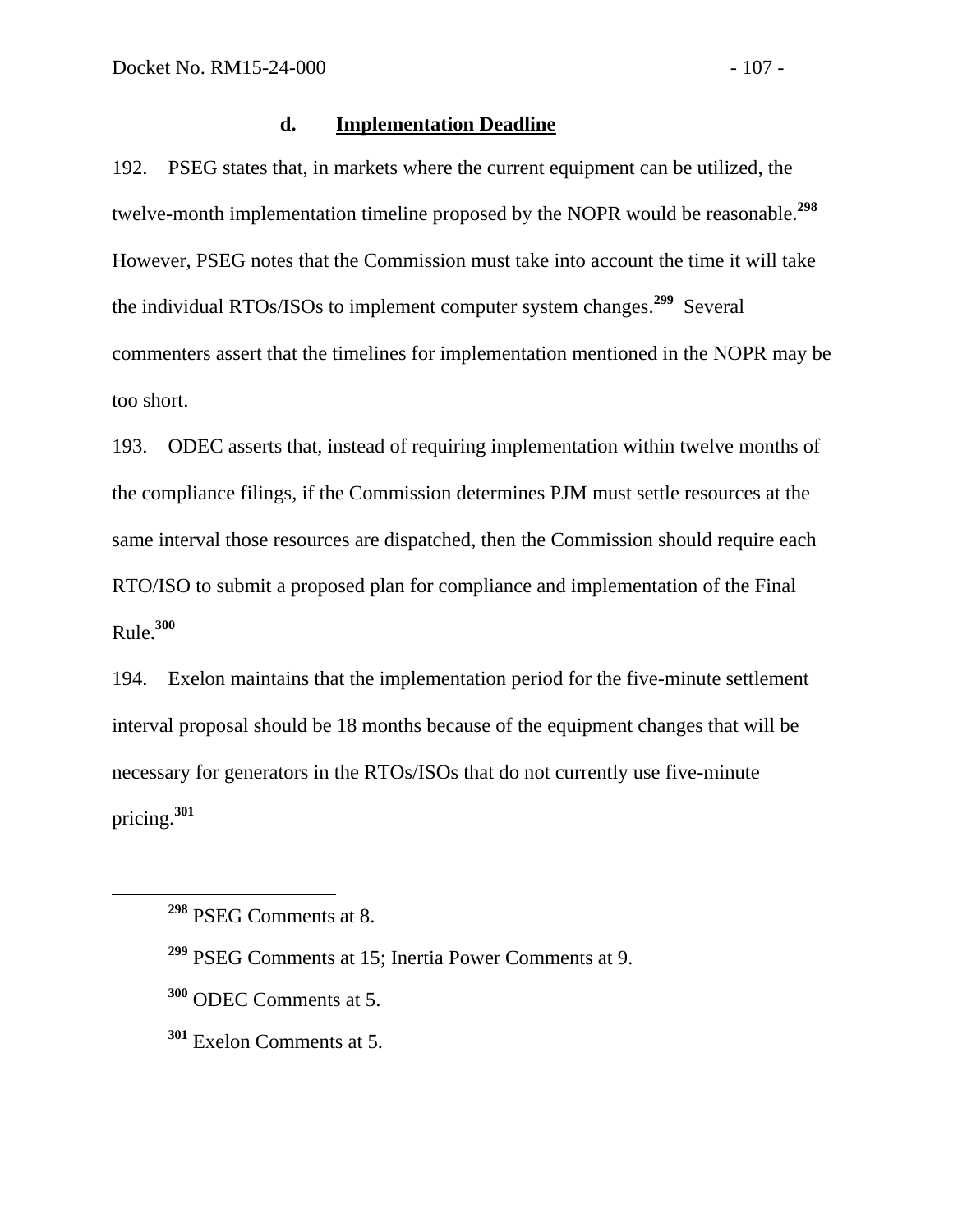#### d. Implementation Deadline

192. PSEG states that, in markets where the current equipment can be utilized, the twelve-month implementation timeline proposed by the NOPR would be reasonable.[298] However, PSEG notes that the Commission must take into account the time it will take the individual RTOs/ISOs to implement computer system changes.[299] Several commenters assert that the timelines for implementation mentioned in the NOPR may be too short.

193. ODEC asserts that, instead of requiring implementation within twelve months of the compliance filings, if the Commission determines PJM must settle resources at the same interval those resources are dispatched, then the Commission should require each RTO/ISO to submit a proposed plan for compliance and implementation of the Final Rule.[300]

194. Exelon maintains that the implementation period for the five-minute settlement interval proposal should be 18 months because of the equipment changes that will be necessary for generators in the RTOs/ISOs that do not currently use five-minute pricing.[301]

---

[298] PSEG Comments at 8.

[299] PSEG Comments at 15; Inertia Power Comments at 9.

[300] ODEC Comments at 5.

[301] Exelon Comments at 5.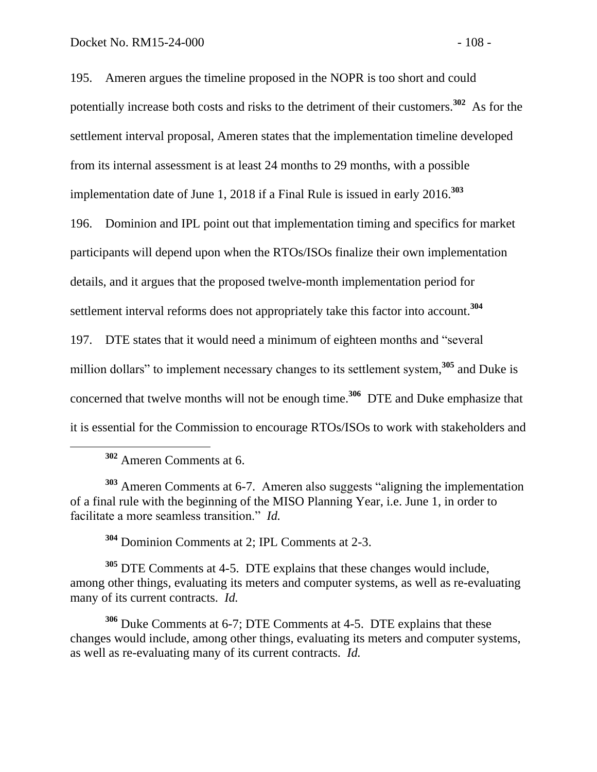195. Ameren argues the timeline proposed in the NOPR is too short and could potentially increase both costs and risks to the detriment of their customers.[302] As for the settlement interval proposal, Ameren states that the implementation timeline developed from its internal assessment is at least 24 months to 29 months, with a possible implementation date of June 1, 2018 if a Final Rule is issued in early 2016.[303]

196. Dominion and IPL point out that implementation timing and specifics for market participants will depend upon when the RTOs/ISOs finalize their own implementation details, and it argues that the proposed twelve-month implementation period for settlement interval reforms does not appropriately take this factor into account.[304]

197. DTE states that it would need a minimum of eighteen months and "several million dollars" to implement necessary changes to its settlement system,[305] and Duke is concerned that twelve months will not be enough time.[306] DTE and Duke emphasize that it is essential for the Commission to encourage RTOs/ISOs to work with stakeholders and

---

[302] Ameren Comments at 6.

[303] Ameren Comments at 6-7. Ameren also suggests "aligning the implementation of a final rule with the beginning of the MISO Planning Year, i.e. June 1, in order to facilitate a more seamless transition." *Id.*

[304] Dominion Comments at 2; IPL Comments at 2-3.

[305] DTE Comments at 4-5. DTE explains that these changes would include, among other things, evaluating its meters and computer systems, as well as re-evaluating many of its current contracts. *Id.*

[306] Duke Comments at 6-7; DTE Comments at 4-5. DTE explains that these changes would include, among other things, evaluating its meters and computer systems, as well as re-evaluating many of its current contracts. *Id.*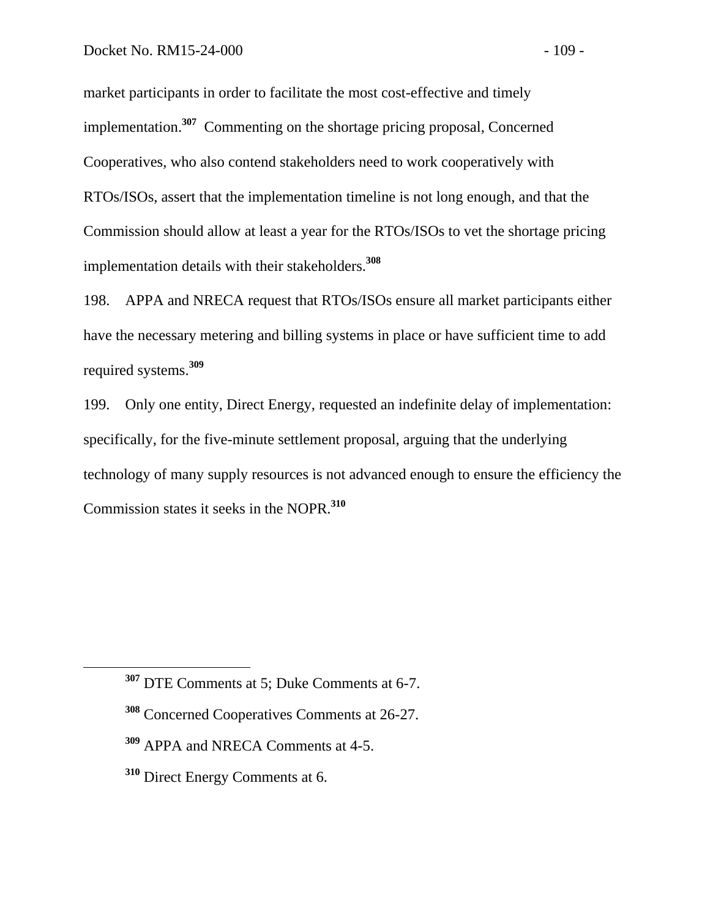market participants in order to facilitate the most cost-effective and timely implementation.[307] Commenting on the shortage pricing proposal, Concerned Cooperatives, who also contend stakeholders need to work cooperatively with RTOs/ISOs, assert that the implementation timeline is not long enough, and that the Commission should allow at least a year for the RTOs/ISOs to vet the shortage pricing implementation details with their stakeholders.[308]

198. APPA and NRECA request that RTOs/ISOs ensure all market participants either have the necessary metering and billing systems in place or have sufficient time to add required systems.[309]

199. Only one entity, Direct Energy, requested an indefinite delay of implementation: specifically, for the five-minute settlement proposal, arguing that the underlying technology of many supply resources is not advanced enough to ensure the efficiency the Commission states it seeks in the NOPR.[310]

---

[307] DTE Comments at 5; Duke Comments at 6-7.

[308] Concerned Cooperatives Comments at 26-27.

[309] APPA and NRECA Comments at 4-5.

[310] Direct Energy Comments at 6.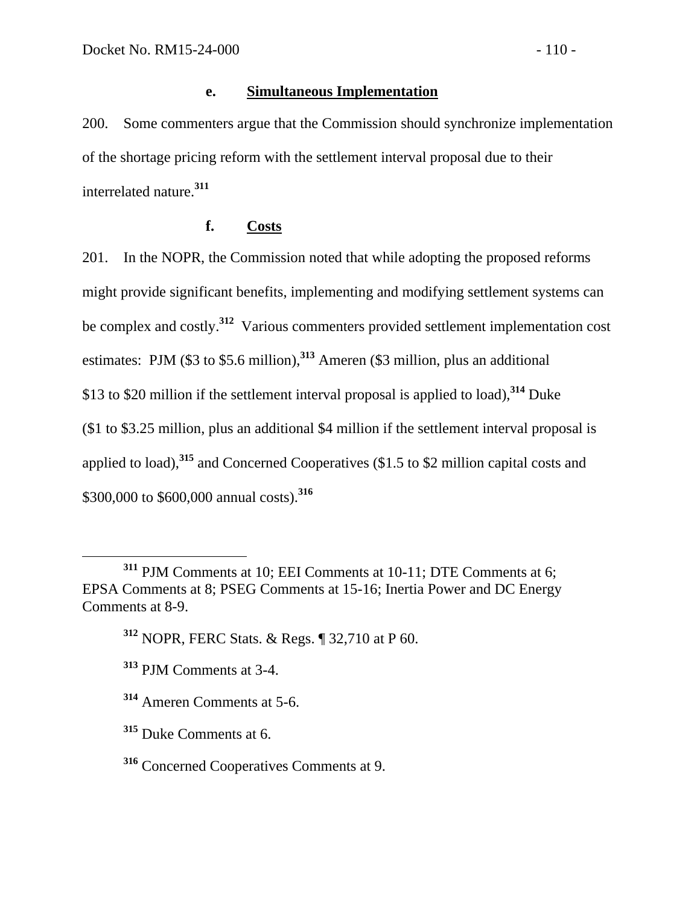#### e. Simultaneous Implementation

200. Some commenters argue that the Commission should synchronize implementation of the shortage pricing reform with the settlement interval proposal due to their interrelated nature.[311]

#### f. Costs

201. In the NOPR, the Commission noted that while adopting the proposed reforms might provide significant benefits, implementing and modifying settlement systems can be complex and costly.[312] Various commenters provided settlement implementation cost estimates: PJM ($3 to $5.6 million),[313] Ameren ($3 million, plus an additional $13 to $20 million if the settlement interval proposal is applied to load),[314] Duke ($1 to $3.25 million, plus an additional $4 million if the settlement interval proposal is applied to load),[315] and Concerned Cooperatives ($1.5 to $2 million capital costs and $300,000 to $600,000 annual costs).[316]

---

[311] PJM Comments at 10; EEI Comments at 10-11; DTE Comments at 6; EPSA Comments at 8; PSEG Comments at 15-16; Inertia Power and DC Energy Comments at 8-9.

[312] NOPR, FERC Stats. & Regs. ¶ 32,710 at P 60.

[313] PJM Comments at 3-4.

[314] Ameren Comments at 5-6.

[315] Duke Comments at 6.

[316] Concerned Cooperatives Comments at 9.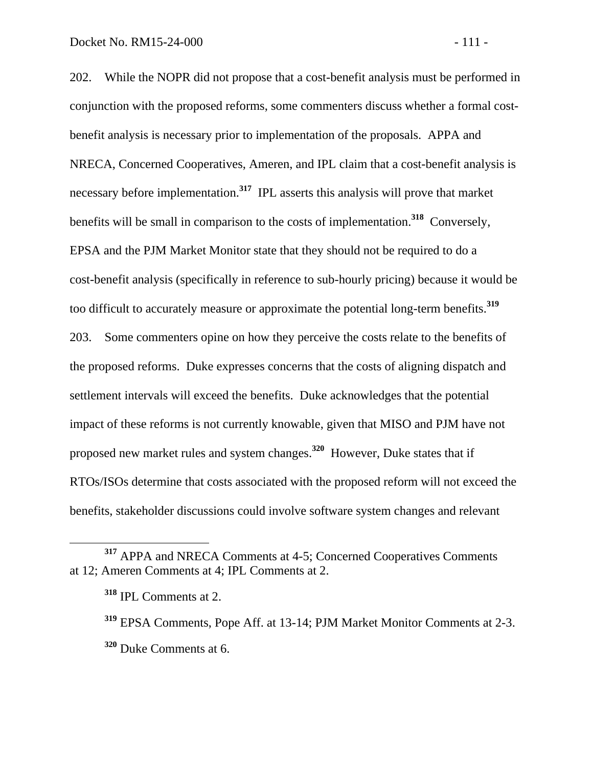202. While the NOPR did not propose that a cost-benefit analysis must be performed in conjunction with the proposed reforms, some commenters discuss whether a formal cost-benefit analysis is necessary prior to implementation of the proposals. APPA and NRECA, Concerned Cooperatives, Ameren, and IPL claim that a cost-benefit analysis is necessary before implementation.[317] IPL asserts this analysis will prove that market benefits will be small in comparison to the costs of implementation.[318] Conversely, EPSA and the PJM Market Monitor state that they should not be required to do a cost-benefit analysis (specifically in reference to sub-hourly pricing) because it would be too difficult to accurately measure or approximate the potential long-term benefits.[319]

203. Some commenters opine on how they perceive the costs relate to the benefits of the proposed reforms. Duke expresses concerns that the costs of aligning dispatch and settlement intervals will exceed the benefits. Duke acknowledges that the potential impact of these reforms is not currently knowable, given that MISO and PJM have not proposed new market rules and system changes.[320] However, Duke states that if RTOs/ISOs determine that costs associated with the proposed reform will not exceed the benefits, stakeholder discussions could involve software system changes and relevant

---

[317] APPA and NRECA Comments at 4-5; Concerned Cooperatives Comments at 12; Ameren Comments at 4; IPL Comments at 2.

[318] IPL Comments at 2.

[319] EPSA Comments, Pope Aff. at 13-14; PJM Market Monitor Comments at 2-3.

[320] Duke Comments at 6.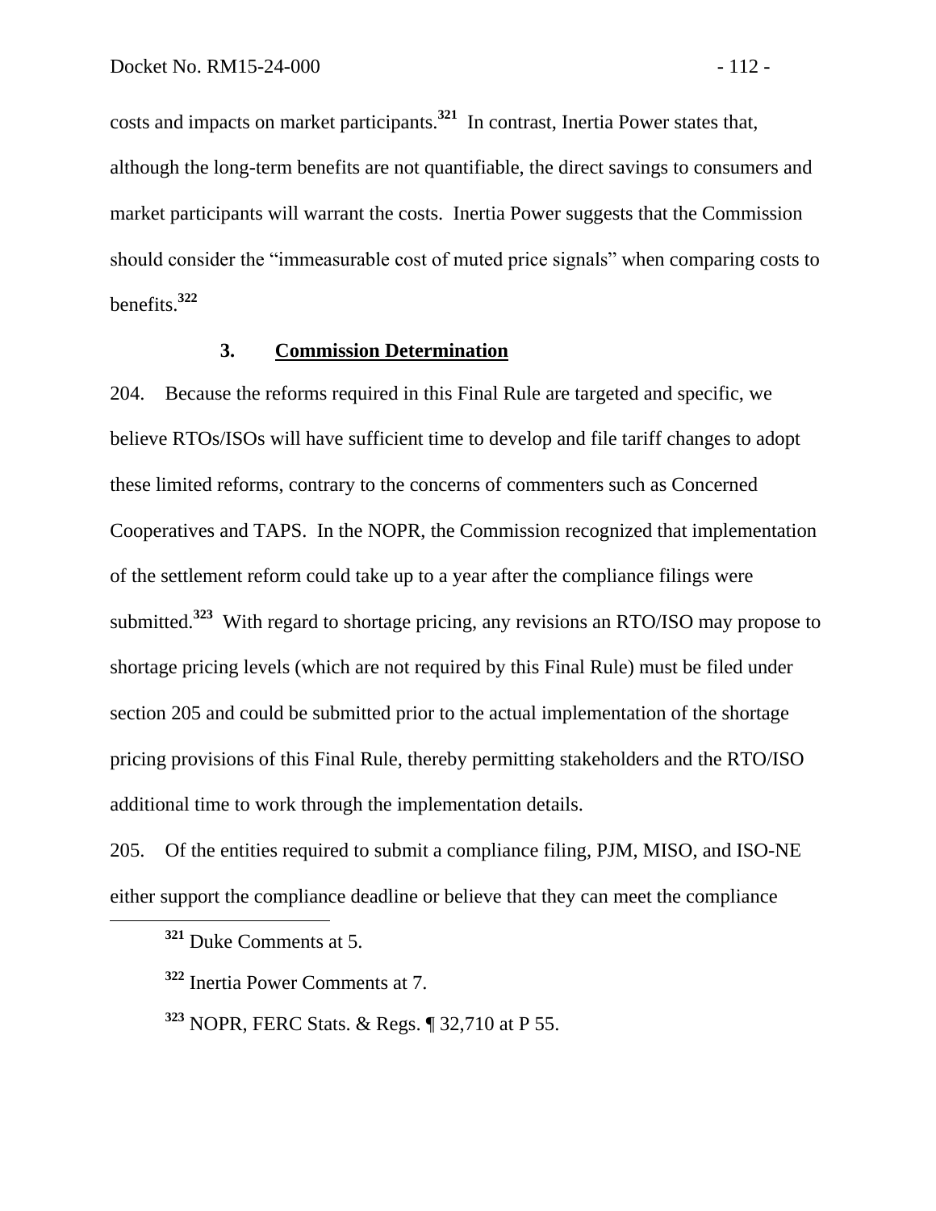costs and impacts on market participants.[321] In contrast, Inertia Power states that, although the long-term benefits are not quantifiable, the direct savings to consumers and market participants will warrant the costs. Inertia Power suggests that the Commission should consider the "immeasurable cost of muted price signals" when comparing costs to benefits.[322]

### 3. Commission Determination

204. Because the reforms required in this Final Rule are targeted and specific, we believe RTOs/ISOs will have sufficient time to develop and file tariff changes to adopt these limited reforms, contrary to the concerns of commenters such as Concerned Cooperatives and TAPS. In the NOPR, the Commission recognized that implementation of the settlement reform could take up to a year after the compliance filings were submitted.[323] With regard to shortage pricing, any revisions an RTO/ISO may propose to shortage pricing levels (which are not required by this Final Rule) must be filed under section 205 and could be submitted prior to the actual implementation of the shortage pricing provisions of this Final Rule, thereby permitting stakeholders and the RTO/ISO additional time to work through the implementation details.

205. Of the entities required to submit a compliance filing, PJM, MISO, and ISO-NE either support the compliance deadline or believe that they can meet the compliance

[321] Duke Comments at 5.

[322] Inertia Power Comments at 7.

[323] NOPR, FERC Stats. & Regs. ¶ 32,710 at P 55.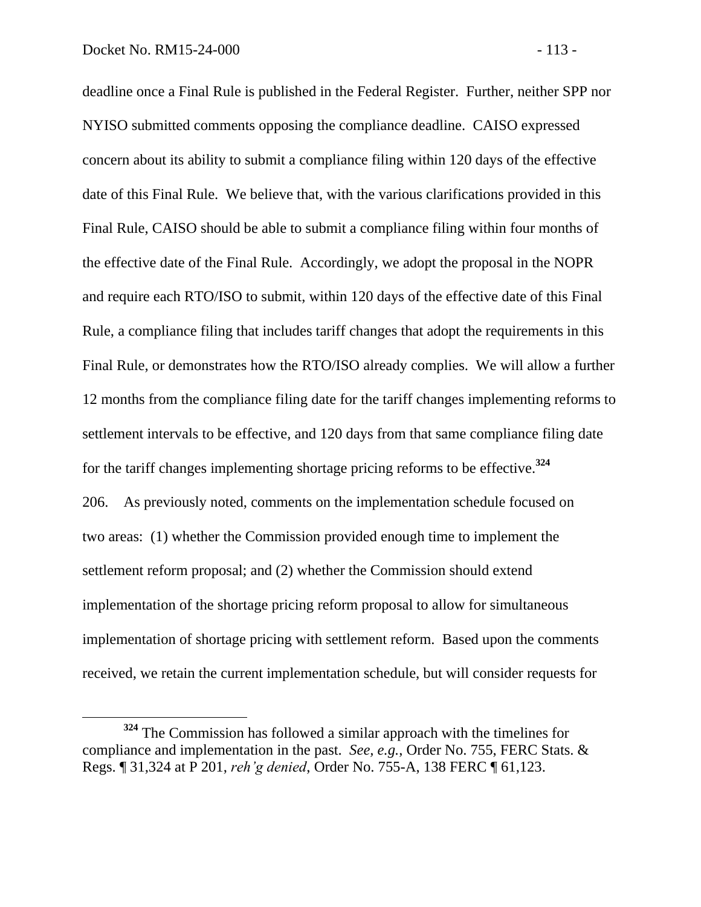deadline once a Final Rule is published in the Federal Register. Further, neither SPP nor NYISO submitted comments opposing the compliance deadline. CAISO expressed concern about its ability to submit a compliance filing within 120 days of the effective date of this Final Rule. We believe that, with the various clarifications provided in this Final Rule, CAISO should be able to submit a compliance filing within four months of the effective date of the Final Rule. Accordingly, we adopt the proposal in the NOPR and require each RTO/ISO to submit, within 120 days of the effective date of this Final Rule, a compliance filing that includes tariff changes that adopt the requirements in this Final Rule, or demonstrates how the RTO/ISO already complies. We will allow a further 12 months from the compliance filing date for the tariff changes implementing reforms to settlement intervals to be effective, and 120 days from that same compliance filing date for the tariff changes implementing shortage pricing reforms to be effective.[324]

206. As previously noted, comments on the implementation schedule focused on two areas: (1) whether the Commission provided enough time to implement the settlement reform proposal; and (2) whether the Commission should extend implementation of the shortage pricing reform proposal to allow for simultaneous implementation of shortage pricing with settlement reform. Based upon the comments received, we retain the current implementation schedule, but will consider requests for

[324] The Commission has followed a similar approach with the timelines for compliance and implementation in the past. *See, e.g.*, Order No. 755, FERC Stats. & Regs. ¶ 31,324 at P 201, *reh'g denied*, Order No. 755-A, 138 FERC ¶ 61,123.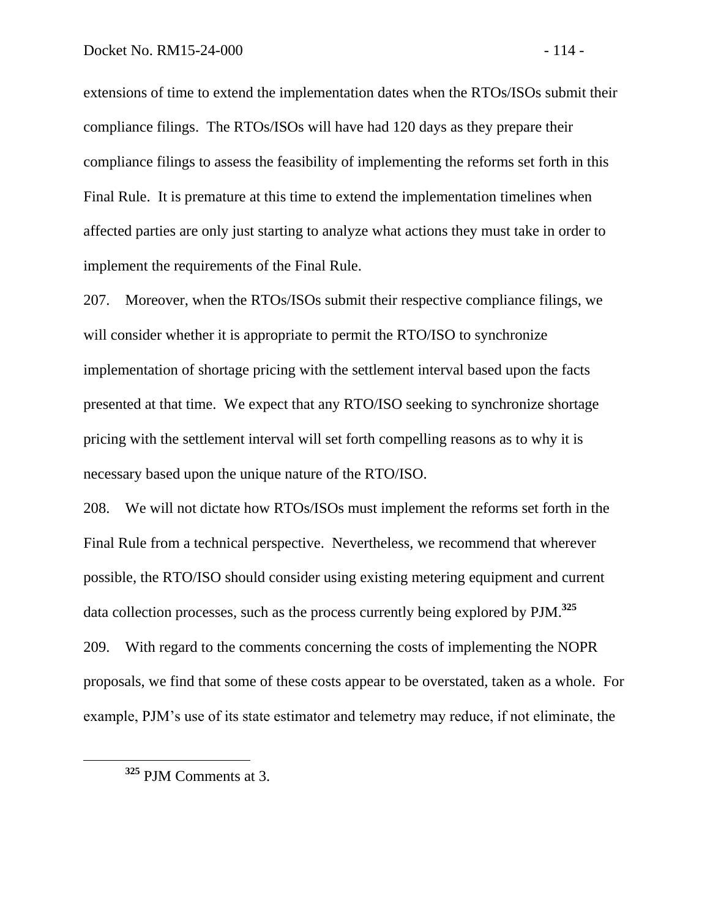extensions of time to extend the implementation dates when the RTOs/ISOs submit their compliance filings. The RTOs/ISOs will have had 120 days as they prepare their compliance filings to assess the feasibility of implementing the reforms set forth in this Final Rule. It is premature at this time to extend the implementation timelines when affected parties are only just starting to analyze what actions they must take in order to implement the requirements of the Final Rule.

207. Moreover, when the RTOs/ISOs submit their respective compliance filings, we will consider whether it is appropriate to permit the RTO/ISO to synchronize implementation of shortage pricing with the settlement interval based upon the facts presented at that time. We expect that any RTO/ISO seeking to synchronize shortage pricing with the settlement interval will set forth compelling reasons as to why it is necessary based upon the unique nature of the RTO/ISO.

208. We will not dictate how RTOs/ISOs must implement the reforms set forth in the Final Rule from a technical perspective. Nevertheless, we recommend that wherever possible, the RTO/ISO should consider using existing metering equipment and current data collection processes, such as the process currently being explored by PJM.[325]

209. With regard to the comments concerning the costs of implementing the NOPR proposals, we find that some of these costs appear to be overstated, taken as a whole. For example, PJM's use of its state estimator and telemetry may reduce, if not eliminate, the

[325] PJM Comments at 3.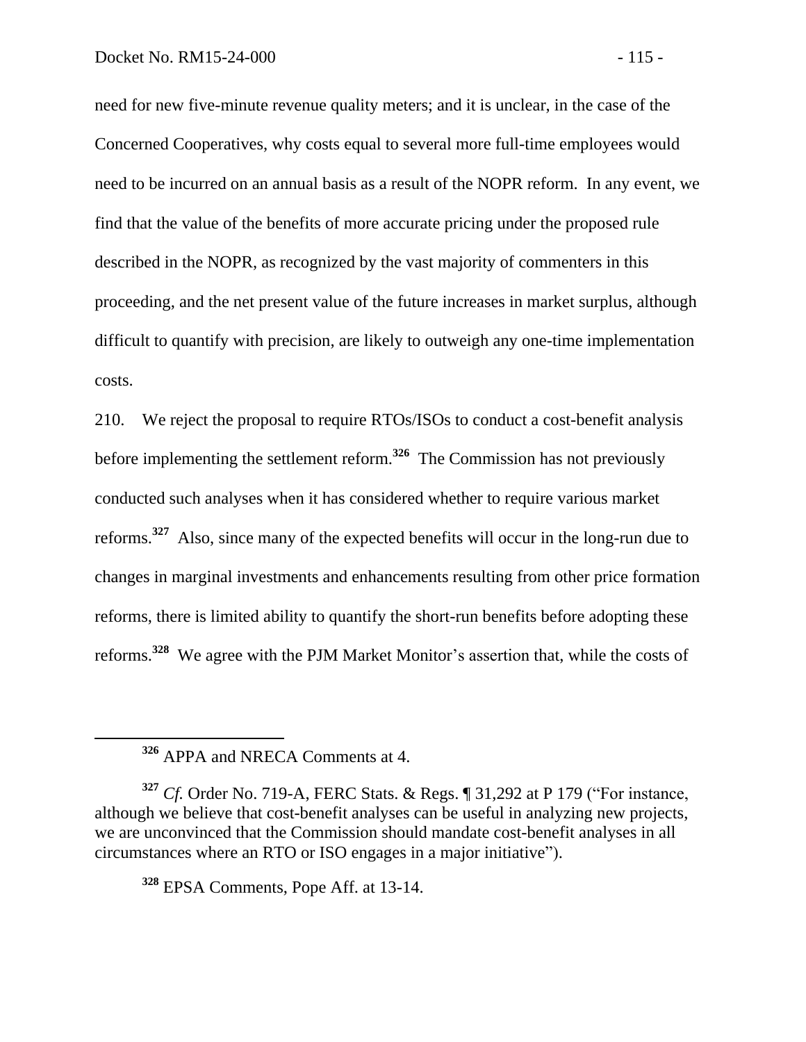need for new five-minute revenue quality meters; and it is unclear, in the case of the Concerned Cooperatives, why costs equal to several more full-time employees would need to be incurred on an annual basis as a result of the NOPR reform. In any event, we find that the value of the benefits of more accurate pricing under the proposed rule described in the NOPR, as recognized by the vast majority of commenters in this proceeding, and the net present value of the future increases in market surplus, although difficult to quantify with precision, are likely to outweigh any one-time implementation costs.

210. We reject the proposal to require RTOs/ISOs to conduct a cost-benefit analysis before implementing the settlement reform.[326] The Commission has not previously conducted such analyses when it has considered whether to require various market reforms.[327] Also, since many of the expected benefits will occur in the long-run due to changes in marginal investments and enhancements resulting from other price formation reforms, there is limited ability to quantify the short-run benefits before adopting these reforms.[328] We agree with the PJM Market Monitor's assertion that, while the costs of

---

[326] APPA and NRECA Comments at 4.

[327] *Cf.* Order No. 719-A, FERC Stats. & Regs. ¶ 31,292 at P 179 ("For instance, although we believe that cost-benefit analyses can be useful in analyzing new projects, we are unconvinced that the Commission should mandate cost-benefit analyses in all circumstances where an RTO or ISO engages in a major initiative").

[328] EPSA Comments, Pope Aff. at 13-14.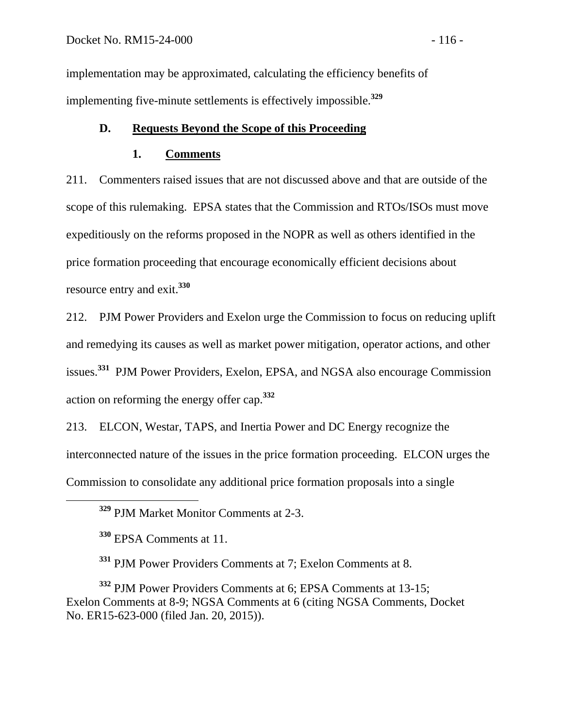implementation may be approximated, calculating the efficiency benefits of implementing five-minute settlements is effectively impossible.[329]

### D. Requests Beyond the Scope of this Proceeding

#### 1. Comments

211. Commenters raised issues that are not discussed above and that are outside of the scope of this rulemaking. EPSA states that the Commission and RTOs/ISOs must move expeditiously on the reforms proposed in the NOPR as well as others identified in the price formation proceeding that encourage economically efficient decisions about resource entry and exit.[330]

212. PJM Power Providers and Exelon urge the Commission to focus on reducing uplift and remedying its causes as well as market power mitigation, operator actions, and other issues.[331] PJM Power Providers, Exelon, EPSA, and NGSA also encourage Commission action on reforming the energy offer cap.[332]

213. ELCON, Westar, TAPS, and Inertia Power and DC Energy recognize the interconnected nature of the issues in the price formation proceeding. ELCON urges the Commission to consolidate any additional price formation proposals into a single

---

[329] PJM Market Monitor Comments at 2-3.

[330] EPSA Comments at 11.

[331] PJM Power Providers Comments at 7; Exelon Comments at 8.

[332] PJM Power Providers Comments at 6; EPSA Comments at 13-15; Exelon Comments at 8-9; NGSA Comments at 6 (citing NGSA Comments, Docket No. ER15-623-000 (filed Jan. 20, 2015)).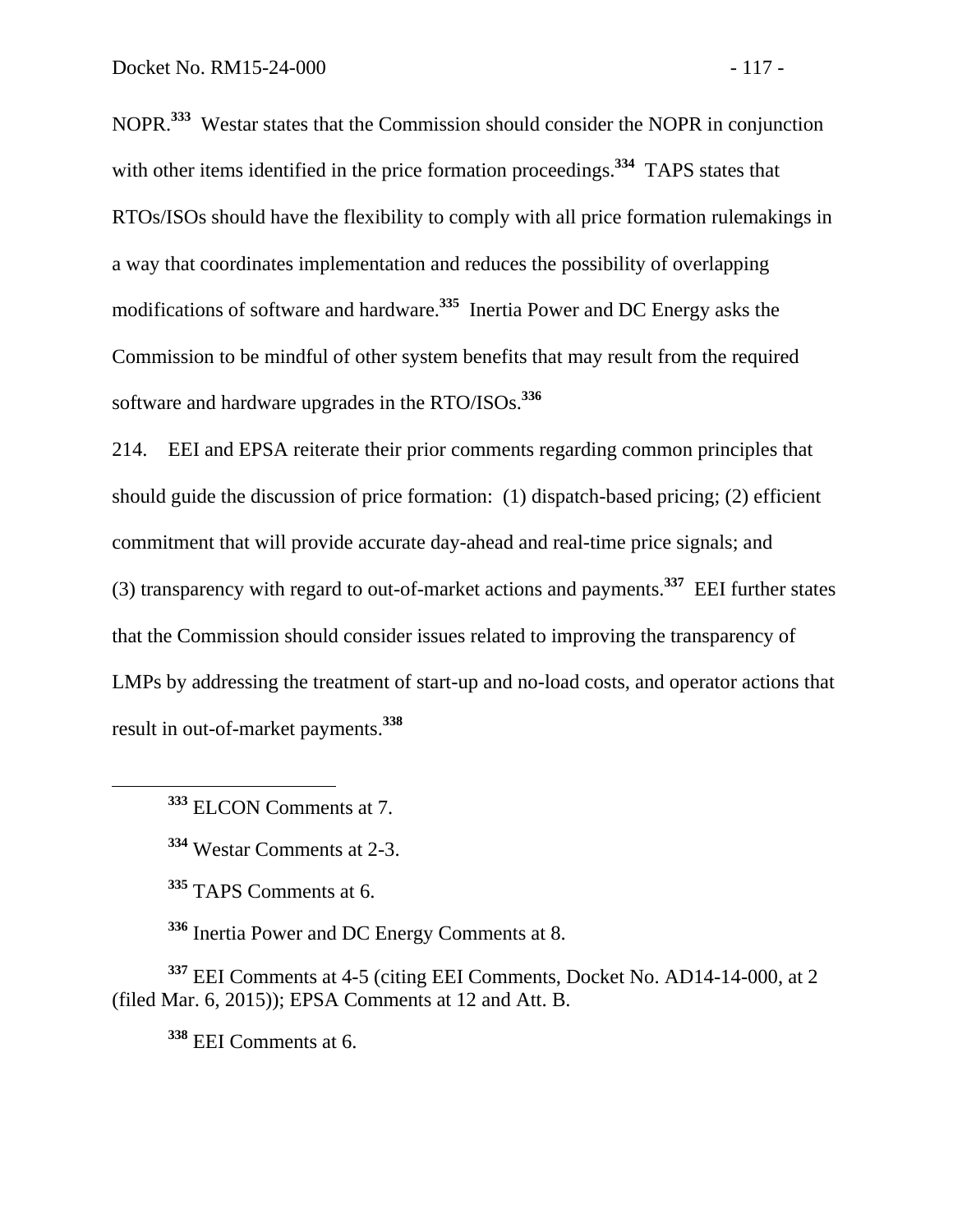NOPR.[333] Westar states that the Commission should consider the NOPR in conjunction with other items identified in the price formation proceedings.[334] TAPS states that RTOs/ISOs should have the flexibility to comply with all price formation rulemakings in a way that coordinates implementation and reduces the possibility of overlapping modifications of software and hardware.[335] Inertia Power and DC Energy asks the Commission to be mindful of other system benefits that may result from the required software and hardware upgrades in the RTO/ISOs.[336]

214. EEI and EPSA reiterate their prior comments regarding common principles that should guide the discussion of price formation: (1) dispatch-based pricing; (2) efficient commitment that will provide accurate day-ahead and real-time price signals; and (3) transparency with regard to out-of-market actions and payments.[337] EEI further states that the Commission should consider issues related to improving the transparency of LMPs by addressing the treatment of start-up and no-load costs, and operator actions that result in out-of-market payments.[338]

---

[333] ELCON Comments at 7.

[334] Westar Comments at 2-3.

[335] TAPS Comments at 6.

[336] Inertia Power and DC Energy Comments at 8.

[337] EEI Comments at 4-5 (citing EEI Comments, Docket No. AD14-14-000, at 2 (filed Mar. 6, 2015)); EPSA Comments at 12 and Att. B.

[338] EEI Comments at 6.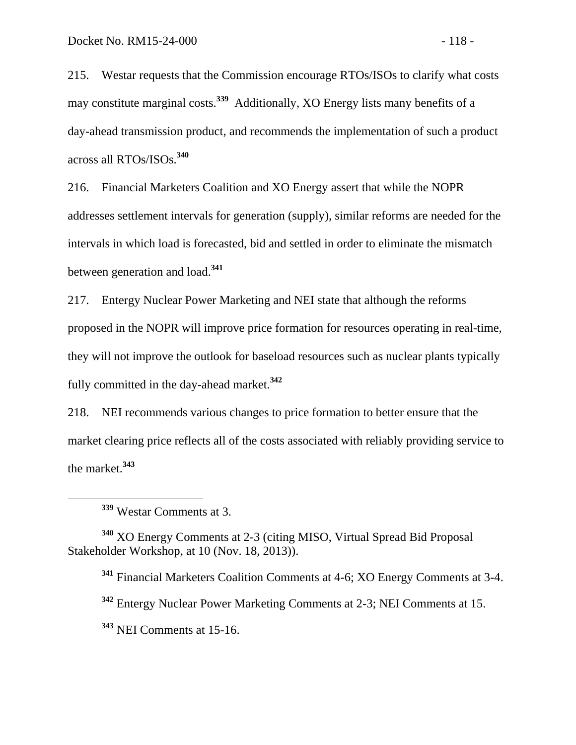215. Westar requests that the Commission encourage RTOs/ISOs to clarify what costs may constitute marginal costs.[339] Additionally, XO Energy lists many benefits of a day-ahead transmission product, and recommends the implementation of such a product across all RTOs/ISOs.[340]

216. Financial Marketers Coalition and XO Energy assert that while the NOPR addresses settlement intervals for generation (supply), similar reforms are needed for the intervals in which load is forecasted, bid and settled in order to eliminate the mismatch between generation and load.[341]

217. Entergy Nuclear Power Marketing and NEI state that although the reforms proposed in the NOPR will improve price formation for resources operating in real-time, they will not improve the outlook for baseload resources such as nuclear plants typically fully committed in the day-ahead market.[342]

218. NEI recommends various changes to price formation to better ensure that the market clearing price reflects all of the costs associated with reliably providing service to the market.[343]

---

[339] Westar Comments at 3.

[340] XO Energy Comments at 2-3 (citing MISO, Virtual Spread Bid Proposal Stakeholder Workshop, at 10 (Nov. 18, 2013)).

[341] Financial Marketers Coalition Comments at 4-6; XO Energy Comments at 3-4.

[342] Entergy Nuclear Power Marketing Comments at 2-3; NEI Comments at 15.

[343] NEI Comments at 15-16.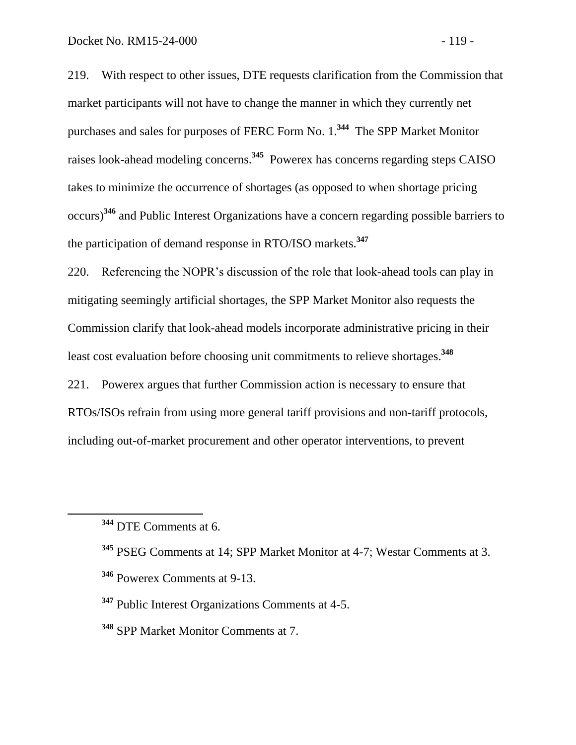219. With respect to other issues, DTE requests clarification from the Commission that market participants will not have to change the manner in which they currently net purchases and sales for purposes of FERC Form No. 1.[344] The SPP Market Monitor raises look-ahead modeling concerns.[345] Powerex has concerns regarding steps CAISO takes to minimize the occurrence of shortages (as opposed to when shortage pricing occurs)[346] and Public Interest Organizations have a concern regarding possible barriers to the participation of demand response in RTO/ISO markets.[347]

220. Referencing the NOPR's discussion of the role that look-ahead tools can play in mitigating seemingly artificial shortages, the SPP Market Monitor also requests the Commission clarify that look-ahead models incorporate administrative pricing in their least cost evaluation before choosing unit commitments to relieve shortages.[348]

221. Powerex argues that further Commission action is necessary to ensure that RTOs/ISOs refrain from using more general tariff provisions and non-tariff protocols, including out-of-market procurement and other operator interventions, to prevent

---

[344] DTE Comments at 6.

[345] PSEG Comments at 14; SPP Market Monitor at 4-7; Westar Comments at 3.

[346] Powerex Comments at 9-13.

[347] Public Interest Organizations Comments at 4-5.

[348] SPP Market Monitor Comments at 7.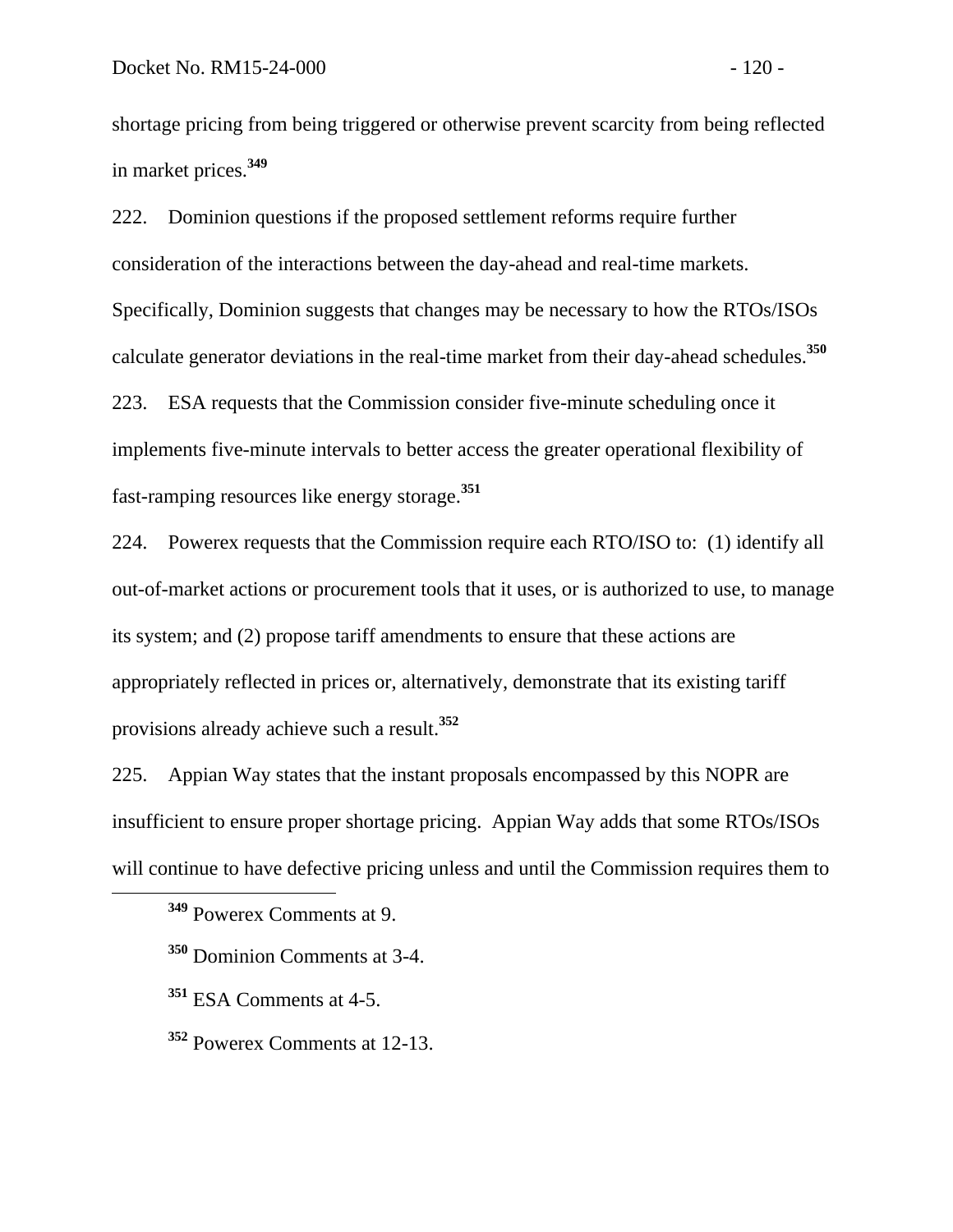shortage pricing from being triggered or otherwise prevent scarcity from being reflected in market prices.[349]

222. Dominion questions if the proposed settlement reforms require further consideration of the interactions between the day-ahead and real-time markets. Specifically, Dominion suggests that changes may be necessary to how the RTOs/ISOs calculate generator deviations in the real-time market from their day-ahead schedules.[350]

223. ESA requests that the Commission consider five-minute scheduling once it implements five-minute intervals to better access the greater operational flexibility of fast-ramping resources like energy storage.[351]

224. Powerex requests that the Commission require each RTO/ISO to: (1) identify all out-of-market actions or procurement tools that it uses, or is authorized to use, to manage its system; and (2) propose tariff amendments to ensure that these actions are appropriately reflected in prices or, alternatively, demonstrate that its existing tariff provisions already achieve such a result.[352]

225. Appian Way states that the instant proposals encompassed by this NOPR are insufficient to ensure proper shortage pricing. Appian Way adds that some RTOs/ISOs will continue to have defective pricing unless and until the Commission requires them to

---

[349] Powerex Comments at 9.

[350] Dominion Comments at 3-4.

[351] ESA Comments at 4-5.

[352] Powerex Comments at 12-13.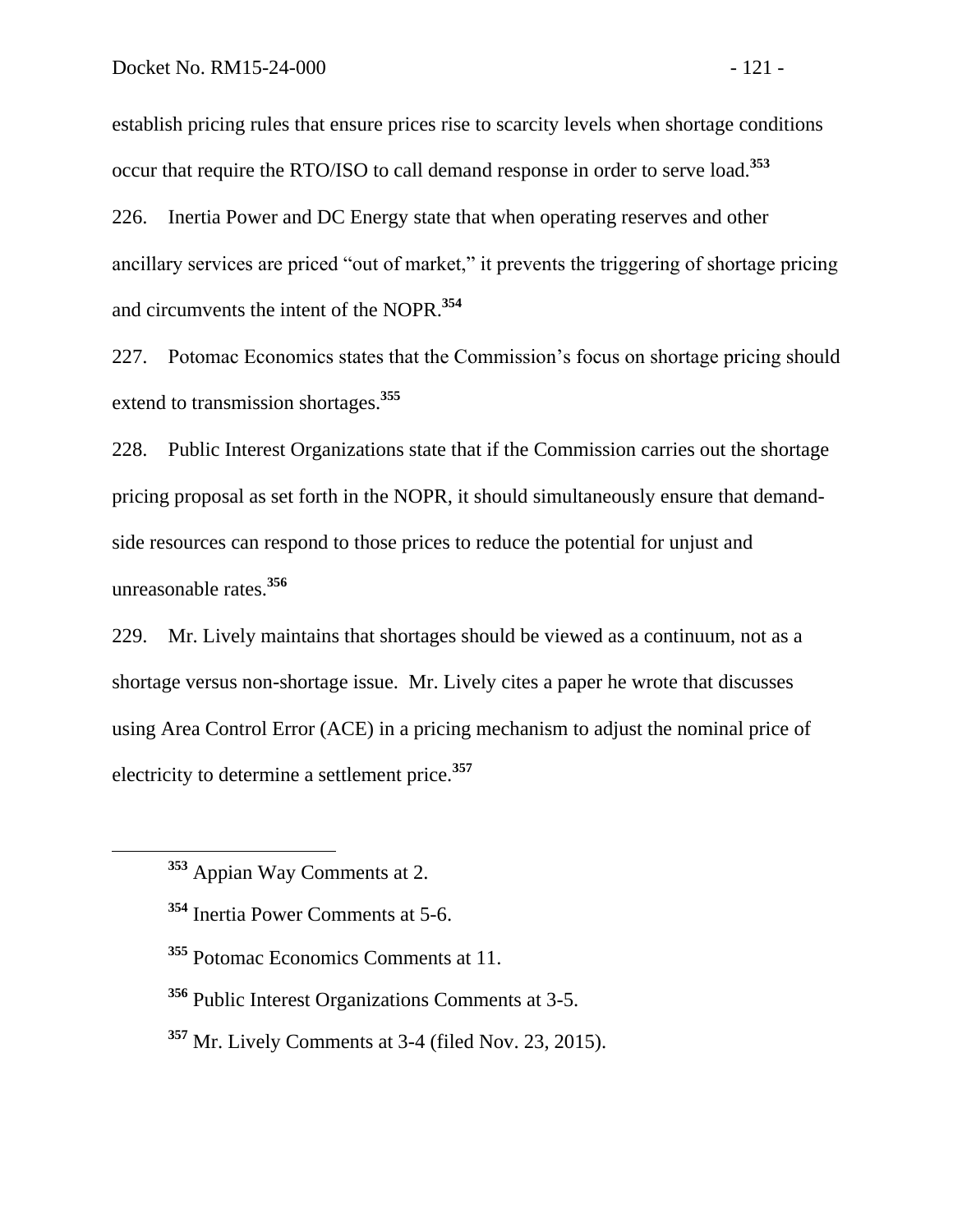establish pricing rules that ensure prices rise to scarcity levels when shortage conditions occur that require the RTO/ISO to call demand response in order to serve load.[353]

226. Inertia Power and DC Energy state that when operating reserves and other ancillary services are priced "out of market," it prevents the triggering of shortage pricing and circumvents the intent of the NOPR.[354]

227. Potomac Economics states that the Commission's focus on shortage pricing should extend to transmission shortages.[355]

228. Public Interest Organizations state that if the Commission carries out the shortage pricing proposal as set forth in the NOPR, it should simultaneously ensure that demand-side resources can respond to those prices to reduce the potential for unjust and unreasonable rates.[356]

229. Mr. Lively maintains that shortages should be viewed as a continuum, not as a shortage versus non-shortage issue. Mr. Lively cites a paper he wrote that discusses using Area Control Error (ACE) in a pricing mechanism to adjust the nominal price of electricity to determine a settlement price.[357]

---

[353] Appian Way Comments at 2.

[354] Inertia Power Comments at 5-6.

[355] Potomac Economics Comments at 11.

[356] Public Interest Organizations Comments at 3-5.

[357] Mr. Lively Comments at 3-4 (filed Nov. 23, 2015).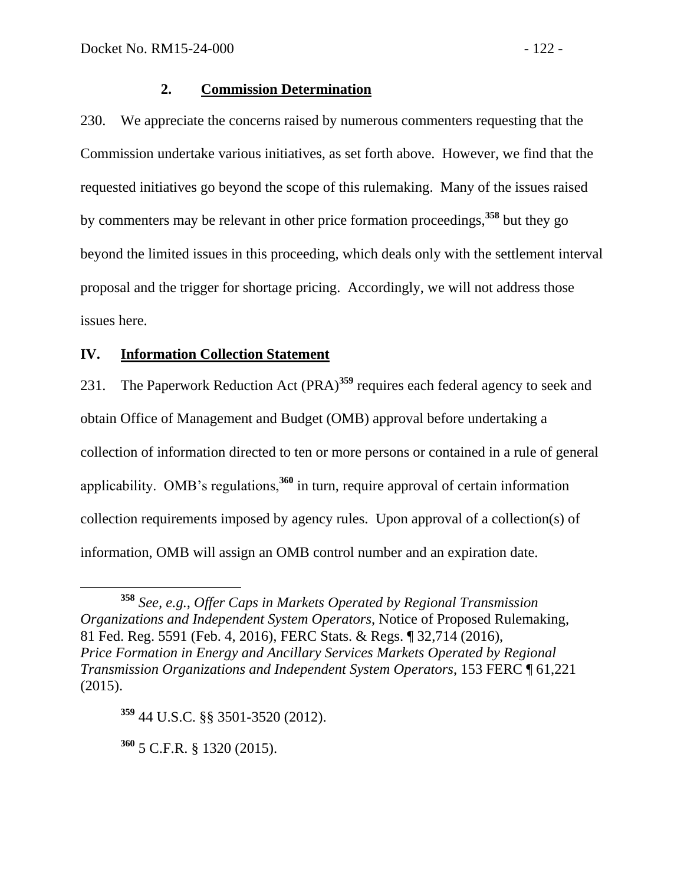### 2. Commission Determination

230. We appreciate the concerns raised by numerous commenters requesting that the Commission undertake various initiatives, as set forth above. However, we find that the requested initiatives go beyond the scope of this rulemaking. Many of the issues raised by commenters may be relevant in other price formation proceedings,[358] but they go beyond the limited issues in this proceeding, which deals only with the settlement interval proposal and the trigger for shortage pricing. Accordingly, we will not address those issues here.

## IV. Information Collection Statement

231. The Paperwork Reduction Act (PRA)[359] requires each federal agency to seek and obtain Office of Management and Budget (OMB) approval before undertaking a collection of information directed to ten or more persons or contained in a rule of general applicability. OMB's regulations,[360] in turn, require approval of certain information collection requirements imposed by agency rules. Upon approval of a collection(s) of information, OMB will assign an OMB control number and an expiration date.

---

[358] *See, e.g.*, *Offer Caps in Markets Operated by Regional Transmission Organizations and Independent System Operators*, Notice of Proposed Rulemaking, 81 Fed. Reg. 5591 (Feb. 4, 2016), FERC Stats. & Regs. ¶ 32,714 (2016), *Price Formation in Energy and Ancillary Services Markets Operated by Regional Transmission Organizations and Independent System Operators*, 153 FERC ¶ 61,221 (2015).

[359] 44 U.S.C. §§ 3501-3520 (2012).

[360] 5 C.F.R. § 1320 (2015).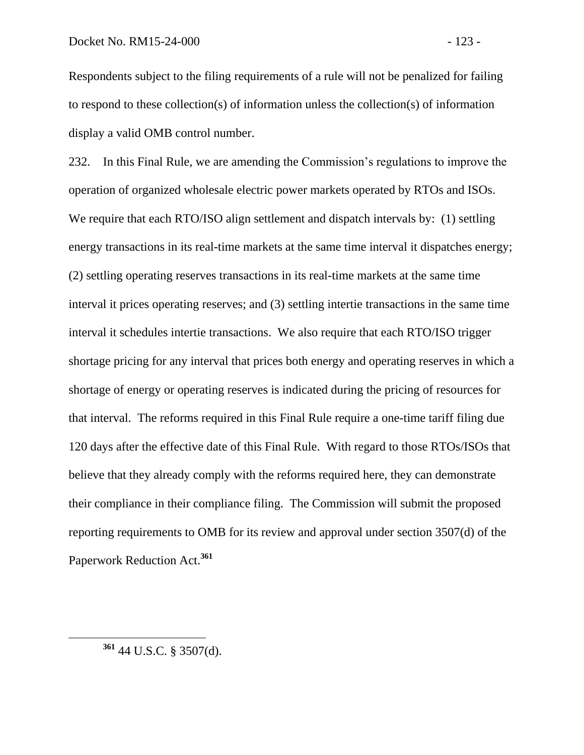Respondents subject to the filing requirements of a rule will not be penalized for failing to respond to these collection(s) of information unless the collection(s) of information display a valid OMB control number.

232. In this Final Rule, we are amending the Commission's regulations to improve the operation of organized wholesale electric power markets operated by RTOs and ISOs. We require that each RTO/ISO align settlement and dispatch intervals by: (1) settling energy transactions in its real-time markets at the same time interval it dispatches energy; (2) settling operating reserves transactions in its real-time markets at the same time interval it prices operating reserves; and (3) settling intertie transactions in the same time interval it schedules intertie transactions. We also require that each RTO/ISO trigger shortage pricing for any interval that prices both energy and operating reserves in which a shortage of energy or operating reserves is indicated during the pricing of resources for that interval. The reforms required in this Final Rule require a one-time tariff filing due 120 days after the effective date of this Final Rule. With regard to those RTOs/ISOs that believe that they already comply with the reforms required here, they can demonstrate their compliance in their compliance filing. The Commission will submit the proposed reporting requirements to OMB for its review and approval under section 3507(d) of the Paperwork Reduction Act.[361]

---

[361] 44 U.S.C. § 3507(d).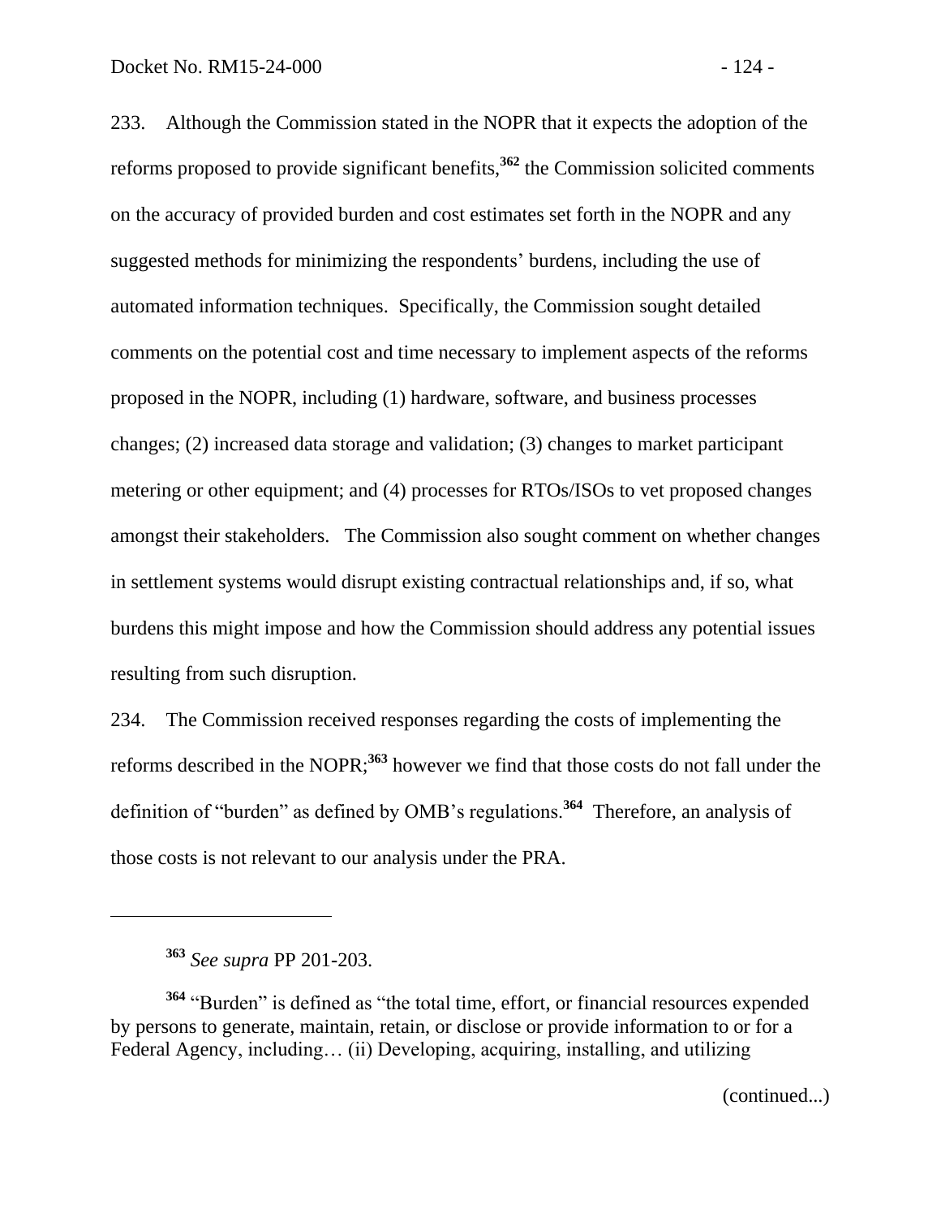233. Although the Commission stated in the NOPR that it expects the adoption of the reforms proposed to provide significant benefits,[362] the Commission solicited comments on the accuracy of provided burden and cost estimates set forth in the NOPR and any suggested methods for minimizing the respondents' burdens, including the use of automated information techniques. Specifically, the Commission sought detailed comments on the potential cost and time necessary to implement aspects of the reforms proposed in the NOPR, including (1) hardware, software, and business processes changes; (2) increased data storage and validation; (3) changes to market participant metering or other equipment; and (4) processes for RTOs/ISOs to vet proposed changes amongst their stakeholders. The Commission also sought comment on whether changes in settlement systems would disrupt existing contractual relationships and, if so, what burdens this might impose and how the Commission should address any potential issues resulting from such disruption.

234. The Commission received responses regarding the costs of implementing the reforms described in the NOPR;[363] however we find that those costs do not fall under the definition of "burden" as defined by OMB's regulations.[364] Therefore, an analysis of those costs is not relevant to our analysis under the PRA.

---

[363] *See supra* PP 201-203.

[364] "Burden" is defined as "the total time, effort, or financial resources expended by persons to generate, maintain, retain, or disclose or provide information to or for a Federal Agency, including… (ii) Developing, acquiring, installing, and utilizing

(continued...)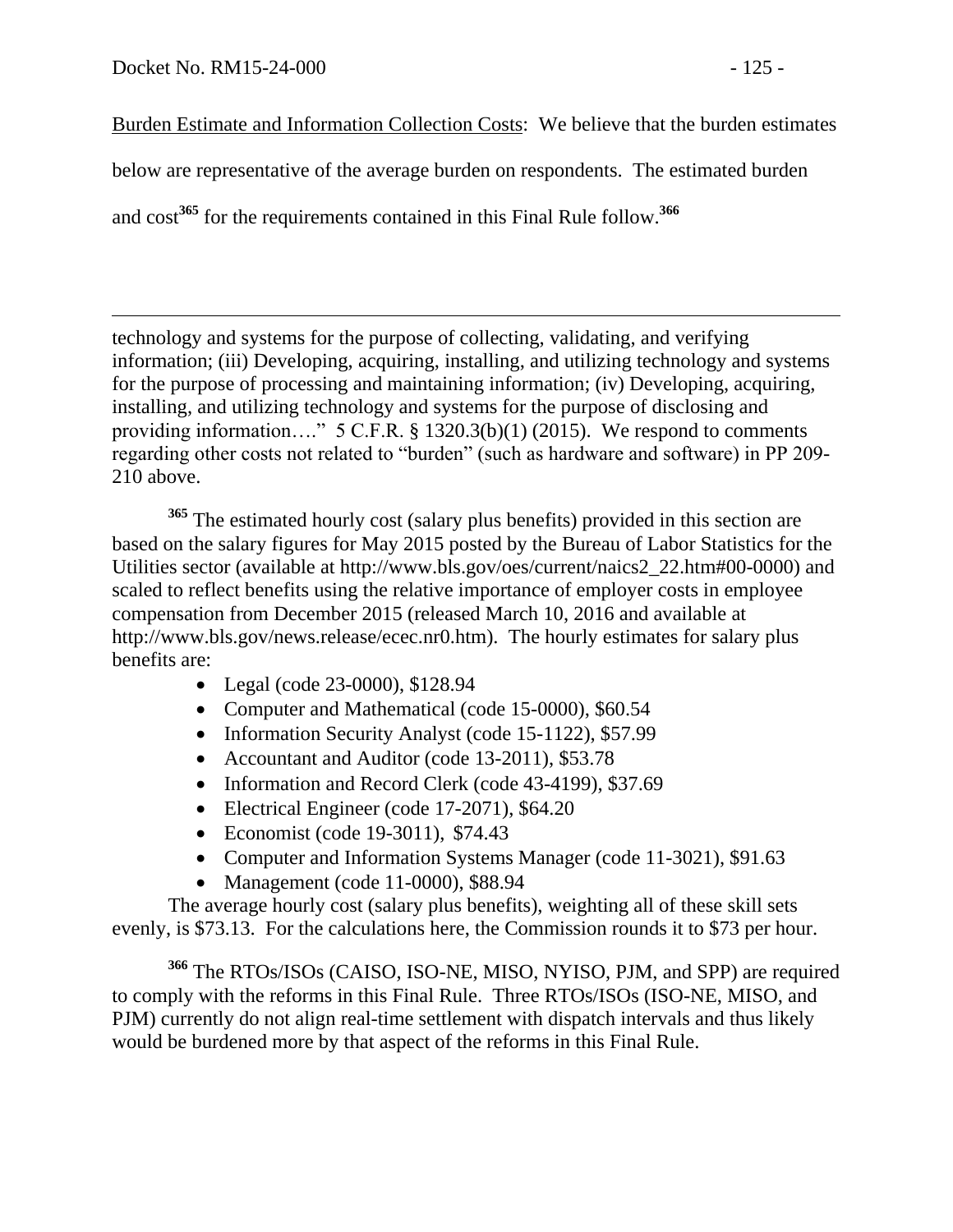<u>Burden Estimate and Information Collection Costs</u>: We believe that the burden estimates below are representative of the average burden on respondents. The estimated burden and cost[365] for the requirements contained in this Final Rule follow.[366]

---

technology and systems for the purpose of collecting, validating, and verifying information; (iii) Developing, acquiring, installing, and utilizing technology and systems for the purpose of processing and maintaining information; (iv) Developing, acquiring, installing, and utilizing technology and systems for the purpose of disclosing and providing information…." 5 C.F.R. § 1320.3(b)(1) (2015). We respond to comments regarding other costs not related to "burden" (such as hardware and software) in PP 209-210 above.

[365] The estimated hourly cost (salary plus benefits) provided in this section are based on the salary figures for May 2015 posted by the Bureau of Labor Statistics for the Utilities sector (available at http://www.bls.gov/oes/current/naics2_22.htm#00-0000) and scaled to reflect benefits using the relative importance of employer costs in employee compensation from December 2015 (released March 10, 2016 and available at http://www.bls.gov/news.release/ecec.nr0.htm). The hourly estimates for salary plus benefits are:

- Legal (code 23-0000), $128.94
- Computer and Mathematical (code 15-0000), $60.54
- Information Security Analyst (code 15-1122), $57.99
- Accountant and Auditor (code 13-2011), $53.78
- Information and Record Clerk (code 43-4199), $37.69
- Electrical Engineer (code 17-2071), $64.20
- Economist (code 19-3011), $74.43
- Computer and Information Systems Manager (code 11-3021), $91.63
- Management (code 11-0000), $88.94

The average hourly cost (salary plus benefits), weighting all of these skill sets evenly, is $73.13. For the calculations here, the Commission rounds it to $73 per hour.

[366] The RTOs/ISOs (CAISO, ISO-NE, MISO, NYISO, PJM, and SPP) are required to comply with the reforms in this Final Rule. Three RTOs/ISOs (ISO-NE, MISO, and PJM) currently do not align real-time settlement with dispatch intervals and thus likely would be burdened more by that aspect of the reforms in this Final Rule.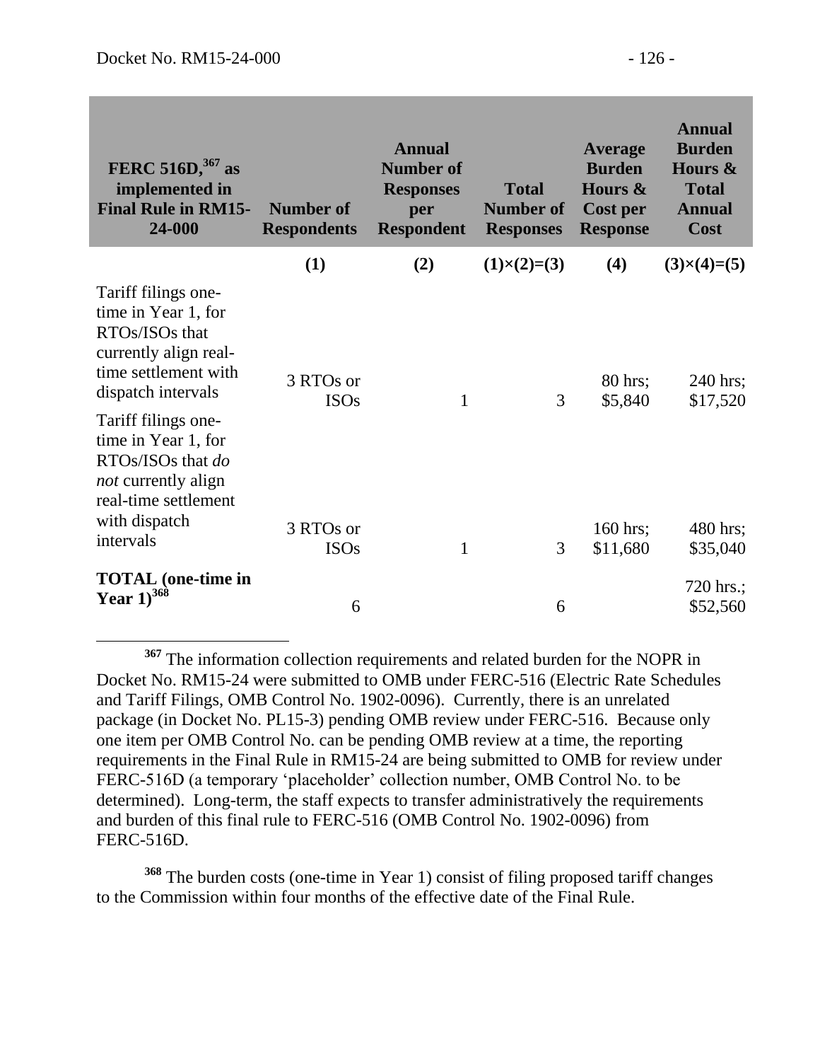| FERC 516D,[367] as implemented in Final Rule in RM15-24-000 | Number of Respondents | Annual Number of Responses per Respondent | Total Number of Responses | Average Burden Hours & Cost per Response | Annual Burden Hours & Total Annual Cost |
|---|---|---|---|---|---|
| | (1) | (2) | (1)×(2)=(3) | (4) | (3)×(4)=(5) |
| Tariff filings one-time in Year 1, for RTOs/ISOs that currently align real-time settlement with dispatch intervals | 3 RTOs or ISOs | 1 | 3 | 80 hrs; $5,840 | 240 hrs; $17,520 |
| Tariff filings one-time in Year 1, for RTOs/ISOs that *do not* currently align real-time settlement with dispatch intervals | 3 RTOs or ISOs | 1 | 3 | 160 hrs; $11,680 | 480 hrs; $35,040 |
| **TOTAL (one-time in Year 1)**[368] | 6 | | 6 | | 720 hrs.; $52,560 |

[367] The information collection requirements and related burden for the NOPR in Docket No. RM15-24 were submitted to OMB under FERC-516 (Electric Rate Schedules and Tariff Filings, OMB Control No. 1902-0096). Currently, there is an unrelated package (in Docket No. PL15-3) pending OMB review under FERC-516. Because only one item per OMB Control No. can be pending OMB review at a time, the reporting requirements in the Final Rule in RM15-24 are being submitted to OMB for review under FERC-516D (a temporary 'placeholder' collection number, OMB Control No. to be determined). Long-term, the staff expects to transfer administratively the requirements and burden of this final rule to FERC-516 (OMB Control No. 1902-0096) from FERC-516D.

[368] The burden costs (one-time in Year 1) consist of filing proposed tariff changes to the Commission within four months of the effective date of the Final Rule.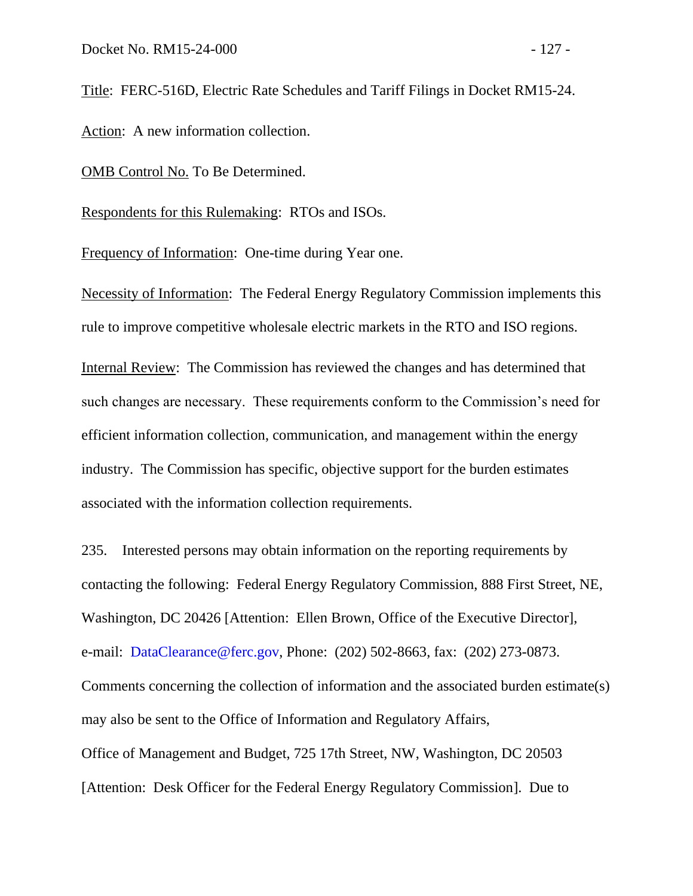Title:  FERC-516D, Electric Rate Schedules and Tariff Filings in Docket RM15-24.

Action:  A new information collection.

OMB Control No. To Be Determined.

Respondents for this Rulemaking:  RTOs and ISOs.

Frequency of Information:  One-time during Year one.

Necessity of Information:  The Federal Energy Regulatory Commission implements this rule to improve competitive wholesale electric markets in the RTO and ISO regions.

Internal Review:  The Commission has reviewed the changes and has determined that such changes are necessary.  These requirements conform to the Commission's need for efficient information collection, communication, and management within the energy industry.  The Commission has specific, objective support for the burden estimates associated with the information collection requirements.

235. Interested persons may obtain information on the reporting requirements by contacting the following:  Federal Energy Regulatory Commission, 888 First Street, NE, Washington, DC 20426 [Attention:  Ellen Brown, Office of the Executive Director], e-mail:  DataClearance@ferc.gov, Phone:  (202) 502-8663, fax:  (202) 273-0873. Comments concerning the collection of information and the associated burden estimate(s) may also be sent to the Office of Information and Regulatory Affairs, Office of Management and Budget, 725 17th Street, NW, Washington, DC 20503 [Attention:  Desk Officer for the Federal Energy Regulatory Commission].  Due to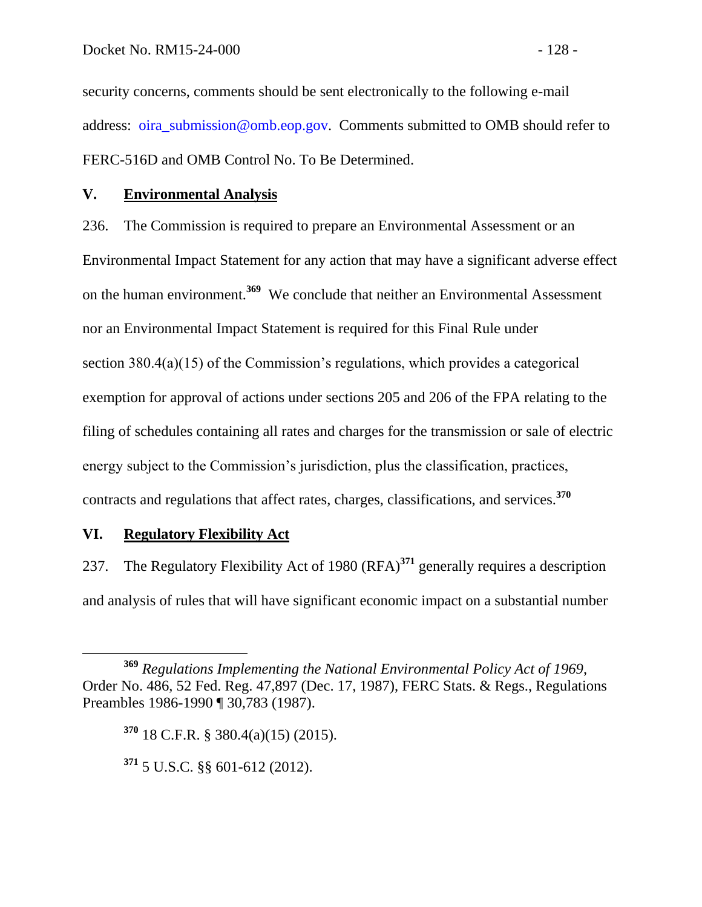security concerns, comments should be sent electronically to the following e-mail address: oira_submission@omb.eop.gov. Comments submitted to OMB should refer to FERC-516D and OMB Control No. To Be Determined.

## V. Environmental Analysis

236. The Commission is required to prepare an Environmental Assessment or an Environmental Impact Statement for any action that may have a significant adverse effect on the human environment.[369] We conclude that neither an Environmental Assessment nor an Environmental Impact Statement is required for this Final Rule under section 380.4(a)(15) of the Commission's regulations, which provides a categorical exemption for approval of actions under sections 205 and 206 of the FPA relating to the filing of schedules containing all rates and charges for the transmission or sale of electric energy subject to the Commission's jurisdiction, plus the classification, practices, contracts and regulations that affect rates, charges, classifications, and services.[370]

## VI. Regulatory Flexibility Act

237. The Regulatory Flexibility Act of 1980 (RFA)[371] generally requires a description and analysis of rules that will have significant economic impact on a substantial number

---

[369] *Regulations Implementing the National Environmental Policy Act of 1969*, Order No. 486, 52 Fed. Reg. 47,897 (Dec. 17, 1987), FERC Stats. & Regs., Regulations Preambles 1986-1990 ¶ 30,783 (1987).

[370] 18 C.F.R. § 380.4(a)(15) (2015).

[371] 5 U.S.C. §§ 601-612 (2012).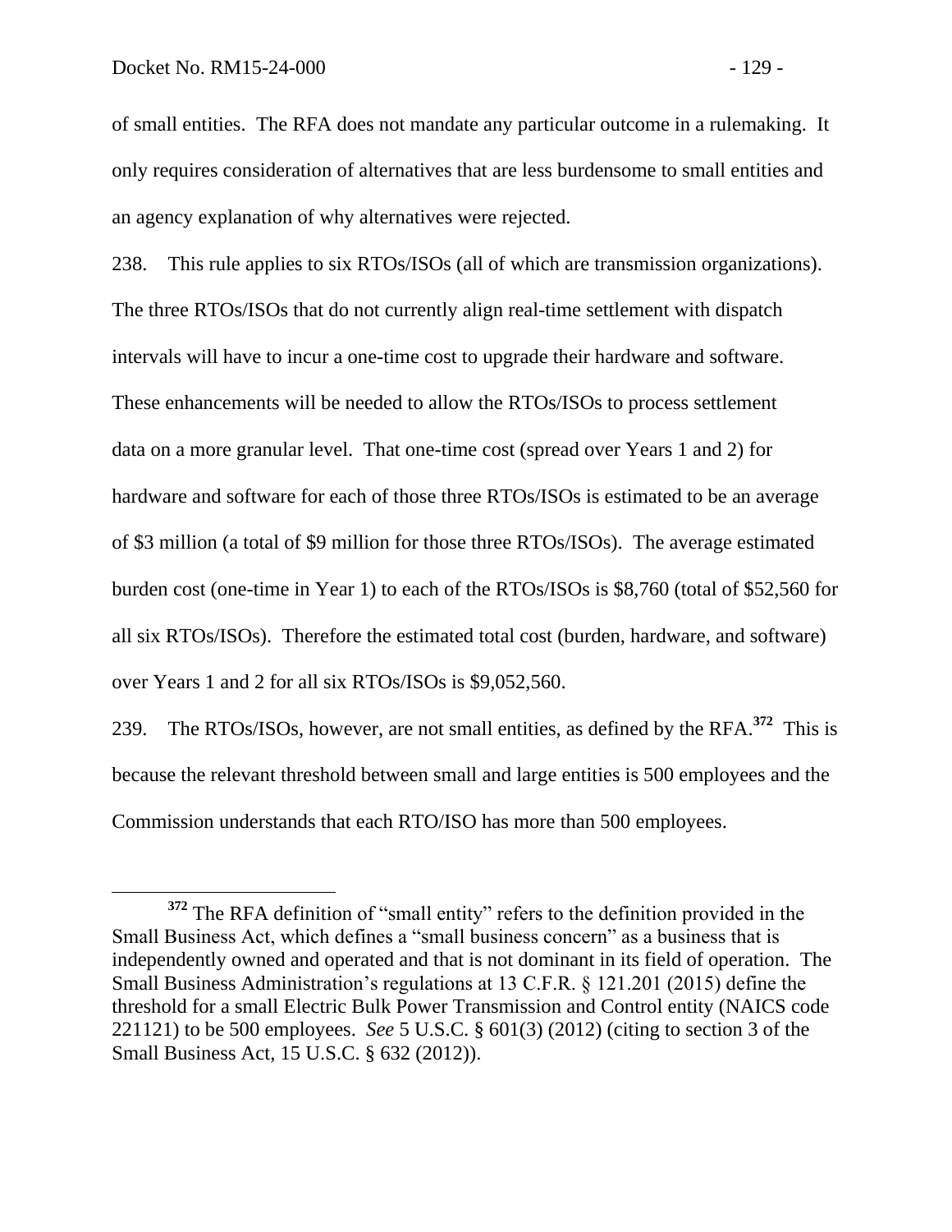of small entities. The RFA does not mandate any particular outcome in a rulemaking. It only requires consideration of alternatives that are less burdensome to small entities and an agency explanation of why alternatives were rejected.

238. This rule applies to six RTOs/ISOs (all of which are transmission organizations). The three RTOs/ISOs that do not currently align real-time settlement with dispatch intervals will have to incur a one-time cost to upgrade their hardware and software. These enhancements will be needed to allow the RTOs/ISOs to process settlement data on a more granular level. That one-time cost (spread over Years 1 and 2) for hardware and software for each of those three RTOs/ISOs is estimated to be an average of \$3 million (a total of \$9 million for those three RTOs/ISOs). The average estimated burden cost (one-time in Year 1) to each of the RTOs/ISOs is \$8,760 (total of \$52,560 for all six RTOs/ISOs). Therefore the estimated total cost (burden, hardware, and software) over Years 1 and 2 for all six RTOs/ISOs is \$9,052,560.

239. The RTOs/ISOs, however, are not small entities, as defined by the RFA.[372] This is because the relevant threshold between small and large entities is 500 employees and the Commission understands that each RTO/ISO has more than 500 employees.

---

[372] The RFA definition of "small entity" refers to the definition provided in the Small Business Act, which defines a "small business concern" as a business that is independently owned and operated and that is not dominant in its field of operation. The Small Business Administration's regulations at 13 C.F.R. § 121.201 (2015) define the threshold for a small Electric Bulk Power Transmission and Control entity (NAICS code 221121) to be 500 employees. *See* 5 U.S.C. § 601(3) (2012) (citing to section 3 of the Small Business Act, 15 U.S.C. § 632 (2012)).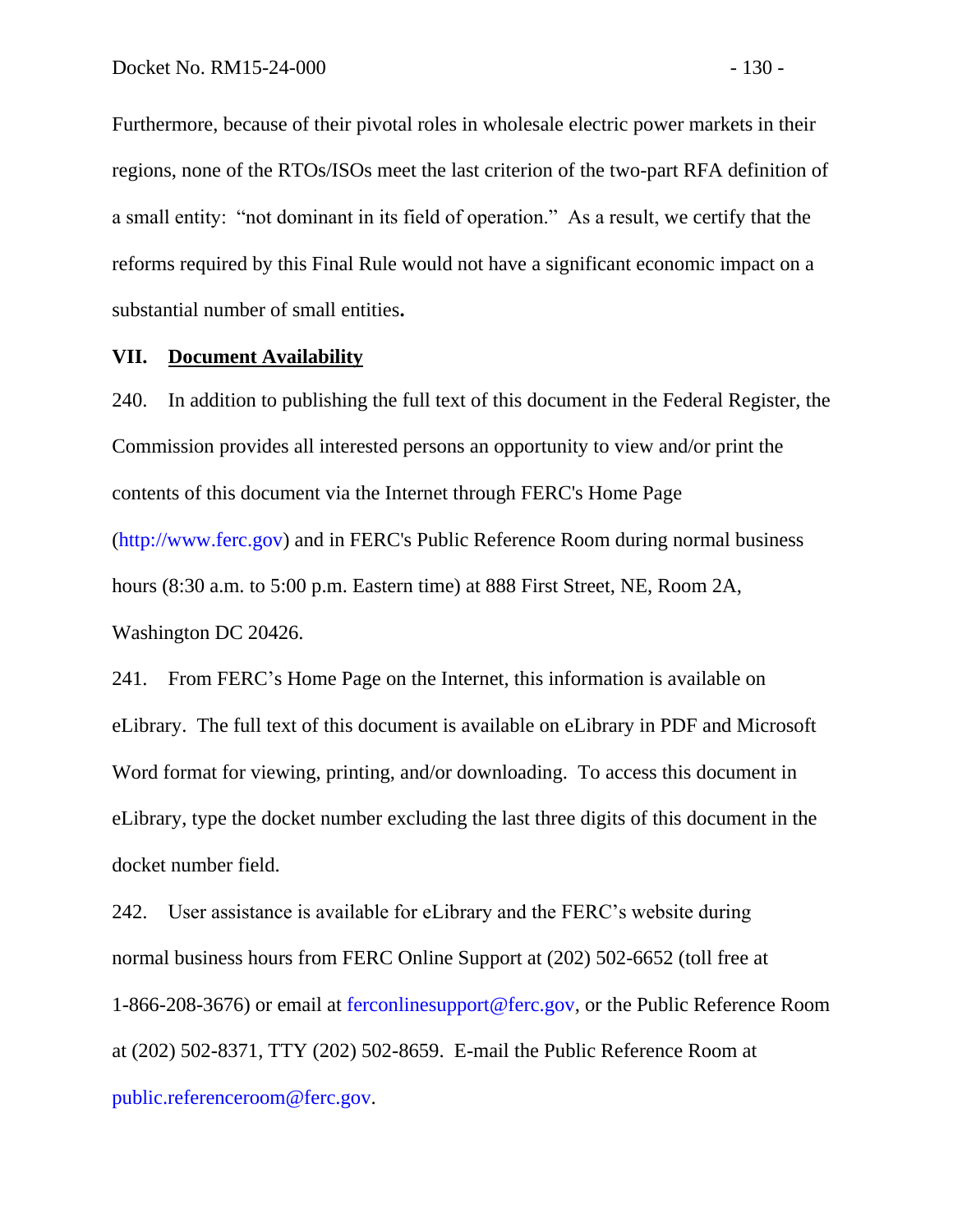Furthermore, because of their pivotal roles in wholesale electric power markets in their regions, none of the RTOs/ISOs meet the last criterion of the two-part RFA definition of a small entity: "not dominant in its field of operation." As a result, we certify that the reforms required by this Final Rule would not have a significant economic impact on a substantial number of small entities**.**

## VII. <u>Document Availability</u>

240. In addition to publishing the full text of this document in the Federal Register, the Commission provides all interested persons an opportunity to view and/or print the contents of this document via the Internet through FERC's Home Page (http://www.ferc.gov) and in FERC's Public Reference Room during normal business hours (8:30 a.m. to 5:00 p.m. Eastern time) at 888 First Street, NE, Room 2A, Washington DC 20426.

241. From FERC's Home Page on the Internet, this information is available on eLibrary. The full text of this document is available on eLibrary in PDF and Microsoft Word format for viewing, printing, and/or downloading. To access this document in eLibrary, type the docket number excluding the last three digits of this document in the docket number field.

242. User assistance is available for eLibrary and the FERC's website during normal business hours from FERC Online Support at (202) 502-6652 (toll free at 1-866-208-3676) or email at ferconlinesupport@ferc.gov, or the Public Reference Room at (202) 502-8371, TTY (202) 502-8659. E-mail the Public Reference Room at public.referenceroom@ferc.gov.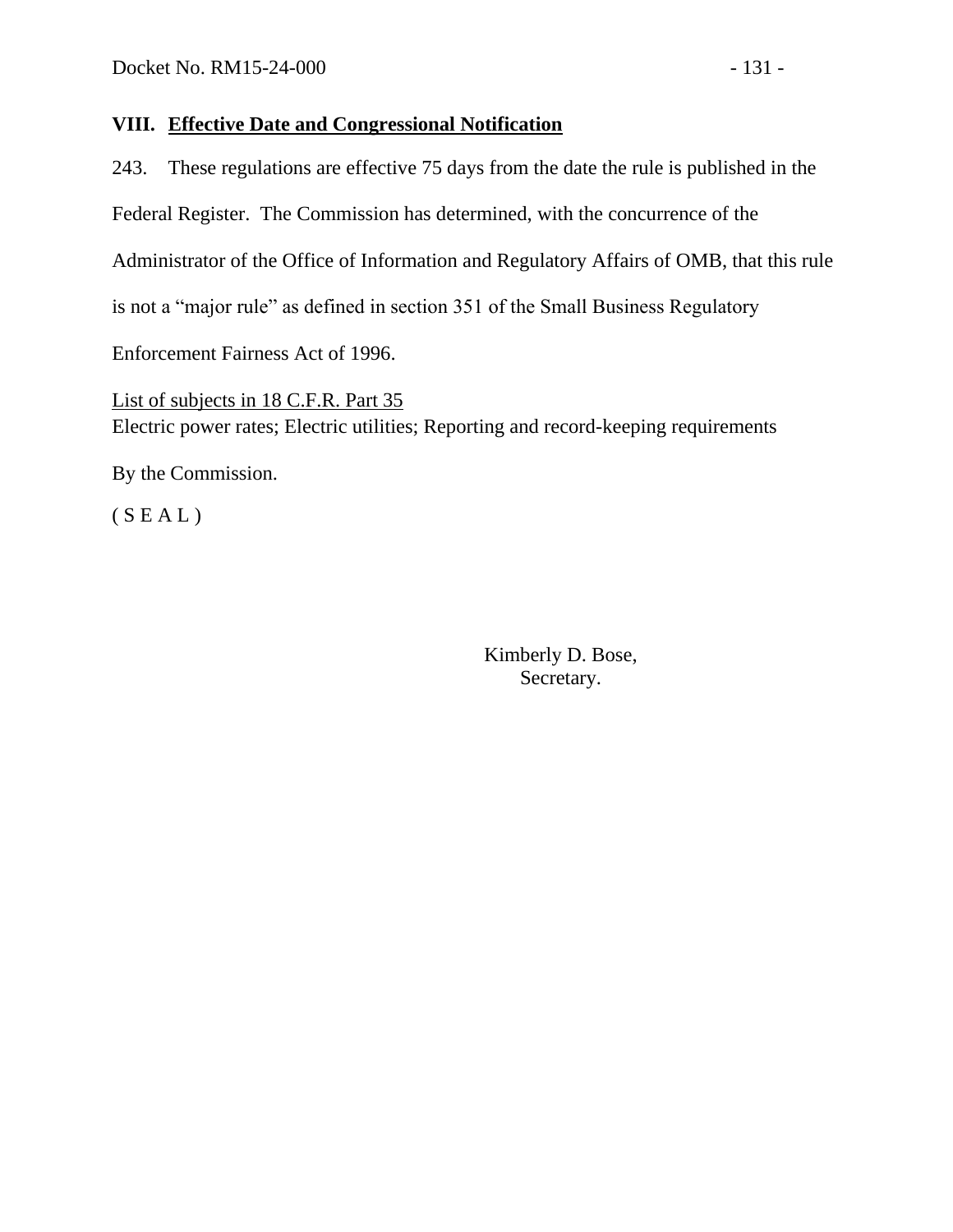## VIII. Effective Date and Congressional Notification

243. These regulations are effective 75 days from the date the rule is published in the Federal Register. The Commission has determined, with the concurrence of the Administrator of the Office of Information and Regulatory Affairs of OMB, that this rule is not a "major rule" as defined in section 351 of the Small Business Regulatory Enforcement Fairness Act of 1996.

List of subjects in 18 C.F.R. Part 35
Electric power rates; Electric utilities; Reporting and record-keeping requirements

By the Commission.

( S E A L )

Kimberly D. Bose,
Secretary.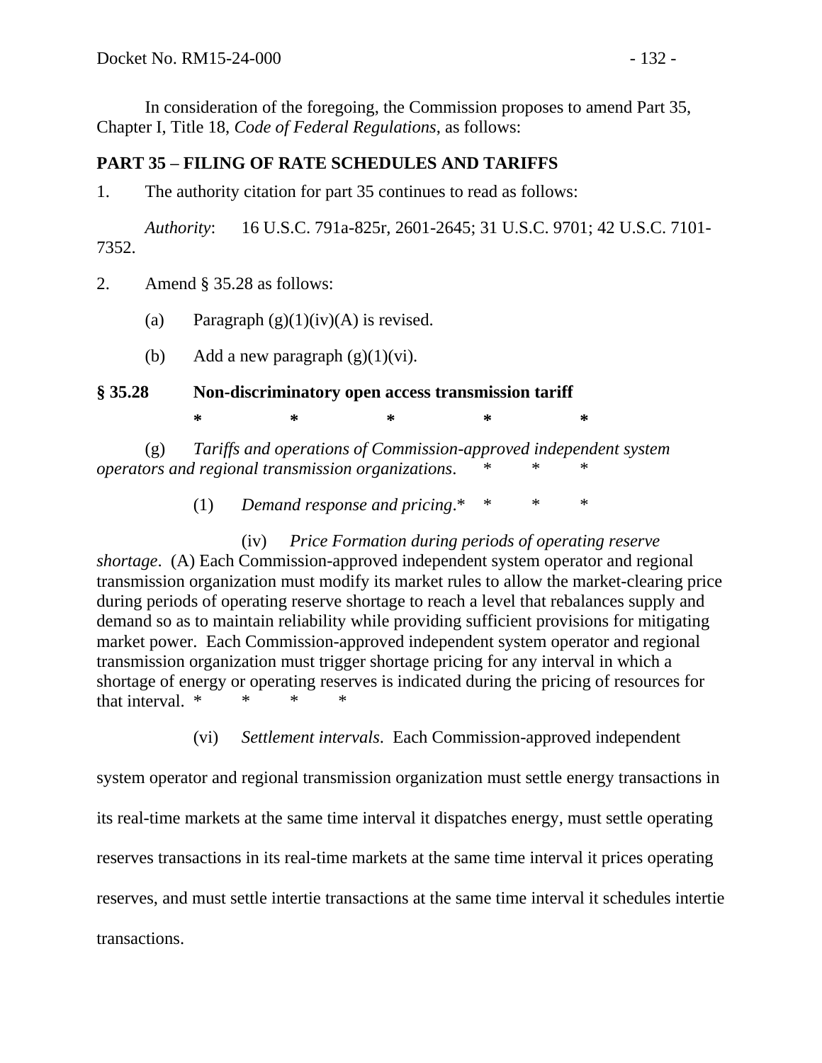In consideration of the foregoing, the Commission proposes to amend Part 35, Chapter I, Title 18, *Code of Federal Regulations*, as follows:

**PART 35 – FILING OF RATE SCHEDULES AND TARIFFS**

1. The authority citation for part 35 continues to read as follows:

*Authority*: 16 U.S.C. 791a-825r, 2601-2645; 31 U.S.C. 9701; 42 U.S.C. 7101-7352.

2. Amend § 35.28 as follows:

(a) Paragraph (g)(1)(iv)(A) is revised.

(b) Add a new paragraph (g)(1)(vi).

**§ 35.28 Non-discriminatory open access transmission tariff**

**\* \* \* \* \***

(g) *Tariffs and operations of Commission-approved independent system operators and regional transmission organizations*. \* \* \*

(1) *Demand response and pricing*.\* \* \* \*

(iv) *Price Formation during periods of operating reserve shortage*. (A) Each Commission-approved independent system operator and regional transmission organization must modify its market rules to allow the market-clearing price during periods of operating reserve shortage to reach a level that rebalances supply and demand so as to maintain reliability while providing sufficient provisions for mitigating market power. Each Commission-approved independent system operator and regional transmission organization must trigger shortage pricing for any interval in which a shortage of energy or operating reserves is indicated during the pricing of resources for that interval. \* \* \* \*

(vi) *Settlement intervals*. Each Commission-approved independent system operator and regional transmission organization must settle energy transactions in its real-time markets at the same time interval it dispatches energy, must settle operating reserves transactions in its real-time markets at the same time interval it prices operating reserves, and must settle intertie transactions at the same time interval it schedules intertie transactions.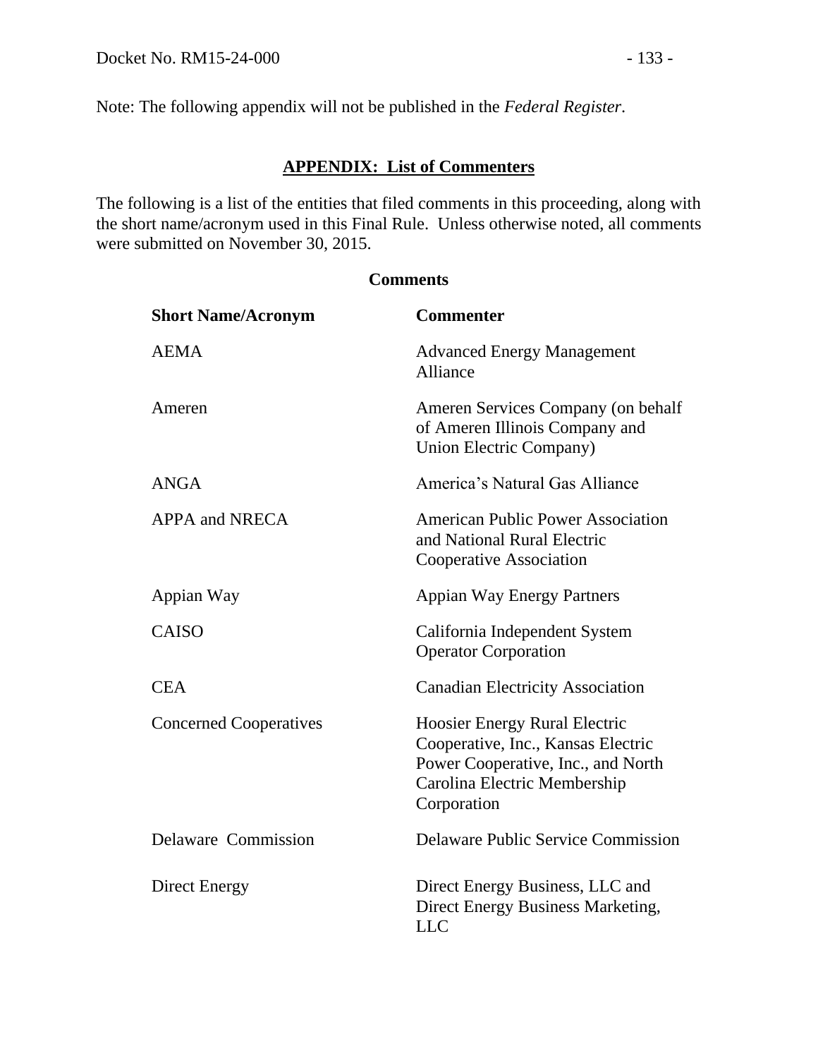Note: The following appendix will not be published in the *Federal Register*.

## APPENDIX: List of Commenters

The following is a list of the entities that filed comments in this proceeding, along with the short name/acronym used in this Final Rule. Unless otherwise noted, all comments were submitted on November 30, 2015.

### Comments

| Short Name/Acronym | Commenter |
|---|---|
| AEMA | Advanced Energy Management Alliance |
| Ameren | Ameren Services Company (on behalf of Ameren Illinois Company and Union Electric Company) |
| ANGA | America's Natural Gas Alliance |
| APPA and NRECA | American Public Power Association and National Rural Electric Cooperative Association |
| Appian Way | Appian Way Energy Partners |
| CAISO | California Independent System Operator Corporation |
| CEA | Canadian Electricity Association |
| Concerned Cooperatives | Hoosier Energy Rural Electric Cooperative, Inc., Kansas Electric Power Cooperative, Inc., and North Carolina Electric Membership Corporation |
| Delaware Commission | Delaware Public Service Commission |
| Direct Energy | Direct Energy Business, LLC and Direct Energy Business Marketing, LLC |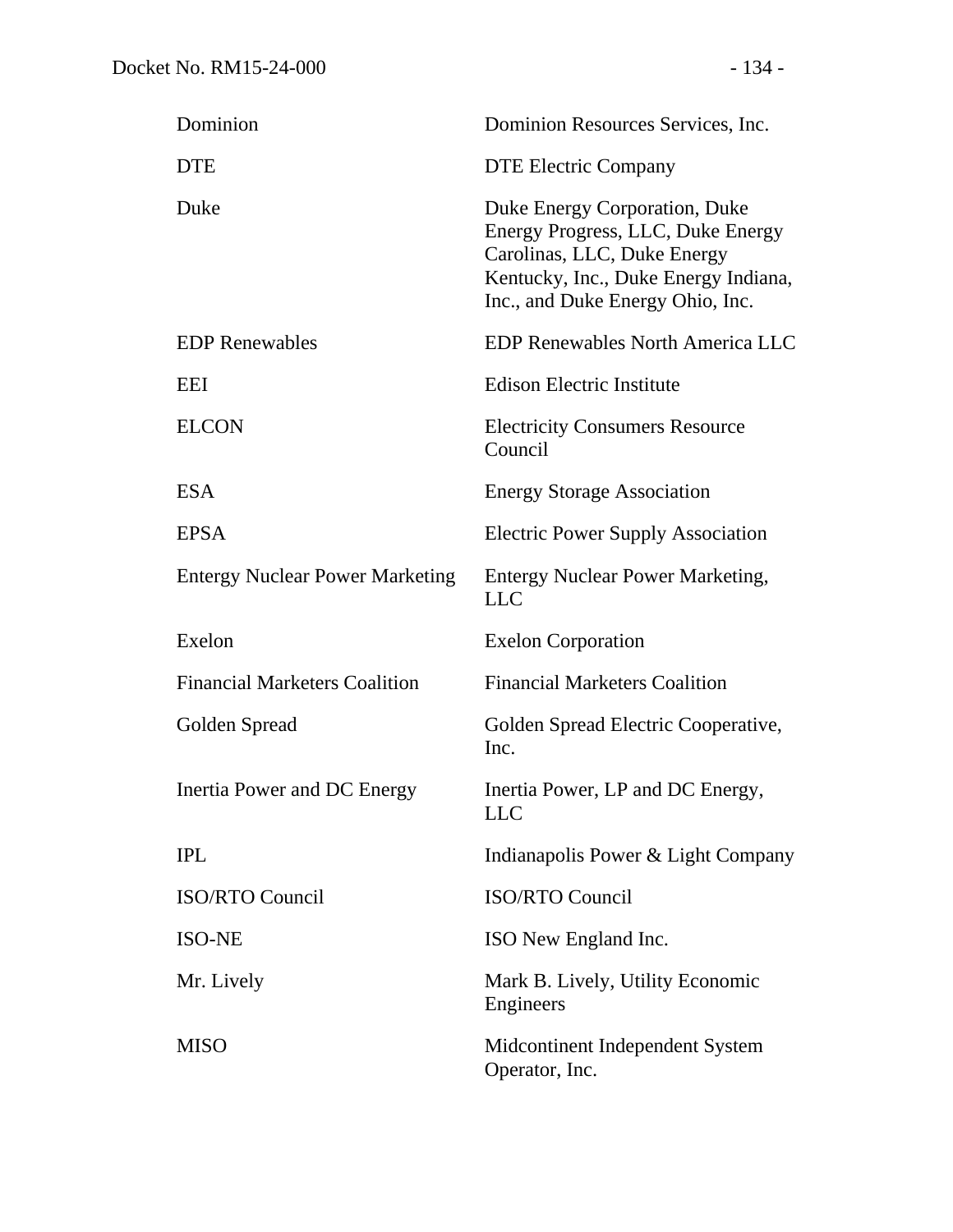| | |
|---|---|
| Dominion | Dominion Resources Services, Inc. |
| DTE | DTE Electric Company |
| Duke | Duke Energy Corporation, Duke Energy Progress, LLC, Duke Energy Carolinas, LLC, Duke Energy Kentucky, Inc., Duke Energy Indiana, Inc., and Duke Energy Ohio, Inc. |
| EDP Renewables | EDP Renewables North America LLC |
| EEI | Edison Electric Institute |
| ELCON | Electricity Consumers Resource Council |
| ESA | Energy Storage Association |
| EPSA | Electric Power Supply Association |
| Entergy Nuclear Power Marketing | Entergy Nuclear Power Marketing, LLC |
| Exelon | Exelon Corporation |
| Financial Marketers Coalition | Financial Marketers Coalition |
| Golden Spread | Golden Spread Electric Cooperative, Inc. |
| Inertia Power and DC Energy | Inertia Power, LP and DC Energy, LLC |
| IPL | Indianapolis Power & Light Company |
| ISO/RTO Council | ISO/RTO Council |
| ISO-NE | ISO New England Inc. |
| Mr. Lively | Mark B. Lively, Utility Economic Engineers |
| MISO | Midcontinent Independent System Operator, Inc. |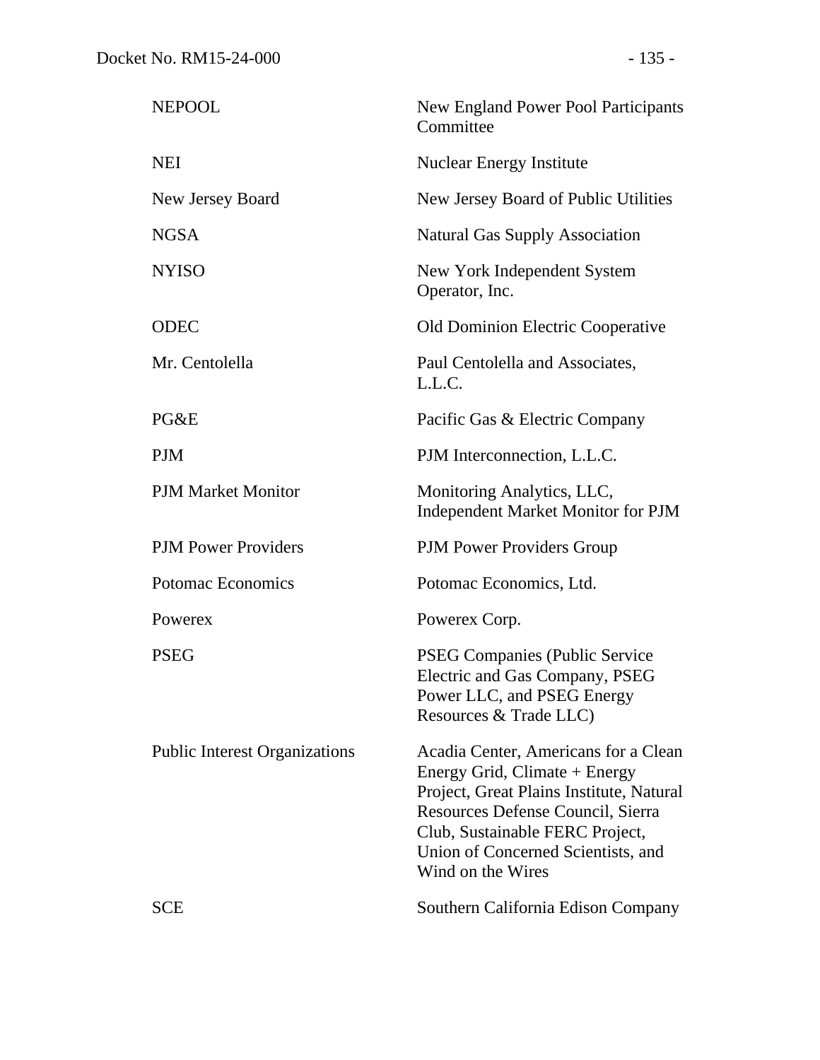| | |
|---|---|
| NEPOOL | New England Power Pool Participants Committee |
| NEI | Nuclear Energy Institute |
| New Jersey Board | New Jersey Board of Public Utilities |
| NGSA | Natural Gas Supply Association |
| NYISO | New York Independent System Operator, Inc. |
| ODEC | Old Dominion Electric Cooperative |
| Mr. Centolella | Paul Centolella and Associates, L.L.C. |
| PG&E | Pacific Gas & Electric Company |
| PJM | PJM Interconnection, L.L.C. |
| PJM Market Monitor | Monitoring Analytics, LLC, Independent Market Monitor for PJM |
| PJM Power Providers | PJM Power Providers Group |
| Potomac Economics | Potomac Economics, Ltd. |
| Powerex | Powerex Corp. |
| PSEG | PSEG Companies (Public Service Electric and Gas Company, PSEG Power LLC, and PSEG Energy Resources & Trade LLC) |
| Public Interest Organizations | Acadia Center, Americans for a Clean Energy Grid, Climate + Energy Project, Great Plains Institute, Natural Resources Defense Council, Sierra Club, Sustainable FERC Project, Union of Concerned Scientists, and Wind on the Wires |
| SCE | Southern California Edison Company |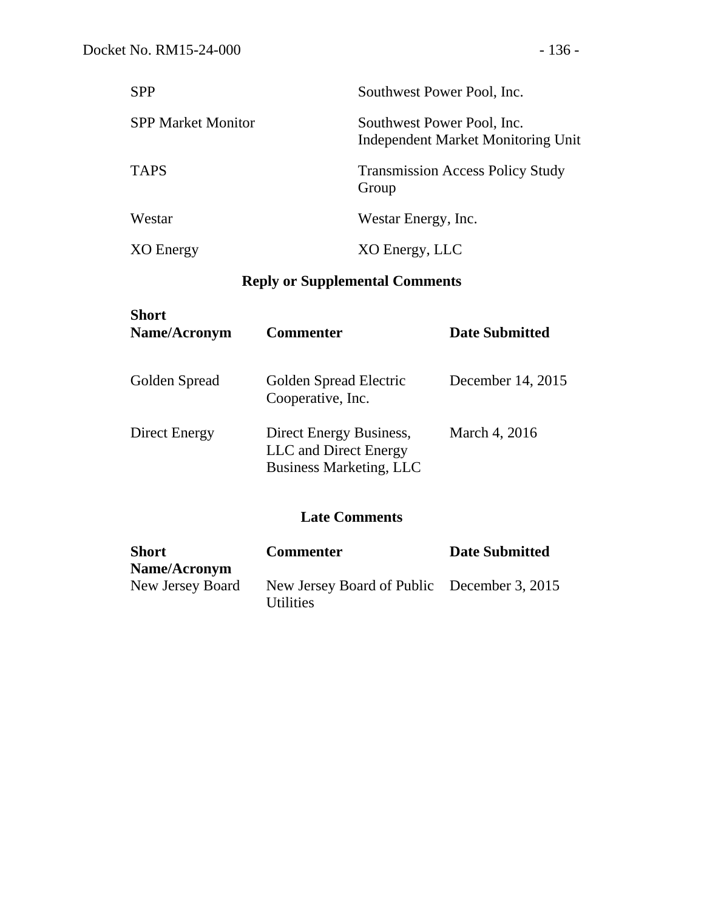| | |
|---|---|
| SPP | Southwest Power Pool, Inc. |
| SPP Market Monitor | Southwest Power Pool, Inc. Independent Market Monitoring Unit |
| TAPS | Transmission Access Policy Study Group |
| Westar | Westar Energy, Inc. |
| XO Energy | XO Energy, LLC |

## Reply or Supplemental Comments

| Short Name/Acronym | Commenter | Date Submitted |
|---|---|---|
| Golden Spread | Golden Spread Electric Cooperative, Inc. | December 14, 2015 |
| Direct Energy | Direct Energy Business, LLC and Direct Energy Business Marketing, LLC | March 4, 2016 |

## Late Comments

| Short Name/Acronym | Commenter | Date Submitted |
|---|---|---|
| New Jersey Board | New Jersey Board of Public Utilities | December 3, 2015 |